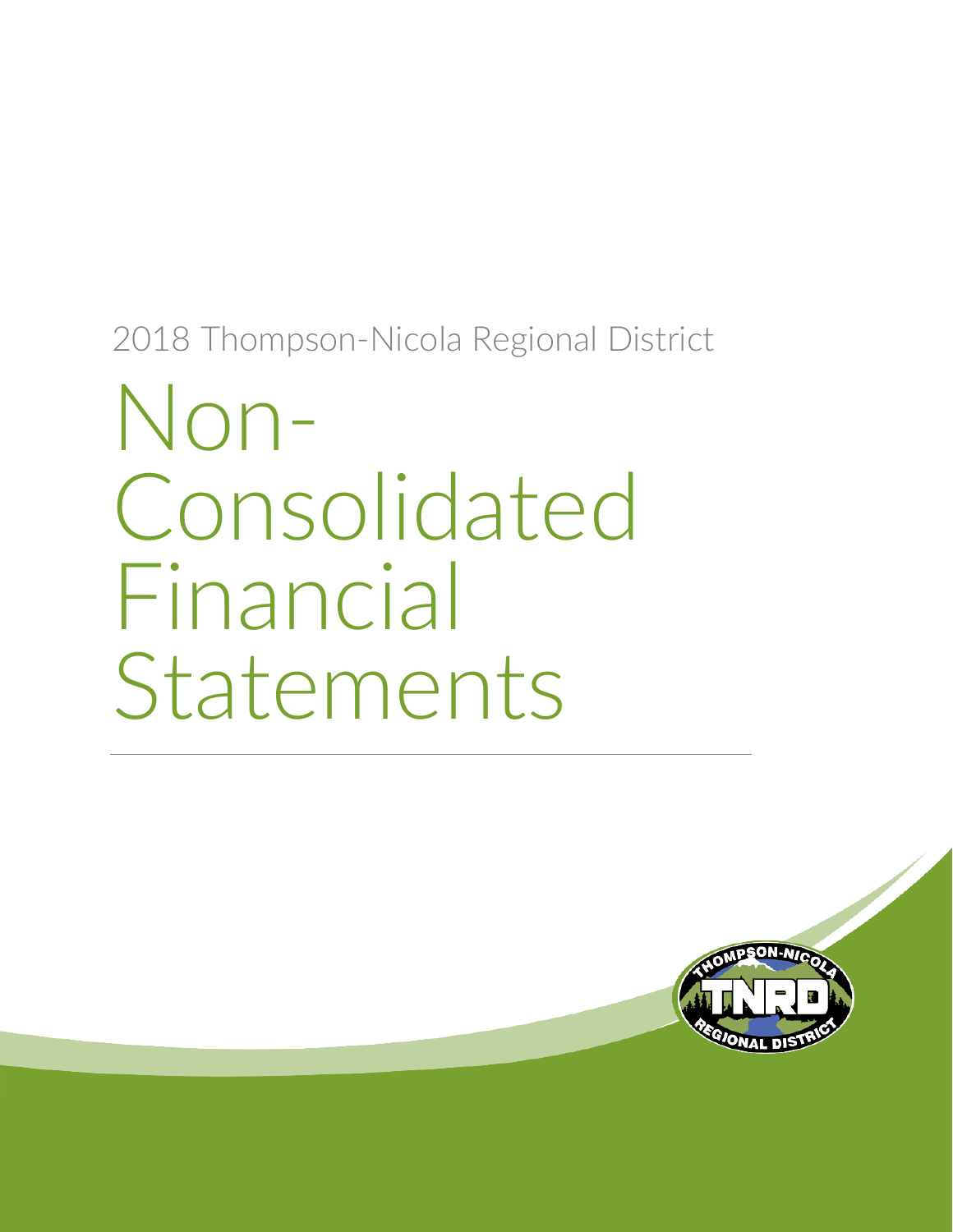2018 Thompson-Nicola Regional District

# Non-Consolidated Financial Statements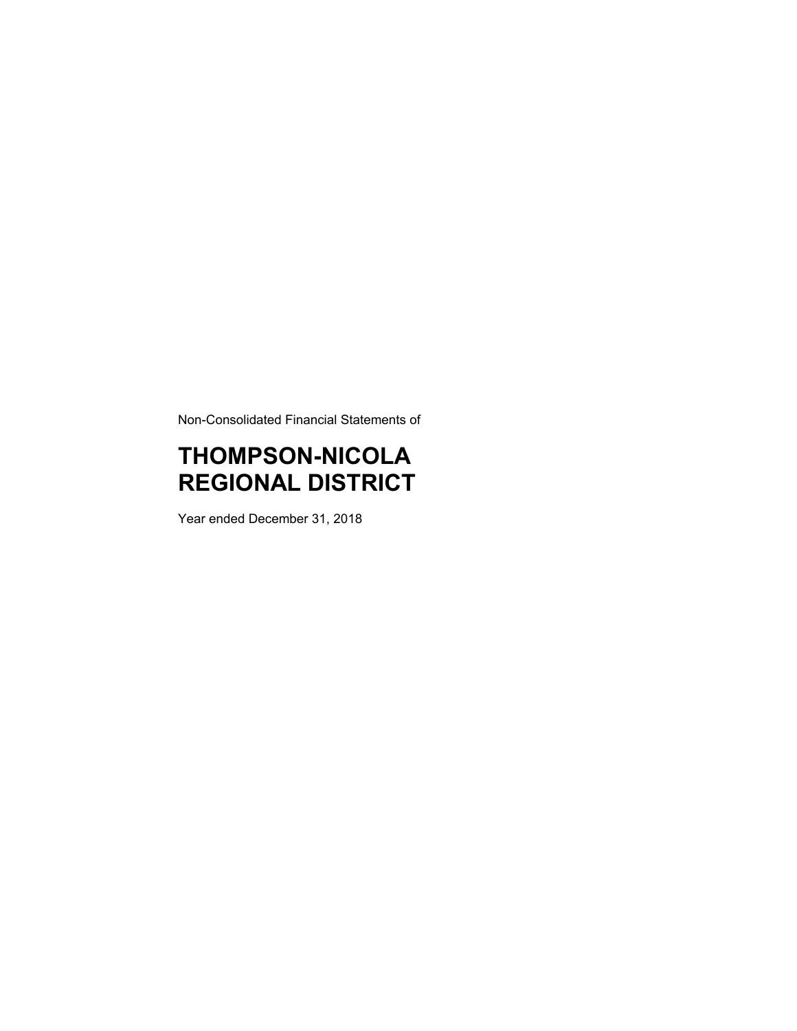Non-Consolidated Financial Statements of

# THOMPSON-NICOLA REGIONAL DISTRICT

Year ended December 31, 2018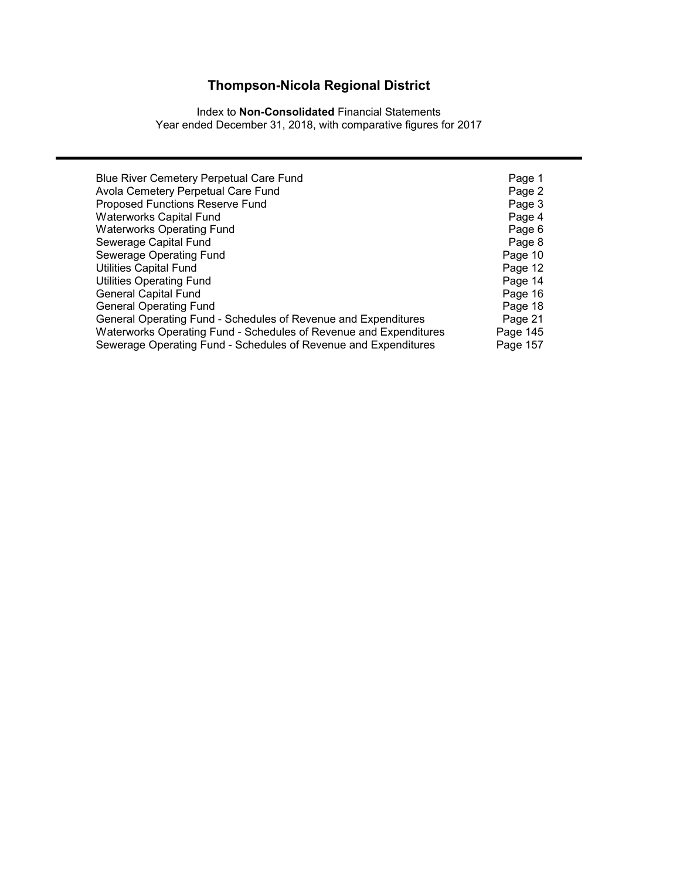# Thompson-Nicola Regional District

Index to **Non-Consolidated** Financial Statements
Year ended December 31, 2018, with comparative figures for 2017

| | |
|---|---|
| Blue River Cemetery Perpetual Care Fund | Page 1 |
| Avola Cemetery Perpetual Care Fund | Page 2 |
| Proposed Functions Reserve Fund | Page 3 |
| Waterworks Capital Fund | Page 4 |
| Waterworks Operating Fund | Page 6 |
| Sewerage Capital Fund | Page 8 |
| Sewerage Operating Fund | Page 10 |
| Utilities Capital Fund | Page 12 |
| Utilities Operating Fund | Page 14 |
| General Capital Fund | Page 16 |
| General Operating Fund | Page 18 |
| General Operating Fund - Schedules of Revenue and Expenditures | Page 21 |
| Waterworks Operating Fund - Schedules of Revenue and Expenditures | Page 145 |
| Sewerage Operating Fund - Schedules of Revenue and Expenditures | Page 157 |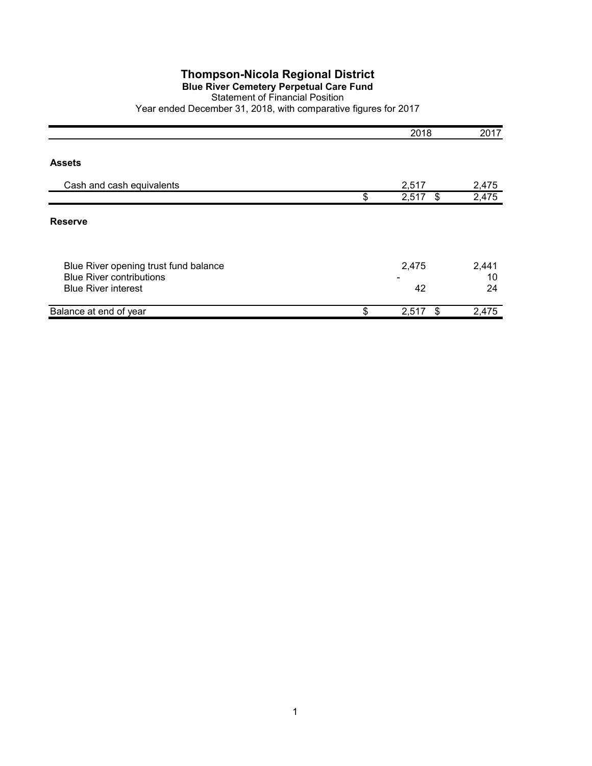# Thompson-Nicola Regional District

## Blue River Cemetery Perpetual Care Fund

Statement of Financial Position

Year ended December 31, 2018, with comparative figures for 2017

| | 2018 | 2017 |
|---|---|---|
| **Assets** | | |
| Cash and cash equivalents | 2,517 | 2,475 |
| | $ 2,517 | $ 2,475 |
| **Reserve** | | |
| Blue River opening trust fund balance | 2,475 | 2,441 |
| Blue River contributions | - | 10 |
| Blue River interest | 42 | 24 |
| Balance at end of year | $ 2,517 | $ 2,475 |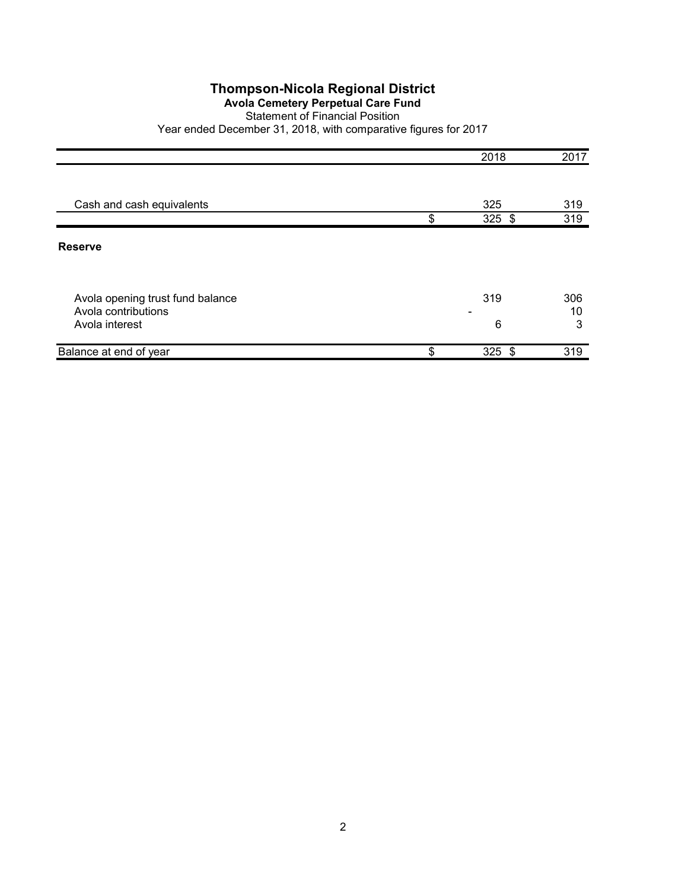# Thompson-Nicola Regional District

## Avola Cemetery Perpetual Care Fund

Statement of Financial Position

Year ended December 31, 2018, with comparative figures for 2017

| | 2018 | 2017 |
|---|---|---|
| Cash and cash equivalents | 325 | 319 |
| | $ 325 | $ 319 |
| **Reserve** | | |
| Avola opening trust fund balance | 319 | 306 |
| Avola contributions | - | 10 |
| Avola interest | 6 | 3 |
| Balance at end of year | $ 325 | $ 319 |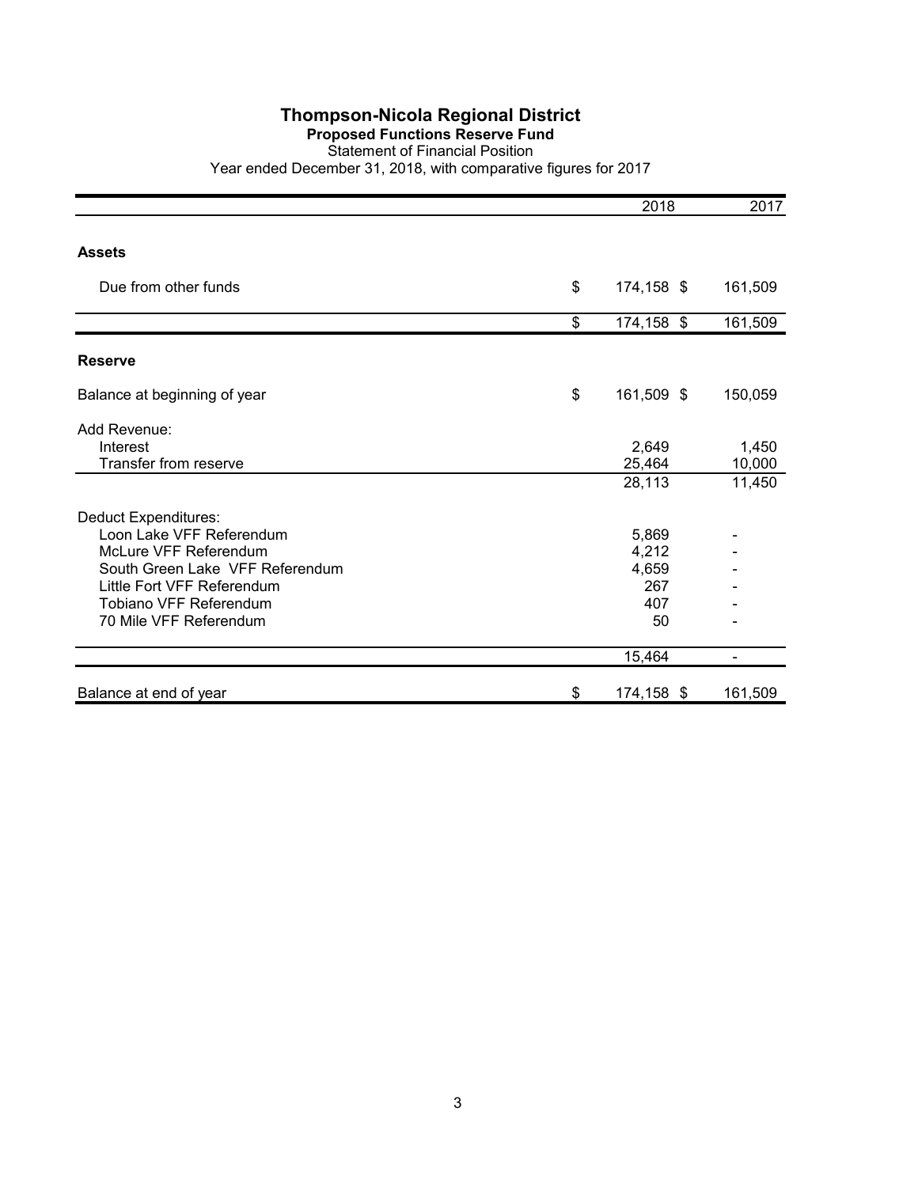# Thompson-Nicola Regional District

## Proposed Functions Reserve Fund

Statement of Financial Position

Year ended December 31, 2018, with comparative figures for 2017

| | 2018 | 2017 |
|---|---|---|
| **Assets** | | |
| Due from other funds | $ 174,158 | $ 161,509 |
| | $ 174,158 | $ 161,509 |
| **Reserve** | | |
| Balance at beginning of year | $ 161,509 | $ 150,059 |
| Add Revenue: | | |
| Interest | 2,649 | 1,450 |
| Transfer from reserve | 25,464 | 10,000 |
| | 28,113 | 11,450 |
| Deduct Expenditures: | | |
| Loon Lake VFF Referendum | 5,869 | - |
| McLure VFF Referendum | 4,212 | - |
| South Green Lake VFF Referendum | 4,659 | - |
| Little Fort VFF Referendum | 267 | - |
| Tobiano VFF Referendum | 407 | - |
| 70 Mile VFF Referendum | 50 | - |
| | 15,464 | - |
| Balance at end of year | $ 174,158 | $ 161,509 |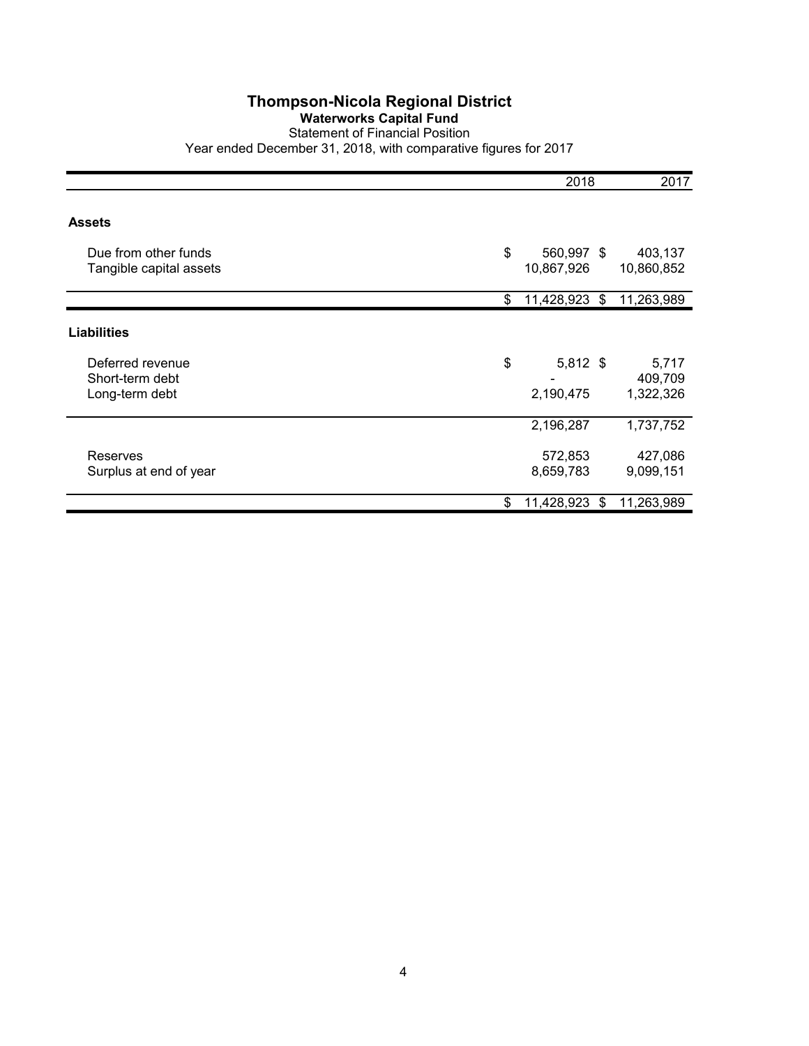# Thompson-Nicola Regional District

## Waterworks Capital Fund

Statement of Financial Position

Year ended December 31, 2018, with comparative figures for 2017

| | 2018 | 2017 |
|---|---|---|
| **Assets** | | |
| Due from other funds | $ 560,997 | $ 403,137 |
| Tangible capital assets | 10,867,926 | 10,860,852 |
| | $ 11,428,923 | $ 11,263,989 |
| **Liabilities** | | |
| Deferred revenue | $ 5,812 | $ 5,717 |
| Short-term debt | - | 409,709 |
| Long-term debt | 2,190,475 | 1,322,326 |
| | 2,196,287 | 1,737,752 |
| Reserves | 572,853 | 427,086 |
| Surplus at end of year | 8,659,783 | 9,099,151 |
| | $ 11,428,923 | $ 11,263,989 |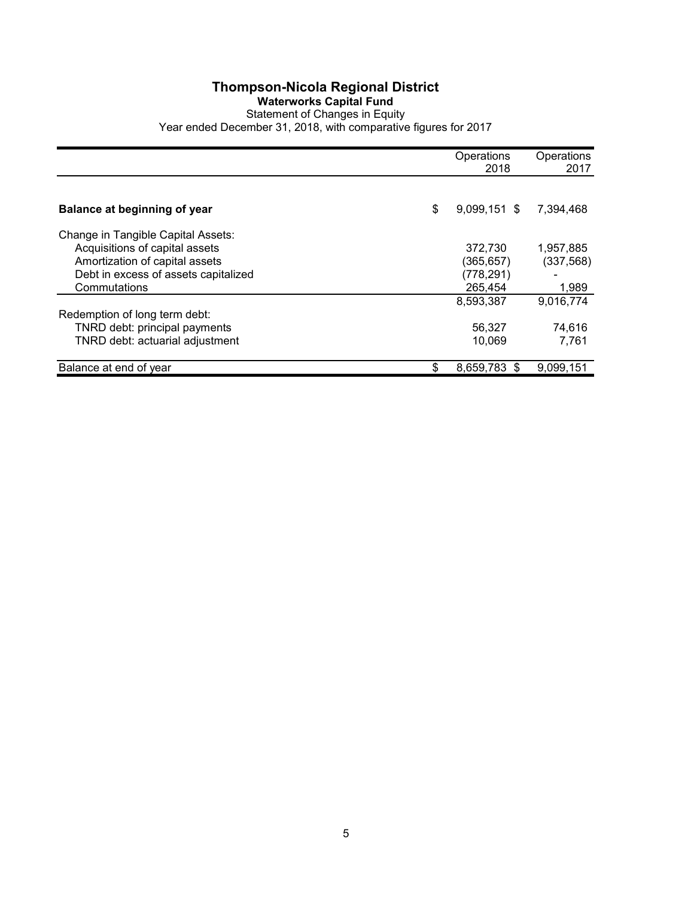# Thompson-Nicola Regional District

## Waterworks Capital Fund

Statement of Changes in Equity

Year ended December 31, 2018, with comparative figures for 2017

| | Operations 2018 | Operations 2017 |
|---|---|---|
| **Balance at beginning of year** | $ 9,099,151 | $ 7,394,468 |
| Change in Tangible Capital Assets: | | |
| Acquisitions of capital assets | 372,730 | 1,957,885 |
| Amortization of capital assets | (365,657) | (337,568) |
| Debt in excess of assets capitalized | (778,291) | - |
| Commutations | 265,454 | 1,989 |
| | 8,593,387 | 9,016,774 |
| Redemption of long term debt: | | |
| TNRD debt: principal payments | 56,327 | 74,616 |
| TNRD debt: actuarial adjustment | 10,069 | 7,761 |
| Balance at end of year | $ 8,659,783 | $ 9,099,151 |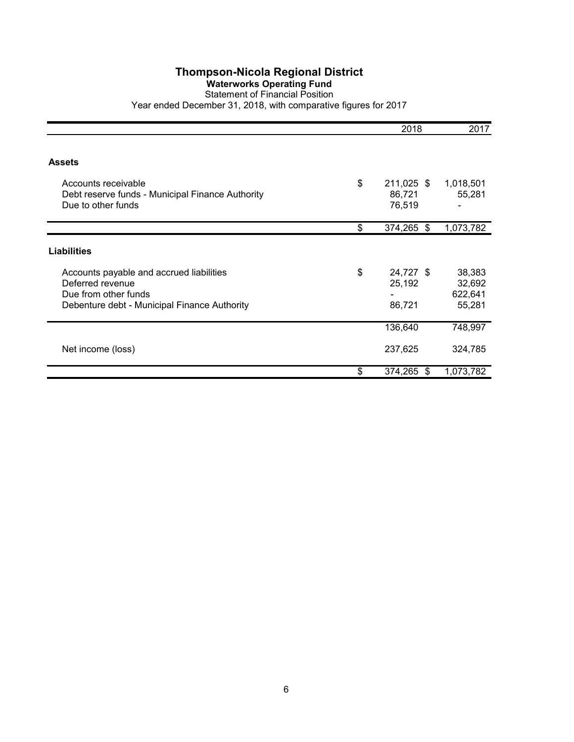# Thompson-Nicola Regional District

## Waterworks Operating Fund

Statement of Financial Position

Year ended December 31, 2018, with comparative figures for 2017

| | 2018 | 2017 |
|---|---|---|
| **Assets** | | |
| Accounts receivable | $ 211,025 | $ 1,018,501 |
| Debt reserve funds - Municipal Finance Authority | 86,721 | 55,281 |
| Due to other funds | 76,519 | - |
| | $ 374,265 | $ 1,073,782 |
| **Liabilities** | | |
| Accounts payable and accrued liabilities | $ 24,727 | $ 38,383 |
| Deferred revenue | 25,192 | 32,692 |
| Due from other funds | - | 622,641 |
| Debenture debt - Municipal Finance Authority | 86,721 | 55,281 |
| | 136,640 | 748,997 |
| Net income (loss) | 237,625 | 324,785 |
| | $ 374,265 | $ 1,073,782 |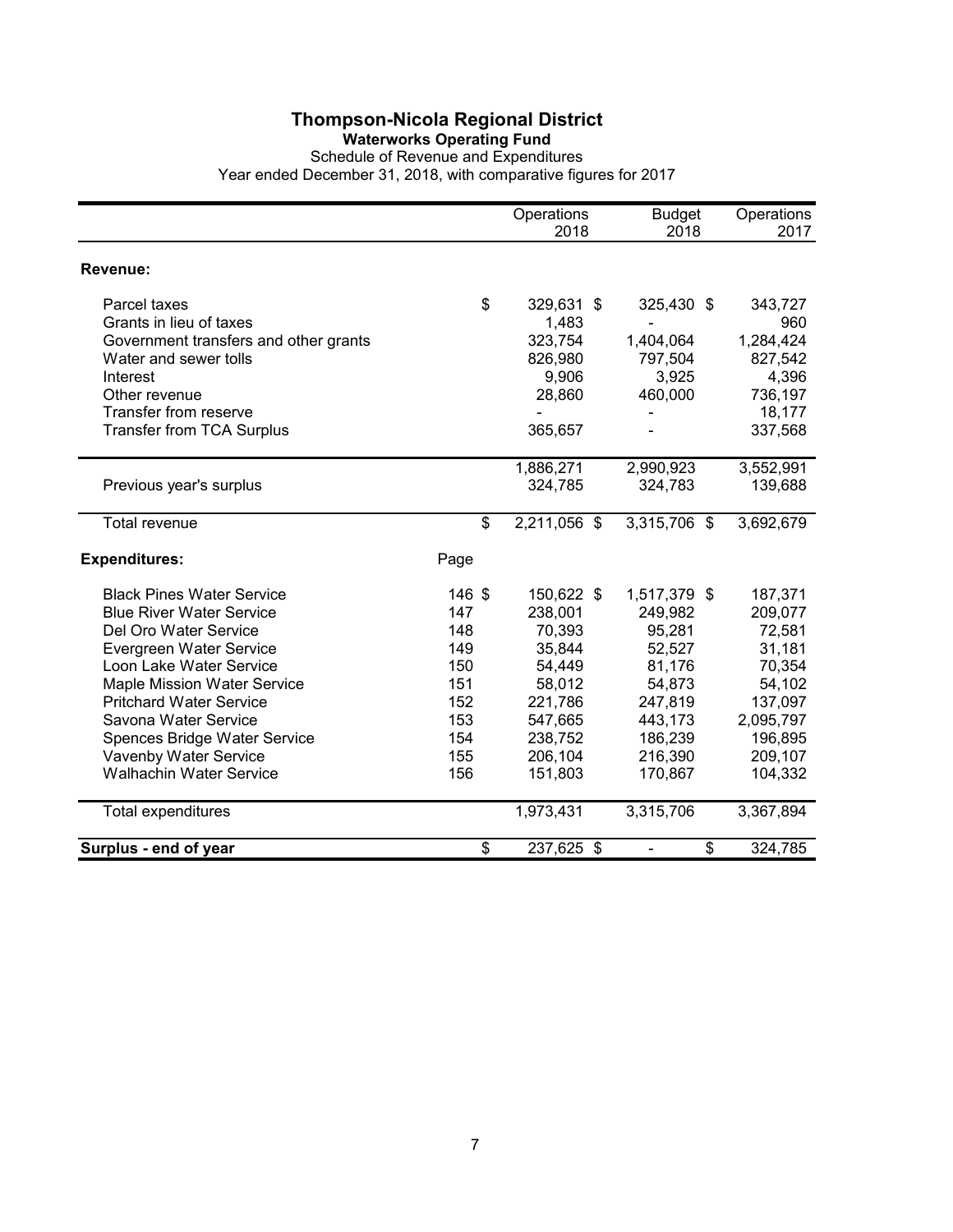# Thompson-Nicola Regional District

## Waterworks Operating Fund

Schedule of Revenue and Expenditures

Year ended December 31, 2018, with comparative figures for 2017

| | Page | Operations 2018 | Budget 2018 | Operations 2017 |
|---|---|---|---|---|
| **Revenue:** | | | | |
| Parcel taxes | | $ 329,631 | $ 325,430 | $ 343,727 |
| Grants in lieu of taxes | | 1,483 | - | 960 |
| Government transfers and other grants | | 323,754 | 1,404,064 | 1,284,424 |
| Water and sewer tolls | | 826,980 | 797,504 | 827,542 |
| Interest | | 9,906 | 3,925 | 4,396 |
| Other revenue | | 28,860 | 460,000 | 736,197 |
| Transfer from reserve | | - | - | 18,177 |
| Transfer from TCA Surplus | | 365,657 | - | 337,568 |
| | | 1,886,271 | 2,990,923 | 3,552,991 |
| Previous year's surplus | | 324,785 | 324,783 | 139,688 |
| Total revenue | | $ 2,211,056 | $ 3,315,706 | $ 3,692,679 |
| **Expenditures:** | Page | | | |
| Black Pines Water Service | 146 | $ 150,622 | $ 1,517,379 | $ 187,371 |
| Blue River Water Service | 147 | 238,001 | 249,982 | 209,077 |
| Del Oro Water Service | 148 | 70,393 | 95,281 | 72,581 |
| Evergreen Water Service | 149 | 35,844 | 52,527 | 31,181 |
| Loon Lake Water Service | 150 | 54,449 | 81,176 | 70,354 |
| Maple Mission Water Service | 151 | 58,012 | 54,873 | 54,102 |
| Pritchard Water Service | 152 | 221,786 | 247,819 | 137,097 |
| Savona Water Service | 153 | 547,665 | 443,173 | 2,095,797 |
| Spences Bridge Water Service | 154 | 238,752 | 186,239 | 196,895 |
| Vavenby Water Service | 155 | 206,104 | 216,390 | 209,107 |
| Walhachin Water Service | 156 | 151,803 | 170,867 | 104,332 |
| Total expenditures | | 1,973,431 | 3,315,706 | 3,367,894 |
| **Surplus - end of year** | | $ 237,625 | $ - | $ 324,785 |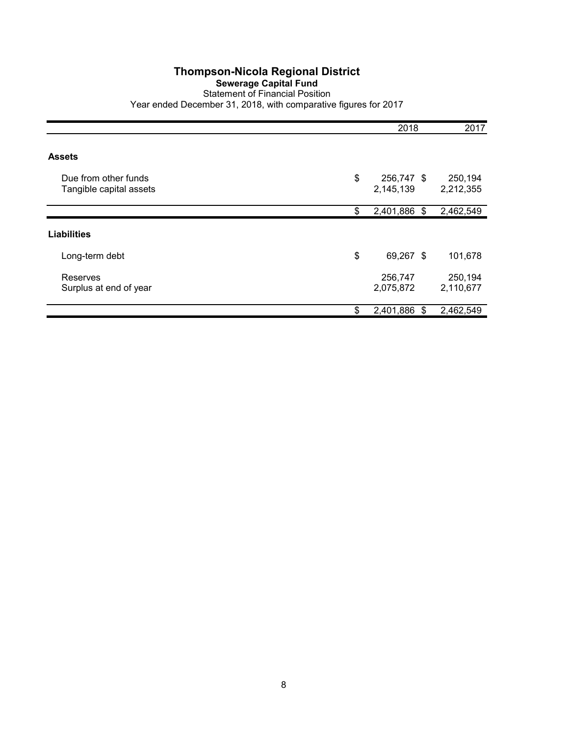# Thompson-Nicola Regional District

## Sewerage Capital Fund

Statement of Financial Position

Year ended December 31, 2018, with comparative figures for 2017

| | 2018 | 2017 |
|---|---|---|
| **Assets** | | |
| Due from other funds | $ 256,747 | $ 250,194 |
| Tangible capital assets | 2,145,139 | 2,212,355 |
| | $ 2,401,886 | $ 2,462,549 |
| **Liabilities** | | |
| Long-term debt | $ 69,267 | $ 101,678 |
| Reserves | 256,747 | 250,194 |
| Surplus at end of year | 2,075,872 | 2,110,677 |
| | $ 2,401,886 | $ 2,462,549 |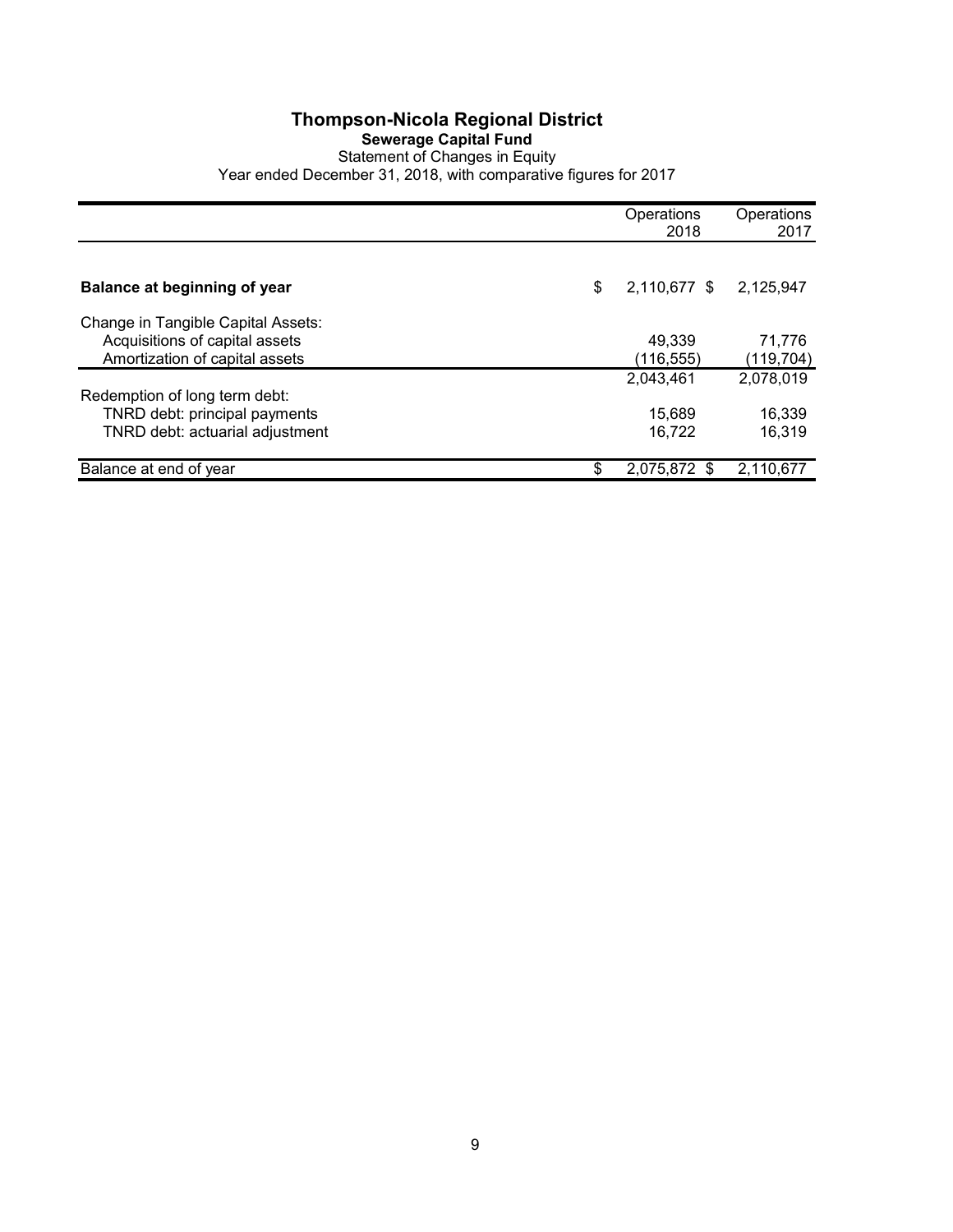# Thompson-Nicola Regional District

## Sewerage Capital Fund

Statement of Changes in Equity

Year ended December 31, 2018, with comparative figures for 2017

| | Operations 2018 | Operations 2017 |
|---|---|---|
| **Balance at beginning of year** | $ 2,110,677 | $ 2,125,947 |
| Change in Tangible Capital Assets: | | |
| Acquisitions of capital assets | 49,339 | 71,776 |
| Amortization of capital assets | (116,555) | (119,704) |
| | 2,043,461 | 2,078,019 |
| Redemption of long term debt: | | |
| TNRD debt: principal payments | 15,689 | 16,339 |
| TNRD debt: actuarial adjustment | 16,722 | 16,319 |
| Balance at end of year | $ 2,075,872 | $ 2,110,677 |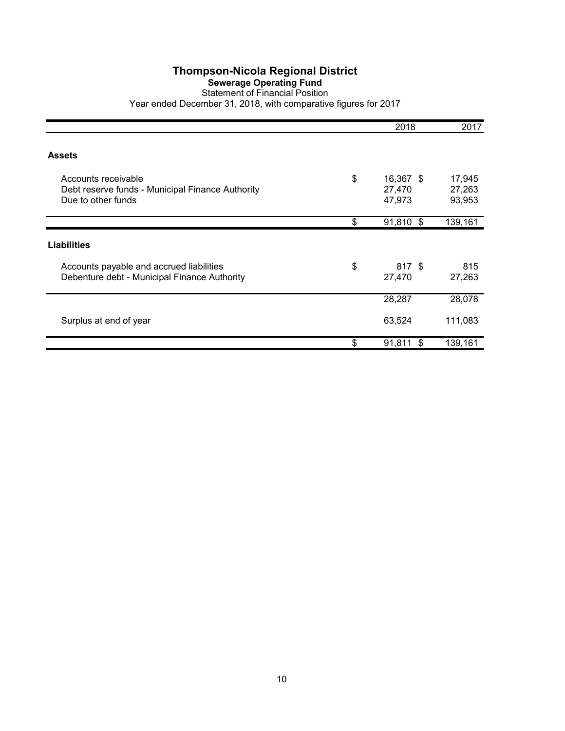# Thompson-Nicola Regional District

## Sewerage Operating Fund

Statement of Financial Position

Year ended December 31, 2018, with comparative figures for 2017

| | 2018 | 2017 |
|---|---|---|
| **Assets** | | |
| Accounts receivable | $ 16,367 | $ 17,945 |
| Debt reserve funds - Municipal Finance Authority | 27,470 | 27,263 |
| Due to other funds | 47,973 | 93,953 |
| | $ 91,810 | $ 139,161 |
| **Liabilities** | | |
| Accounts payable and accrued liabilities | $ 817 | $ 815 |
| Debenture debt - Municipal Finance Authority | 27,470 | 27,263 |
| | 28,287 | 28,078 |
| Surplus at end of year | 63,524 | 111,083 |
| | $ 91,811 | $ 139,161 |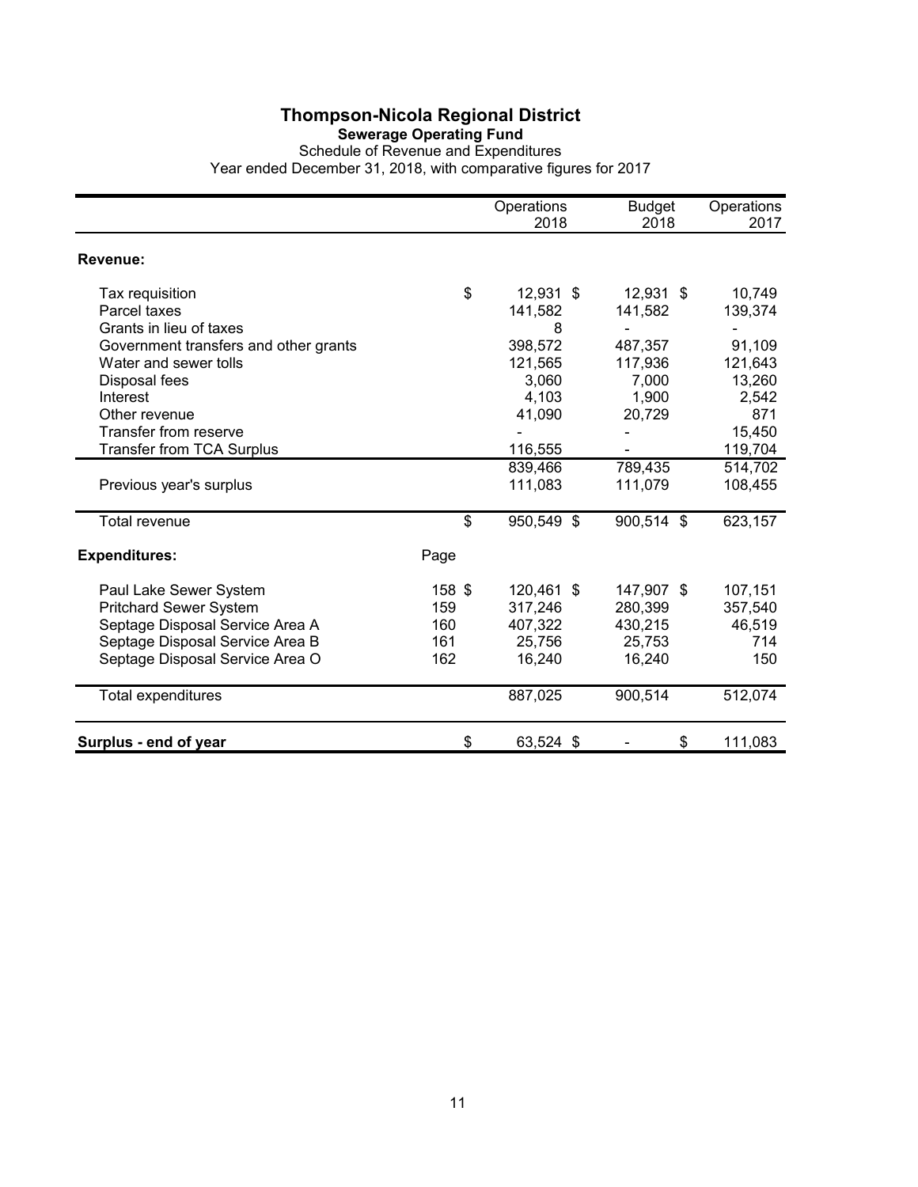# Thompson-Nicola Regional District

## Sewerage Operating Fund

Schedule of Revenue and Expenditures

Year ended December 31, 2018, with comparative figures for 2017

| | | Operations 2018 | Budget 2018 | Operations 2017 |
|---|---|---|---|---|
| **Revenue:** | | | | |
| Tax requisition | | $ 12,931 | $ 12,931 | $ 10,749 |
| Parcel taxes | | 141,582 | 141,582 | 139,374 |
| Grants in lieu of taxes | | 8 | - | - |
| Government transfers and other grants | | 398,572 | 487,357 | 91,109 |
| Water and sewer tolls | | 121,565 | 117,936 | 121,643 |
| Disposal fees | | 3,060 | 7,000 | 13,260 |
| Interest | | 4,103 | 1,900 | 2,542 |
| Other revenue | | 41,090 | 20,729 | 871 |
| Transfer from reserve | | - | - | 15,450 |
| Transfer from TCA Surplus | | 116,555 | - | 119,704 |
| | | 839,466 | 789,435 | 514,702 |
| Previous year's surplus | | 111,083 | 111,079 | 108,455 |
| Total revenue | | $ 950,549 | $ 900,514 | $ 623,157 |
| **Expenditures:** | Page | | | |
| Paul Lake Sewer System | 158 | $ 120,461 | $ 147,907 | $ 107,151 |
| Pritchard Sewer System | 159 | 317,246 | 280,399 | 357,540 |
| Septage Disposal Service Area A | 160 | 407,322 | 430,215 | 46,519 |
| Septage Disposal Service Area B | 161 | 25,756 | 25,753 | 714 |
| Septage Disposal Service Area O | 162 | 16,240 | 16,240 | 150 |
| Total expenditures | | 887,025 | 900,514 | 512,074 |
| **Surplus - end of year** | | $ 63,524 | $ - | $ 111,083 |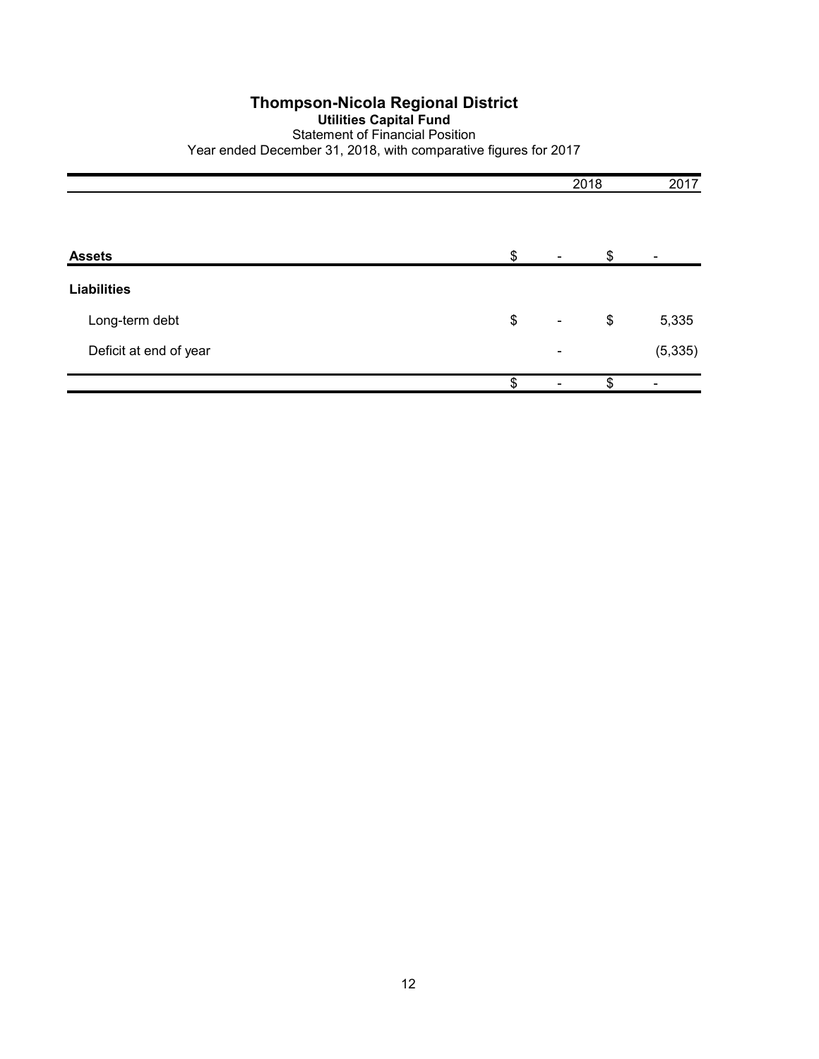# Thompson-Nicola Regional District

## Utilities Capital Fund

Statement of Financial Position

Year ended December 31, 2018, with comparative figures for 2017

| | 2018 | 2017 |
|---|---|---|
| **Assets** | $ - | $ - |
| **Liabilities** | | |
| Long-term debt | $ - | $ 5,335 |
| Deficit at end of year | - | (5,335) |
| | $ - | $ - |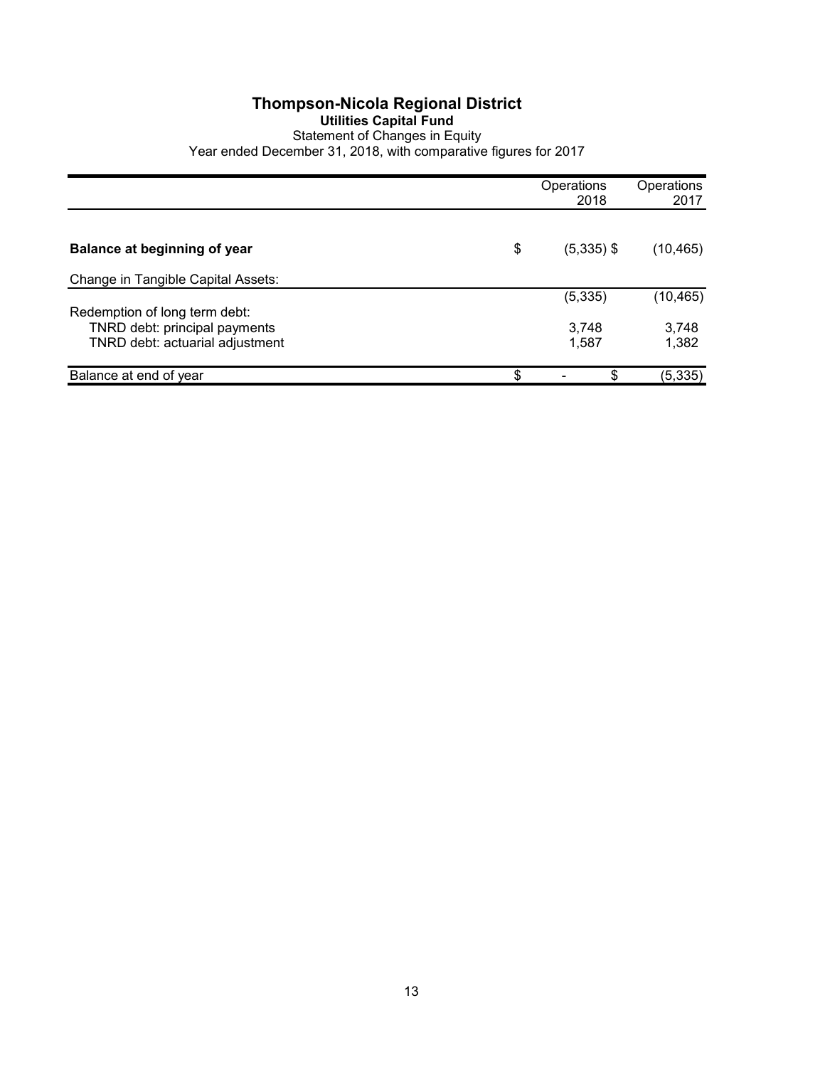# Thompson-Nicola Regional District

## Utilities Capital Fund

Statement of Changes in Equity

Year ended December 31, 2018, with comparative figures for 2017

| | Operations 2018 | Operations 2017 |
|---|---|---|
| **Balance at beginning of year** | $ (5,335) | $ (10,465) |
| Change in Tangible Capital Assets: | | |
| | (5,335) | (10,465) |
| Redemption of long term debt: | | |
| TNRD debt: principal payments | 3,748 | 3,748 |
| TNRD debt: actuarial adjustment | 1,587 | 1,382 |
| Balance at end of year | $ - | $ (5,335) |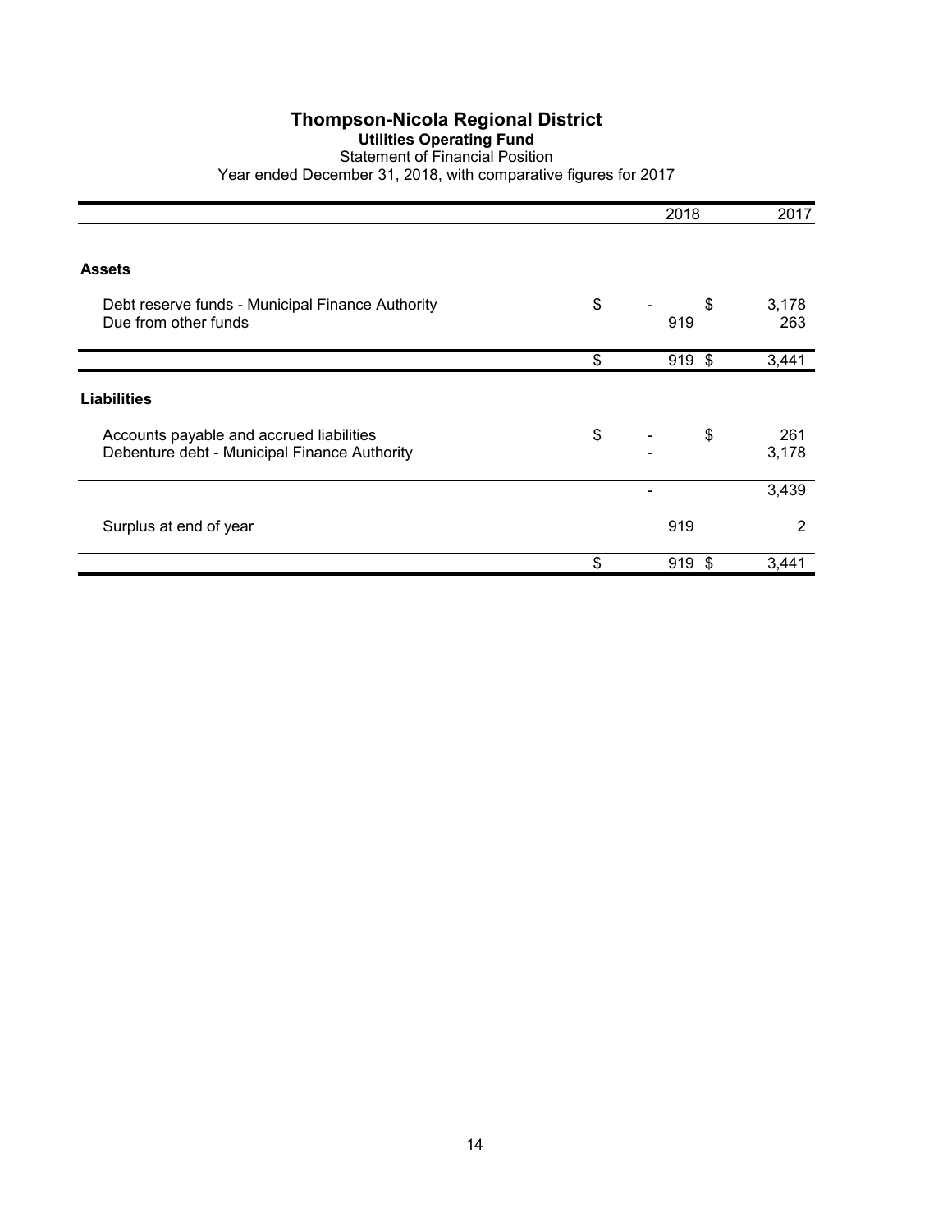# Thompson-Nicola Regional District

## Utilities Operating Fund

Statement of Financial Position

Year ended December 31, 2018, with comparative figures for 2017

| | 2018 | 2017 |
|---|---|---|
| **Assets** | | |
| Debt reserve funds - Municipal Finance Authority | $ - | $ 3,178 |
| Due from other funds | 919 | 263 |
| | $ 919 | $ 3,441 |
| **Liabilities** | | |
| Accounts payable and accrued liabilities | $ - | $ 261 |
| Debenture debt - Municipal Finance Authority | - | 3,178 |
| | - | 3,439 |
| Surplus at end of year | 919 | 2 |
| | $ 919 | $ 3,441 |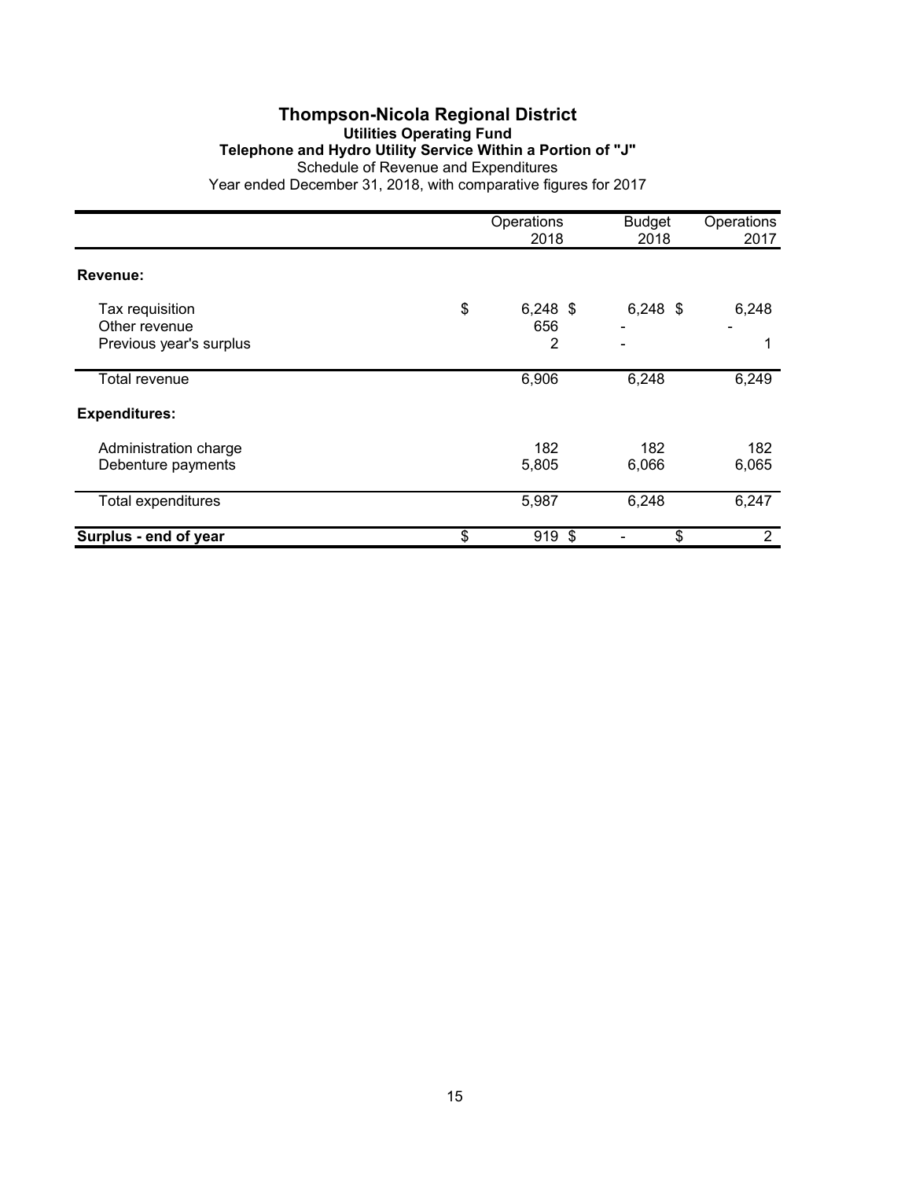# Thompson-Nicola Regional District

## Utilities Operating Fund

### Telephone and Hydro Utility Service Within a Portion of "J"

Schedule of Revenue and Expenditures

Year ended December 31, 2018, with comparative figures for 2017

| | Operations 2018 | Budget 2018 | Operations 2017 |
|---|---|---|---|
| **Revenue:** | | | |
| Tax requisition | $ 6,248 | $ 6,248 | $ 6,248 |
| Other revenue | 656 | - | - |
| Previous year's surplus | 2 | - | 1 |
| Total revenue | 6,906 | 6,248 | 6,249 |
| **Expenditures:** | | | |
| Administration charge | 182 | 182 | 182 |
| Debenture payments | 5,805 | 6,066 | 6,065 |
| Total expenditures | 5,987 | 6,248 | 6,247 |
| **Surplus - end of year** | $ 919 | $ - | $ 2 |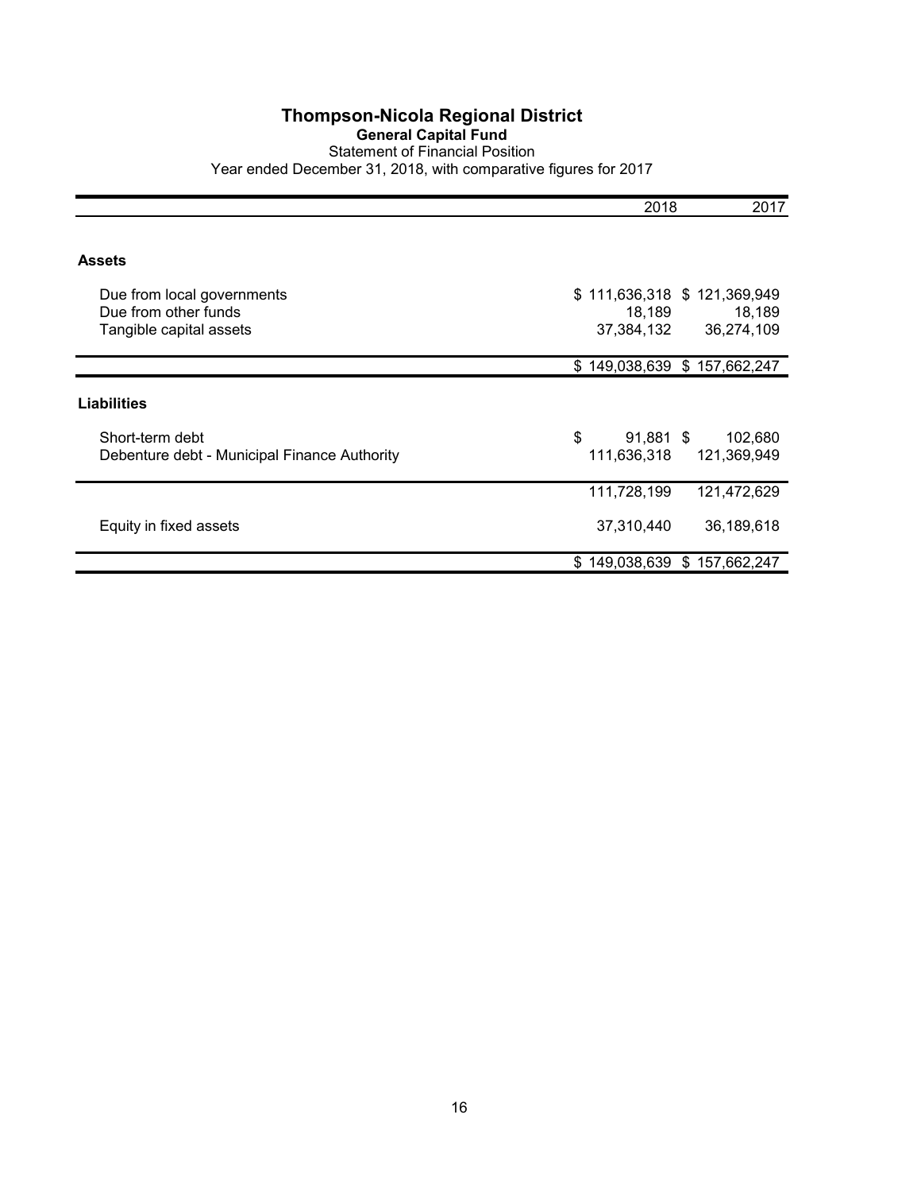# Thompson-Nicola Regional District

## General Capital Fund

Statement of Financial Position

Year ended December 31, 2018, with comparative figures for 2017

| | 2018 | 2017 |
|---|---|---|
| **Assets** | | |
| Due from local governments | $ 111,636,318 | $ 121,369,949 |
| Due from other funds | 18,189 | 18,189 |
| Tangible capital assets | 37,384,132 | 36,274,109 |
| | $ 149,038,639 | $ 157,662,247 |
| **Liabilities** | | |
| Short-term debt | $ 91,881 | $ 102,680 |
| Debenture debt - Municipal Finance Authority | 111,636,318 | 121,369,949 |
| | 111,728,199 | 121,472,629 |
| Equity in fixed assets | 37,310,440 | 36,189,618 |
| | $ 149,038,639 | $ 157,662,247 |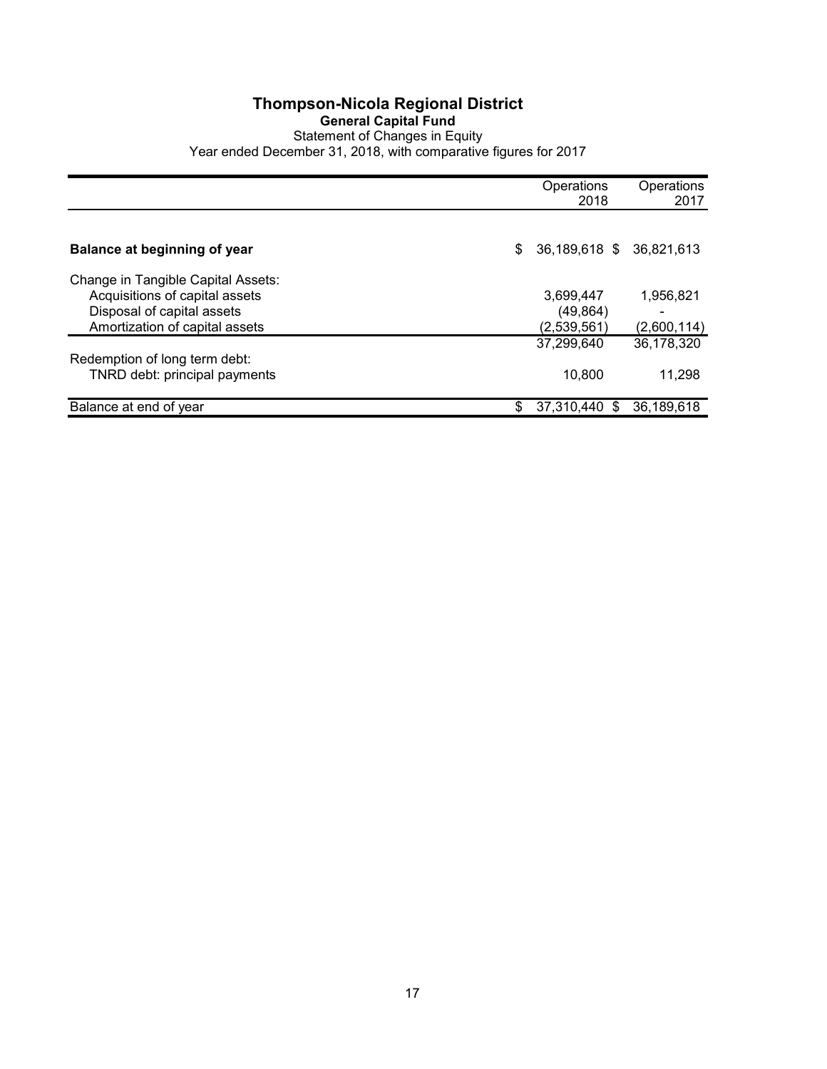# Thompson-Nicola Regional District

## General Capital Fund

Statement of Changes in Equity

Year ended December 31, 2018, with comparative figures for 2017

| | Operations 2018 | Operations 2017 |
|---|---|---|
| **Balance at beginning of year** | $ 36,189,618 | $ 36,821,613 |
| Change in Tangible Capital Assets: | | |
| Acquisitions of capital assets | 3,699,447 | 1,956,821 |
| Disposal of capital assets | (49,864) | - |
| Amortization of capital assets | (2,539,561) | (2,600,114) |
| | 37,299,640 | 36,178,320 |
| Redemption of long term debt: | | |
| TNRD debt: principal payments | 10,800 | 11,298 |
| Balance at end of year | $ 37,310,440 | $ 36,189,618 |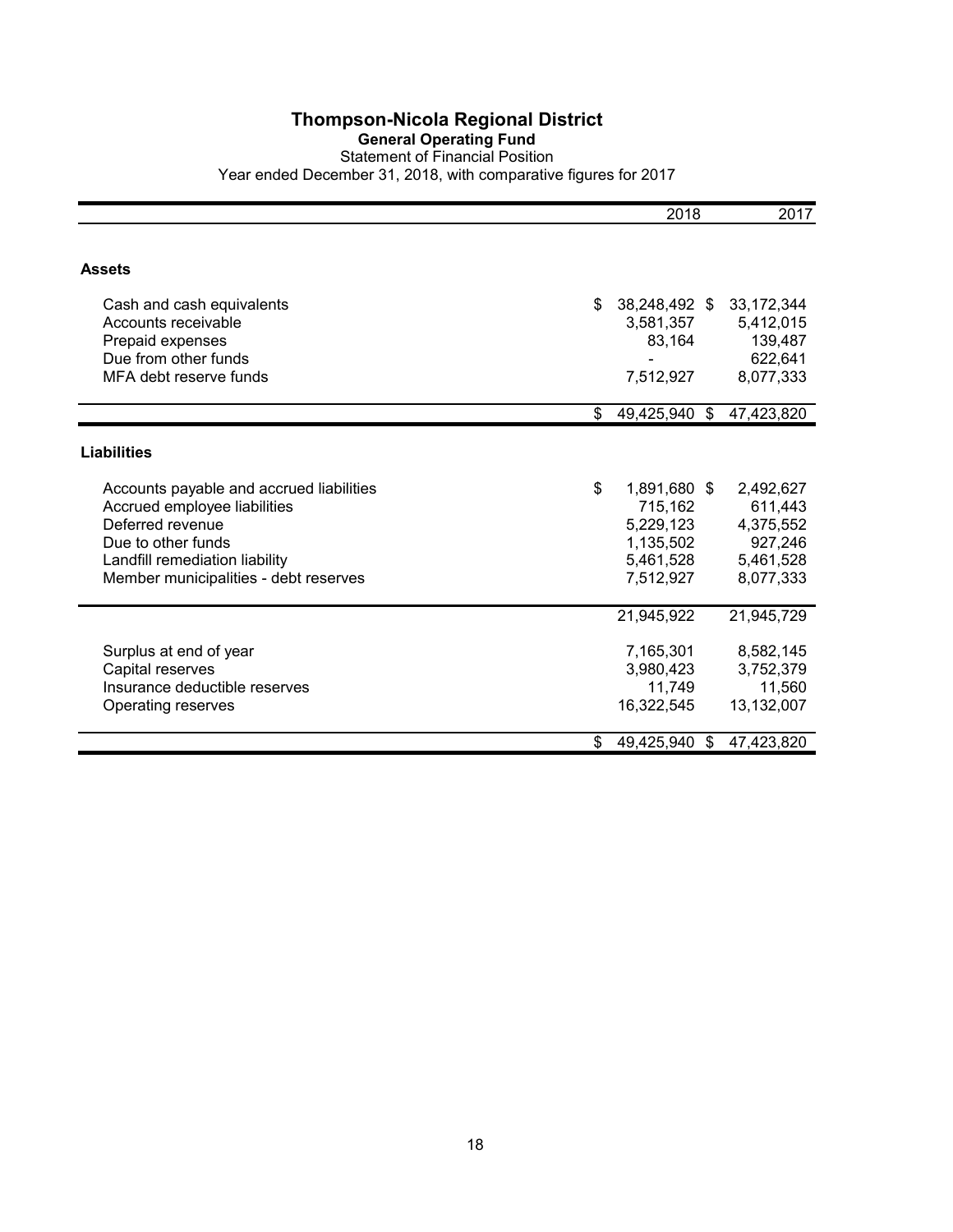# Thompson-Nicola Regional District

## General Operating Fund

Statement of Financial Position

Year ended December 31, 2018, with comparative figures for 2017

| | 2018 | 2017 |
|---|---|---|
| **Assets** | | |
| Cash and cash equivalents | $ 38,248,492 | $ 33,172,344 |
| Accounts receivable | 3,581,357 | 5,412,015 |
| Prepaid expenses | 83,164 | 139,487 |
| Due from other funds | - | 622,641 |
| MFA debt reserve funds | 7,512,927 | 8,077,333 |
| | $ 49,425,940 | $ 47,423,820 |
| **Liabilities** | | |
| Accounts payable and accrued liabilities | $ 1,891,680 | $ 2,492,627 |
| Accrued employee liabilities | 715,162 | 611,443 |
| Deferred revenue | 5,229,123 | 4,375,552 |
| Due to other funds | 1,135,502 | 927,246 |
| Landfill remediation liability | 5,461,528 | 5,461,528 |
| Member municipalities - debt reserves | 7,512,927 | 8,077,333 |
| | 21,945,922 | 21,945,729 |
| Surplus at end of year | 7,165,301 | 8,582,145 |
| Capital reserves | 3,980,423 | 3,752,379 |
| Insurance deductible reserves | 11,749 | 11,560 |
| Operating reserves | 16,322,545 | 13,132,007 |
| | $ 49,425,940 | $ 47,423,820 |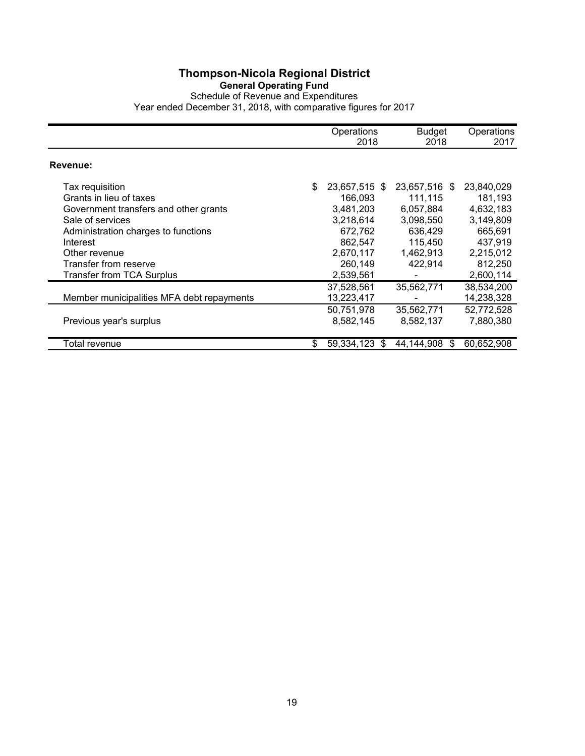# Thompson-Nicola Regional District

**General Operating Fund**

Schedule of Revenue and Expenditures

Year ended December 31, 2018, with comparative figures for 2017

| | Operations 2018 | Budget 2018 | Operations 2017 |
|---|---|---|---|
| **Revenue:** | | | |
| Tax requisition | $ 23,657,515 | $ 23,657,516 | $ 23,840,029 |
| Grants in lieu of taxes | 166,093 | 111,115 | 181,193 |
| Government transfers and other grants | 3,481,203 | 6,057,884 | 4,632,183 |
| Sale of services | 3,218,614 | 3,098,550 | 3,149,809 |
| Administration charges to functions | 672,762 | 636,429 | 665,691 |
| Interest | 862,547 | 115,450 | 437,919 |
| Other revenue | 2,670,117 | 1,462,913 | 2,215,012 |
| Transfer from reserve | 260,149 | 422,914 | 812,250 |
| Transfer from TCA Surplus | 2,539,561 | - | 2,600,114 |
| | 37,528,561 | 35,562,771 | 38,534,200 |
| Member municipalities MFA debt repayments | 13,223,417 | - | 14,238,328 |
| | 50,751,978 | 35,562,771 | 52,772,528 |
| Previous year's surplus | 8,582,145 | 8,582,137 | 7,880,380 |
| Total revenue | $ 59,334,123 | $ 44,144,908 | $ 60,652,908 |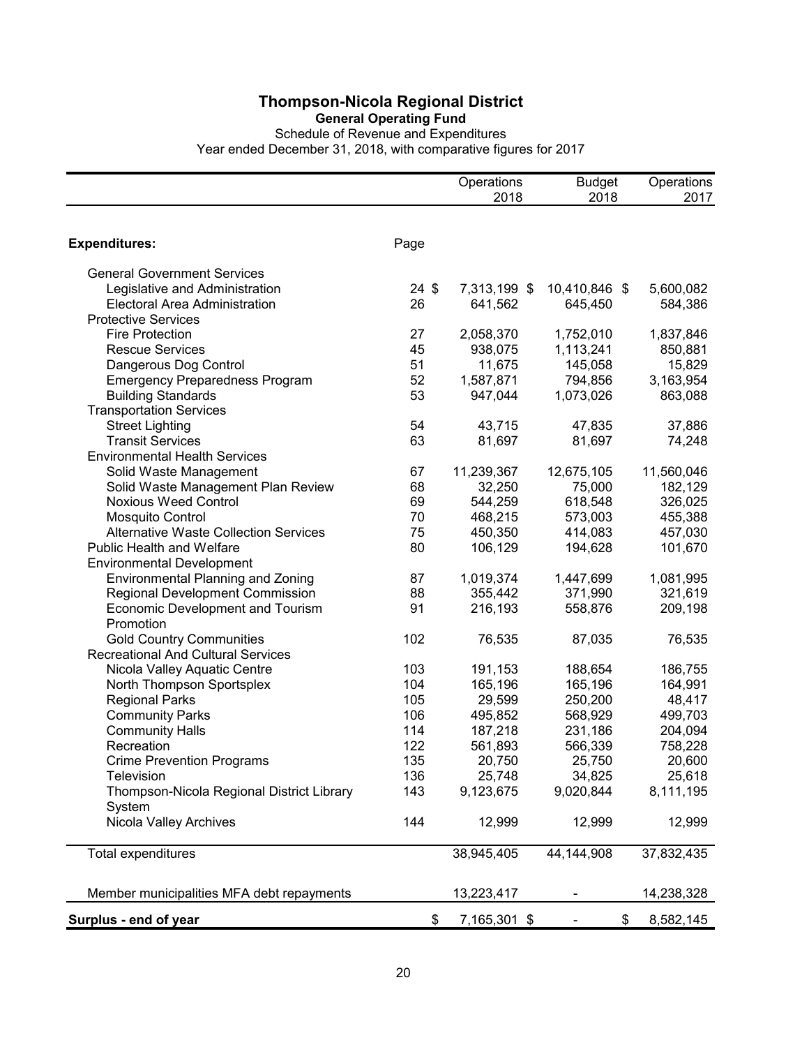# Thompson-Nicola Regional District

**General Operating Fund**

Schedule of Revenue and Expenditures

Year ended December 31, 2018, with comparative figures for 2017

| | | Operations 2018 | Budget 2018 | Operations 2017 |
|---|---|---|---|---|
| **Expenditures:** | Page | | | |
| General Government Services | | | | |
| Legislative and Administration | 24 | $ 7,313,199 | $ 10,410,846 | $ 5,600,082 |
| Electoral Area Administration | 26 | 641,562 | 645,450 | 584,386 |
| Protective Services | | | | |
| Fire Protection | 27 | 2,058,370 | 1,752,010 | 1,837,846 |
| Rescue Services | 45 | 938,075 | 1,113,241 | 850,881 |
| Dangerous Dog Control | 51 | 11,675 | 145,058 | 15,829 |
| Emergency Preparedness Program | 52 | 1,587,871 | 794,856 | 3,163,954 |
| Building Standards | 53 | 947,044 | 1,073,026 | 863,088 |
| Transportation Services | | | | |
| Street Lighting | 54 | 43,715 | 47,835 | 37,886 |
| Transit Services | 63 | 81,697 | 81,697 | 74,248 |
| Environmental Health Services | | | | |
| Solid Waste Management | 67 | 11,239,367 | 12,675,105 | 11,560,046 |
| Solid Waste Management Plan Review | 68 | 32,250 | 75,000 | 182,129 |
| Noxious Weed Control | 69 | 544,259 | 618,548 | 326,025 |
| Mosquito Control | 70 | 468,215 | 573,003 | 455,388 |
| Alternative Waste Collection Services | 75 | 450,350 | 414,083 | 457,030 |
| Public Health and Welfare | 80 | 106,129 | 194,628 | 101,670 |
| Environmental Development | | | | |
| Environmental Planning and Zoning | 87 | 1,019,374 | 1,447,699 | 1,081,995 |
| Regional Development Commission | 88 | 355,442 | 371,990 | 321,619 |
| Economic Development and Tourism Promotion | 91 | 216,193 | 558,876 | 209,198 |
| Gold Country Communities | 102 | 76,535 | 87,035 | 76,535 |
| Recreational And Cultural Services | | | | |
| Nicola Valley Aquatic Centre | 103 | 191,153 | 188,654 | 186,755 |
| North Thompson Sportsplex | 104 | 165,196 | 165,196 | 164,991 |
| Regional Parks | 105 | 29,599 | 250,200 | 48,417 |
| Community Parks | 106 | 495,852 | 568,929 | 499,703 |
| Community Halls | 114 | 187,218 | 231,186 | 204,094 |
| Recreation | 122 | 561,893 | 566,339 | 758,228 |
| Crime Prevention Programs | 135 | 20,750 | 25,750 | 20,600 |
| Television | 136 | 25,748 | 34,825 | 25,618 |
| Thompson-Nicola Regional District Library System | 143 | 9,123,675 | 9,020,844 | 8,111,195 |
| Nicola Valley Archives | 144 | 12,999 | 12,999 | 12,999 |
| Total expenditures | | 38,945,405 | 44,144,908 | 37,832,435 |
| Member municipalities MFA debt repayments | | 13,223,417 | - | 14,238,328 |
| **Surplus - end of year** | | $ 7,165,301 | $ - | $ 8,582,145 |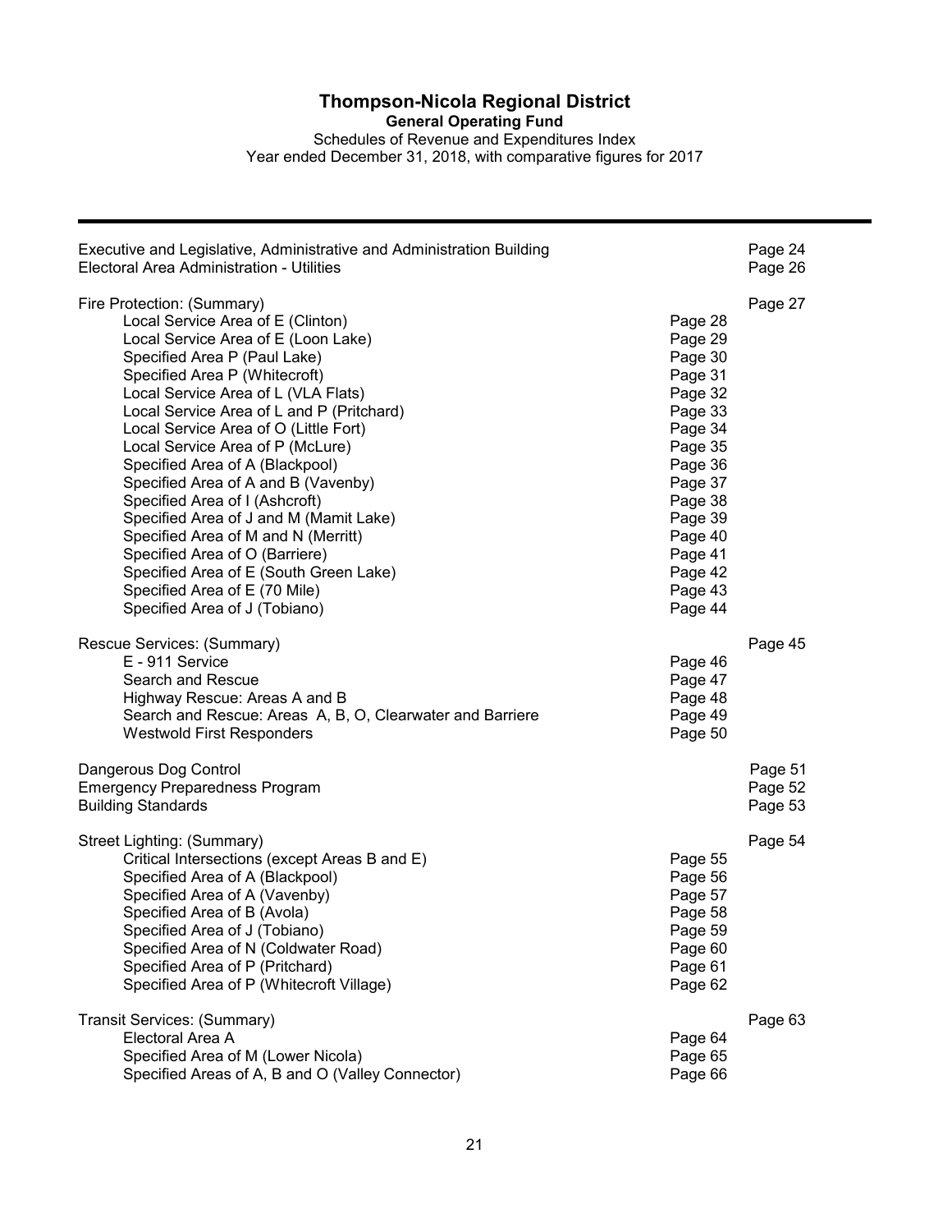# Thompson-Nicola Regional District

**General Operating Fund**

Schedules of Revenue and Expenditures Index

Year ended December 31, 2018, with comparative figures for 2017

| | | |
|---|---|---|
| Executive and Legislative, Administrative and Administration Building | | Page 24 |
| Electoral Area Administration - Utilities | | Page 26 |
| | | |
| Fire Protection: (Summary) | | Page 27 |
| Local Service Area of E (Clinton) | Page 28 | |
| Local Service Area of E (Loon Lake) | Page 29 | |
| Specified Area P (Paul Lake) | Page 30 | |
| Specified Area P (Whitecroft) | Page 31 | |
| Local Service Area of L (VLA Flats) | Page 32 | |
| Local Service Area of L and P (Pritchard) | Page 33 | |
| Local Service Area of O (Little Fort) | Page 34 | |
| Local Service Area of P (McLure) | Page 35 | |
| Specified Area of A (Blackpool) | Page 36 | |
| Specified Area of A and B (Vavenby) | Page 37 | |
| Specified Area of I (Ashcroft) | Page 38 | |
| Specified Area of J and M (Mamit Lake) | Page 39 | |
| Specified Area of M and N (Merritt) | Page 40 | |
| Specified Area of O (Barriere) | Page 41 | |
| Specified Area of E (South Green Lake) | Page 42 | |
| Specified Area of E (70 Mile) | Page 43 | |
| Specified Area of J (Tobiano) | Page 44 | |
| | | |
| Rescue Services: (Summary) | | Page 45 |
| E - 911 Service | Page 46 | |
| Search and Rescue | Page 47 | |
| Highway Rescue: Areas A and B | Page 48 | |
| Search and Rescue: Areas A, B, O, Clearwater and Barriere | Page 49 | |
| Westwold First Responders | Page 50 | |
| | | |
| Dangerous Dog Control | | Page 51 |
| Emergency Preparedness Program | | Page 52 |
| Building Standards | | Page 53 |
| | | |
| Street Lighting: (Summary) | | Page 54 |
| Critical Intersections (except Areas B and E) | Page 55 | |
| Specified Area of A (Blackpool) | Page 56 | |
| Specified Area of A (Vavenby) | Page 57 | |
| Specified Area of B (Avola) | Page 58 | |
| Specified Area of J (Tobiano) | Page 59 | |
| Specified Area of N (Coldwater Road) | Page 60 | |
| Specified Area of P (Pritchard) | Page 61 | |
| Specified Area of P (Whitecroft Village) | Page 62 | |
| | | |
| Transit Services: (Summary) | | Page 63 |
| Electoral Area A | Page 64 | |
| Specified Area of M (Lower Nicola) | Page 65 | |
| Specified Areas of A, B and O (Valley Connector) | Page 66 | |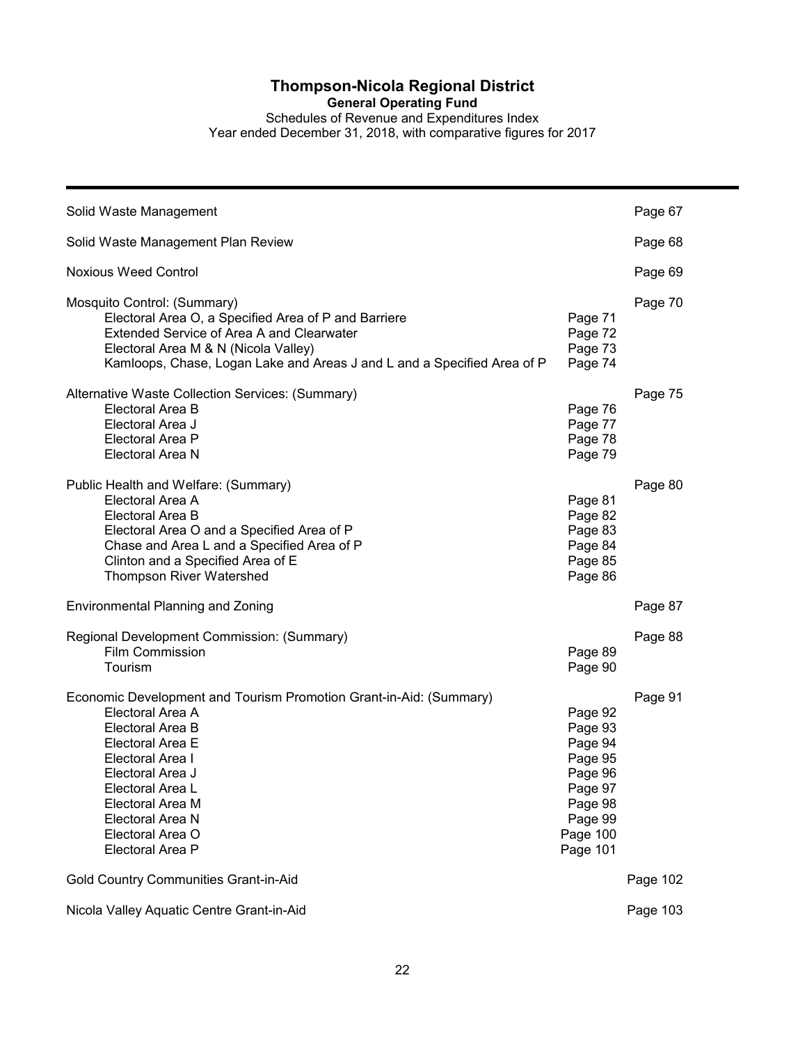# Thompson-Nicola Regional District

**General Operating Fund**

Schedules of Revenue and Expenditures Index

Year ended December 31, 2018, with comparative figures for 2017

| | | |
|---|---|---|
| Solid Waste Management | | Page 67 |
| Solid Waste Management Plan Review | | Page 68 |
| Noxious Weed Control | | Page 69 |
| Mosquito Control: (Summary) | | Page 70 |
| Electoral Area O, a Specified Area of P and Barriere | Page 71 | |
| Extended Service of Area A and Clearwater | Page 72 | |
| Electoral Area M & N (Nicola Valley) | Page 73 | |
| Kamloops, Chase, Logan Lake and Areas J and L and a Specified Area of P | Page 74 | |
| Alternative Waste Collection Services: (Summary) | | Page 75 |
| Electoral Area B | Page 76 | |
| Electoral Area J | Page 77 | |
| Electoral Area P | Page 78 | |
| Electoral Area N | Page 79 | |
| Public Health and Welfare: (Summary) | | Page 80 |
| Electoral Area A | Page 81 | |
| Electoral Area B | Page 82 | |
| Electoral Area O and a Specified Area of P | Page 83 | |
| Chase and Area L and a Specified Area of P | Page 84 | |
| Clinton and a Specified Area of E | Page 85 | |
| Thompson River Watershed | Page 86 | |
| Environmental Planning and Zoning | | Page 87 |
| Regional Development Commission: (Summary) | | Page 88 |
| Film Commission | Page 89 | |
| Tourism | Page 90 | |
| Economic Development and Tourism Promotion Grant-in-Aid: (Summary) | | Page 91 |
| Electoral Area A | Page 92 | |
| Electoral Area B | Page 93 | |
| Electoral Area E | Page 94 | |
| Electoral Area I | Page 95 | |
| Electoral Area J | Page 96 | |
| Electoral Area L | Page 97 | |
| Electoral Area M | Page 98 | |
| Electoral Area N | Page 99 | |
| Electoral Area O | Page 100 | |
| Electoral Area P | Page 101 | |
| Gold Country Communities Grant-in-Aid | | Page 102 |
| Nicola Valley Aquatic Centre Grant-in-Aid | | Page 103 |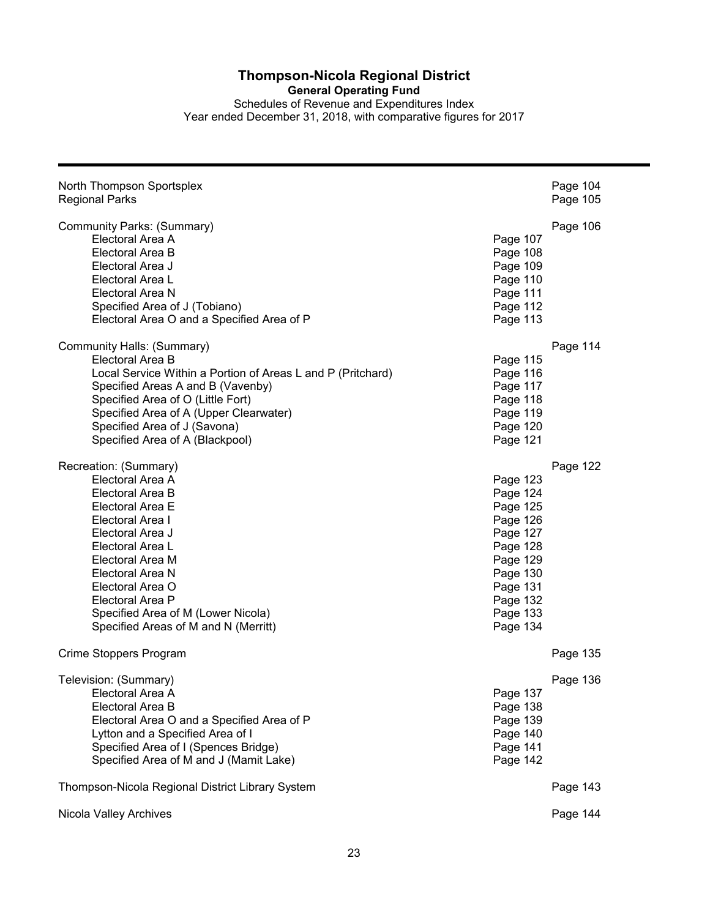# Thompson-Nicola Regional District

**General Operating Fund**

Schedules of Revenue and Expenditures Index

Year ended December 31, 2018, with comparative figures for 2017

| | | |
|---|---|---|
| North Thompson Sportsplex | | Page 104 |
| Regional Parks | | Page 105 |
| | | |
| Community Parks: (Summary) | | Page 106 |
| Electoral Area A | Page 107 | |
| Electoral Area B | Page 108 | |
| Electoral Area J | Page 109 | |
| Electoral Area L | Page 110 | |
| Electoral Area N | Page 111 | |
| Specified Area of J (Tobiano) | Page 112 | |
| Electoral Area O and a Specified Area of P | Page 113 | |
| | | |
| Community Halls: (Summary) | | Page 114 |
| Electoral Area B | Page 115 | |
| Local Service Within a Portion of Areas L and P (Pritchard) | Page 116 | |
| Specified Areas A and B (Vavenby) | Page 117 | |
| Specified Area of O (Little Fort) | Page 118 | |
| Specified Area of A (Upper Clearwater) | Page 119 | |
| Specified Area of J (Savona) | Page 120 | |
| Specified Area of A (Blackpool) | Page 121 | |
| | | |
| Recreation: (Summary) | | Page 122 |
| Electoral Area A | Page 123 | |
| Electoral Area B | Page 124 | |
| Electoral Area E | Page 125 | |
| Electoral Area I | Page 126 | |
| Electoral Area J | Page 127 | |
| Electoral Area L | Page 128 | |
| Electoral Area M | Page 129 | |
| Electoral Area N | Page 130 | |
| Electoral Area O | Page 131 | |
| Electoral Area P | Page 132 | |
| Specified Area of M (Lower Nicola) | Page 133 | |
| Specified Areas of M and N (Merritt) | Page 134 | |
| | | |
| Crime Stoppers Program | | Page 135 |
| | | |
| Television: (Summary) | | Page 136 |
| Electoral Area A | Page 137 | |
| Electoral Area B | Page 138 | |
| Electoral Area O and a Specified Area of P | Page 139 | |
| Lytton and a Specified Area of I | Page 140 | |
| Specified Area of I (Spences Bridge) | Page 141 | |
| Specified Area of M and J (Mamit Lake) | Page 142 | |
| | | |
| Thompson-Nicola Regional District Library System | | Page 143 |
| | | |
| Nicola Valley Archives | | Page 144 |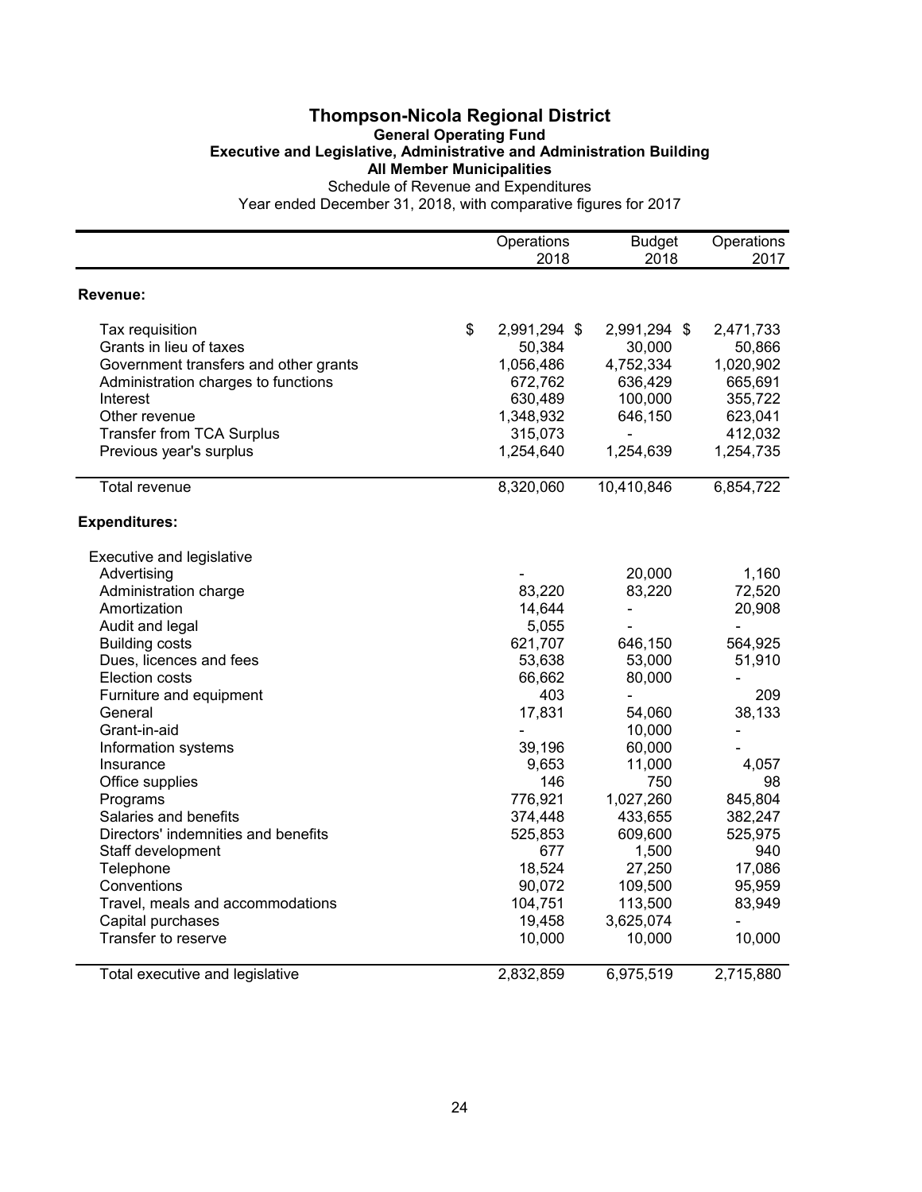# Thompson-Nicola Regional District

## General Operating Fund

### Executive and Legislative, Administrative and Administration Building

### All Member Municipalities

Schedule of Revenue and Expenditures

Year ended December 31, 2018, with comparative figures for 2017

| | Operations 2018 | Budget 2018 | Operations 2017 |
|---|---|---|---|
| **Revenue:** | | | |
| Tax requisition | $ 2,991,294 | $ 2,991,294 | $ 2,471,733 |
| Grants in lieu of taxes | 50,384 | 30,000 | 50,866 |
| Government transfers and other grants | 1,056,486 | 4,752,334 | 1,020,902 |
| Administration charges to functions | 672,762 | 636,429 | 665,691 |
| Interest | 630,489 | 100,000 | 355,722 |
| Other revenue | 1,348,932 | 646,150 | 623,041 |
| Transfer from TCA Surplus | 315,073 | - | 412,032 |
| Previous year's surplus | 1,254,640 | 1,254,639 | 1,254,735 |
| Total revenue | 8,320,060 | 10,410,846 | 6,854,722 |
| **Expenditures:** | | | |
| Executive and legislative | | | |
| Advertising | - | 20,000 | 1,160 |
| Administration charge | 83,220 | 83,220 | 72,520 |
| Amortization | 14,644 | - | 20,908 |
| Audit and legal | 5,055 | - | - |
| Building costs | 621,707 | 646,150 | 564,925 |
| Dues, licences and fees | 53,638 | 53,000 | 51,910 |
| Election costs | 66,662 | 80,000 | - |
| Furniture and equipment | 403 | - | 209 |
| General | 17,831 | 54,060 | 38,133 |
| Grant-in-aid | - | 10,000 | - |
| Information systems | 39,196 | 60,000 | - |
| Insurance | 9,653 | 11,000 | 4,057 |
| Office supplies | 146 | 750 | 98 |
| Programs | 776,921 | 1,027,260 | 845,804 |
| Salaries and benefits | 374,448 | 433,655 | 382,247 |
| Directors' indemnities and benefits | 525,853 | 609,600 | 525,975 |
| Staff development | 677 | 1,500 | 940 |
| Telephone | 18,524 | 27,250 | 17,086 |
| Conventions | 90,072 | 109,500 | 95,959 |
| Travel, meals and accommodations | 104,751 | 113,500 | 83,949 |
| Capital purchases | 19,458 | 3,625,074 | - |
| Transfer to reserve | 10,000 | 10,000 | 10,000 |
| Total executive and legislative | 2,832,859 | 6,975,519 | 2,715,880 |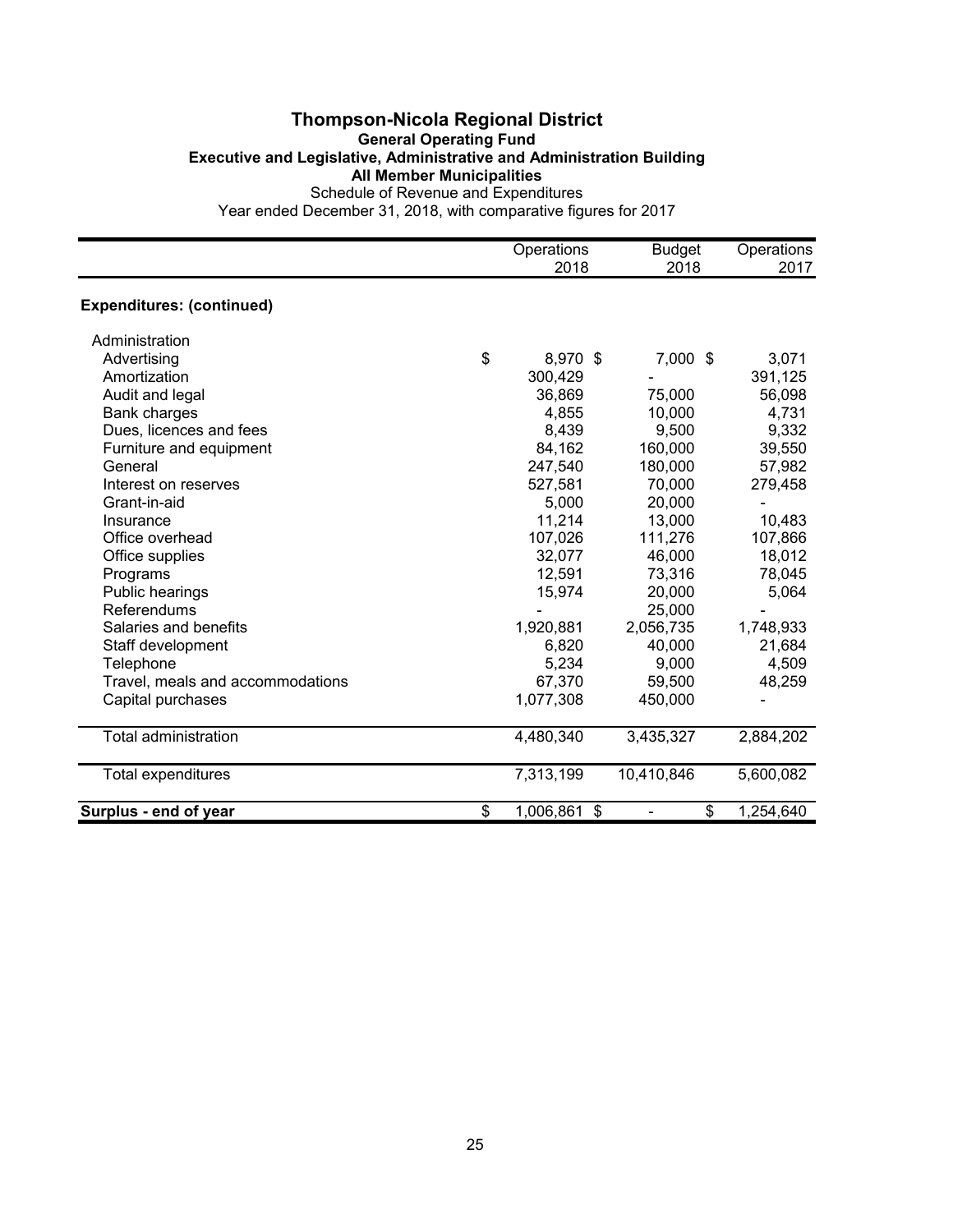# Thompson-Nicola Regional District

## General Operating Fund

### Executive and Legislative, Administrative and Administration Building

### All Member Municipalities

Schedule of Revenue and Expenditures

Year ended December 31, 2018, with comparative figures for 2017

| | Operations 2018 | Budget 2018 | Operations 2017 |
|---|---|---|---|
| **Expenditures: (continued)** | | | |
| Administration | | | |
| Advertising | $ 8,970 | $ 7,000 | $ 3,071 |
| Amortization | 300,429 | - | 391,125 |
| Audit and legal | 36,869 | 75,000 | 56,098 |
| Bank charges | 4,855 | 10,000 | 4,731 |
| Dues, licences and fees | 8,439 | 9,500 | 9,332 |
| Furniture and equipment | 84,162 | 160,000 | 39,550 |
| General | 247,540 | 180,000 | 57,982 |
| Interest on reserves | 527,581 | 70,000 | 279,458 |
| Grant-in-aid | 5,000 | 20,000 | - |
| Insurance | 11,214 | 13,000 | 10,483 |
| Office overhead | 107,026 | 111,276 | 107,866 |
| Office supplies | 32,077 | 46,000 | 18,012 |
| Programs | 12,591 | 73,316 | 78,045 |
| Public hearings | 15,974 | 20,000 | 5,064 |
| Referendums | - | 25,000 | - |
| Salaries and benefits | 1,920,881 | 2,056,735 | 1,748,933 |
| Staff development | 6,820 | 40,000 | 21,684 |
| Telephone | 5,234 | 9,000 | 4,509 |
| Travel, meals and accommodations | 67,370 | 59,500 | 48,259 |
| Capital purchases | 1,077,308 | 450,000 | - |
| Total administration | 4,480,340 | 3,435,327 | 2,884,202 |
| Total expenditures | 7,313,199 | 10,410,846 | 5,600,082 |
| **Surplus - end of year** | $ 1,006,861 | $ - | $ 1,254,640 |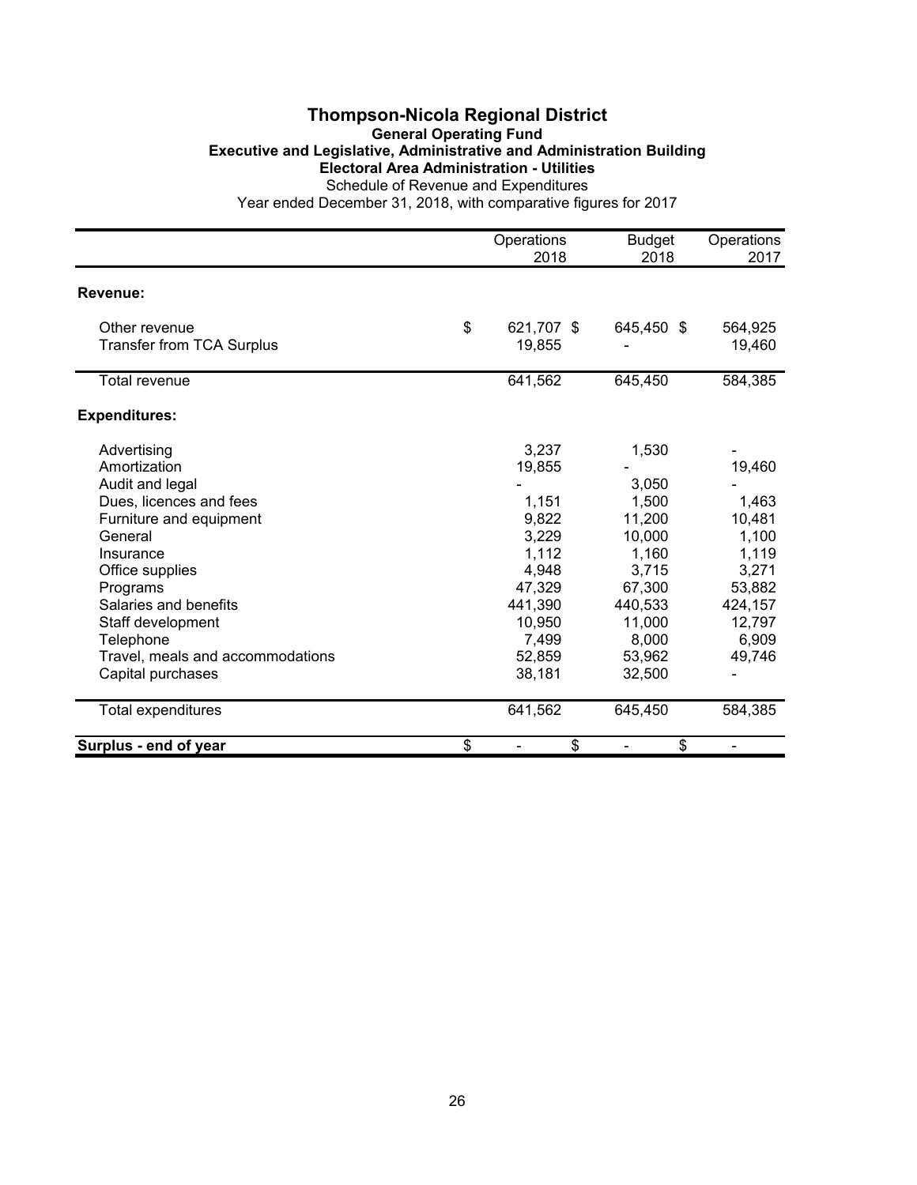# Thompson-Nicola Regional District

## General Operating Fund

### Executive and Legislative, Administrative and Administration Building

### Electoral Area Administration - Utilities

Schedule of Revenue and Expenditures

Year ended December 31, 2018, with comparative figures for 2017

| | Operations 2018 | Budget 2018 | Operations 2017 |
|---|---|---|---|
| **Revenue:** | | | |
| Other revenue | $ 621,707 | $ 645,450 | $ 564,925 |
| Transfer from TCA Surplus | 19,855 | - | 19,460 |
| Total revenue | 641,562 | 645,450 | 584,385 |
| **Expenditures:** | | | |
| Advertising | 3,237 | 1,530 | - |
| Amortization | 19,855 | - | 19,460 |
| Audit and legal | - | 3,050 | - |
| Dues, licences and fees | 1,151 | 1,500 | 1,463 |
| Furniture and equipment | 9,822 | 11,200 | 10,481 |
| General | 3,229 | 10,000 | 1,100 |
| Insurance | 1,112 | 1,160 | 1,119 |
| Office supplies | 4,948 | 3,715 | 3,271 |
| Programs | 47,329 | 67,300 | 53,882 |
| Salaries and benefits | 441,390 | 440,533 | 424,157 |
| Staff development | 10,950 | 11,000 | 12,797 |
| Telephone | 7,499 | 8,000 | 6,909 |
| Travel, meals and accommodations | 52,859 | 53,962 | 49,746 |
| Capital purchases | 38,181 | 32,500 | - |
| Total expenditures | 641,562 | 645,450 | 584,385 |
| **Surplus - end of year** | $ - | $ - | $ - |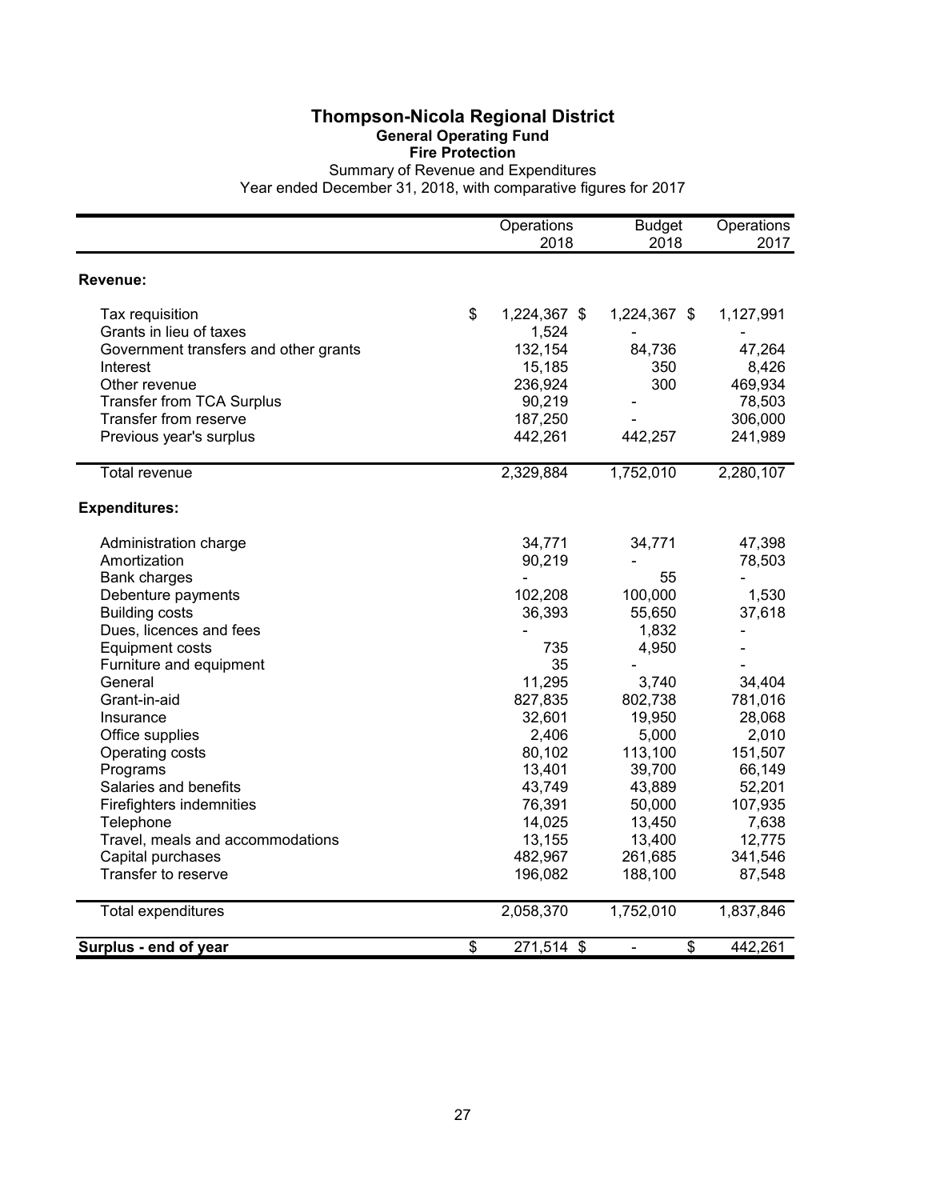# Thompson-Nicola Regional District

## General Operating Fund

### Fire Protection

Summary of Revenue and Expenditures

Year ended December 31, 2018, with comparative figures for 2017

| | Operations 2018 | Budget 2018 | Operations 2017 |
|---|---|---|---|
| **Revenue:** | | | |
| Tax requisition | $ 1,224,367 | $ 1,224,367 | $ 1,127,991 |
| Grants in lieu of taxes | 1,524 | - | - |
| Government transfers and other grants | 132,154 | 84,736 | 47,264 |
| Interest | 15,185 | 350 | 8,426 |
| Other revenue | 236,924 | 300 | 469,934 |
| Transfer from TCA Surplus | 90,219 | - | 78,503 |
| Transfer from reserve | 187,250 | - | 306,000 |
| Previous year's surplus | 442,261 | 442,257 | 241,989 |
| Total revenue | 2,329,884 | 1,752,010 | 2,280,107 |
| **Expenditures:** | | | |
| Administration charge | 34,771 | 34,771 | 47,398 |
| Amortization | 90,219 | - | 78,503 |
| Bank charges | - | 55 | - |
| Debenture payments | 102,208 | 100,000 | 1,530 |
| Building costs | 36,393 | 55,650 | 37,618 |
| Dues, licences and fees | - | 1,832 | - |
| Equipment costs | 735 | 4,950 | - |
| Furniture and equipment | 35 | - | - |
| General | 11,295 | 3,740 | 34,404 |
| Grant-in-aid | 827,835 | 802,738 | 781,016 |
| Insurance | 32,601 | 19,950 | 28,068 |
| Office supplies | 2,406 | 5,000 | 2,010 |
| Operating costs | 80,102 | 113,100 | 151,507 |
| Programs | 13,401 | 39,700 | 66,149 |
| Salaries and benefits | 43,749 | 43,889 | 52,201 |
| Firefighters indemnities | 76,391 | 50,000 | 107,935 |
| Telephone | 14,025 | 13,450 | 7,638 |
| Travel, meals and accommodations | 13,155 | 13,400 | 12,775 |
| Capital purchases | 482,967 | 261,685 | 341,546 |
| Transfer to reserve | 196,082 | 188,100 | 87,548 |
| Total expenditures | 2,058,370 | 1,752,010 | 1,837,846 |
| **Surplus - end of year** | $ 271,514 | $ - | $ 442,261 |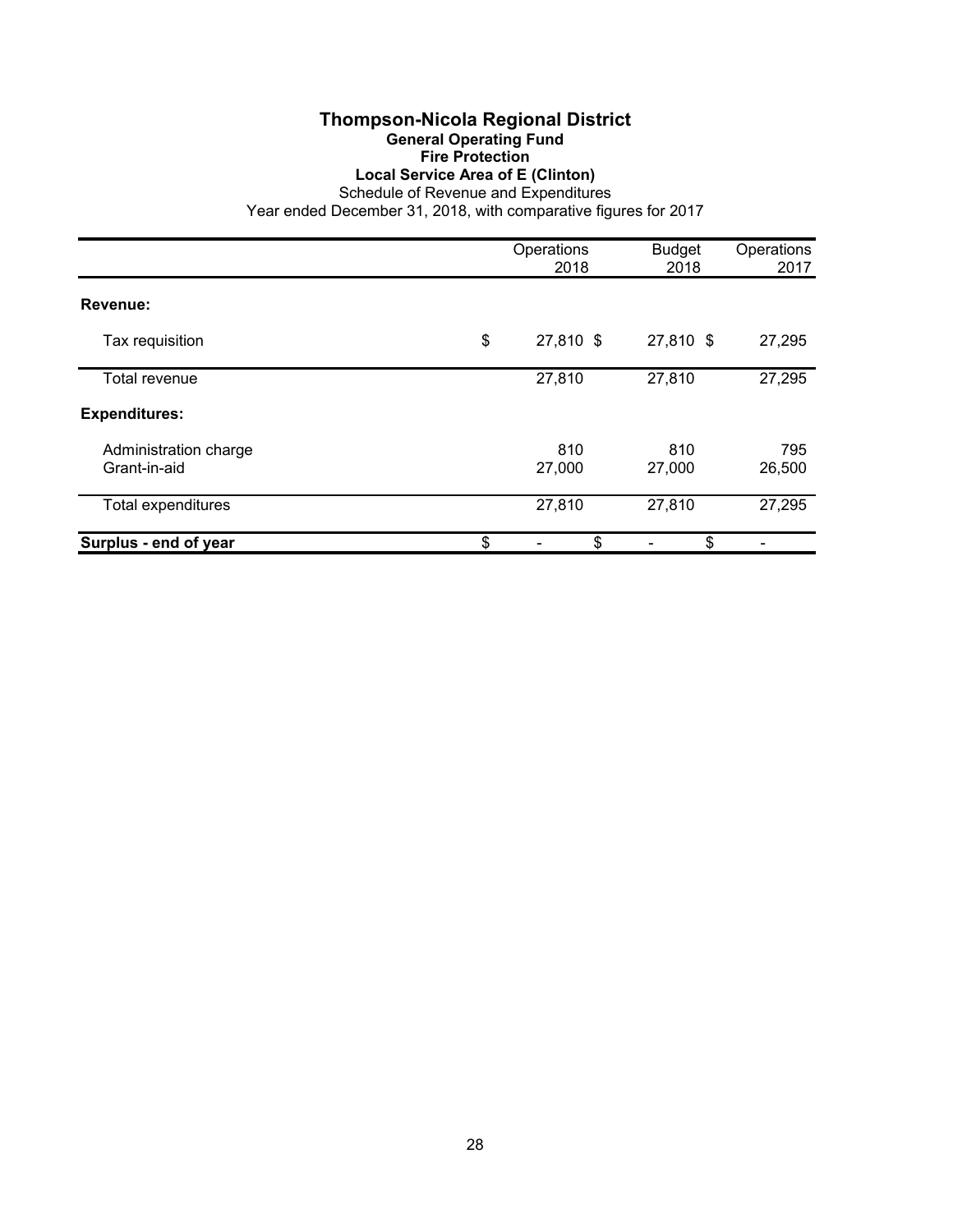# Thompson-Nicola Regional District

## General Operating Fund

### Fire Protection

### Local Service Area of E (Clinton)

Schedule of Revenue and Expenditures

Year ended December 31, 2018, with comparative figures for 2017

| | Operations 2018 | Budget 2018 | Operations 2017 |
|---|---|---|---|
| **Revenue:** | | | |
| Tax requisition | $ 27,810 | $ 27,810 | $ 27,295 |
| Total revenue | 27,810 | 27,810 | 27,295 |
| **Expenditures:** | | | |
| Administration charge | 810 | 810 | 795 |
| Grant-in-aid | 27,000 | 27,000 | 26,500 |
| Total expenditures | 27,810 | 27,810 | 27,295 |
| **Surplus - end of year** | $ - | $ - | $ - |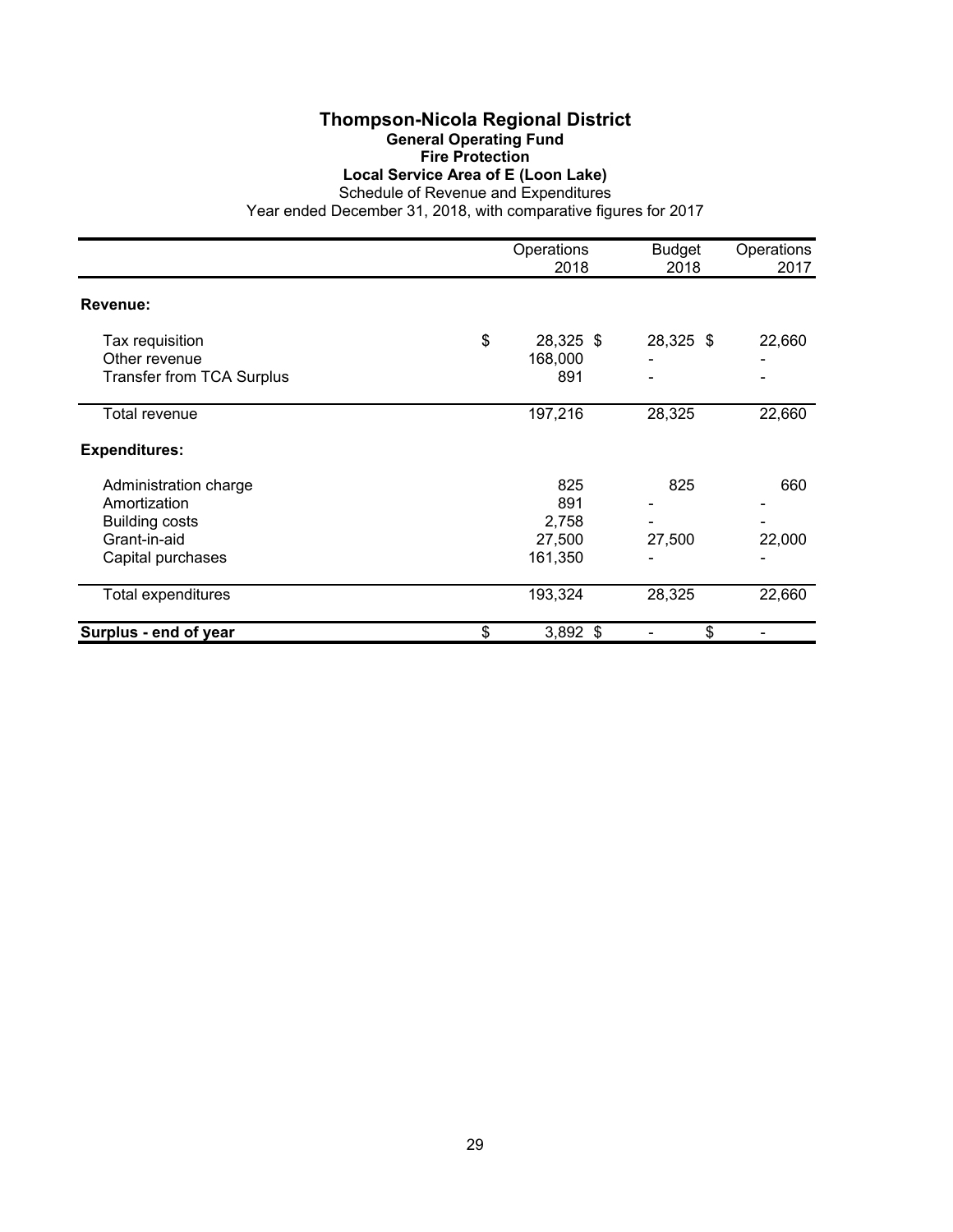# Thompson-Nicola Regional District

## General Operating Fund

### Fire Protection

### Local Service Area of E (Loon Lake)

Schedule of Revenue and Expenditures

Year ended December 31, 2018, with comparative figures for 2017

| | Operations 2018 | Budget 2018 | Operations 2017 |
|---|---|---|---|
| **Revenue:** | | | |
| Tax requisition | $ 28,325 | $ 28,325 | $ 22,660 |
| Other revenue | 168,000 | - | - |
| Transfer from TCA Surplus | 891 | - | - |
| Total revenue | 197,216 | 28,325 | 22,660 |
| **Expenditures:** | | | |
| Administration charge | 825 | 825 | 660 |
| Amortization | 891 | - | - |
| Building costs | 2,758 | - | - |
| Grant-in-aid | 27,500 | 27,500 | 22,000 |
| Capital purchases | 161,350 | - | - |
| Total expenditures | 193,324 | 28,325 | 22,660 |
| **Surplus - end of year** | $ 3,892 | $ - | $ - |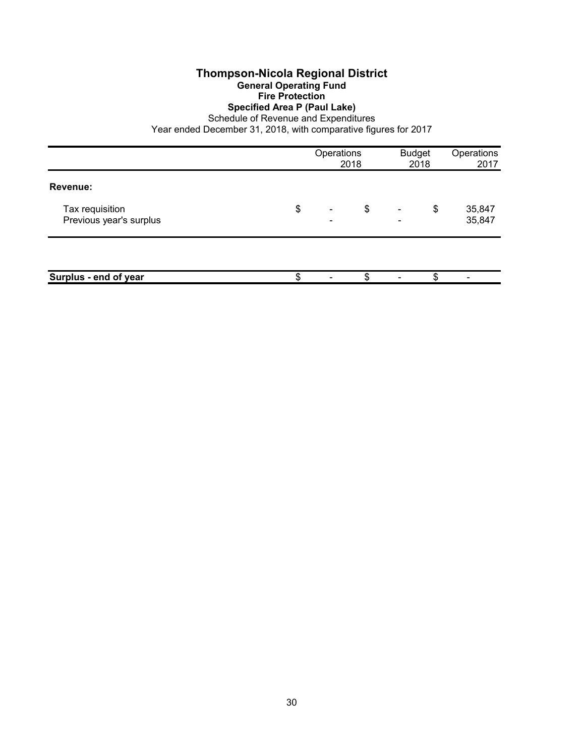# Thompson-Nicola Regional District

## General Operating Fund

### Fire Protection

### Specified Area P (Paul Lake)

Schedule of Revenue and Expenditures

Year ended December 31, 2018, with comparative figures for 2017

| | Operations 2018 | Budget 2018 | Operations 2017 |
|---|---|---|---|
| **Revenue:** | | | |
| Tax requisition | $ - | $ - | $ 35,847 |
| Previous year's surplus | - | - | 35,847 |
| | | | |
| **Surplus - end of year** | $ - | $ - | $ - |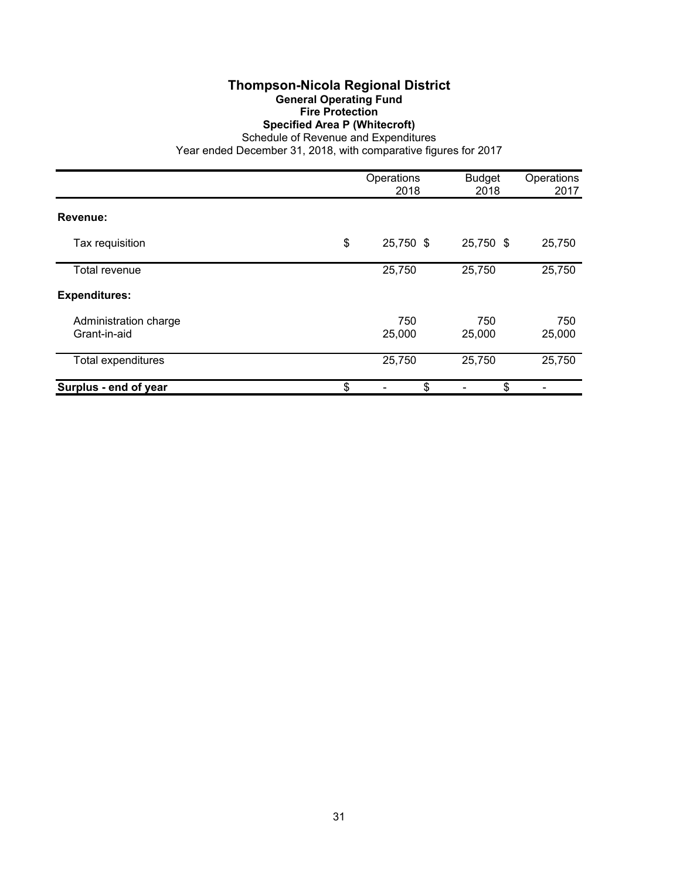# Thompson-Nicola Regional District

## General Operating Fund

### Fire Protection

### Specified Area P (Whitecroft)

Schedule of Revenue and Expenditures

Year ended December 31, 2018, with comparative figures for 2017

| | Operations 2018 | Budget 2018 | Operations 2017 |
|---|---|---|---|
| **Revenue:** | | | |
| Tax requisition | $ 25,750 | $ 25,750 | $ 25,750 |
| Total revenue | 25,750 | 25,750 | 25,750 |
| **Expenditures:** | | | |
| Administration charge | 750 | 750 | 750 |
| Grant-in-aid | 25,000 | 25,000 | 25,000 |
| Total expenditures | 25,750 | 25,750 | 25,750 |
| **Surplus - end of year** | $ - | $ - | $ - |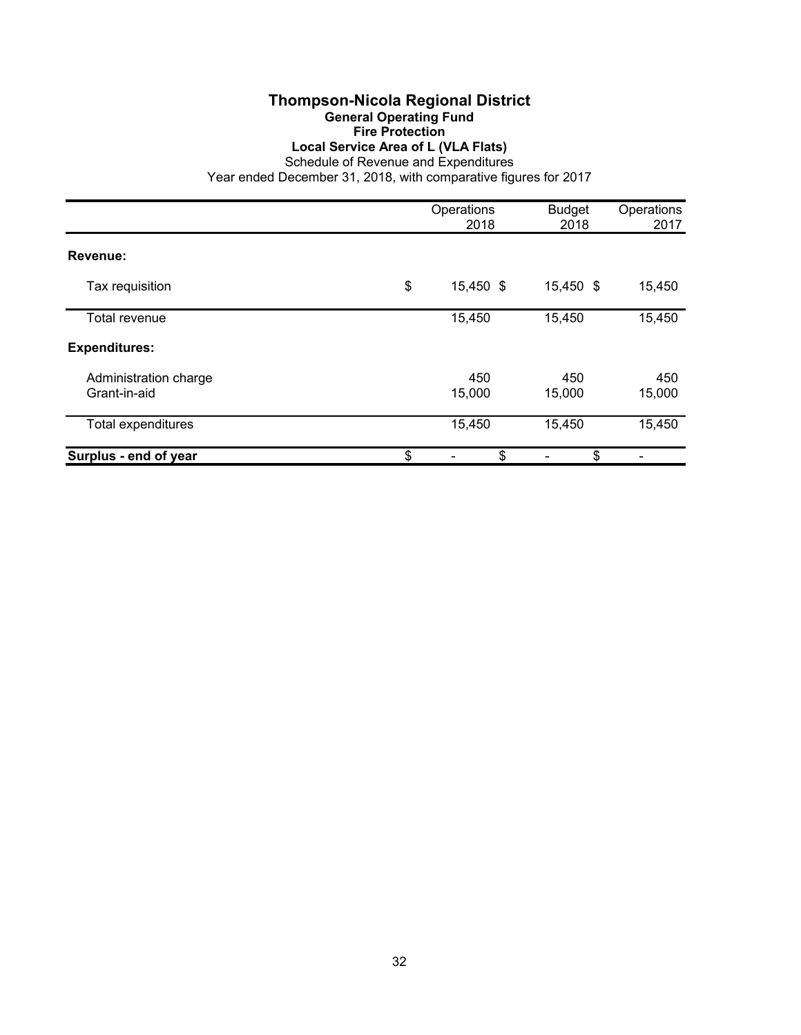# Thompson-Nicola Regional District

## General Operating Fund

### Fire Protection

### Local Service Area of L (VLA Flats)

Schedule of Revenue and Expenditures

Year ended December 31, 2018, with comparative figures for 2017

| | Operations 2018 | Budget 2018 | Operations 2017 |
|---|---|---|---|
| **Revenue:** | | | |
| Tax requisition | $ 15,450 | $ 15,450 | $ 15,450 |
| Total revenue | 15,450 | 15,450 | 15,450 |
| **Expenditures:** | | | |
| Administration charge | 450 | 450 | 450 |
| Grant-in-aid | 15,000 | 15,000 | 15,000 |
| Total expenditures | 15,450 | 15,450 | 15,450 |
| **Surplus - end of year** | $ - | $ - | $ - |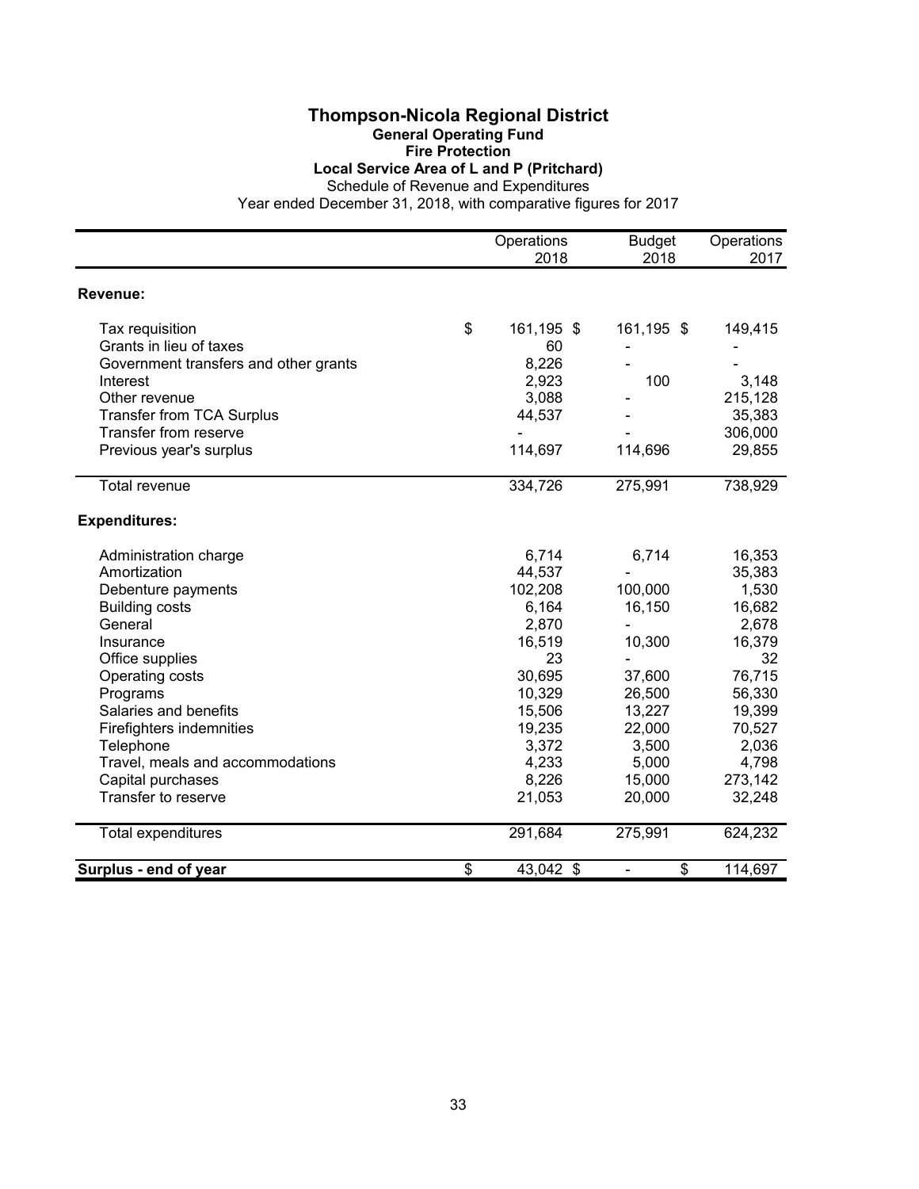# Thompson-Nicola Regional District

## General Operating Fund

### Fire Protection

### Local Service Area of L and P (Pritchard)

Schedule of Revenue and Expenditures

Year ended December 31, 2018, with comparative figures for 2017

| | Operations 2018 | Budget 2018 | Operations 2017 |
|---|---|---|---|
| **Revenue:** | | | |
| Tax requisition | $ 161,195 | $ 161,195 | $ 149,415 |
| Grants in lieu of taxes | 60 | - | - |
| Government transfers and other grants | 8,226 | - | - |
| Interest | 2,923 | 100 | 3,148 |
| Other revenue | 3,088 | - | 215,128 |
| Transfer from TCA Surplus | 44,537 | - | 35,383 |
| Transfer from reserve | - | - | 306,000 |
| Previous year's surplus | 114,697 | 114,696 | 29,855 |
| Total revenue | 334,726 | 275,991 | 738,929 |
| **Expenditures:** | | | |
| Administration charge | 6,714 | 6,714 | 16,353 |
| Amortization | 44,537 | - | 35,383 |
| Debenture payments | 102,208 | 100,000 | 1,530 |
| Building costs | 6,164 | 16,150 | 16,682 |
| General | 2,870 | - | 2,678 |
| Insurance | 16,519 | 10,300 | 16,379 |
| Office supplies | 23 | - | 32 |
| Operating costs | 30,695 | 37,600 | 76,715 |
| Programs | 10,329 | 26,500 | 56,330 |
| Salaries and benefits | 15,506 | 13,227 | 19,399 |
| Firefighters indemnities | 19,235 | 22,000 | 70,527 |
| Telephone | 3,372 | 3,500 | 2,036 |
| Travel, meals and accommodations | 4,233 | 5,000 | 4,798 |
| Capital purchases | 8,226 | 15,000 | 273,142 |
| Transfer to reserve | 21,053 | 20,000 | 32,248 |
| Total expenditures | 291,684 | 275,991 | 624,232 |
| **Surplus - end of year** | $ 43,042 | $ - | $ 114,697 |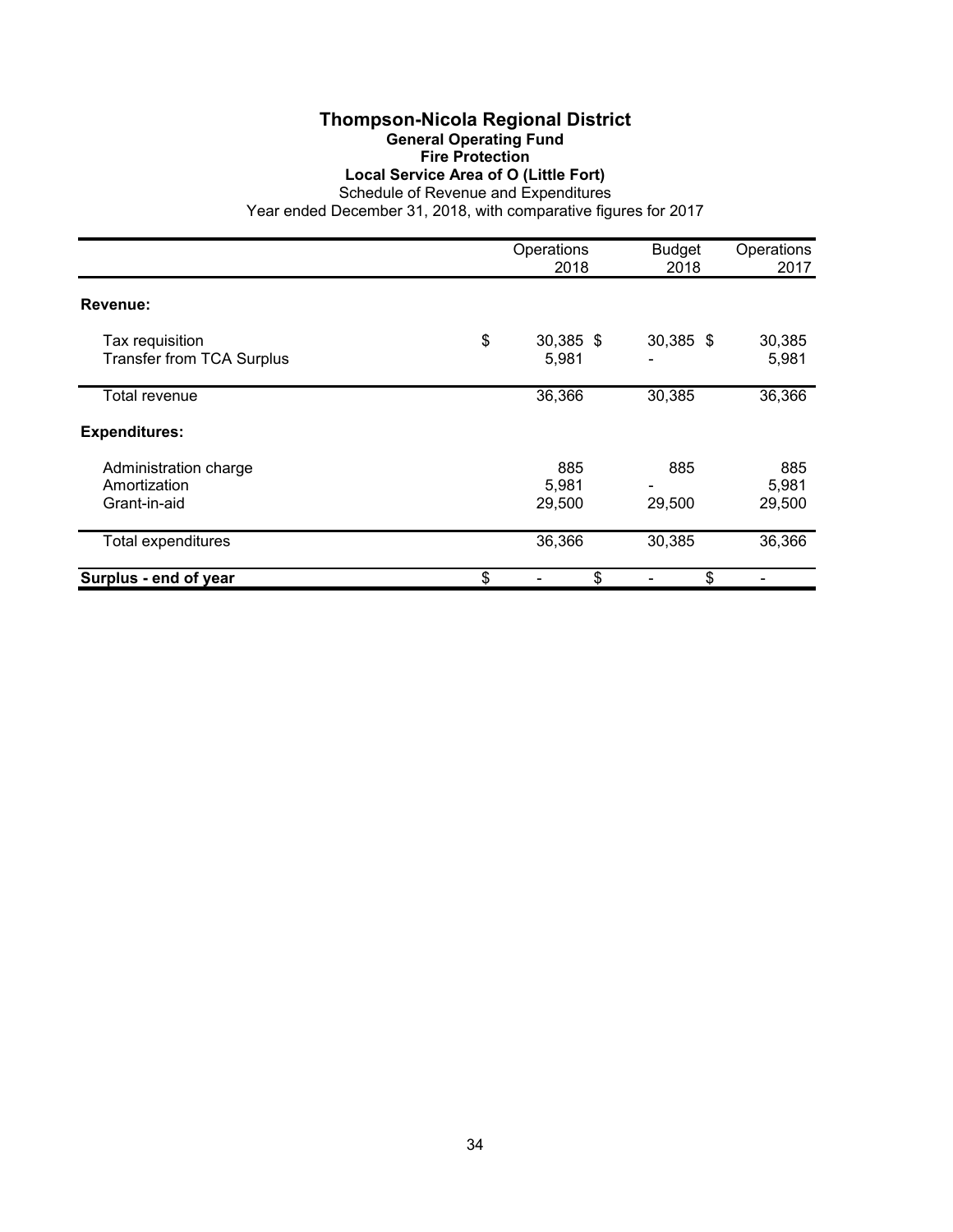# Thompson-Nicola Regional District

## General Operating Fund

### Fire Protection

### Local Service Area of O (Little Fort)

Schedule of Revenue and Expenditures

Year ended December 31, 2018, with comparative figures for 2017

| | Operations 2018 | Budget 2018 | Operations 2017 |
|---|---|---|---|
| **Revenue:** | | | |
| Tax requisition | $ 30,385 | $ 30,385 | $ 30,385 |
| Transfer from TCA Surplus | 5,981 | - | 5,981 |
| Total revenue | 36,366 | 30,385 | 36,366 |
| **Expenditures:** | | | |
| Administration charge | 885 | 885 | 885 |
| Amortization | 5,981 | - | 5,981 |
| Grant-in-aid | 29,500 | 29,500 | 29,500 |
| Total expenditures | 36,366 | 30,385 | 36,366 |
| **Surplus - end of year** | $ - | $ - | $ - |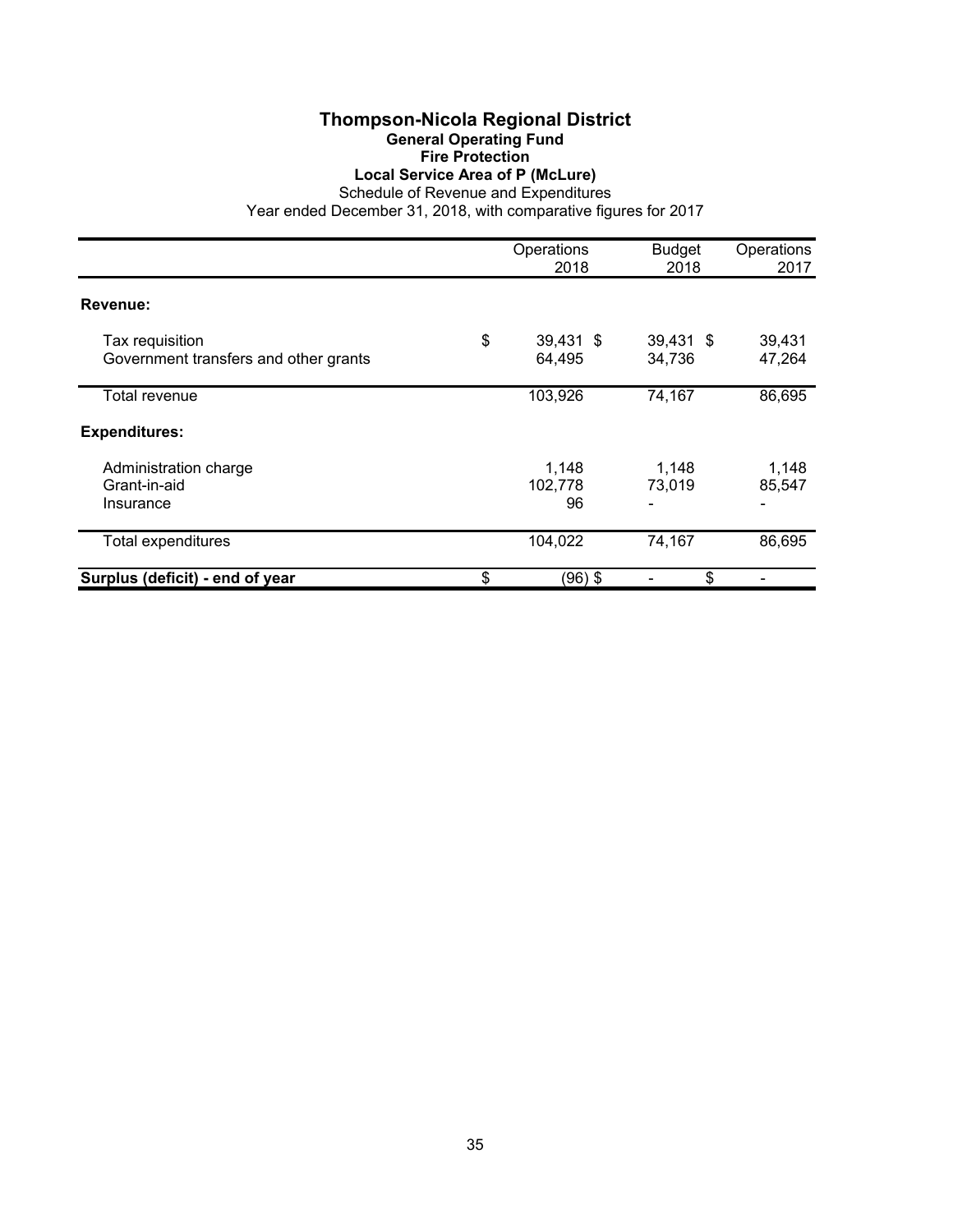# Thompson-Nicola Regional District

## General Operating Fund

### Fire Protection

### Local Service Area of P (McLure)

Schedule of Revenue and Expenditures

Year ended December 31, 2018, with comparative figures for 2017

| | Operations 2018 | Budget 2018 | Operations 2017 |
|---|---|---|---|
| **Revenue:** | | | |
| Tax requisition | $ 39,431 | $ 39,431 | $ 39,431 |
| Government transfers and other grants | 64,495 | 34,736 | 47,264 |
| Total revenue | 103,926 | 74,167 | 86,695 |
| **Expenditures:** | | | |
| Administration charge | 1,148 | 1,148 | 1,148 |
| Grant-in-aid | 102,778 | 73,019 | 85,547 |
| Insurance | 96 | - | - |
| Total expenditures | 104,022 | 74,167 | 86,695 |
| **Surplus (deficit) - end of year** | $ (96) | $ - | $ - |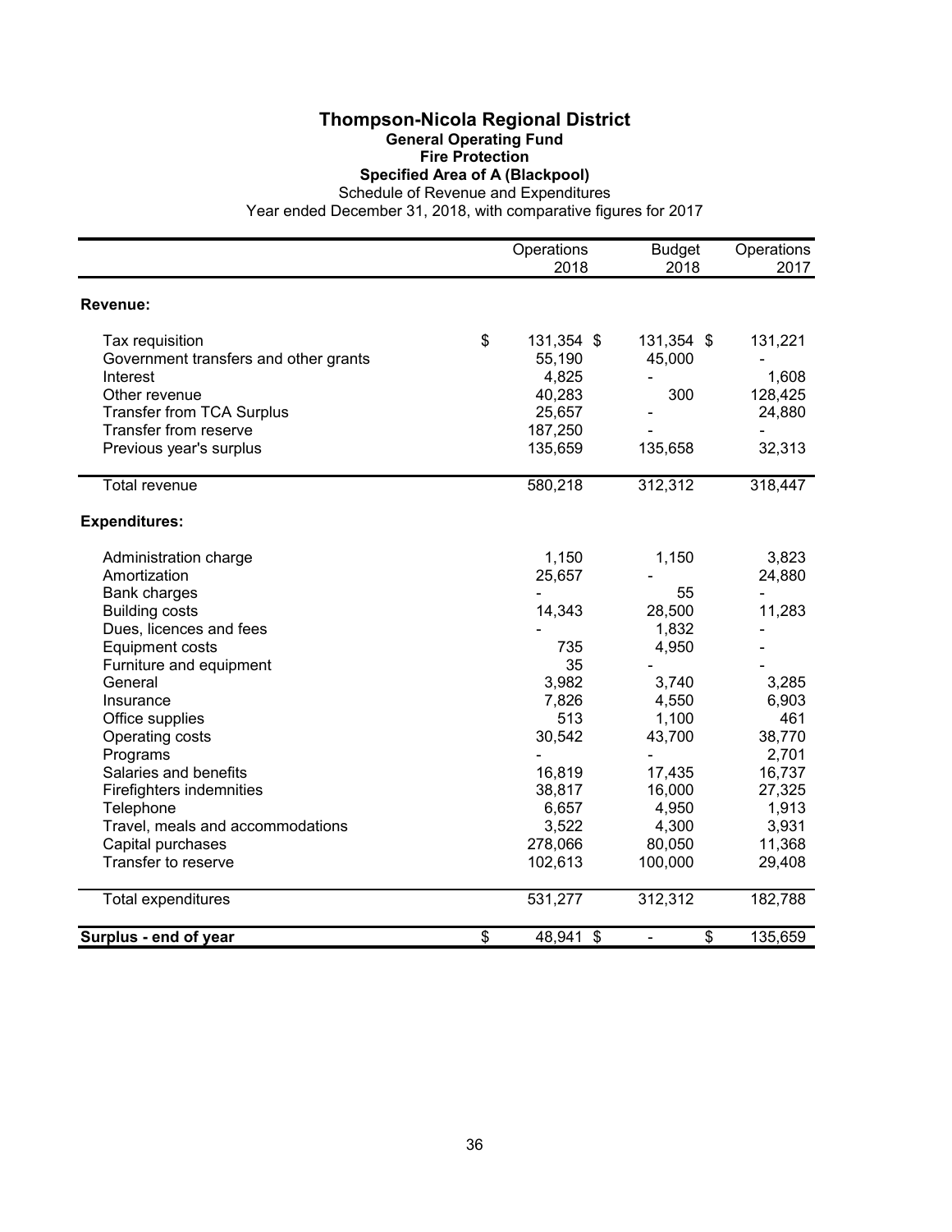# Thompson-Nicola Regional District

## General Operating Fund

### Fire Protection

### Specified Area of A (Blackpool)

Schedule of Revenue and Expenditures

Year ended December 31, 2018, with comparative figures for 2017

| | Operations 2018 | Budget 2018 | Operations 2017 |
|---|---|---|---|
| **Revenue:** | | | |
| Tax requisition | $ 131,354 | $ 131,354 | $ 131,221 |
| Government transfers and other grants | 55,190 | 45,000 | - |
| Interest | 4,825 | - | 1,608 |
| Other revenue | 40,283 | 300 | 128,425 |
| Transfer from TCA Surplus | 25,657 | - | 24,880 |
| Transfer from reserve | 187,250 | - | - |
| Previous year's surplus | 135,659 | 135,658 | 32,313 |
| Total revenue | 580,218 | 312,312 | 318,447 |
| **Expenditures:** | | | |
| Administration charge | 1,150 | 1,150 | 3,823 |
| Amortization | 25,657 | - | 24,880 |
| Bank charges | - | 55 | - |
| Building costs | 14,343 | 28,500 | 11,283 |
| Dues, licences and fees | - | 1,832 | - |
| Equipment costs | 735 | 4,950 | - |
| Furniture and equipment | 35 | - | - |
| General | 3,982 | 3,740 | 3,285 |
| Insurance | 7,826 | 4,550 | 6,903 |
| Office supplies | 513 | 1,100 | 461 |
| Operating costs | 30,542 | 43,700 | 38,770 |
| Programs | - | - | 2,701 |
| Salaries and benefits | 16,819 | 17,435 | 16,737 |
| Firefighters indemnities | 38,817 | 16,000 | 27,325 |
| Telephone | 6,657 | 4,950 | 1,913 |
| Travel, meals and accommodations | 3,522 | 4,300 | 3,931 |
| Capital purchases | 278,066 | 80,050 | 11,368 |
| Transfer to reserve | 102,613 | 100,000 | 29,408 |
| Total expenditures | 531,277 | 312,312 | 182,788 |
| **Surplus - end of year** | $ 48,941 | $ - | $ 135,659 |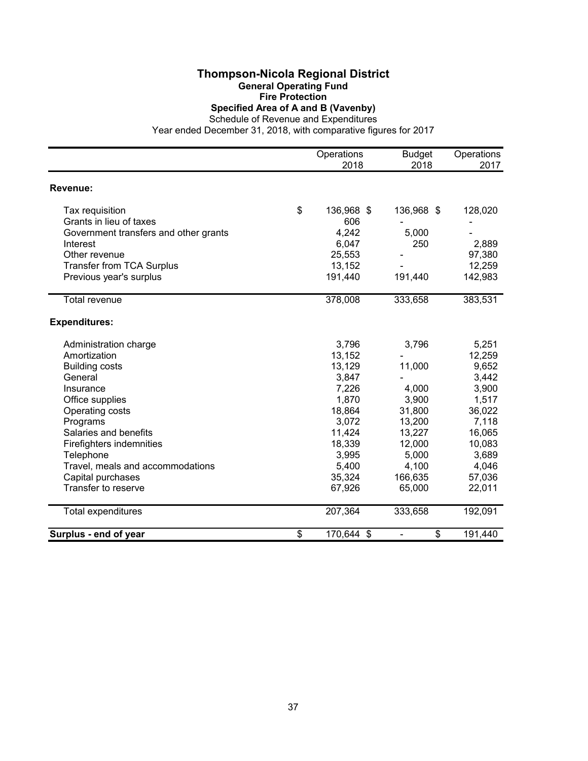# Thompson-Nicola Regional District

## General Operating Fund

### Fire Protection

### Specified Area of A and B (Vavenby)

Schedule of Revenue and Expenditures

Year ended December 31, 2018, with comparative figures for 2017

| | Operations 2018 | Budget 2018 | Operations 2017 |
|---|---|---|---|
| **Revenue:** | | | |
| Tax requisition | $ 136,968 | $ 136,968 | $ 128,020 |
| Grants in lieu of taxes | 606 | - | - |
| Government transfers and other grants | 4,242 | 5,000 | - |
| Interest | 6,047 | 250 | 2,889 |
| Other revenue | 25,553 | - | 97,380 |
| Transfer from TCA Surplus | 13,152 | - | 12,259 |
| Previous year's surplus | 191,440 | 191,440 | 142,983 |
| Total revenue | 378,008 | 333,658 | 383,531 |
| **Expenditures:** | | | |
| Administration charge | 3,796 | 3,796 | 5,251 |
| Amortization | 13,152 | - | 12,259 |
| Building costs | 13,129 | 11,000 | 9,652 |
| General | 3,847 | - | 3,442 |
| Insurance | 7,226 | 4,000 | 3,900 |
| Office supplies | 1,870 | 3,900 | 1,517 |
| Operating costs | 18,864 | 31,800 | 36,022 |
| Programs | 3,072 | 13,200 | 7,118 |
| Salaries and benefits | 11,424 | 13,227 | 16,065 |
| Firefighters indemnities | 18,339 | 12,000 | 10,083 |
| Telephone | 3,995 | 5,000 | 3,689 |
| Travel, meals and accommodations | 5,400 | 4,100 | 4,046 |
| Capital purchases | 35,324 | 166,635 | 57,036 |
| Transfer to reserve | 67,926 | 65,000 | 22,011 |
| Total expenditures | 207,364 | 333,658 | 192,091 |
| **Surplus - end of year** | $ 170,644 | $ - | $ 191,440 |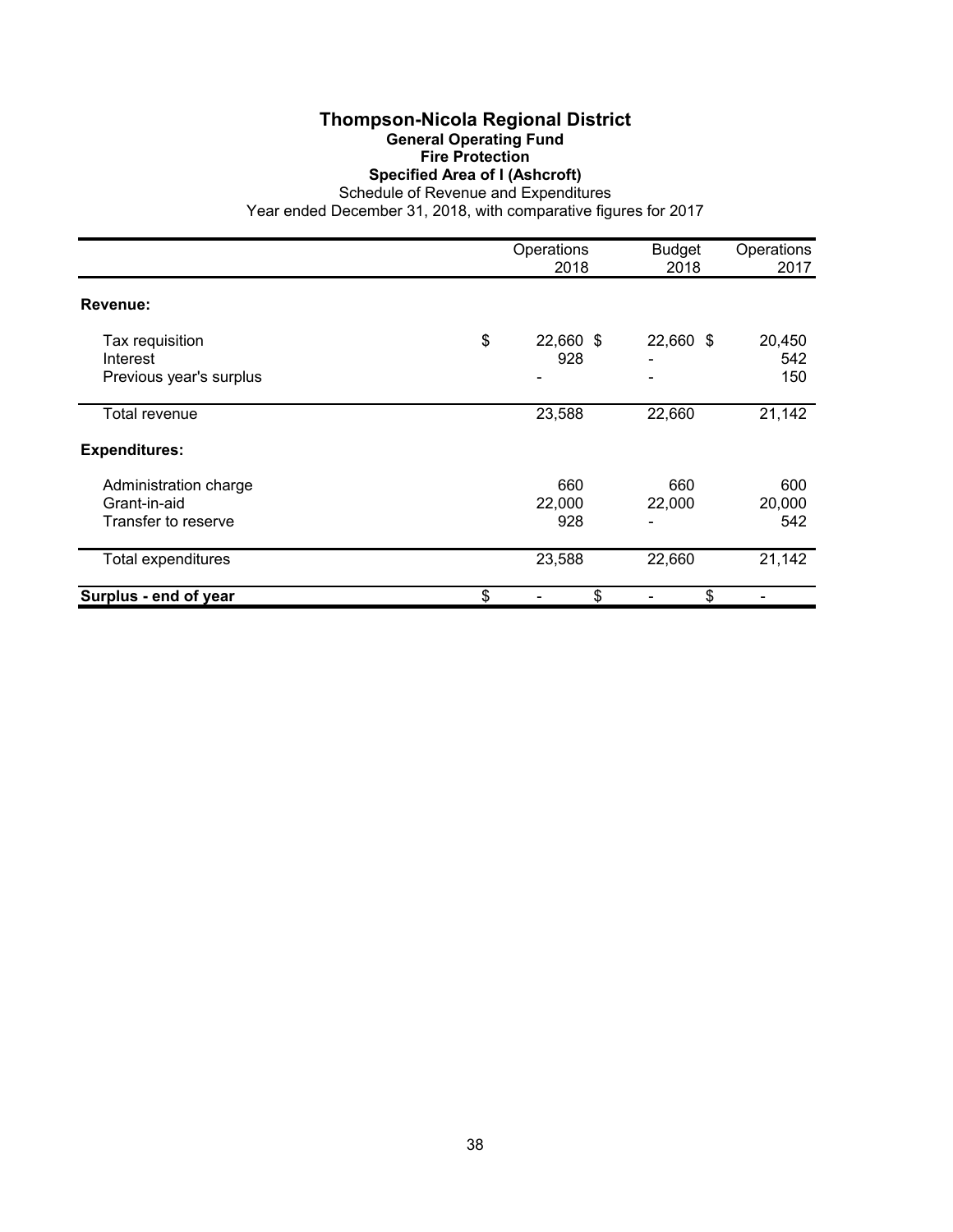# Thompson-Nicola Regional District

## General Operating Fund

### Fire Protection

### Specified Area of I (Ashcroft)

Schedule of Revenue and Expenditures

Year ended December 31, 2018, with comparative figures for 2017

| | Operations 2018 | Budget 2018 | Operations 2017 |
|---|---|---|---|
| **Revenue:** | | | |
| Tax requisition | $ 22,660 | $ 22,660 | $ 20,450 |
| Interest | 928 | - | 542 |
| Previous year's surplus | - | - | 150 |
| Total revenue | 23,588 | 22,660 | 21,142 |
| **Expenditures:** | | | |
| Administration charge | 660 | 660 | 600 |
| Grant-in-aid | 22,000 | 22,000 | 20,000 |
| Transfer to reserve | 928 | - | 542 |
| Total expenditures | 23,588 | 22,660 | 21,142 |
| **Surplus - end of year** | $ - | $ - | $ - |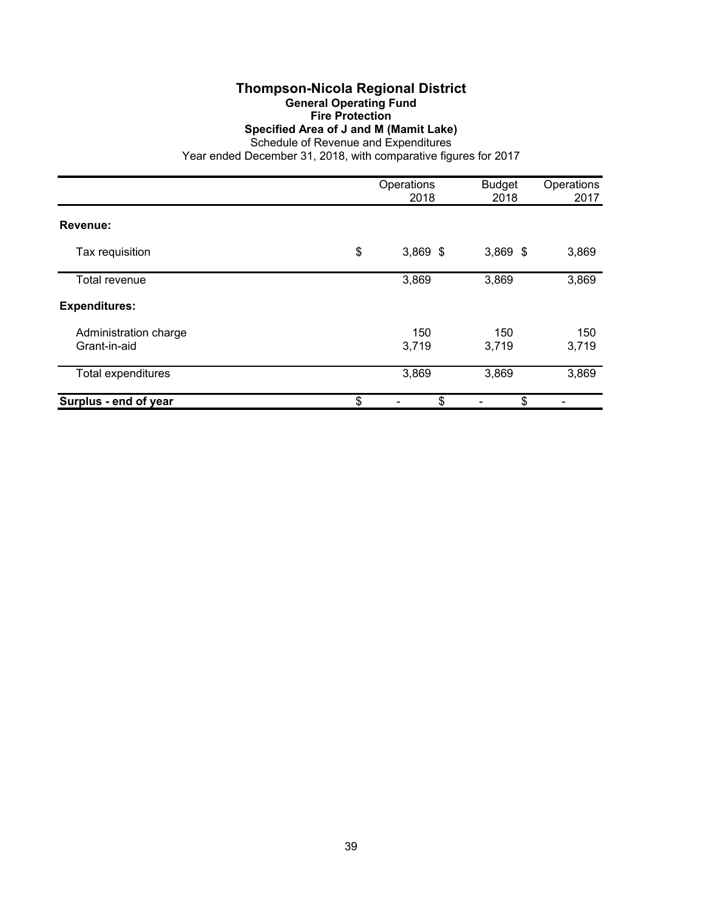# Thompson-Nicola Regional District

## General Operating Fund

### Fire Protection

### Specified Area of J and M (Mamit Lake)

Schedule of Revenue and Expenditures

Year ended December 31, 2018, with comparative figures for 2017

| | Operations 2018 | Budget 2018 | Operations 2017 |
|---|---|---|---|
| **Revenue:** | | | |
| Tax requisition | $ 3,869 | $ 3,869 | $ 3,869 |
| Total revenue | 3,869 | 3,869 | 3,869 |
| **Expenditures:** | | | |
| Administration charge | 150 | 150 | 150 |
| Grant-in-aid | 3,719 | 3,719 | 3,719 |
| Total expenditures | 3,869 | 3,869 | 3,869 |
| **Surplus - end of year** | $ - | $ - | $ - |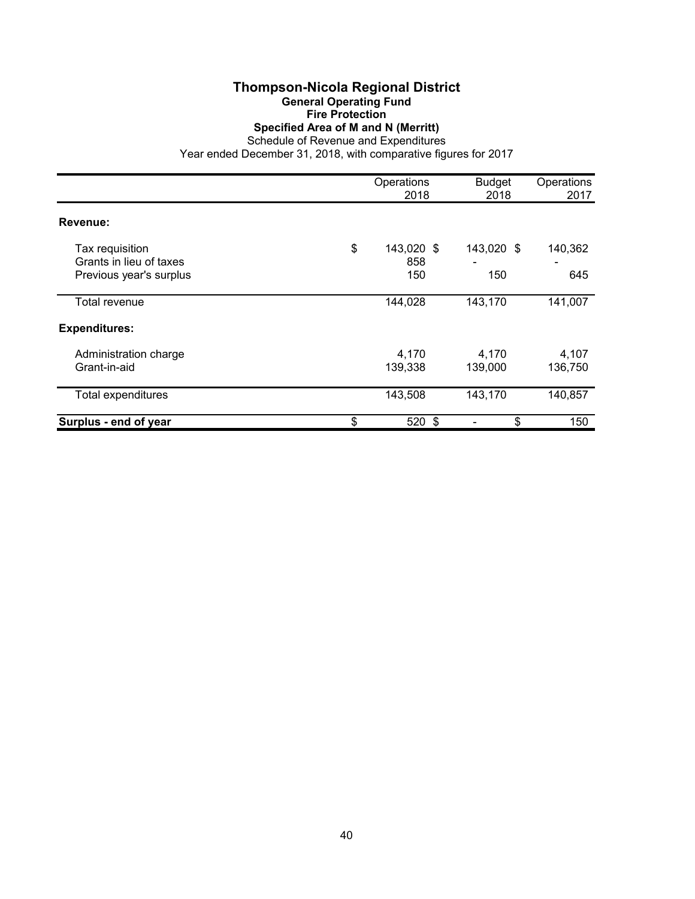# Thompson-Nicola Regional District

## General Operating Fund

### Fire Protection

### Specified Area of M and N (Merritt)

Schedule of Revenue and Expenditures

Year ended December 31, 2018, with comparative figures for 2017

| | Operations 2018 | Budget 2018 | Operations 2017 |
|---|---|---|---|
| **Revenue:** | | | |
| Tax requisition | $ 143,020 | $ 143,020 | $ 140,362 |
| Grants in lieu of taxes | 858 | - | - |
| Previous year's surplus | 150 | 150 | 645 |
| Total revenue | 144,028 | 143,170 | 141,007 |
| **Expenditures:** | | | |
| Administration charge | 4,170 | 4,170 | 4,107 |
| Grant-in-aid | 139,338 | 139,000 | 136,750 |
| Total expenditures | 143,508 | 143,170 | 140,857 |
| **Surplus - end of year** | $ 520 | $ - | $ 150 |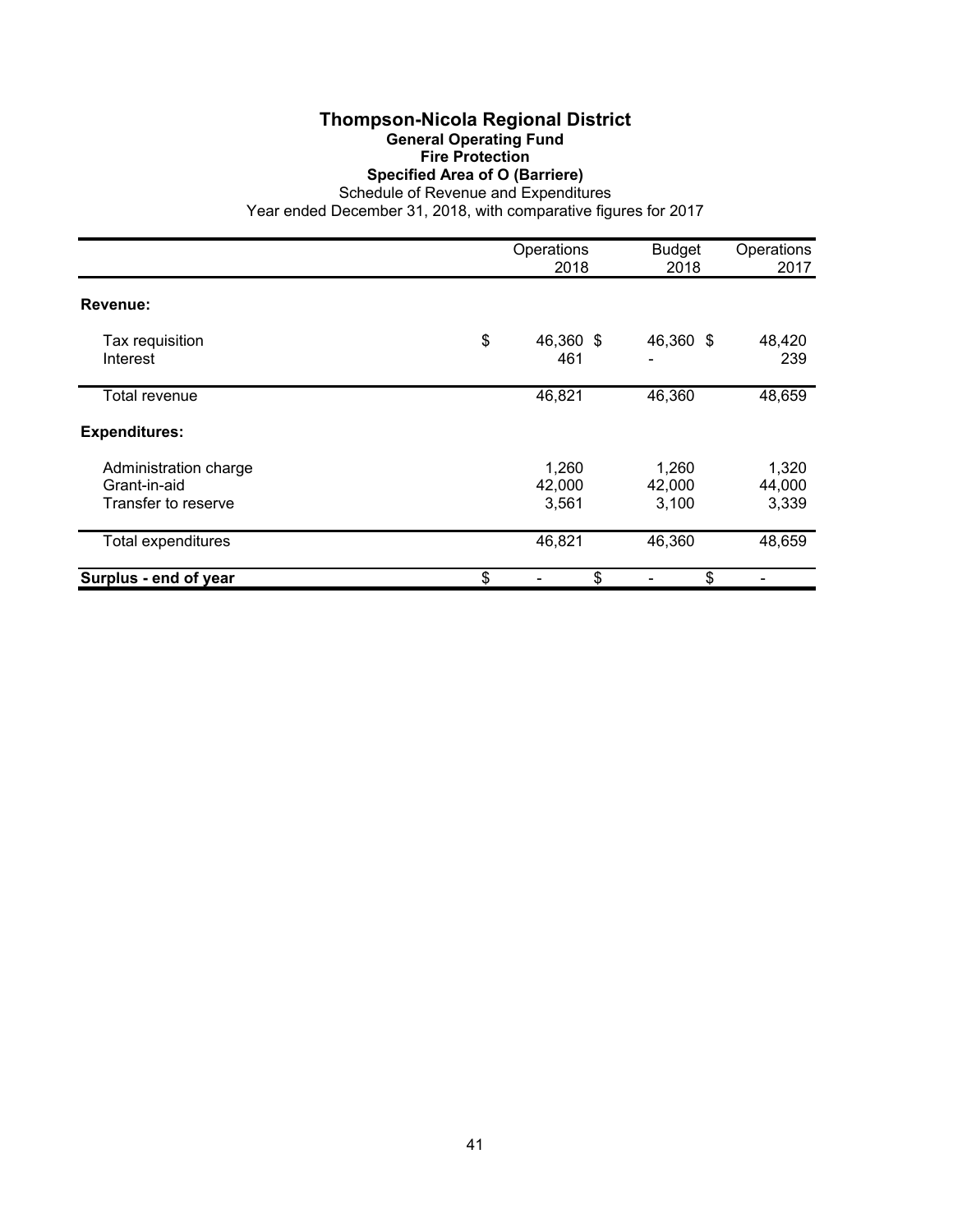# Thompson-Nicola Regional District

## General Operating Fund

### Fire Protection

### Specified Area of O (Barriere)

Schedule of Revenue and Expenditures

Year ended December 31, 2018, with comparative figures for 2017

| | Operations 2018 | Budget 2018 | Operations 2017 |
|---|---|---|---|
| **Revenue:** | | | |
| Tax requisition | $ 46,360 | $ 46,360 | $ 48,420 |
| Interest | 461 | - | 239 |
| Total revenue | 46,821 | 46,360 | 48,659 |
| **Expenditures:** | | | |
| Administration charge | 1,260 | 1,260 | 1,320 |
| Grant-in-aid | 42,000 | 42,000 | 44,000 |
| Transfer to reserve | 3,561 | 3,100 | 3,339 |
| Total expenditures | 46,821 | 46,360 | 48,659 |
| **Surplus - end of year** | $ - | $ - | $ - |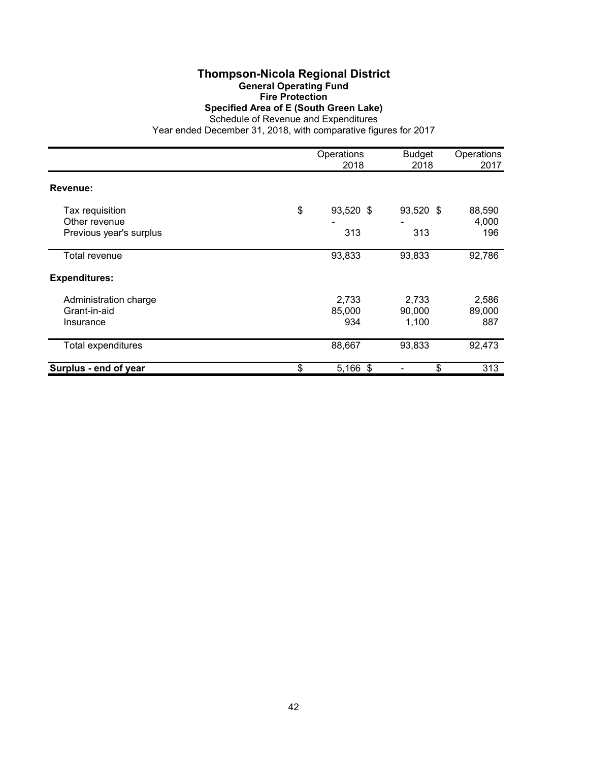# Thompson-Nicola Regional District

## General Operating Fund

### Fire Protection

### Specified Area of E (South Green Lake)

Schedule of Revenue and Expenditures

Year ended December 31, 2018, with comparative figures for 2017

| | Operations 2018 | Budget 2018 | Operations 2017 |
|---|---|---|---|
| **Revenue:** | | | |
| Tax requisition | $ 93,520 | $ 93,520 | $ 88,590 |
| Other revenue | - | - | 4,000 |
| Previous year's surplus | 313 | 313 | 196 |
| Total revenue | 93,833 | 93,833 | 92,786 |
| **Expenditures:** | | | |
| Administration charge | 2,733 | 2,733 | 2,586 |
| Grant-in-aid | 85,000 | 90,000 | 89,000 |
| Insurance | 934 | 1,100 | 887 |
| Total expenditures | 88,667 | 93,833 | 92,473 |
| **Surplus - end of year** | $ 5,166 | $ - | $ 313 |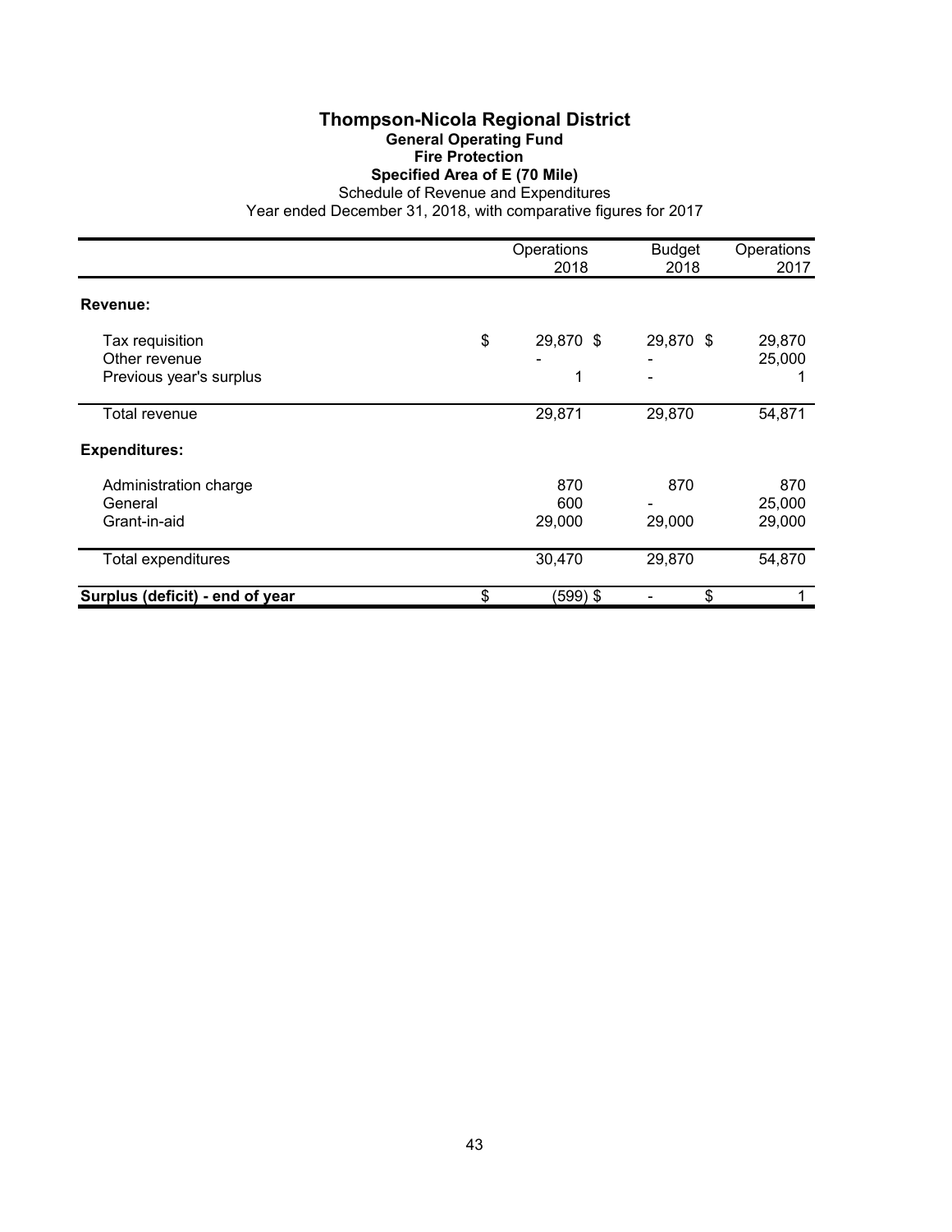# Thompson-Nicola Regional District

## General Operating Fund

### Fire Protection

### Specified Area of E (70 Mile)

Schedule of Revenue and Expenditures

Year ended December 31, 2018, with comparative figures for 2017

| | Operations 2018 | Budget 2018 | Operations 2017 |
|---|---|---|---|
| **Revenue:** | | | |
| Tax requisition | $ 29,870 | $ 29,870 | $ 29,870 |
| Other revenue | - | - | 25,000 |
| Previous year's surplus | 1 | - | 1 |
| Total revenue | 29,871 | 29,870 | 54,871 |
| **Expenditures:** | | | |
| Administration charge | 870 | 870 | 870 |
| General | 600 | - | 25,000 |
| Grant-in-aid | 29,000 | 29,000 | 29,000 |
| Total expenditures | 30,470 | 29,870 | 54,870 |
| **Surplus (deficit) - end of year** | $ (599) | $ - | $ 1 |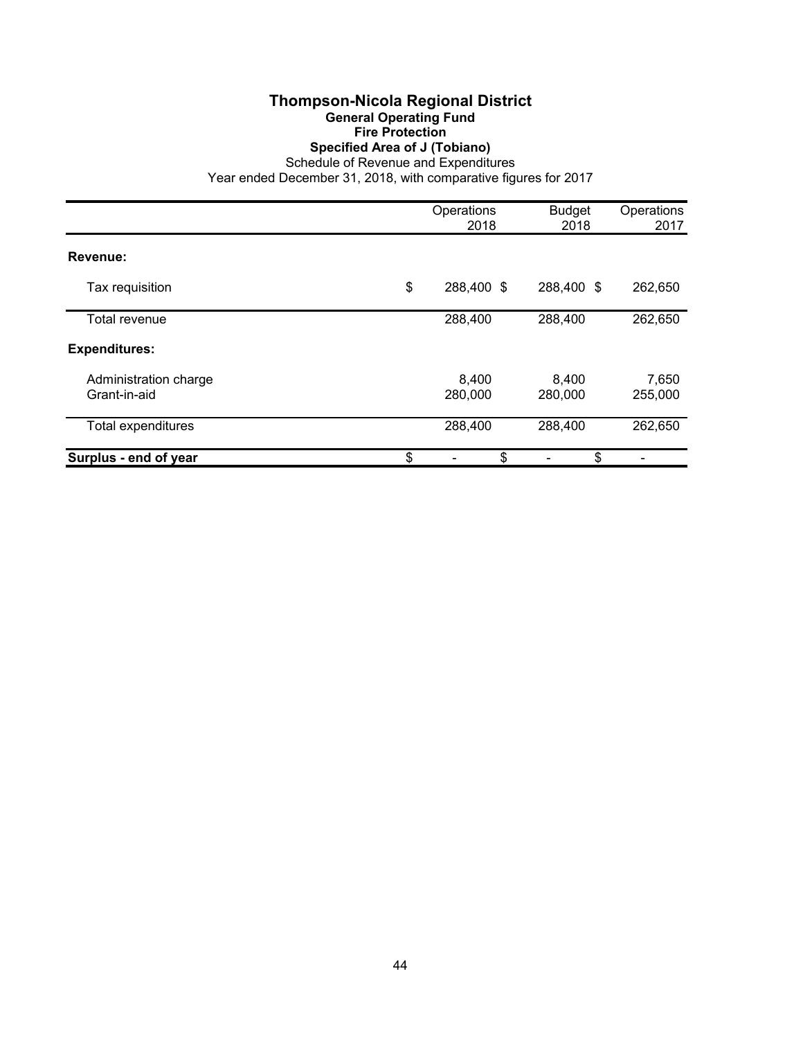# Thompson-Nicola Regional District

## General Operating Fund

## Fire Protection

## Specified Area of J (Tobiano)

Schedule of Revenue and Expenditures

Year ended December 31, 2018, with comparative figures for 2017

| | Operations 2018 | Budget 2018 | Operations 2017 |
|---|---|---|---|
| **Revenue:** | | | |
| Tax requisition | $ 288,400 | $ 288,400 | $ 262,650 |
| Total revenue | 288,400 | 288,400 | 262,650 |
| **Expenditures:** | | | |
| Administration charge | 8,400 | 8,400 | 7,650 |
| Grant-in-aid | 280,000 | 280,000 | 255,000 |
| Total expenditures | 288,400 | 288,400 | 262,650 |
| **Surplus - end of year** | $ - | $ - | $ - |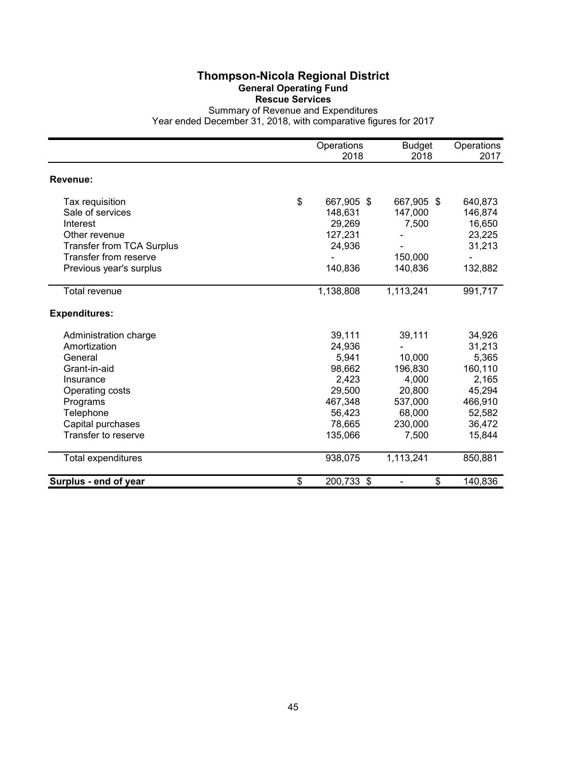# Thompson-Nicola Regional District

## General Operating Fund

### Rescue Services

Summary of Revenue and Expenditures

Year ended December 31, 2018, with comparative figures for 2017

| | Operations 2018 | Budget 2018 | Operations 2017 |
|---|---|---|---|
| **Revenue:** | | | |
| Tax requisition | $ 667,905 | $ 667,905 | $ 640,873 |
| Sale of services | 148,631 | 147,000 | 146,874 |
| Interest | 29,269 | 7,500 | 16,650 |
| Other revenue | 127,231 | - | 23,225 |
| Transfer from TCA Surplus | 24,936 | - | 31,213 |
| Transfer from reserve | - | 150,000 | - |
| Previous year's surplus | 140,836 | 140,836 | 132,882 |
| Total revenue | 1,138,808 | 1,113,241 | 991,717 |
| **Expenditures:** | | | |
| Administration charge | 39,111 | 39,111 | 34,926 |
| Amortization | 24,936 | - | 31,213 |
| General | 5,941 | 10,000 | 5,365 |
| Grant-in-aid | 98,662 | 196,830 | 160,110 |
| Insurance | 2,423 | 4,000 | 2,165 |
| Operating costs | 29,500 | 20,800 | 45,294 |
| Programs | 467,348 | 537,000 | 466,910 |
| Telephone | 56,423 | 68,000 | 52,582 |
| Capital purchases | 78,665 | 230,000 | 36,472 |
| Transfer to reserve | 135,066 | 7,500 | 15,844 |
| Total expenditures | 938,075 | 1,113,241 | 850,881 |
| **Surplus - end of year** | $ 200,733 | $ - | $ 140,836 |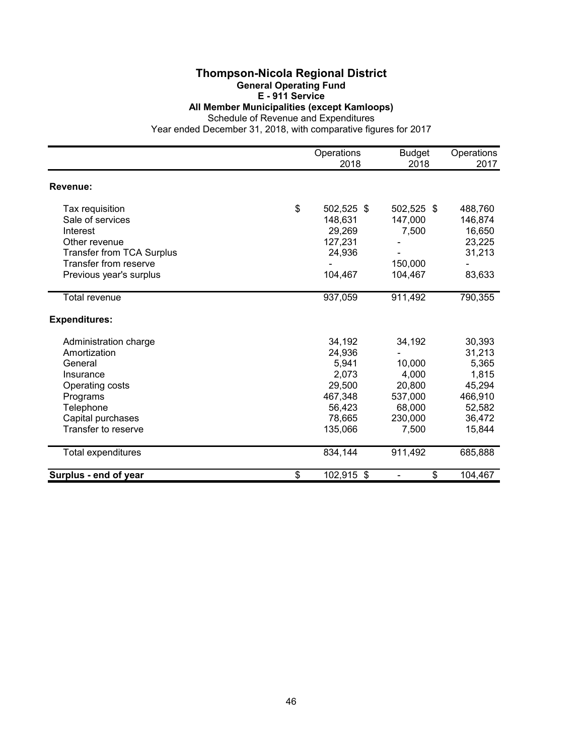# Thompson-Nicola Regional District

## General Operating Fund

### E - 911 Service

### All Member Municipalities (except Kamloops)

Schedule of Revenue and Expenditures

Year ended December 31, 2018, with comparative figures for 2017

| | Operations 2018 | Budget 2018 | Operations 2017 |
|---|---|---|---|
| **Revenue:** | | | |
| Tax requisition | $ 502,525 | $ 502,525 | $ 488,760 |
| Sale of services | 148,631 | 147,000 | 146,874 |
| Interest | 29,269 | 7,500 | 16,650 |
| Other revenue | 127,231 | - | 23,225 |
| Transfer from TCA Surplus | 24,936 | - | 31,213 |
| Transfer from reserve | - | 150,000 | - |
| Previous year's surplus | 104,467 | 104,467 | 83,633 |
| Total revenue | 937,059 | 911,492 | 790,355 |
| **Expenditures:** | | | |
| Administration charge | 34,192 | 34,192 | 30,393 |
| Amortization | 24,936 | - | 31,213 |
| General | 5,941 | 10,000 | 5,365 |
| Insurance | 2,073 | 4,000 | 1,815 |
| Operating costs | 29,500 | 20,800 | 45,294 |
| Programs | 467,348 | 537,000 | 466,910 |
| Telephone | 56,423 | 68,000 | 52,582 |
| Capital purchases | 78,665 | 230,000 | 36,472 |
| Transfer to reserve | 135,066 | 7,500 | 15,844 |
| Total expenditures | 834,144 | 911,492 | 685,888 |
| **Surplus - end of year** | $ 102,915 | $ - | $ 104,467 |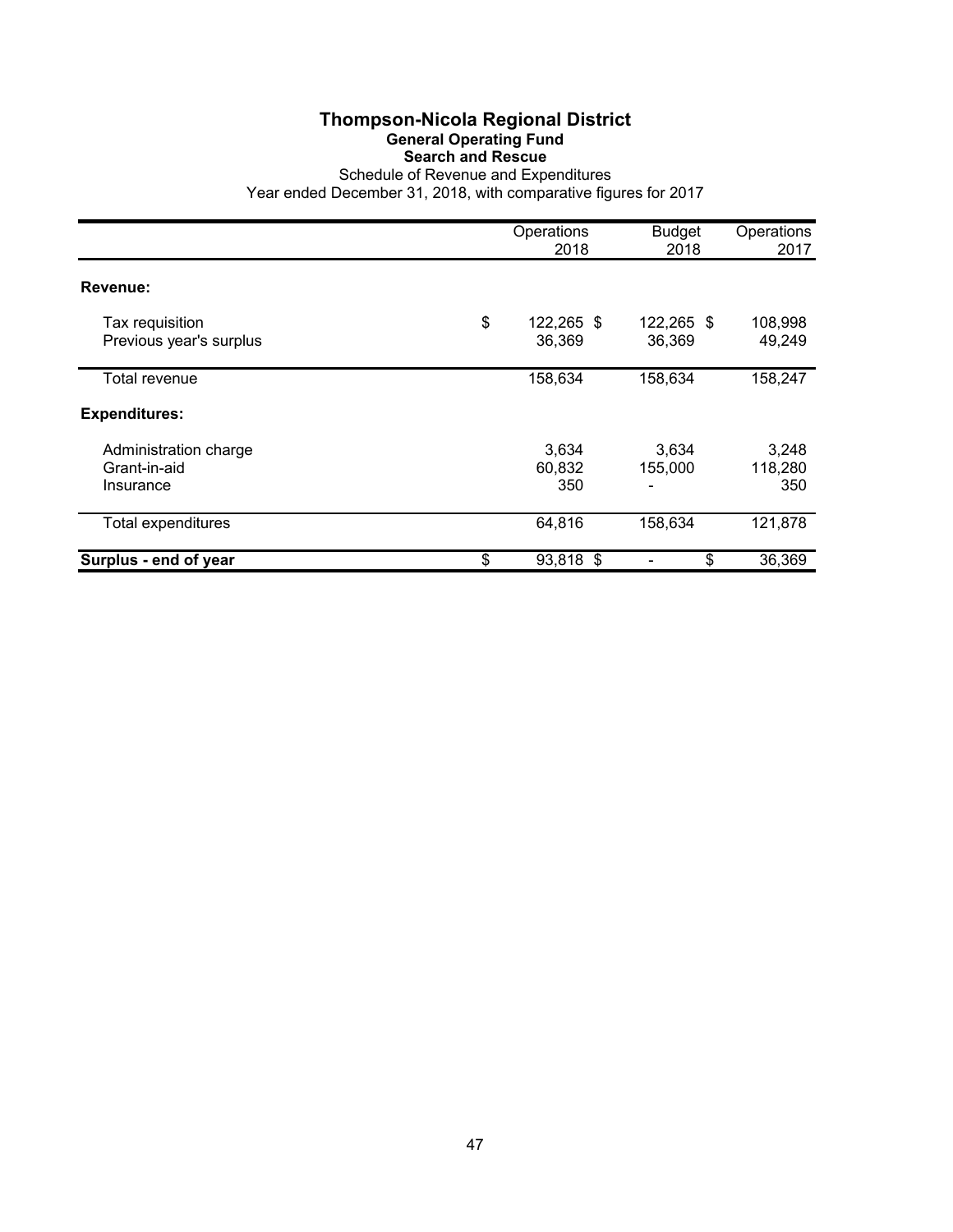# Thompson-Nicola Regional District

## General Operating Fund

### Search and Rescue

Schedule of Revenue and Expenditures

Year ended December 31, 2018, with comparative figures for 2017

| | Operations 2018 | Budget 2018 | Operations 2017 |
|---|---|---|---|
| **Revenue:** | | | |
| Tax requisition | $ 122,265 | $ 122,265 | $ 108,998 |
| Previous year's surplus | 36,369 | 36,369 | 49,249 |
| Total revenue | 158,634 | 158,634 | 158,247 |
| **Expenditures:** | | | |
| Administration charge | 3,634 | 3,634 | 3,248 |
| Grant-in-aid | 60,832 | 155,000 | 118,280 |
| Insurance | 350 | - | 350 |
| Total expenditures | 64,816 | 158,634 | 121,878 |
| **Surplus - end of year** | $ 93,818 | $ - | $ 36,369 |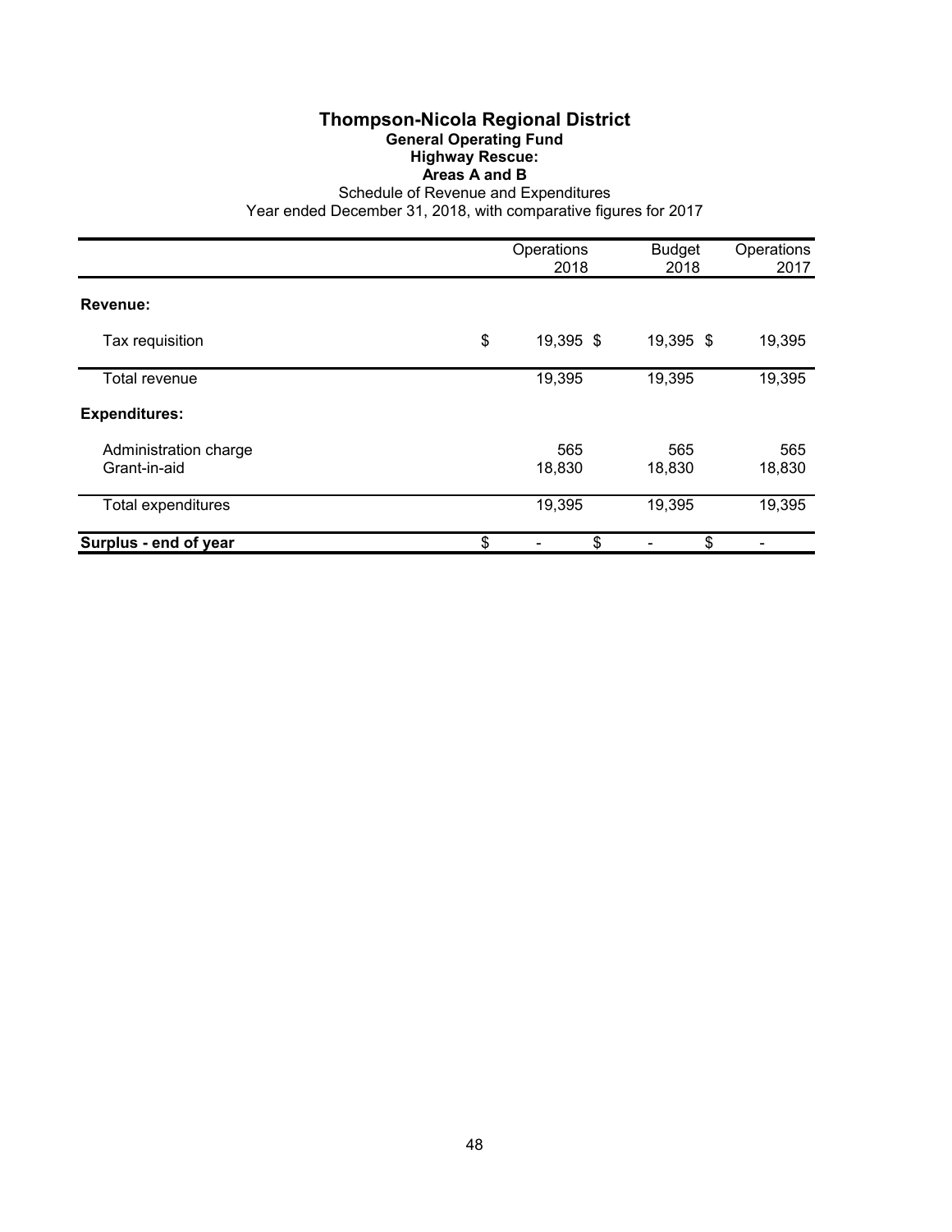# Thompson-Nicola Regional District

## General Operating Fund

### Highway Rescue:

### Areas A and B

Schedule of Revenue and Expenditures

Year ended December 31, 2018, with comparative figures for 2017

| | Operations 2018 | Budget 2018 | Operations 2017 |
|---|---|---|---|
| **Revenue:** | | | |
| Tax requisition | $ 19,395 | $ 19,395 | $ 19,395 |
| Total revenue | 19,395 | 19,395 | 19,395 |
| **Expenditures:** | | | |
| Administration charge | 565 | 565 | 565 |
| Grant-in-aid | 18,830 | 18,830 | 18,830 |
| Total expenditures | 19,395 | 19,395 | 19,395 |
| **Surplus - end of year** | $ - | $ - | $ - |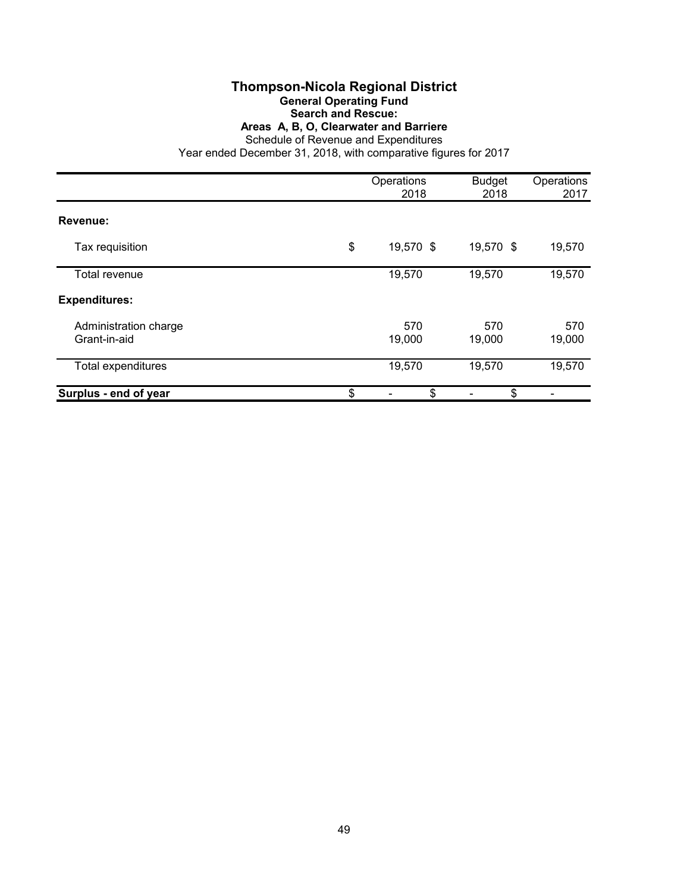# Thompson-Nicola Regional District

## General Operating Fund

### Search and Rescue:

### Areas A, B, O, Clearwater and Barriere

Schedule of Revenue and Expenditures

Year ended December 31, 2018, with comparative figures for 2017

| | Operations 2018 | Budget 2018 | Operations 2017 |
|---|---|---|---|
| **Revenue:** | | | |
| Tax requisition | $ 19,570 | $ 19,570 | $ 19,570 |
| Total revenue | 19,570 | 19,570 | 19,570 |
| **Expenditures:** | | | |
| Administration charge | 570 | 570 | 570 |
| Grant-in-aid | 19,000 | 19,000 | 19,000 |
| Total expenditures | 19,570 | 19,570 | 19,570 |
| **Surplus - end of year** | $ - | $ - | $ - |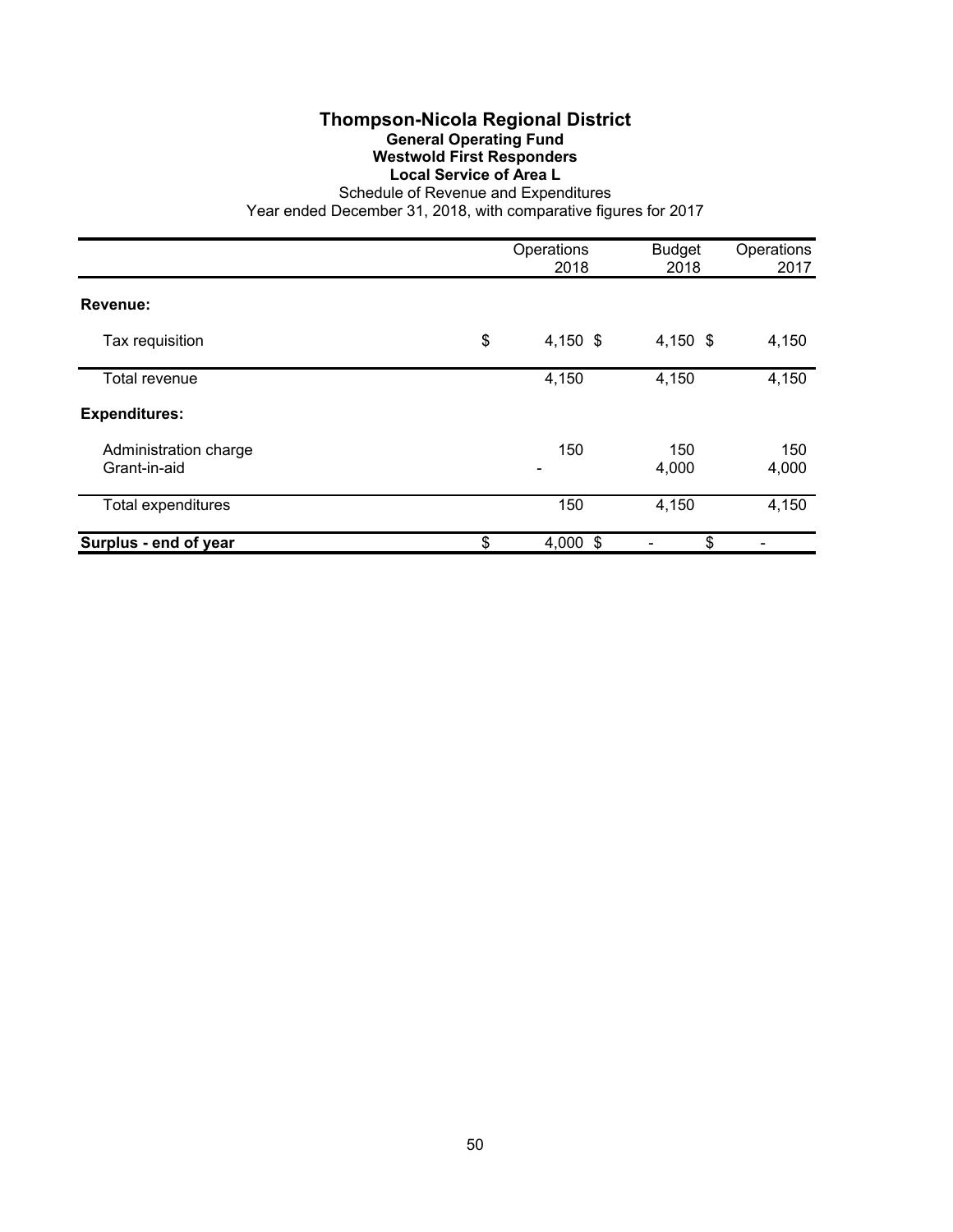# Thompson-Nicola Regional District

**General Operating Fund**

**Westwold First Responders**

**Local Service of Area L**

Schedule of Revenue and Expenditures

Year ended December 31, 2018, with comparative figures for 2017

| | Operations 2018 | Budget 2018 | Operations 2017 |
|---|---|---|---|
| **Revenue:** | | | |
| Tax requisition | $ 4,150 | $ 4,150 | $ 4,150 |
| Total revenue | 4,150 | 4,150 | 4,150 |
| **Expenditures:** | | | |
| Administration charge | 150 | 150 | 150 |
| Grant-in-aid | - | 4,000 | 4,000 |
| Total expenditures | 150 | 4,150 | 4,150 |
| **Surplus - end of year** | $ 4,000 | $ - | $ - |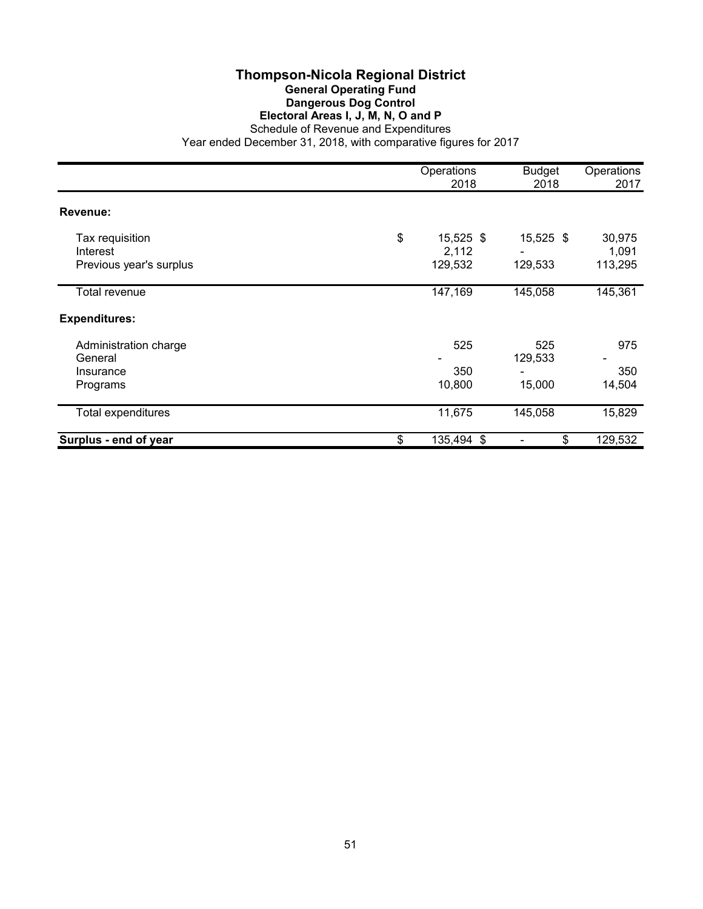# Thompson-Nicola Regional District

## General Operating Fund

### Dangerous Dog Control

### Electoral Areas I, J, M, N, O and P

Schedule of Revenue and Expenditures

Year ended December 31, 2018, with comparative figures for 2017

| | Operations 2018 | Budget 2018 | Operations 2017 |
|---|---|---|---|
| **Revenue:** | | | |
| Tax requisition | $ 15,525 | $ 15,525 | $ 30,975 |
| Interest | 2,112 | - | 1,091 |
| Previous year's surplus | 129,532 | 129,533 | 113,295 |
| Total revenue | 147,169 | 145,058 | 145,361 |
| **Expenditures:** | | | |
| Administration charge | 525 | 525 | 975 |
| General | - | 129,533 | - |
| Insurance | 350 | - | 350 |
| Programs | 10,800 | 15,000 | 14,504 |
| Total expenditures | 11,675 | 145,058 | 15,829 |
| **Surplus - end of year** | $ 135,494 | $ - | $ 129,532 |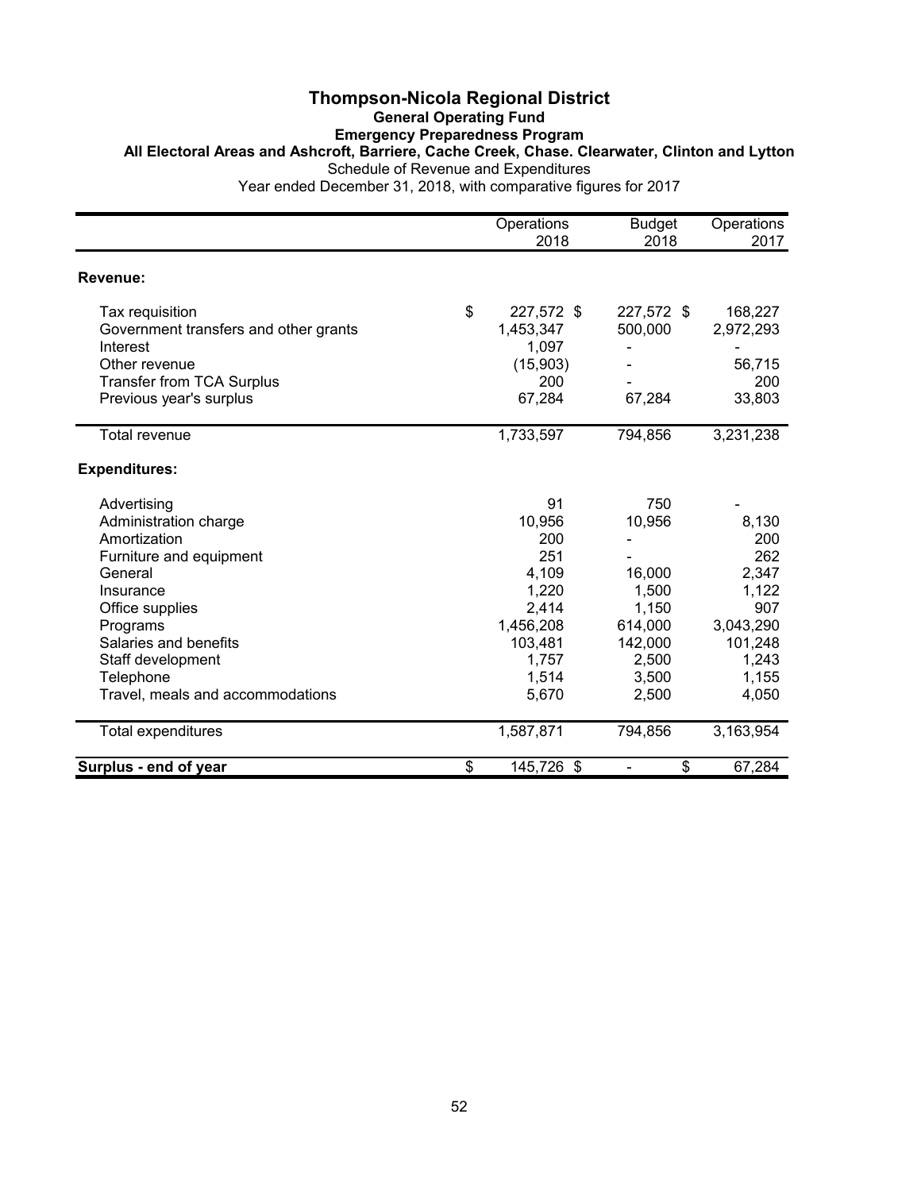# Thompson-Nicola Regional District

## General Operating Fund

### Emergency Preparedness Program

### All Electoral Areas and Ashcroft, Barriere, Cache Creek, Chase. Clearwater, Clinton and Lytton

Schedule of Revenue and Expenditures

Year ended December 31, 2018, with comparative figures for 2017

| | Operations 2018 | Budget 2018 | Operations 2017 |
|---|---|---|---|
| **Revenue:** | | | |
| Tax requisition | $ 227,572 | $ 227,572 | $ 168,227 |
| Government transfers and other grants | 1,453,347 | 500,000 | 2,972,293 |
| Interest | 1,097 | - | - |
| Other revenue | (15,903) | - | 56,715 |
| Transfer from TCA Surplus | 200 | - | 200 |
| Previous year's surplus | 67,284 | 67,284 | 33,803 |
| Total revenue | 1,733,597 | 794,856 | 3,231,238 |
| **Expenditures:** | | | |
| Advertising | 91 | 750 | - |
| Administration charge | 10,956 | 10,956 | 8,130 |
| Amortization | 200 | - | 200 |
| Furniture and equipment | 251 | - | 262 |
| General | 4,109 | 16,000 | 2,347 |
| Insurance | 1,220 | 1,500 | 1,122 |
| Office supplies | 2,414 | 1,150 | 907 |
| Programs | 1,456,208 | 614,000 | 3,043,290 |
| Salaries and benefits | 103,481 | 142,000 | 101,248 |
| Staff development | 1,757 | 2,500 | 1,243 |
| Telephone | 1,514 | 3,500 | 1,155 |
| Travel, meals and accommodations | 5,670 | 2,500 | 4,050 |
| Total expenditures | 1,587,871 | 794,856 | 3,163,954 |
| **Surplus - end of year** | $ 145,726 | $ - | $ 67,284 |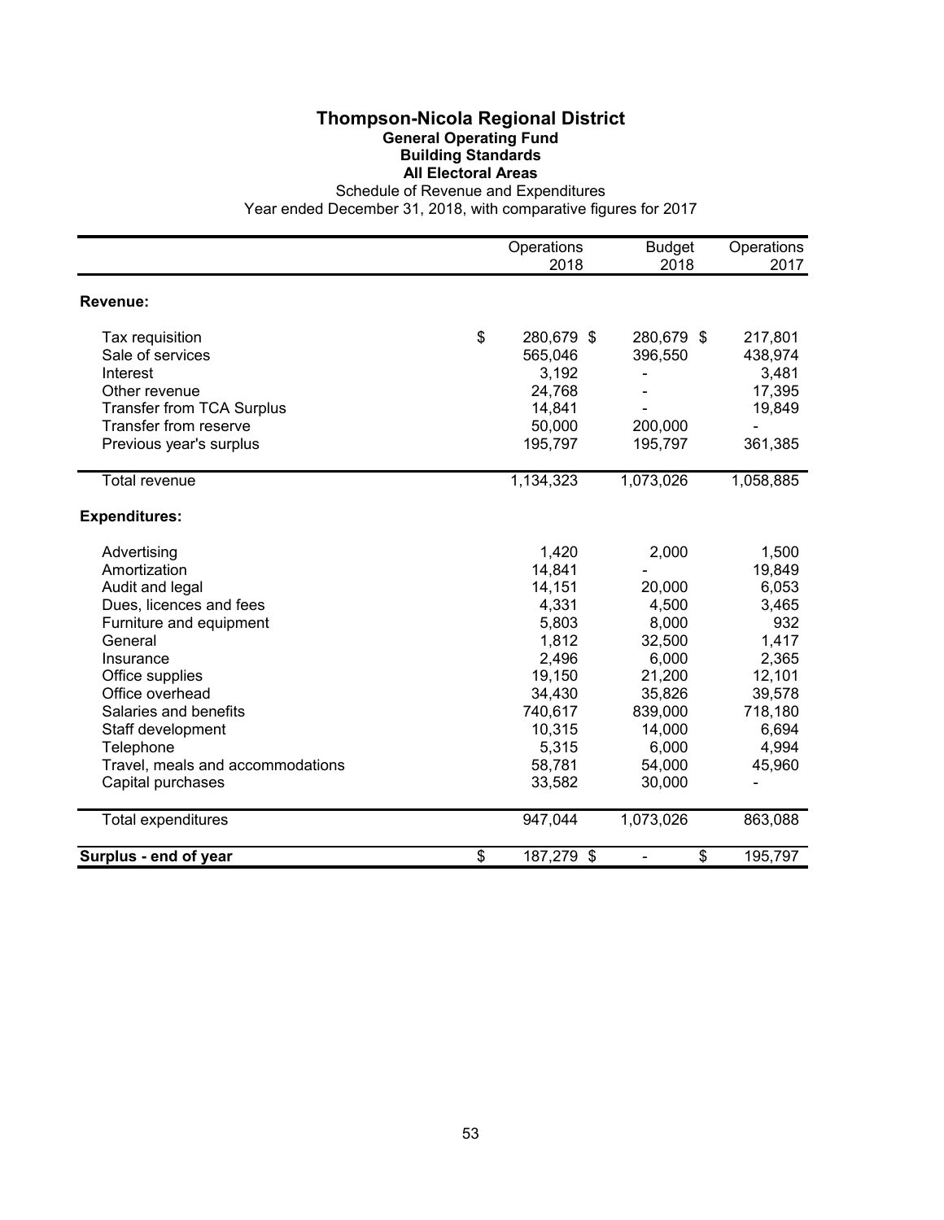# Thompson-Nicola Regional District

## General Operating Fund

### Building Standards

### All Electoral Areas

Schedule of Revenue and Expenditures

Year ended December 31, 2018, with comparative figures for 2017

| | Operations 2018 | Budget 2018 | Operations 2017 |
|---|---|---|---|
| **Revenue:** | | | |
| Tax requisition | $ 280,679 | $ 280,679 | $ 217,801 |
| Sale of services | 565,046 | 396,550 | 438,974 |
| Interest | 3,192 | - | 3,481 |
| Other revenue | 24,768 | - | 17,395 |
| Transfer from TCA Surplus | 14,841 | - | 19,849 |
| Transfer from reserve | 50,000 | 200,000 | - |
| Previous year's surplus | 195,797 | 195,797 | 361,385 |
| Total revenue | 1,134,323 | 1,073,026 | 1,058,885 |
| **Expenditures:** | | | |
| Advertising | 1,420 | 2,000 | 1,500 |
| Amortization | 14,841 | - | 19,849 |
| Audit and legal | 14,151 | 20,000 | 6,053 |
| Dues, licences and fees | 4,331 | 4,500 | 3,465 |
| Furniture and equipment | 5,803 | 8,000 | 932 |
| General | 1,812 | 32,500 | 1,417 |
| Insurance | 2,496 | 6,000 | 2,365 |
| Office supplies | 19,150 | 21,200 | 12,101 |
| Office overhead | 34,430 | 35,826 | 39,578 |
| Salaries and benefits | 740,617 | 839,000 | 718,180 |
| Staff development | 10,315 | 14,000 | 6,694 |
| Telephone | 5,315 | 6,000 | 4,994 |
| Travel, meals and accommodations | 58,781 | 54,000 | 45,960 |
| Capital purchases | 33,582 | 30,000 | - |
| Total expenditures | 947,044 | 1,073,026 | 863,088 |
| **Surplus - end of year** | $ 187,279 | $ - | $ 195,797 |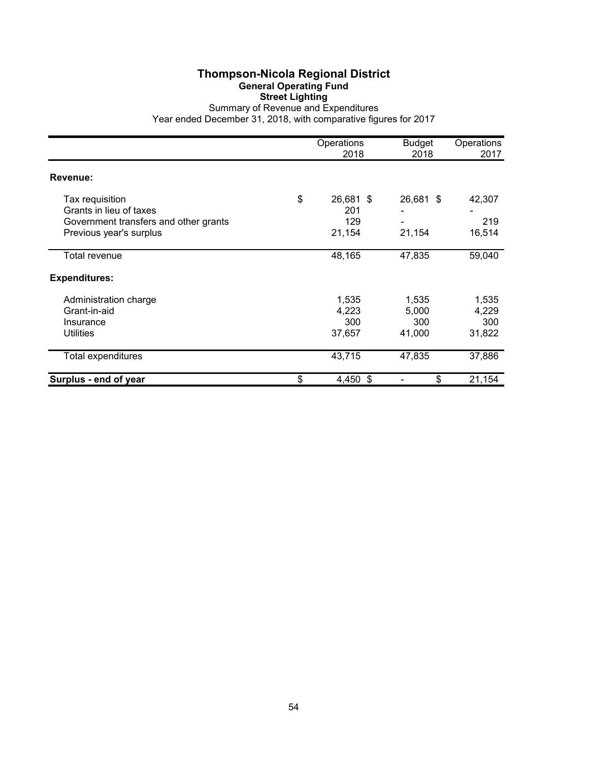# Thompson-Nicola Regional District

## General Operating Fund

### Street Lighting

Summary of Revenue and Expenditures

Year ended December 31, 2018, with comparative figures for 2017

| | Operations 2018 | Budget 2018 | Operations 2017 |
|---|---|---|---|
| **Revenue:** | | | |
| Tax requisition | $ 26,681 | $ 26,681 | $ 42,307 |
| Grants in lieu of taxes | 201 | - | - |
| Government transfers and other grants | 129 | - | 219 |
| Previous year's surplus | 21,154 | 21,154 | 16,514 |
| Total revenue | 48,165 | 47,835 | 59,040 |
| **Expenditures:** | | | |
| Administration charge | 1,535 | 1,535 | 1,535 |
| Grant-in-aid | 4,223 | 5,000 | 4,229 |
| Insurance | 300 | 300 | 300 |
| Utilities | 37,657 | 41,000 | 31,822 |
| Total expenditures | 43,715 | 47,835 | 37,886 |
| **Surplus - end of year** | $ 4,450 | $ - | $ 21,154 |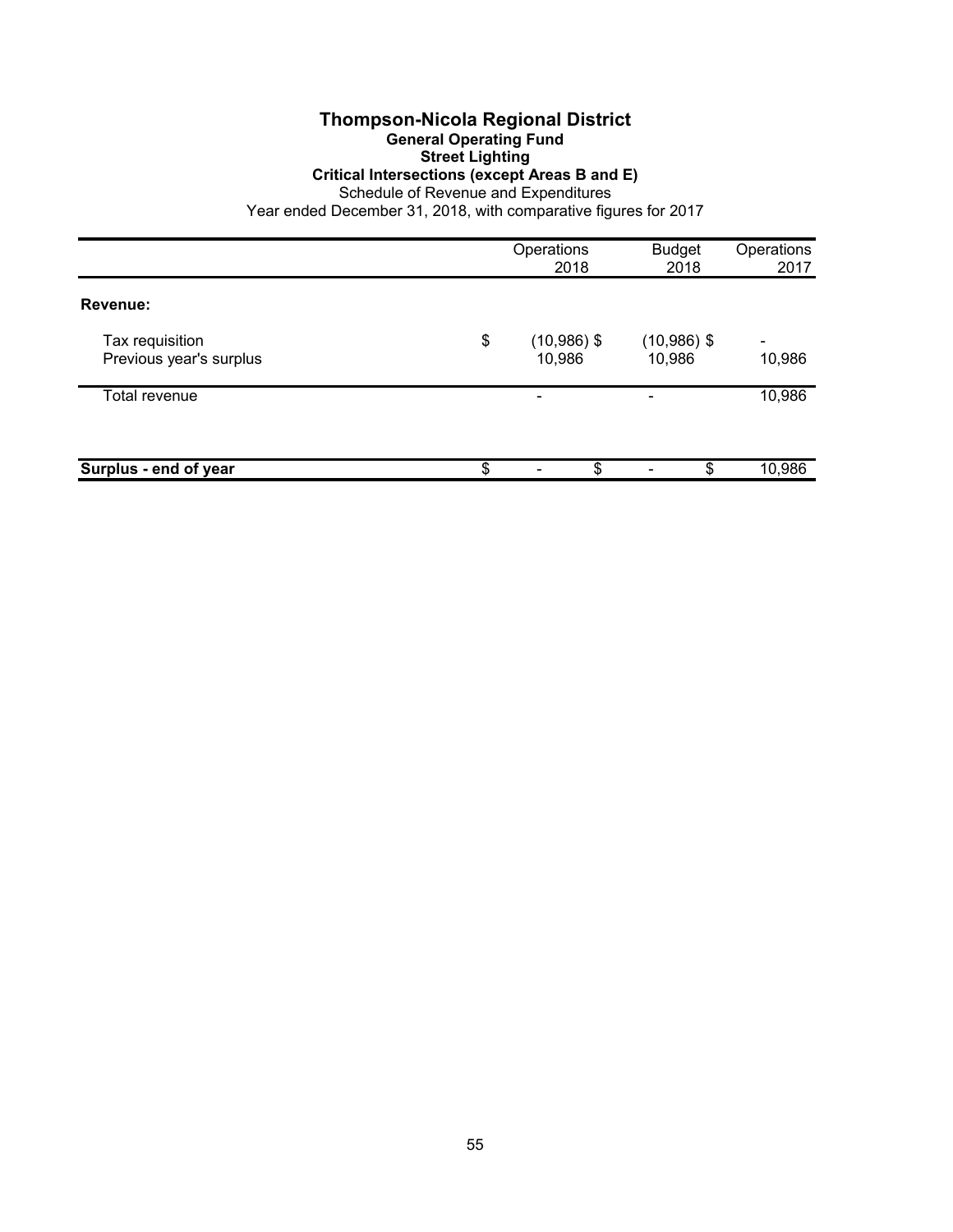# Thompson-Nicola Regional District

## General Operating Fund

### Street Lighting

### Critical Intersections (except Areas B and E)

Schedule of Revenue and Expenditures

Year ended December 31, 2018, with comparative figures for 2017

| | Operations 2018 | Budget 2018 | Operations 2017 |
|---|---|---|---|
| **Revenue:** | | | |
| Tax requisition | $ (10,986) | $ (10,986) | $ - |
| Previous year's surplus | 10,986 | 10,986 | 10,986 |
| Total revenue | - | - | 10,986 |
| **Surplus - end of year** | $ - | $ - | $ 10,986 |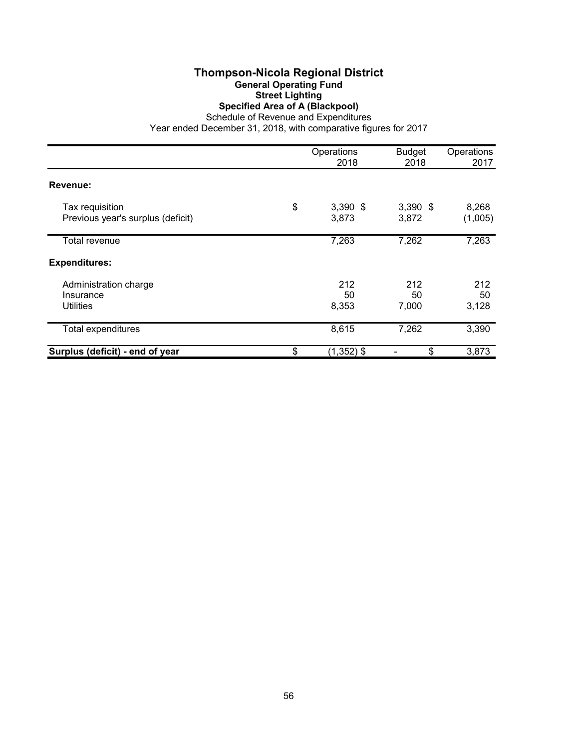# Thompson-Nicola Regional District

## General Operating Fund

### Street Lighting

### Specified Area of A (Blackpool)

Schedule of Revenue and Expenditures

Year ended December 31, 2018, with comparative figures for 2017

| | Operations 2018 | Budget 2018 | Operations 2017 |
|---|---|---|---|
| **Revenue:** | | | |
| Tax requisition | $ 3,390 | $ 3,390 | $ 8,268 |
| Previous year's surplus (deficit) | 3,873 | 3,872 | (1,005) |
| Total revenue | 7,263 | 7,262 | 7,263 |
| **Expenditures:** | | | |
| Administration charge | 212 | 212 | 212 |
| Insurance | 50 | 50 | 50 |
| Utilities | 8,353 | 7,000 | 3,128 |
| Total expenditures | 8,615 | 7,262 | 3,390 |
| **Surplus (deficit) - end of year** | $ (1,352) | $ - | $ 3,873 |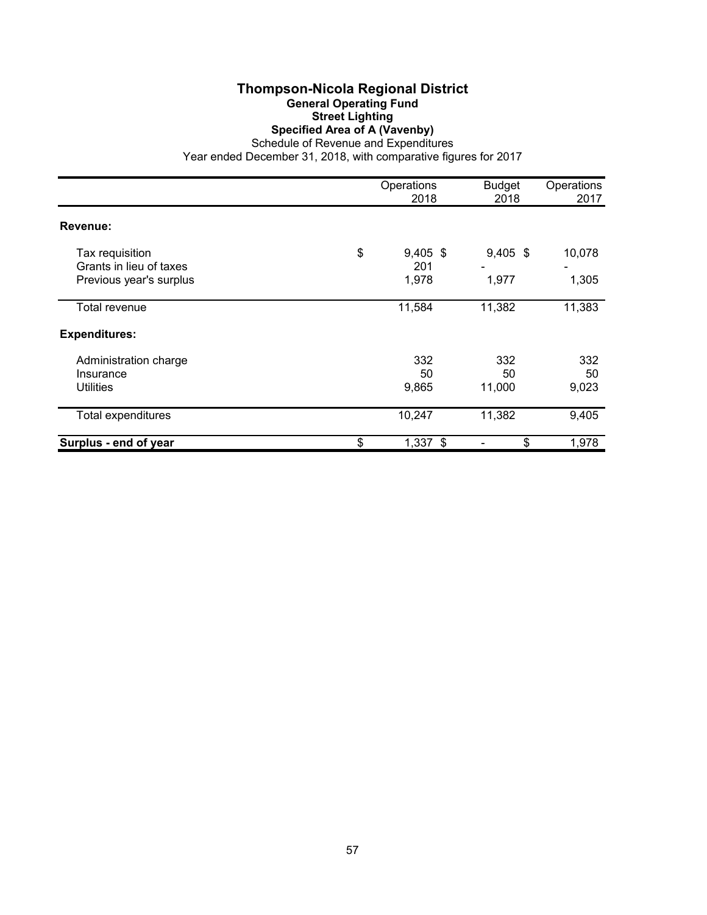# Thompson-Nicola Regional District

## General Operating Fund

### Street Lighting

### Specified Area of A (Vavenby)

Schedule of Revenue and Expenditures

Year ended December 31, 2018, with comparative figures for 2017

| | Operations 2018 | Budget 2018 | Operations 2017 |
|---|---|---|---|
| **Revenue:** | | | |
| Tax requisition | $ 9,405 | $ 9,405 | $ 10,078 |
| Grants in lieu of taxes | 201 | - | - |
| Previous year's surplus | 1,978 | 1,977 | 1,305 |
| Total revenue | 11,584 | 11,382 | 11,383 |
| **Expenditures:** | | | |
| Administration charge | 332 | 332 | 332 |
| Insurance | 50 | 50 | 50 |
| Utilities | 9,865 | 11,000 | 9,023 |
| Total expenditures | 10,247 | 11,382 | 9,405 |
| **Surplus - end of year** | $ 1,337 | $ - | $ 1,978 |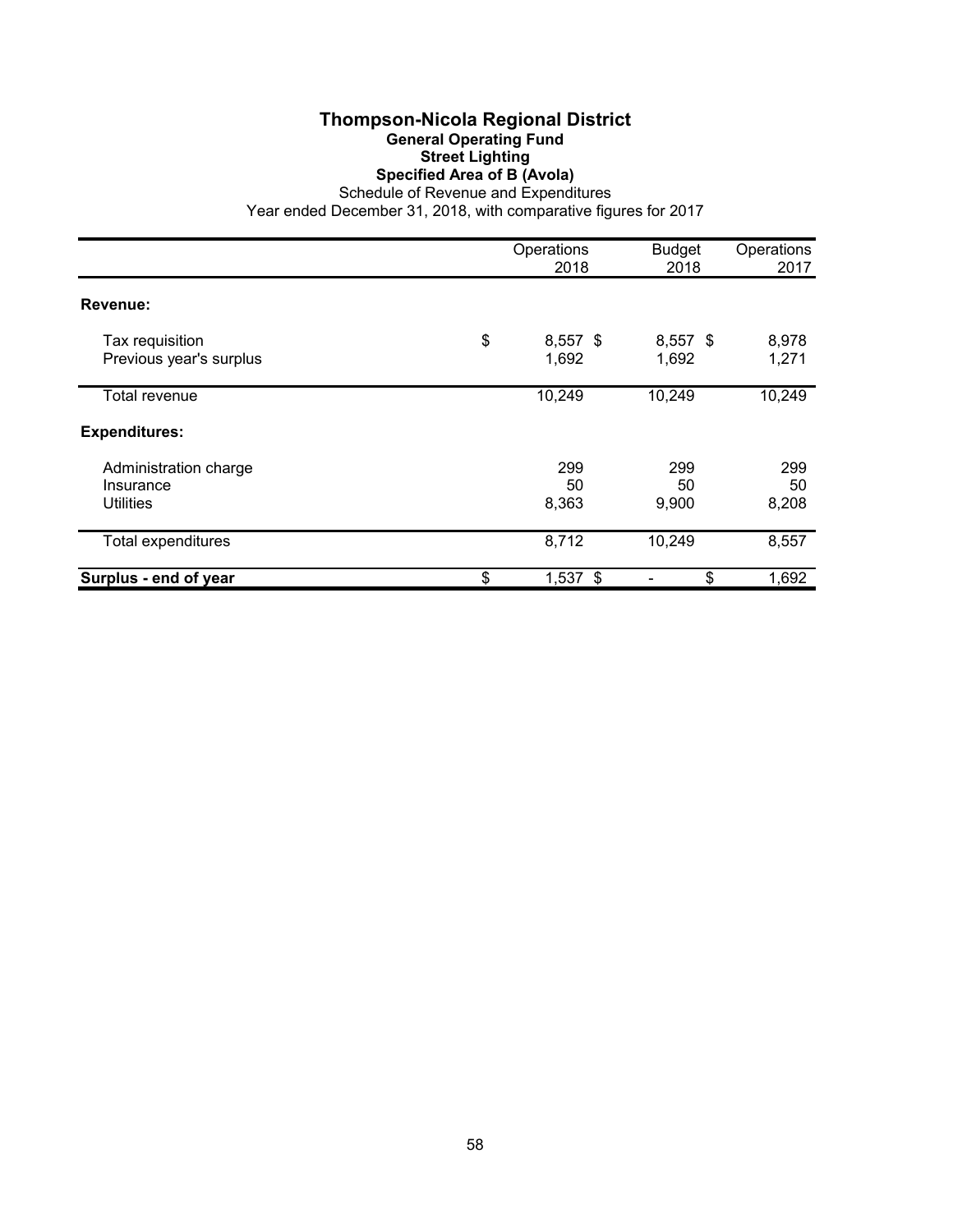# Thompson-Nicola Regional District

## General Operating Fund

### Street Lighting

### Specified Area of B (Avola)

Schedule of Revenue and Expenditures

Year ended December 31, 2018, with comparative figures for 2017

| | Operations 2018 | Budget 2018 | Operations 2017 |
|---|---|---|---|
| **Revenue:** | | | |
| Tax requisition | $ 8,557 | $ 8,557 | $ 8,978 |
| Previous year's surplus | 1,692 | 1,692 | 1,271 |
| Total revenue | 10,249 | 10,249 | 10,249 |
| **Expenditures:** | | | |
| Administration charge | 299 | 299 | 299 |
| Insurance | 50 | 50 | 50 |
| Utilities | 8,363 | 9,900 | 8,208 |
| Total expenditures | 8,712 | 10,249 | 8,557 |
| **Surplus - end of year** | $ 1,537 | $ - | $ 1,692 |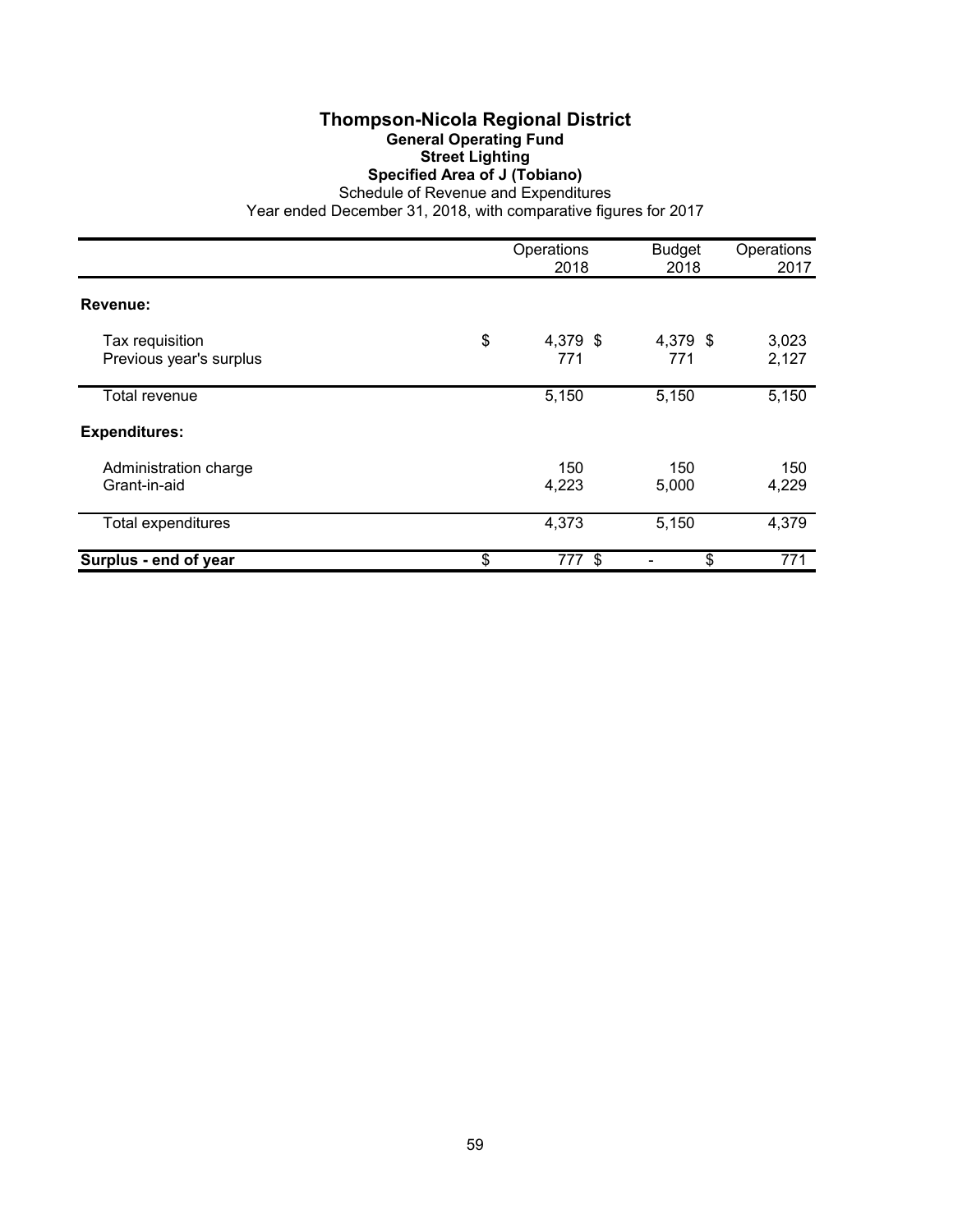# Thompson-Nicola Regional District

## General Operating Fund

### Street Lighting

### Specified Area of J (Tobiano)

Schedule of Revenue and Expenditures

Year ended December 31, 2018, with comparative figures for 2017

| | Operations 2018 | Budget 2018 | Operations 2017 |
|---|---|---|---|
| **Revenue:** | | | |
| Tax requisition | $ 4,379 | $ 4,379 | $ 3,023 |
| Previous year's surplus | 771 | 771 | 2,127 |
| Total revenue | 5,150 | 5,150 | 5,150 |
| **Expenditures:** | | | |
| Administration charge | 150 | 150 | 150 |
| Grant-in-aid | 4,223 | 5,000 | 4,229 |
| Total expenditures | 4,373 | 5,150 | 4,379 |
| **Surplus - end of year** | $ 777 | $ - | $ 771 |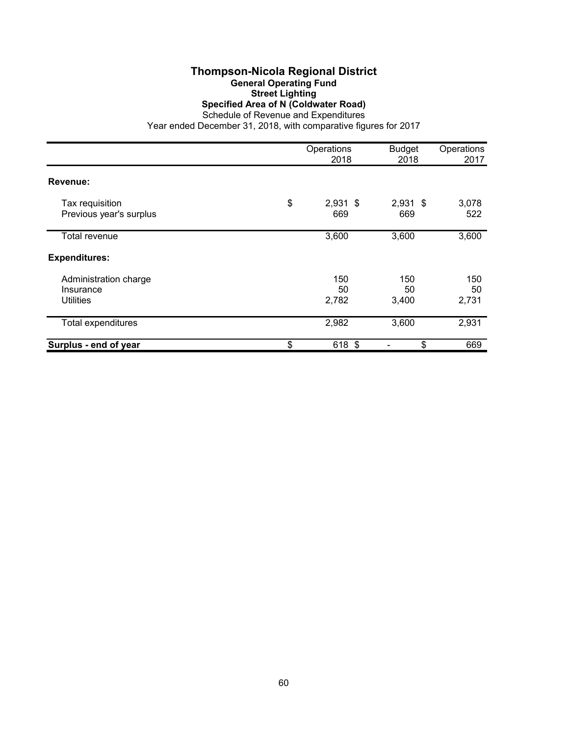# Thompson-Nicola Regional District

## General Operating Fund

### Street Lighting

### Specified Area of N (Coldwater Road)

Schedule of Revenue and Expenditures

Year ended December 31, 2018, with comparative figures for 2017

| | Operations 2018 | Budget 2018 | Operations 2017 |
|---|---|---|---|
| **Revenue:** | | | |
| Tax requisition | $ 2,931 | $ 2,931 | $ 3,078 |
| Previous year's surplus | 669 | 669 | 522 |
| Total revenue | 3,600 | 3,600 | 3,600 |
| **Expenditures:** | | | |
| Administration charge | 150 | 150 | 150 |
| Insurance | 50 | 50 | 50 |
| Utilities | 2,782 | 3,400 | 2,731 |
| Total expenditures | 2,982 | 3,600 | 2,931 |
| **Surplus - end of year** | $ 618 | $ - | $ 669 |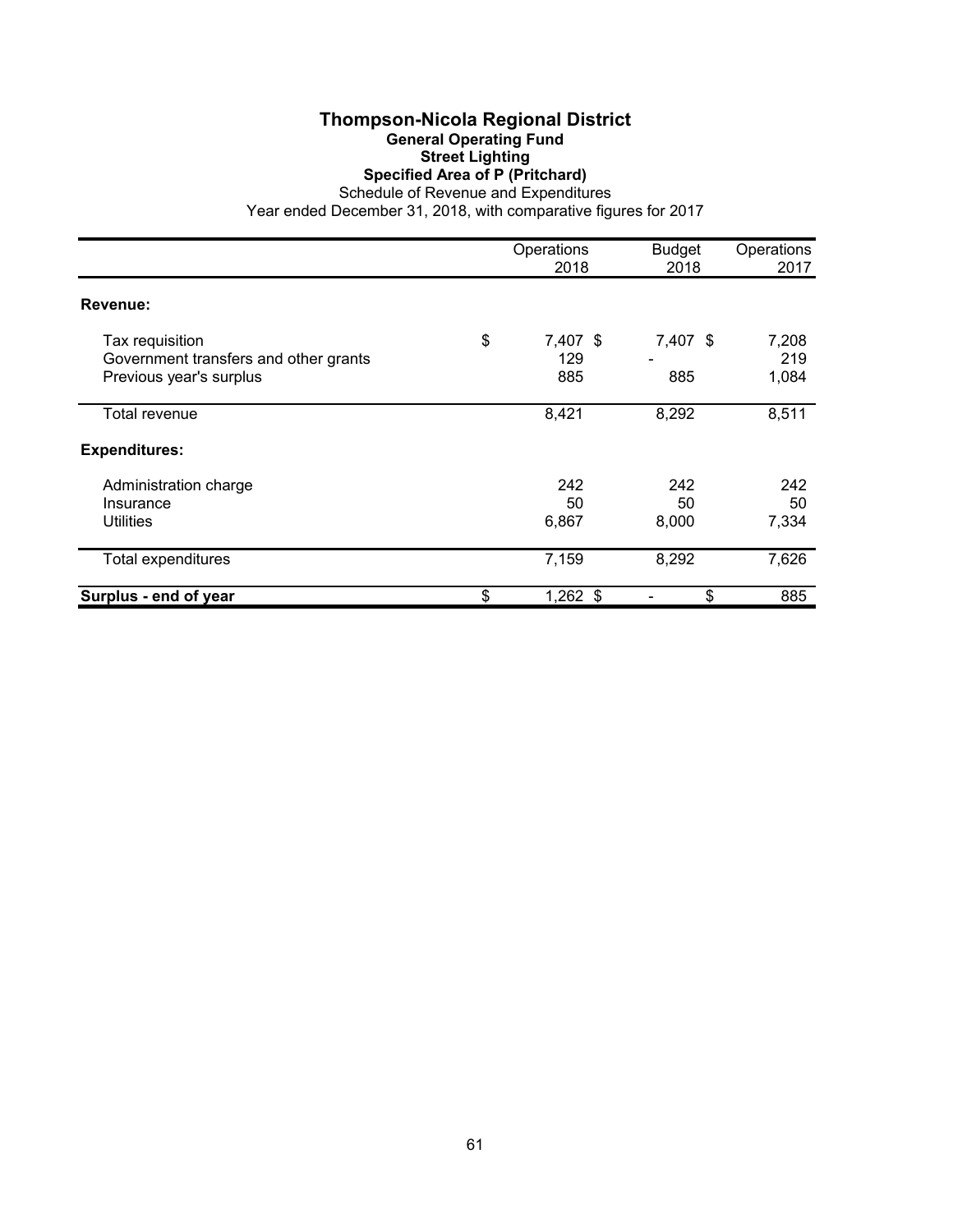# Thompson-Nicola Regional District

## General Operating Fund

### Street Lighting

### Specified Area of P (Pritchard)

Schedule of Revenue and Expenditures

Year ended December 31, 2018, with comparative figures for 2017

| | Operations 2018 | Budget 2018 | Operations 2017 |
|---|---|---|---|
| **Revenue:** | | | |
| Tax requisition | $ 7,407 | $ 7,407 | $ 7,208 |
| Government transfers and other grants | 129 | - | 219 |
| Previous year's surplus | 885 | 885 | 1,084 |
| Total revenue | 8,421 | 8,292 | 8,511 |
| **Expenditures:** | | | |
| Administration charge | 242 | 242 | 242 |
| Insurance | 50 | 50 | 50 |
| Utilities | 6,867 | 8,000 | 7,334 |
| Total expenditures | 7,159 | 8,292 | 7,626 |
| **Surplus - end of year** | $ 1,262 | $ - | $ 885 |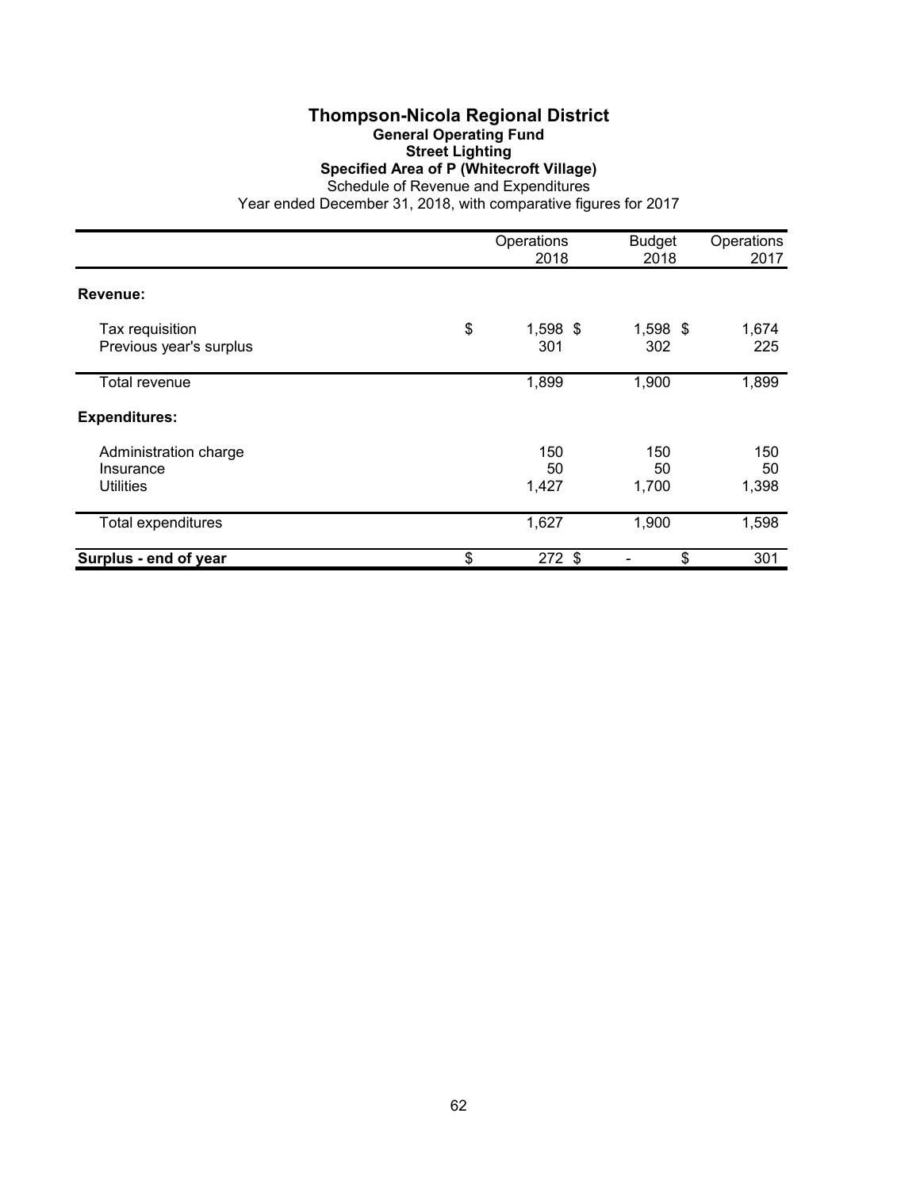# Thompson-Nicola Regional District

## General Operating Fund

### Street Lighting

### Specified Area of P (Whitecroft Village)

Schedule of Revenue and Expenditures

Year ended December 31, 2018, with comparative figures for 2017

| | Operations 2018 | Budget 2018 | Operations 2017 |
|---|---|---|---|
| **Revenue:** | | | |
| Tax requisition | $ 1,598 | $ 1,598 | $ 1,674 |
| Previous year's surplus | 301 | 302 | 225 |
| Total revenue | 1,899 | 1,900 | 1,899 |
| **Expenditures:** | | | |
| Administration charge | 150 | 150 | 150 |
| Insurance | 50 | 50 | 50 |
| Utilities | 1,427 | 1,700 | 1,398 |
| Total expenditures | 1,627 | 1,900 | 1,598 |
| **Surplus - end of year** | $ 272 | $ - | $ 301 |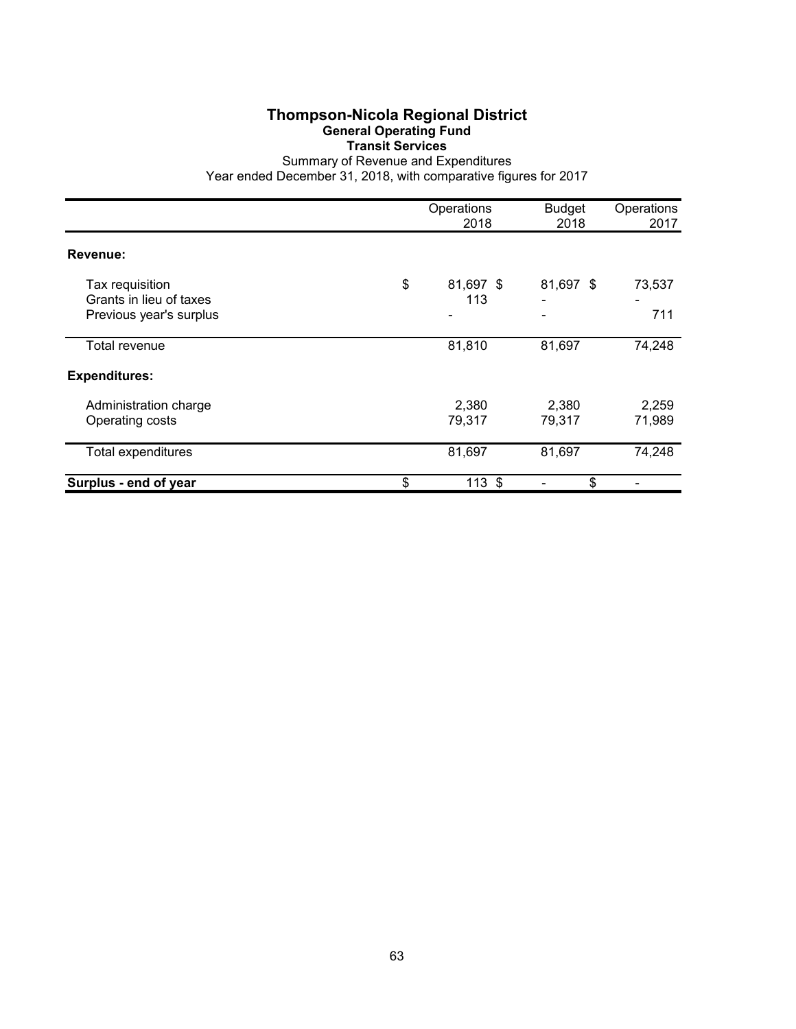# Thompson-Nicola Regional District

## General Operating Fund

### Transit Services

Summary of Revenue and Expenditures

Year ended December 31, 2018, with comparative figures for 2017

| | Operations 2018 | Budget 2018 | Operations 2017 |
|---|---|---|---|
| **Revenue:** | | | |
| Tax requisition | $ 81,697 | $ 81,697 | $ 73,537 |
| Grants in lieu of taxes | 113 | - | - |
| Previous year's surplus | - | - | 711 |
| Total revenue | 81,810 | 81,697 | 74,248 |
| **Expenditures:** | | | |
| Administration charge | 2,380 | 2,380 | 2,259 |
| Operating costs | 79,317 | 79,317 | 71,989 |
| Total expenditures | 81,697 | 81,697 | 74,248 |
| **Surplus - end of year** | $ 113 | $ - | $ - |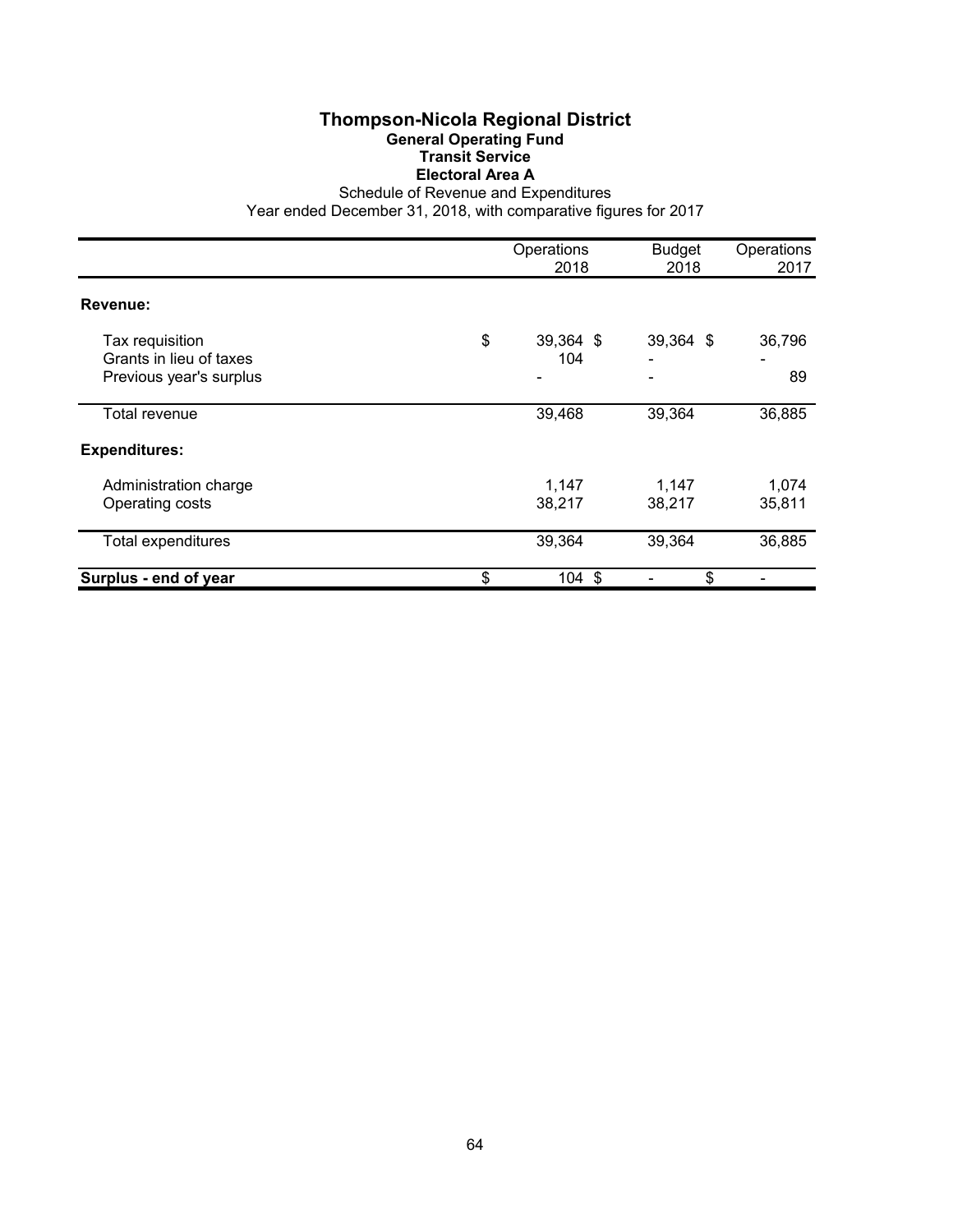# Thompson-Nicola Regional District

## General Operating Fund

### Transit Service

### Electoral Area A

Schedule of Revenue and Expenditures

Year ended December 31, 2018, with comparative figures for 2017

| | Operations 2018 | Budget 2018 | Operations 2017 |
|---|---|---|---|
| **Revenue:** | | | |
| Tax requisition | $ 39,364 | $ 39,364 | $ 36,796 |
| Grants in lieu of taxes | 104 | - | - |
| Previous year's surplus | - | - | 89 |
| Total revenue | 39,468 | 39,364 | 36,885 |
| **Expenditures:** | | | |
| Administration charge | 1,147 | 1,147 | 1,074 |
| Operating costs | 38,217 | 38,217 | 35,811 |
| Total expenditures | 39,364 | 39,364 | 36,885 |
| **Surplus - end of year** | $ 104 | $ - | $ - |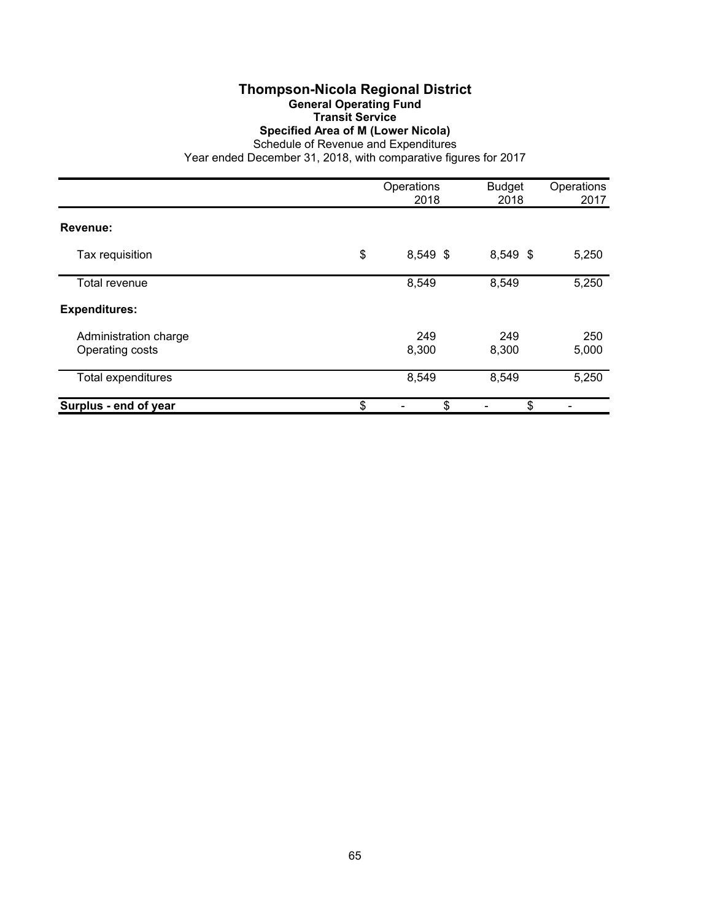# Thompson-Nicola Regional District

## General Operating Fund

### Transit Service

### Specified Area of M (Lower Nicola)

Schedule of Revenue and Expenditures

Year ended December 31, 2018, with comparative figures for 2017

| | Operations 2018 | Budget 2018 | Operations 2017 |
|---|---|---|---|
| **Revenue:** | | | |
| Tax requisition | $ 8,549 | $ 8,549 | $ 5,250 |
| Total revenue | 8,549 | 8,549 | 5,250 |
| **Expenditures:** | | | |
| Administration charge | 249 | 249 | 250 |
| Operating costs | 8,300 | 8,300 | 5,000 |
| Total expenditures | 8,549 | 8,549 | 5,250 |
| **Surplus - end of year** | $ - | $ - | $ - |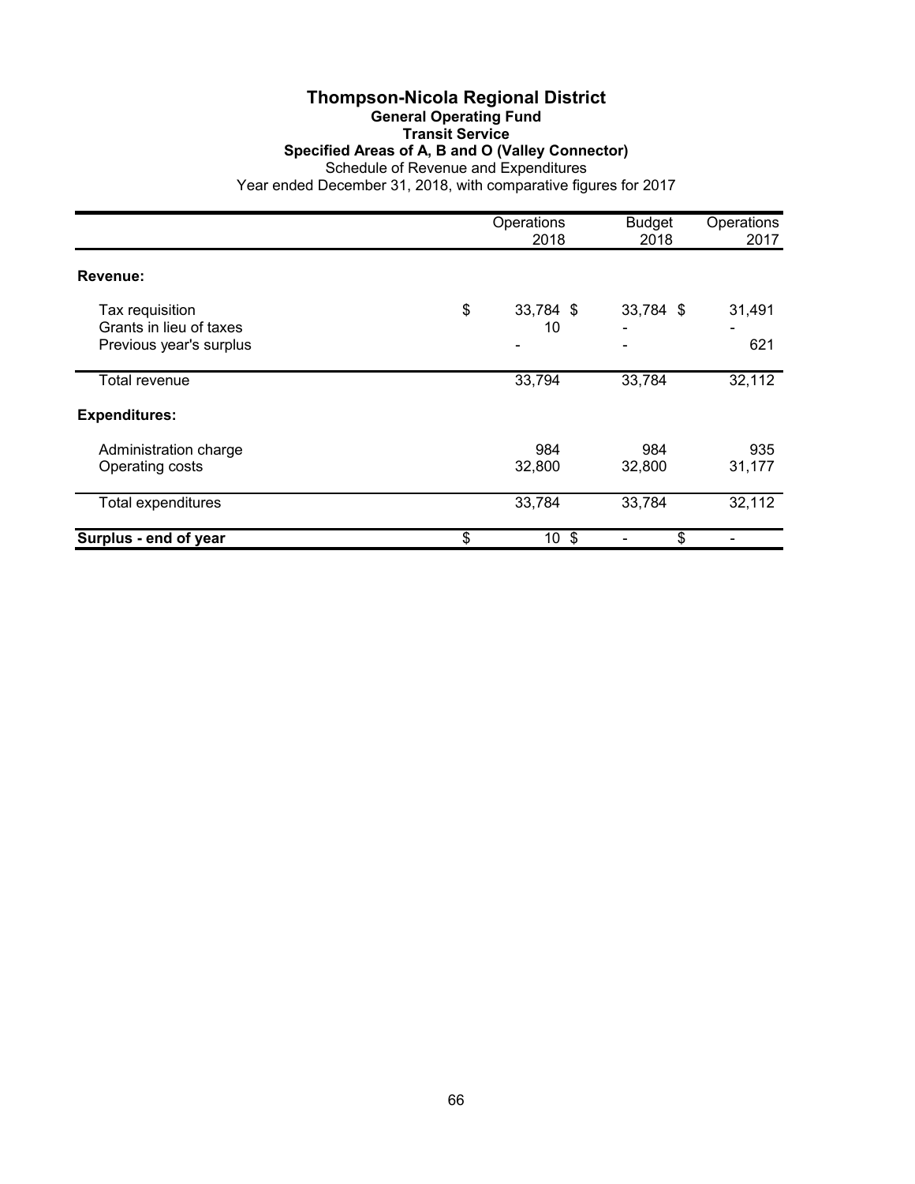# Thompson-Nicola Regional District

## General Operating Fund

### Transit Service

### Specified Areas of A, B and O (Valley Connector)

Schedule of Revenue and Expenditures

Year ended December 31, 2018, with comparative figures for 2017

| | Operations 2018 | Budget 2018 | Operations 2017 |
|---|---|---|---|
| **Revenue:** | | | |
| Tax requisition | $ 33,784 | $ 33,784 | $ 31,491 |
| Grants in lieu of taxes | 10 | - | - |
| Previous year's surplus | - | - | 621 |
| Total revenue | 33,794 | 33,784 | 32,112 |
| **Expenditures:** | | | |
| Administration charge | 984 | 984 | 935 |
| Operating costs | 32,800 | 32,800 | 31,177 |
| Total expenditures | 33,784 | 33,784 | 32,112 |
| **Surplus - end of year** | $ 10 | $ - | $ - |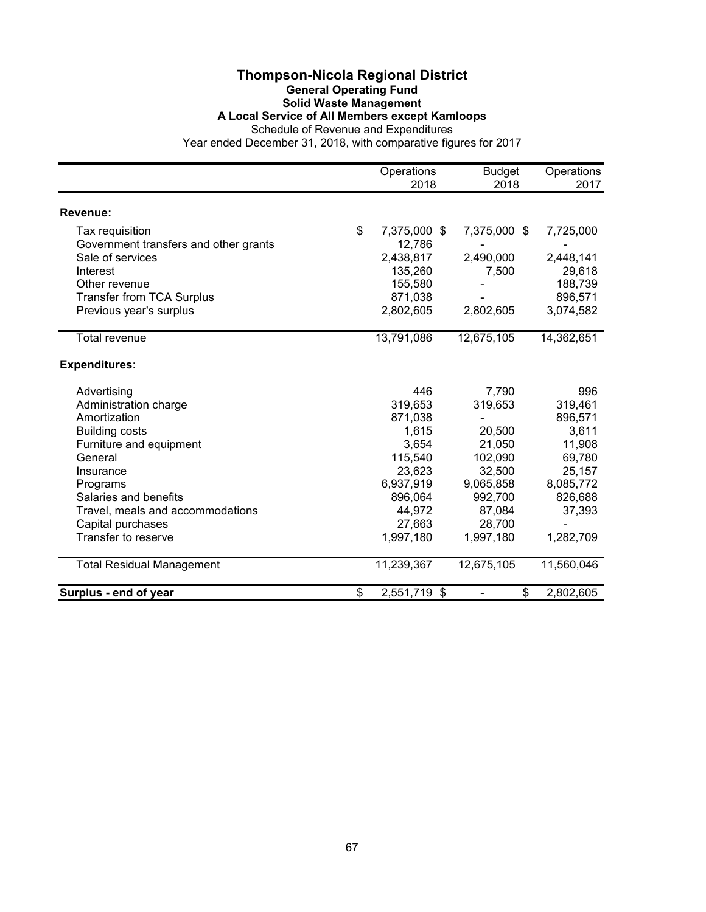# Thompson-Nicola Regional District

## General Operating Fund

### Solid Waste Management

### A Local Service of All Members except Kamloops

Schedule of Revenue and Expenditures

Year ended December 31, 2018, with comparative figures for 2017

| | Operations 2018 | Budget 2018 | Operations 2017 |
|---|---|---|---|
| **Revenue:** | | | |
| Tax requisition | $ 7,375,000 | $ 7,375,000 | $ 7,725,000 |
| Government transfers and other grants | 12,786 | - | - |
| Sale of services | 2,438,817 | 2,490,000 | 2,448,141 |
| Interest | 135,260 | 7,500 | 29,618 |
| Other revenue | 155,580 | - | 188,739 |
| Transfer from TCA Surplus | 871,038 | - | 896,571 |
| Previous year's surplus | 2,802,605 | 2,802,605 | 3,074,582 |
| Total revenue | 13,791,086 | 12,675,105 | 14,362,651 |
| **Expenditures:** | | | |
| Advertising | 446 | 7,790 | 996 |
| Administration charge | 319,653 | 319,653 | 319,461 |
| Amortization | 871,038 | - | 896,571 |
| Building costs | 1,615 | 20,500 | 3,611 |
| Furniture and equipment | 3,654 | 21,050 | 11,908 |
| General | 115,540 | 102,090 | 69,780 |
| Insurance | 23,623 | 32,500 | 25,157 |
| Programs | 6,937,919 | 9,065,858 | 8,085,772 |
| Salaries and benefits | 896,064 | 992,700 | 826,688 |
| Travel, meals and accommodations | 44,972 | 87,084 | 37,393 |
| Capital purchases | 27,663 | 28,700 | - |
| Transfer to reserve | 1,997,180 | 1,997,180 | 1,282,709 |
| Total Residual Management | 11,239,367 | 12,675,105 | 11,560,046 |
| **Surplus - end of year** | $ 2,551,719 | $ - | $ 2,802,605 |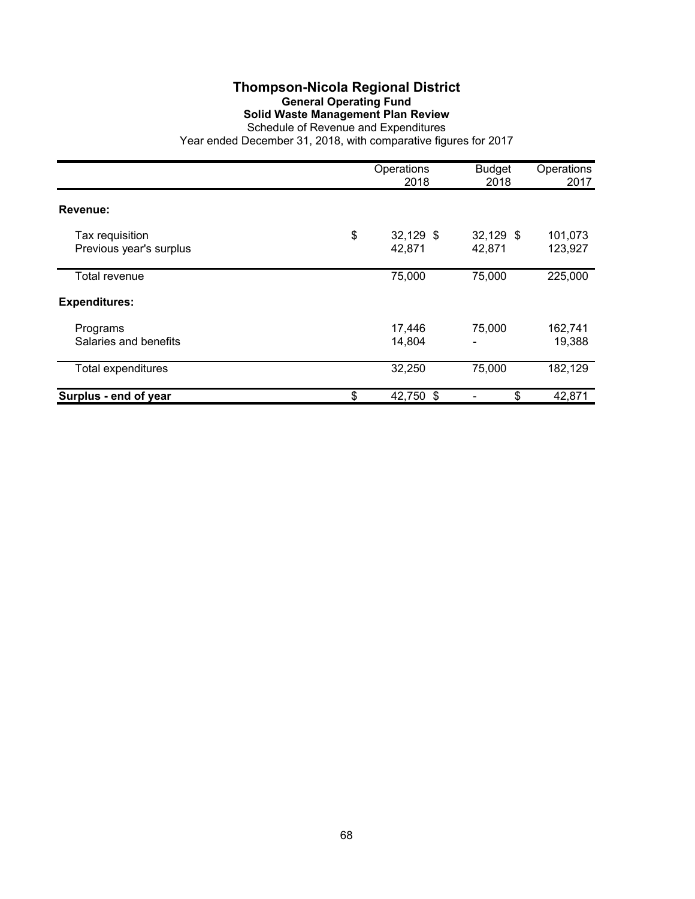# Thompson-Nicola Regional District

## General Operating Fund

### Solid Waste Management Plan Review

Schedule of Revenue and Expenditures

Year ended December 31, 2018, with comparative figures for 2017

| | Operations 2018 | Budget 2018 | Operations 2017 |
|---|---|---|---|
| **Revenue:** | | | |
| Tax requisition | $ 32,129 | $ 32,129 | $ 101,073 |
| Previous year's surplus | 42,871 | 42,871 | 123,927 |
| Total revenue | 75,000 | 75,000 | 225,000 |
| **Expenditures:** | | | |
| Programs | 17,446 | 75,000 | 162,741 |
| Salaries and benefits | 14,804 | - | 19,388 |
| Total expenditures | 32,250 | 75,000 | 182,129 |
| **Surplus - end of year** | $ 42,750 | $ - | $ 42,871 |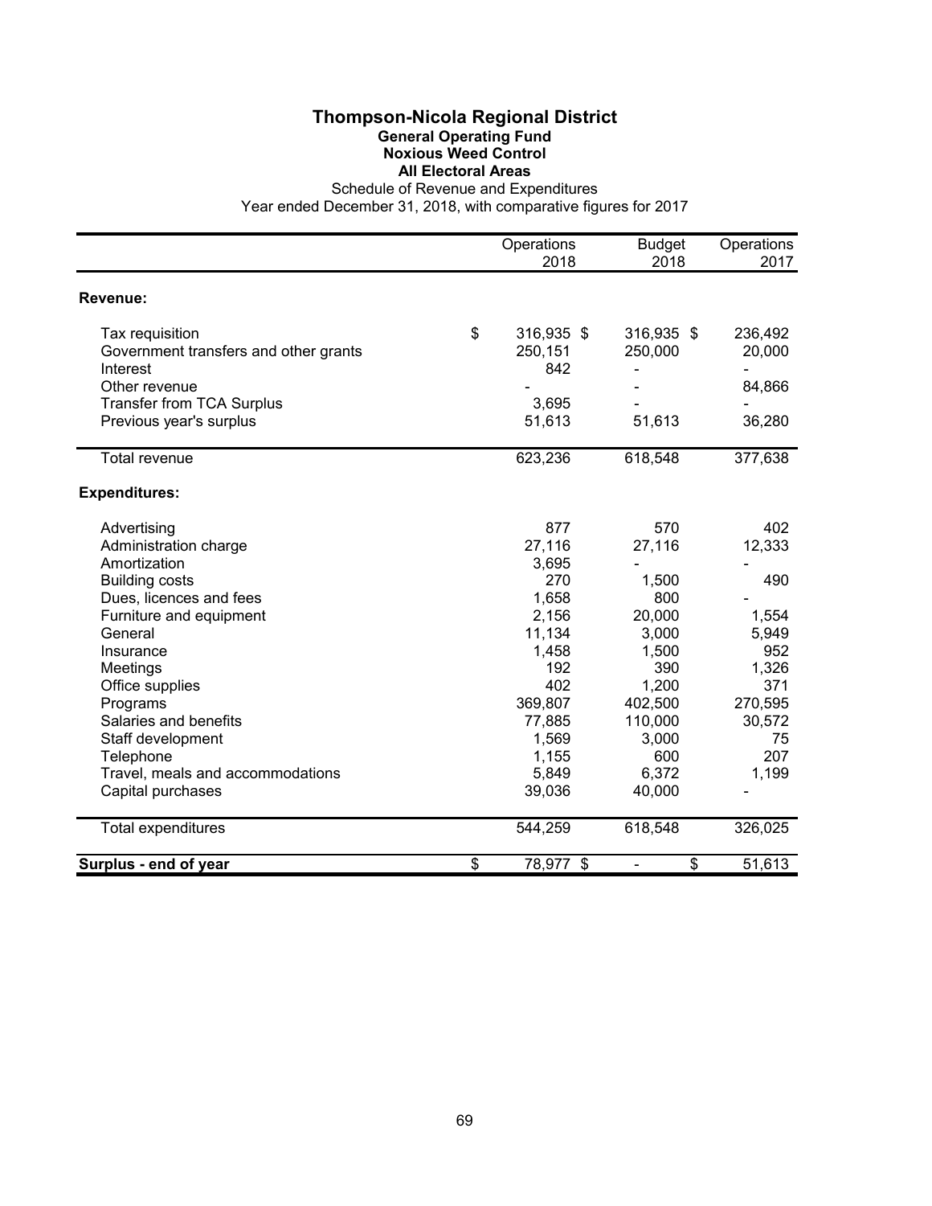# Thompson-Nicola Regional District

## General Operating Fund

## Noxious Weed Control

## All Electoral Areas

Schedule of Revenue and Expenditures

Year ended December 31, 2018, with comparative figures for 2017

| | Operations 2018 | Budget 2018 | Operations 2017 |
|---|---|---|---|
| **Revenue:** | | | |
| Tax requisition | $ 316,935 | $ 316,935 | $ 236,492 |
| Government transfers and other grants | 250,151 | 250,000 | 20,000 |
| Interest | 842 | - | - |
| Other revenue | - | - | 84,866 |
| Transfer from TCA Surplus | 3,695 | - | - |
| Previous year's surplus | 51,613 | 51,613 | 36,280 |
| Total revenue | 623,236 | 618,548 | 377,638 |
| **Expenditures:** | | | |
| Advertising | 877 | 570 | 402 |
| Administration charge | 27,116 | 27,116 | 12,333 |
| Amortization | 3,695 | - | - |
| Building costs | 270 | 1,500 | 490 |
| Dues, licences and fees | 1,658 | 800 | - |
| Furniture and equipment | 2,156 | 20,000 | 1,554 |
| General | 11,134 | 3,000 | 5,949 |
| Insurance | 1,458 | 1,500 | 952 |
| Meetings | 192 | 390 | 1,326 |
| Office supplies | 402 | 1,200 | 371 |
| Programs | 369,807 | 402,500 | 270,595 |
| Salaries and benefits | 77,885 | 110,000 | 30,572 |
| Staff development | 1,569 | 3,000 | 75 |
| Telephone | 1,155 | 600 | 207 |
| Travel, meals and accommodations | 5,849 | 6,372 | 1,199 |
| Capital purchases | 39,036 | 40,000 | - |
| Total expenditures | 544,259 | 618,548 | 326,025 |
| **Surplus - end of year** | $ 78,977 | $ - | $ 51,613 |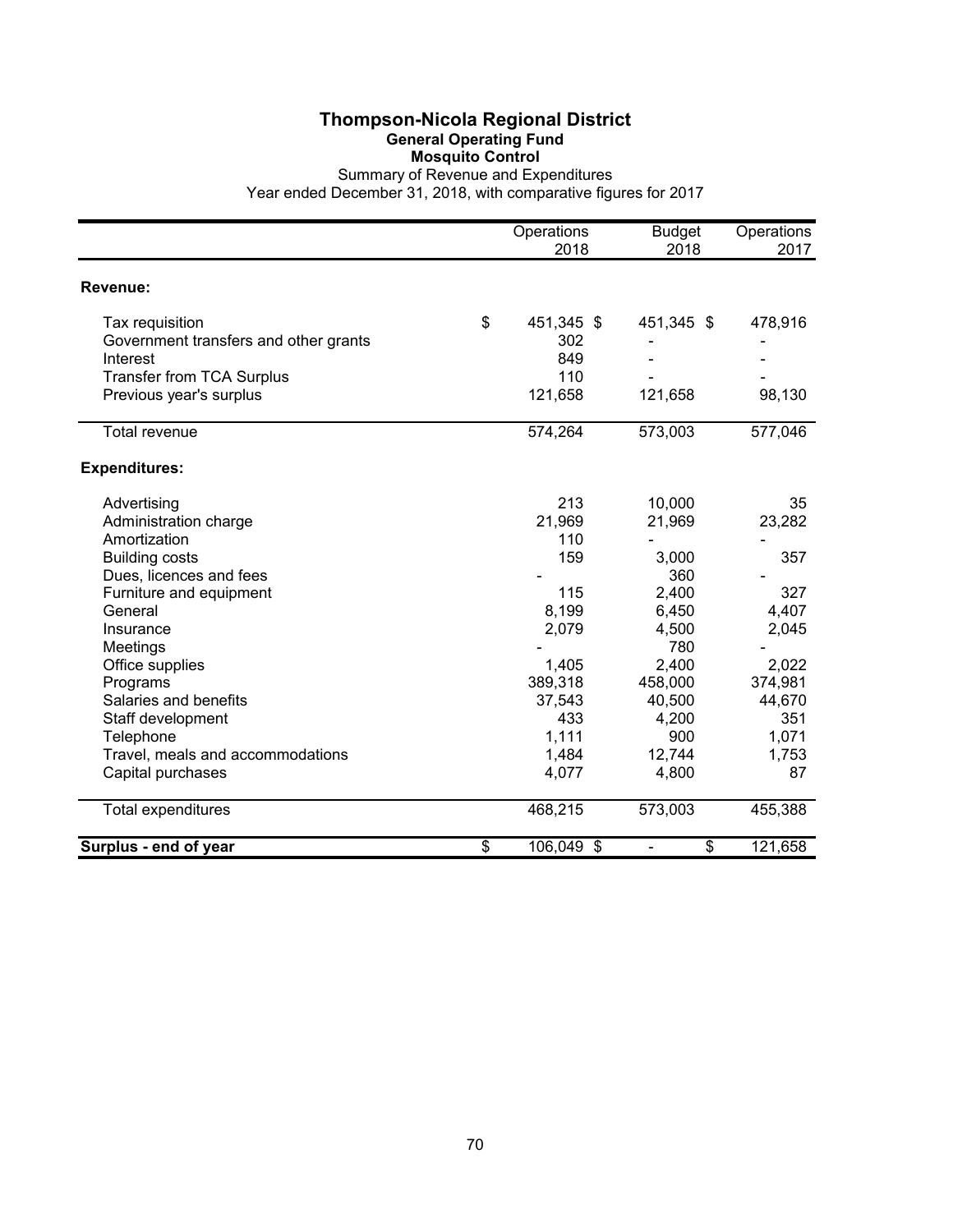# Thompson-Nicola Regional District

## General Operating Fund

### Mosquito Control

Summary of Revenue and Expenditures
Year ended December 31, 2018, with comparative figures for 2017

| | Operations 2018 | Budget 2018 | Operations 2017 |
|---|---|---|---|
| **Revenue:** | | | |
| Tax requisition | $ 451,345 | $ 451,345 | $ 478,916 |
| Government transfers and other grants | 302 | - | - |
| Interest | 849 | - | - |
| Transfer from TCA Surplus | 110 | - | - |
| Previous year's surplus | 121,658 | 121,658 | 98,130 |
| Total revenue | 574,264 | 573,003 | 577,046 |
| **Expenditures:** | | | |
| Advertising | 213 | 10,000 | 35 |
| Administration charge | 21,969 | 21,969 | 23,282 |
| Amortization | 110 | - | - |
| Building costs | 159 | 3,000 | 357 |
| Dues, licences and fees | - | 360 | - |
| Furniture and equipment | 115 | 2,400 | 327 |
| General | 8,199 | 6,450 | 4,407 |
| Insurance | 2,079 | 4,500 | 2,045 |
| Meetings | - | 780 | - |
| Office supplies | 1,405 | 2,400 | 2,022 |
| Programs | 389,318 | 458,000 | 374,981 |
| Salaries and benefits | 37,543 | 40,500 | 44,670 |
| Staff development | 433 | 4,200 | 351 |
| Telephone | 1,111 | 900 | 1,071 |
| Travel, meals and accommodations | 1,484 | 12,744 | 1,753 |
| Capital purchases | 4,077 | 4,800 | 87 |
| Total expenditures | 468,215 | 573,003 | 455,388 |
| **Surplus - end of year** | $ 106,049 | $ - | $ 121,658 |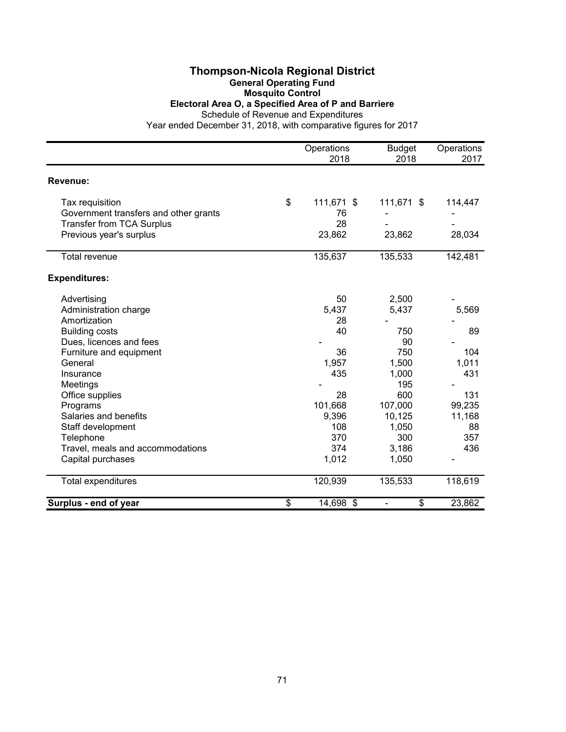# Thompson-Nicola Regional District

## General Operating Fund

### Mosquito Control

### Electoral Area O, a Specified Area of P and Barriere

Schedule of Revenue and Expenditures

Year ended December 31, 2018, with comparative figures for 2017

| | Operations 2018 | Budget 2018 | Operations 2017 |
|---|---|---|---|
| **Revenue:** | | | |
| Tax requisition | $ 111,671 | $ 111,671 | $ 114,447 |
| Government transfers and other grants | 76 | - | - |
| Transfer from TCA Surplus | 28 | - | - |
| Previous year's surplus | 23,862 | 23,862 | 28,034 |
| Total revenue | 135,637 | 135,533 | 142,481 |
| **Expenditures:** | | | |
| Advertising | 50 | 2,500 | - |
| Administration charge | 5,437 | 5,437 | 5,569 |
| Amortization | 28 | - | - |
| Building costs | 40 | 750 | 89 |
| Dues, licences and fees | - | 90 | - |
| Furniture and equipment | 36 | 750 | 104 |
| General | 1,957 | 1,500 | 1,011 |
| Insurance | 435 | 1,000 | 431 |
| Meetings | - | 195 | - |
| Office supplies | 28 | 600 | 131 |
| Programs | 101,668 | 107,000 | 99,235 |
| Salaries and benefits | 9,396 | 10,125 | 11,168 |
| Staff development | 108 | 1,050 | 88 |
| Telephone | 370 | 300 | 357 |
| Travel, meals and accommodations | 374 | 3,186 | 436 |
| Capital purchases | 1,012 | 1,050 | - |
| Total expenditures | 120,939 | 135,533 | 118,619 |
| **Surplus - end of year** | $ 14,698 | $ - | $ 23,862 |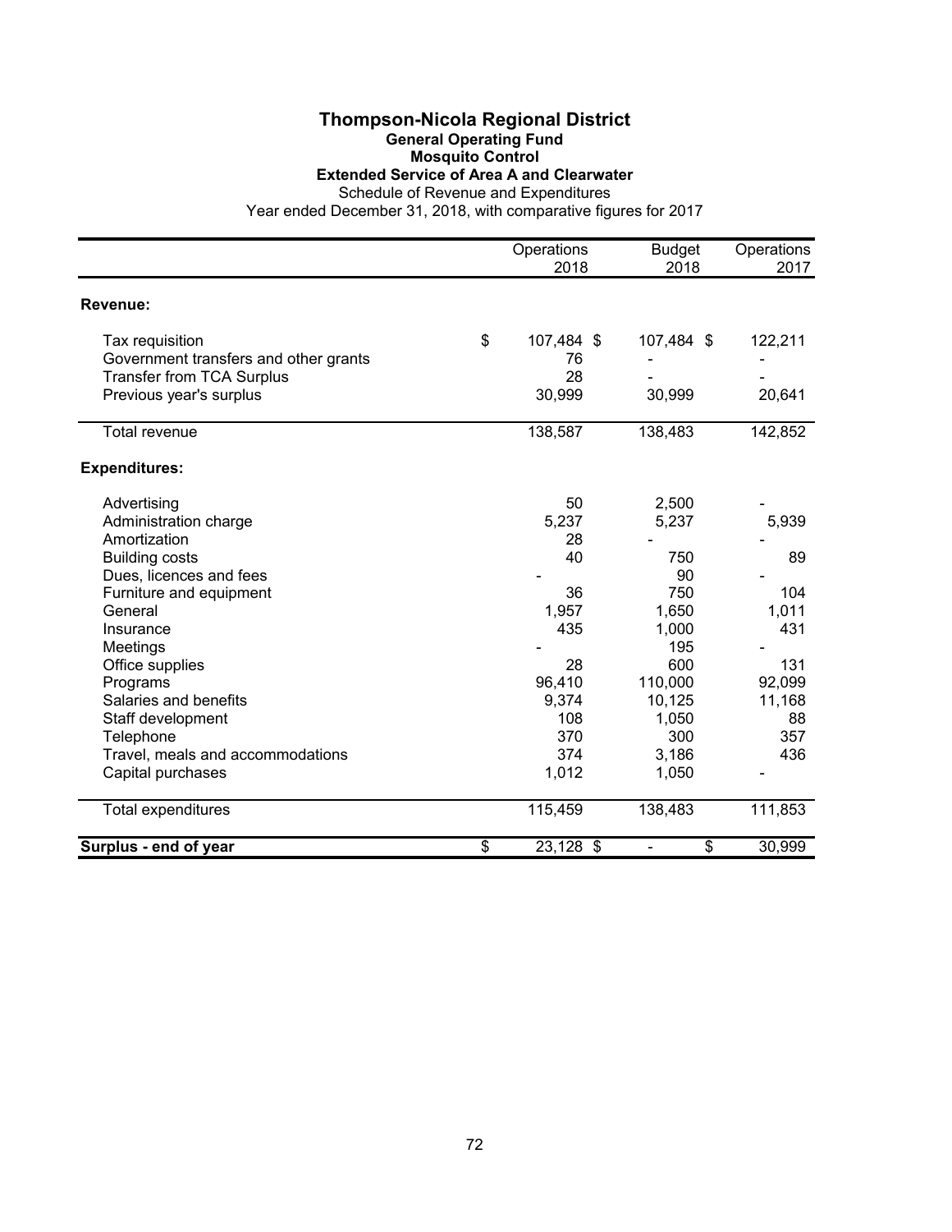# Thompson-Nicola Regional District

## General Operating Fund

### Mosquito Control

### Extended Service of Area A and Clearwater

Schedule of Revenue and Expenditures

Year ended December 31, 2018, with comparative figures for 2017

| | Operations 2018 | Budget 2018 | Operations 2017 |
|---|---|---|---|
| **Revenue:** | | | |
| Tax requisition | $ 107,484 | $ 107,484 | $ 122,211 |
| Government transfers and other grants | 76 | - | - |
| Transfer from TCA Surplus | 28 | - | - |
| Previous year's surplus | 30,999 | 30,999 | 20,641 |
| Total revenue | 138,587 | 138,483 | 142,852 |
| **Expenditures:** | | | |
| Advertising | 50 | 2,500 | - |
| Administration charge | 5,237 | 5,237 | 5,939 |
| Amortization | 28 | - | - |
| Building costs | 40 | 750 | 89 |
| Dues, licences and fees | - | 90 | - |
| Furniture and equipment | 36 | 750 | 104 |
| General | 1,957 | 1,650 | 1,011 |
| Insurance | 435 | 1,000 | 431 |
| Meetings | - | 195 | - |
| Office supplies | 28 | 600 | 131 |
| Programs | 96,410 | 110,000 | 92,099 |
| Salaries and benefits | 9,374 | 10,125 | 11,168 |
| Staff development | 108 | 1,050 | 88 |
| Telephone | 370 | 300 | 357 |
| Travel, meals and accommodations | 374 | 3,186 | 436 |
| Capital purchases | 1,012 | 1,050 | - |
| Total expenditures | 115,459 | 138,483 | 111,853 |
| **Surplus - end of year** | $ 23,128 | $ - | $ 30,999 |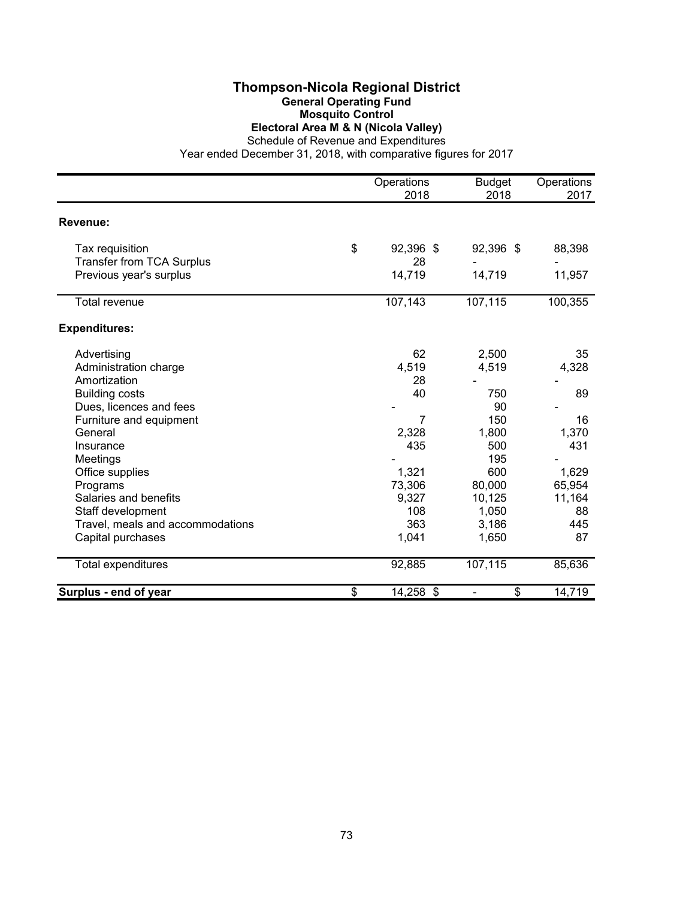# Thompson-Nicola Regional District

## General Operating Fund

## Mosquito Control

## Electoral Area M & N (Nicola Valley)

Schedule of Revenue and Expenditures

Year ended December 31, 2018, with comparative figures for 2017

| | Operations 2018 | Budget 2018 | Operations 2017 |
|---|---|---|---|
| **Revenue:** | | | |
| Tax requisition | $ 92,396 | $ 92,396 | $ 88,398 |
| Transfer from TCA Surplus | 28 | - | - |
| Previous year's surplus | 14,719 | 14,719 | 11,957 |
| Total revenue | 107,143 | 107,115 | 100,355 |
| **Expenditures:** | | | |
| Advertising | 62 | 2,500 | 35 |
| Administration charge | 4,519 | 4,519 | 4,328 |
| Amortization | 28 | - | - |
| Building costs | 40 | 750 | 89 |
| Dues, licences and fees | - | 90 | - |
| Furniture and equipment | 7 | 150 | 16 |
| General | 2,328 | 1,800 | 1,370 |
| Insurance | 435 | 500 | 431 |
| Meetings | - | 195 | - |
| Office supplies | 1,321 | 600 | 1,629 |
| Programs | 73,306 | 80,000 | 65,954 |
| Salaries and benefits | 9,327 | 10,125 | 11,164 |
| Staff development | 108 | 1,050 | 88 |
| Travel, meals and accommodations | 363 | 3,186 | 445 |
| Capital purchases | 1,041 | 1,650 | 87 |
| Total expenditures | 92,885 | 107,115 | 85,636 |
| **Surplus - end of year** | $ 14,258 | $ - | $ 14,719 |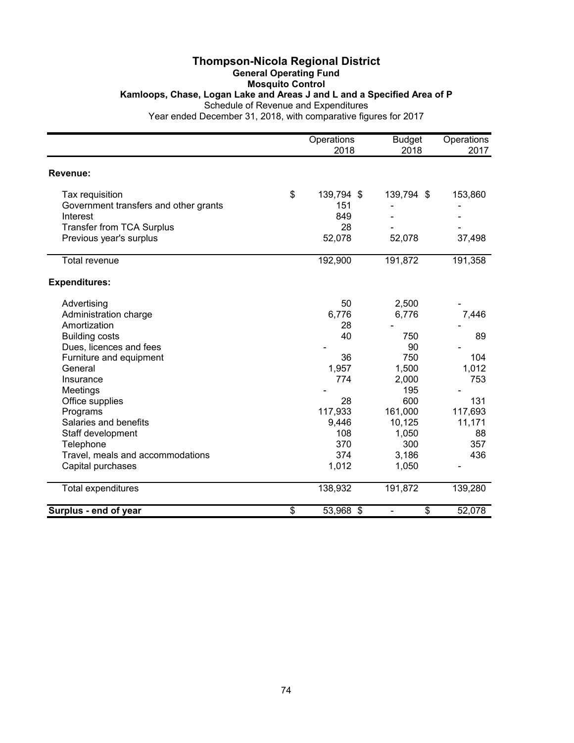# Thompson-Nicola Regional District

## General Operating Fund

## Mosquito Control

### Kamloops, Chase, Logan Lake and Areas J and L and a Specified Area of P

Schedule of Revenue and Expenditures

Year ended December 31, 2018, with comparative figures for 2017

| | Operations 2018 | Budget 2018 | Operations 2017 |
|---|---|---|---|
| **Revenue:** | | | |
| Tax requisition | $ 139,794 | $ 139,794 | $ 153,860 |
| Government transfers and other grants | 151 | - | - |
| Interest | 849 | - | - |
| Transfer from TCA Surplus | 28 | - | - |
| Previous year's surplus | 52,078 | 52,078 | 37,498 |
| Total revenue | 192,900 | 191,872 | 191,358 |
| **Expenditures:** | | | |
| Advertising | 50 | 2,500 | - |
| Administration charge | 6,776 | 6,776 | 7,446 |
| Amortization | 28 | - | - |
| Building costs | 40 | 750 | 89 |
| Dues, licences and fees | - | 90 | - |
| Furniture and equipment | 36 | 750 | 104 |
| General | 1,957 | 1,500 | 1,012 |
| Insurance | 774 | 2,000 | 753 |
| Meetings | - | 195 | - |
| Office supplies | 28 | 600 | 131 |
| Programs | 117,933 | 161,000 | 117,693 |
| Salaries and benefits | 9,446 | 10,125 | 11,171 |
| Staff development | 108 | 1,050 | 88 |
| Telephone | 370 | 300 | 357 |
| Travel, meals and accommodations | 374 | 3,186 | 436 |
| Capital purchases | 1,012 | 1,050 | - |
| Total expenditures | 138,932 | 191,872 | 139,280 |
| **Surplus - end of year** | $ 53,968 | $ - | $ 52,078 |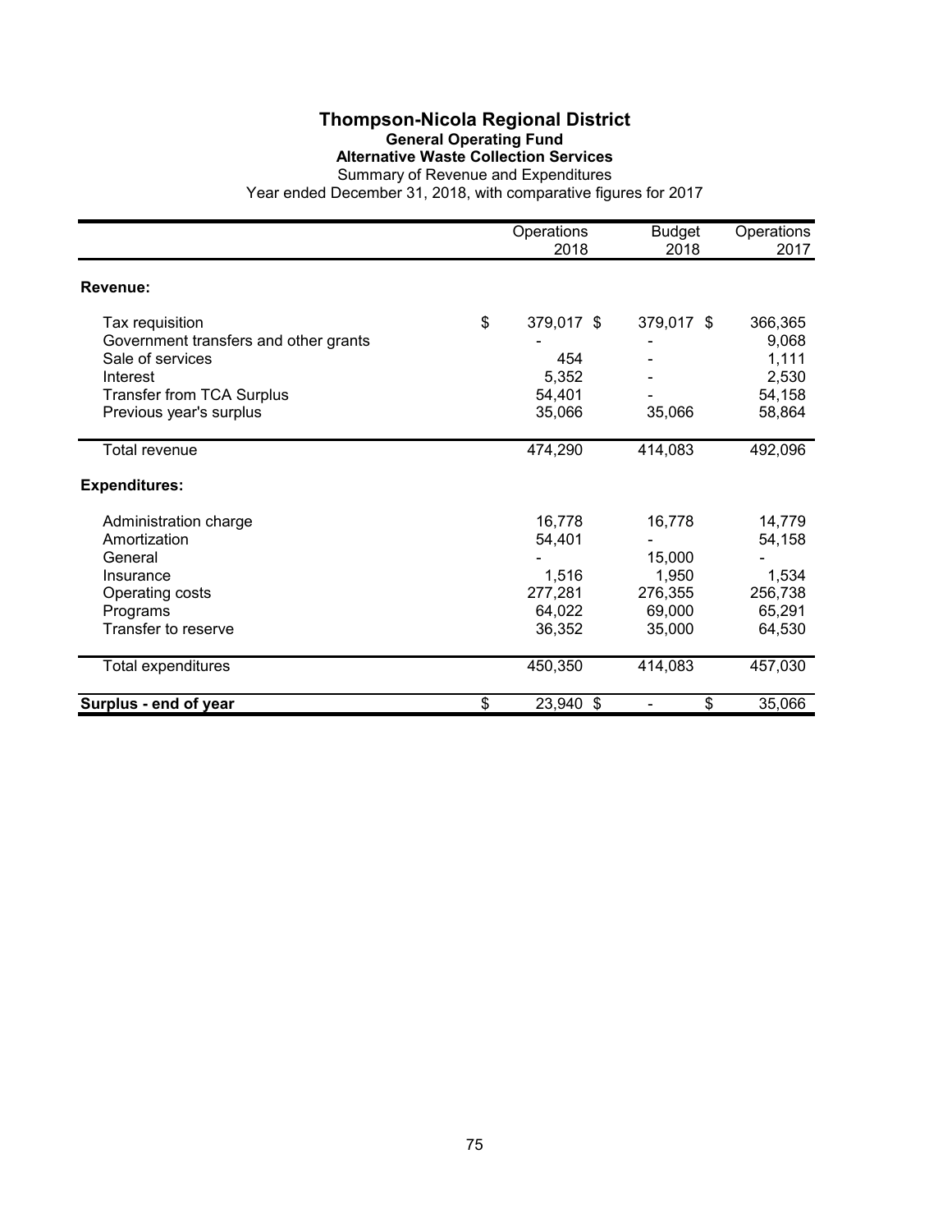# Thompson-Nicola Regional District

## General Operating Fund

### Alternative Waste Collection Services

Summary of Revenue and Expenditures

Year ended December 31, 2018, with comparative figures for 2017

| | Operations 2018 | Budget 2018 | Operations 2017 |
|---|---|---|---|
| **Revenue:** | | | |
| Tax requisition | $ 379,017 | $ 379,017 | $ 366,365 |
| Government transfers and other grants | - | - | 9,068 |
| Sale of services | 454 | - | 1,111 |
| Interest | 5,352 | - | 2,530 |
| Transfer from TCA Surplus | 54,401 | - | 54,158 |
| Previous year's surplus | 35,066 | 35,066 | 58,864 |
| Total revenue | 474,290 | 414,083 | 492,096 |
| **Expenditures:** | | | |
| Administration charge | 16,778 | 16,778 | 14,779 |
| Amortization | 54,401 | - | 54,158 |
| General | - | 15,000 | - |
| Insurance | 1,516 | 1,950 | 1,534 |
| Operating costs | 277,281 | 276,355 | 256,738 |
| Programs | 64,022 | 69,000 | 65,291 |
| Transfer to reserve | 36,352 | 35,000 | 64,530 |
| Total expenditures | 450,350 | 414,083 | 457,030 |
| **Surplus - end of year** | $ 23,940 | $ - | $ 35,066 |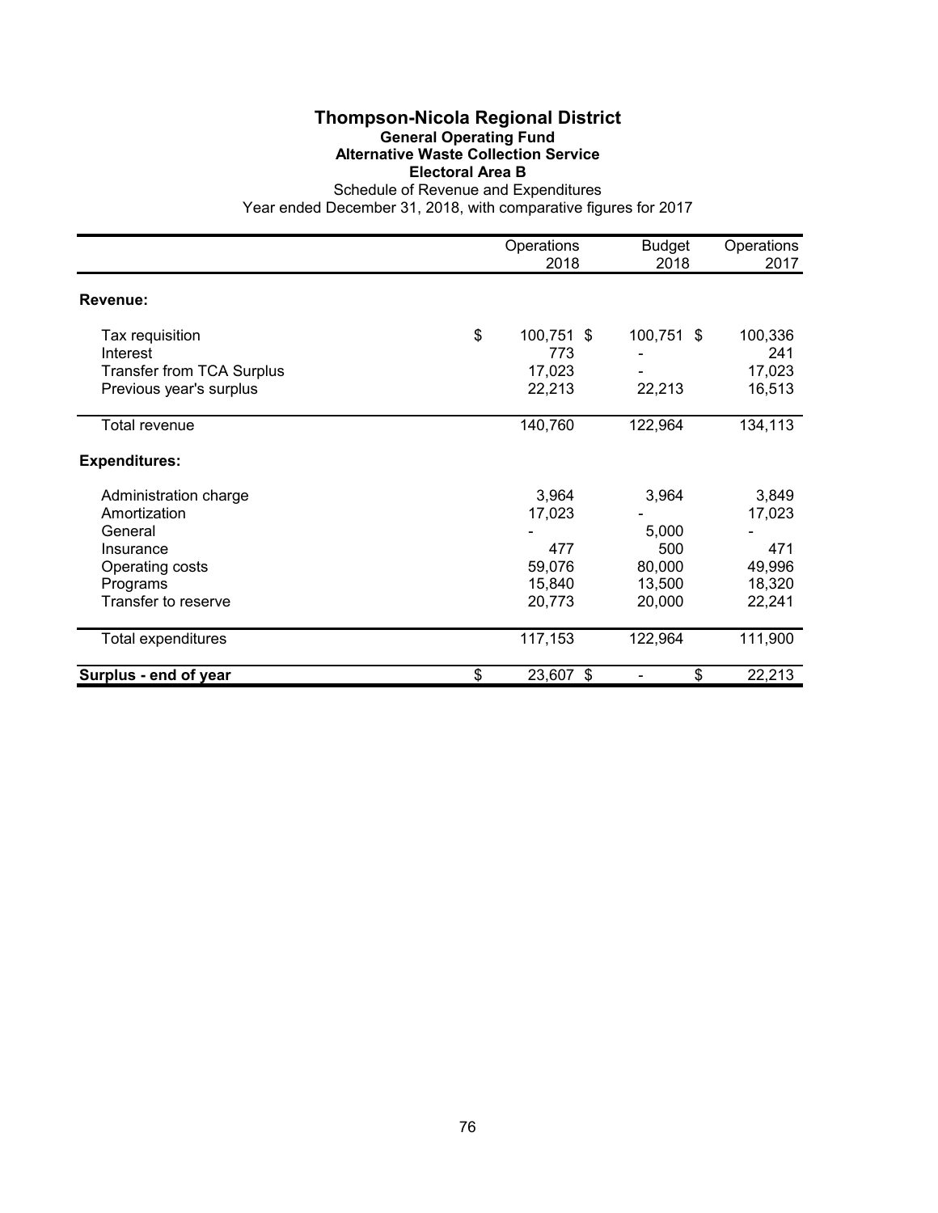# Thompson-Nicola Regional District

### General Operating Fund
### Alternative Waste Collection Service
### Electoral Area B

Schedule of Revenue and Expenditures
Year ended December 31, 2018, with comparative figures for 2017

| | Operations 2018 | Budget 2018 | Operations 2017 |
|---|---|---|---|
| **Revenue:** | | | |
| Tax requisition | $ 100,751 | $ 100,751 | $ 100,336 |
| Interest | 773 | - | 241 |
| Transfer from TCA Surplus | 17,023 | - | 17,023 |
| Previous year's surplus | 22,213 | 22,213 | 16,513 |
| Total revenue | 140,760 | 122,964 | 134,113 |
| **Expenditures:** | | | |
| Administration charge | 3,964 | 3,964 | 3,849 |
| Amortization | 17,023 | - | 17,023 |
| General | - | 5,000 | - |
| Insurance | 477 | 500 | 471 |
| Operating costs | 59,076 | 80,000 | 49,996 |
| Programs | 15,840 | 13,500 | 18,320 |
| Transfer to reserve | 20,773 | 20,000 | 22,241 |
| Total expenditures | 117,153 | 122,964 | 111,900 |
| **Surplus - end of year** | $ 23,607 | $ - | $ 22,213 |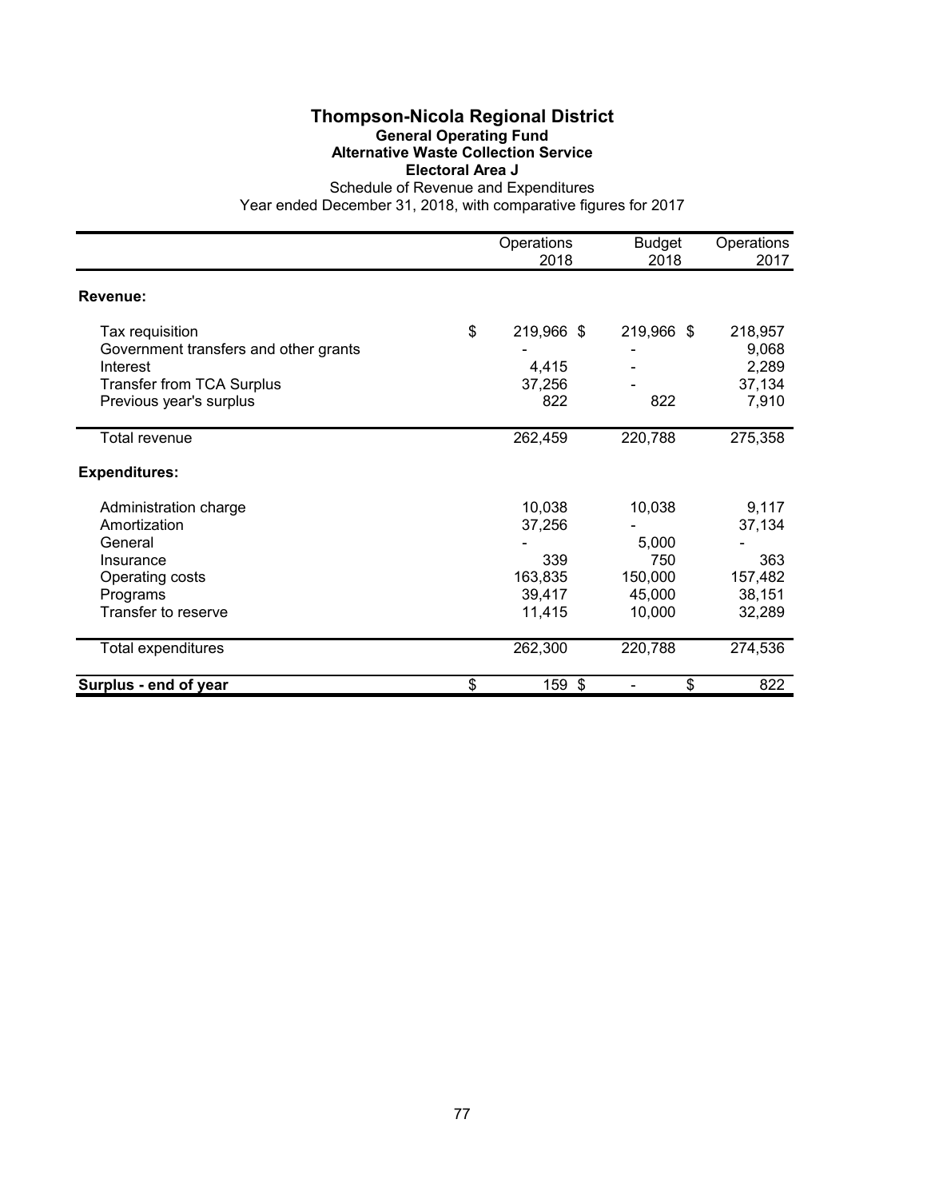# Thompson-Nicola Regional District

## General Operating Fund

### Alternative Waste Collection Service

### Electoral Area J

Schedule of Revenue and Expenditures

Year ended December 31, 2018, with comparative figures for 2017

| | Operations 2018 | Budget 2018 | Operations 2017 |
|---|---|---|---|
| **Revenue:** | | | |
| Tax requisition | $ 219,966 | $ 219,966 | $ 218,957 |
| Government transfers and other grants | - | - | 9,068 |
| Interest | 4,415 | - | 2,289 |
| Transfer from TCA Surplus | 37,256 | - | 37,134 |
| Previous year's surplus | 822 | 822 | 7,910 |
| Total revenue | 262,459 | 220,788 | 275,358 |
| **Expenditures:** | | | |
| Administration charge | 10,038 | 10,038 | 9,117 |
| Amortization | 37,256 | - | 37,134 |
| General | - | 5,000 | - |
| Insurance | 339 | 750 | 363 |
| Operating costs | 163,835 | 150,000 | 157,482 |
| Programs | 39,417 | 45,000 | 38,151 |
| Transfer to reserve | 11,415 | 10,000 | 32,289 |
| Total expenditures | 262,300 | 220,788 | 274,536 |
| **Surplus - end of year** | $ 159 | $ - | $ 822 |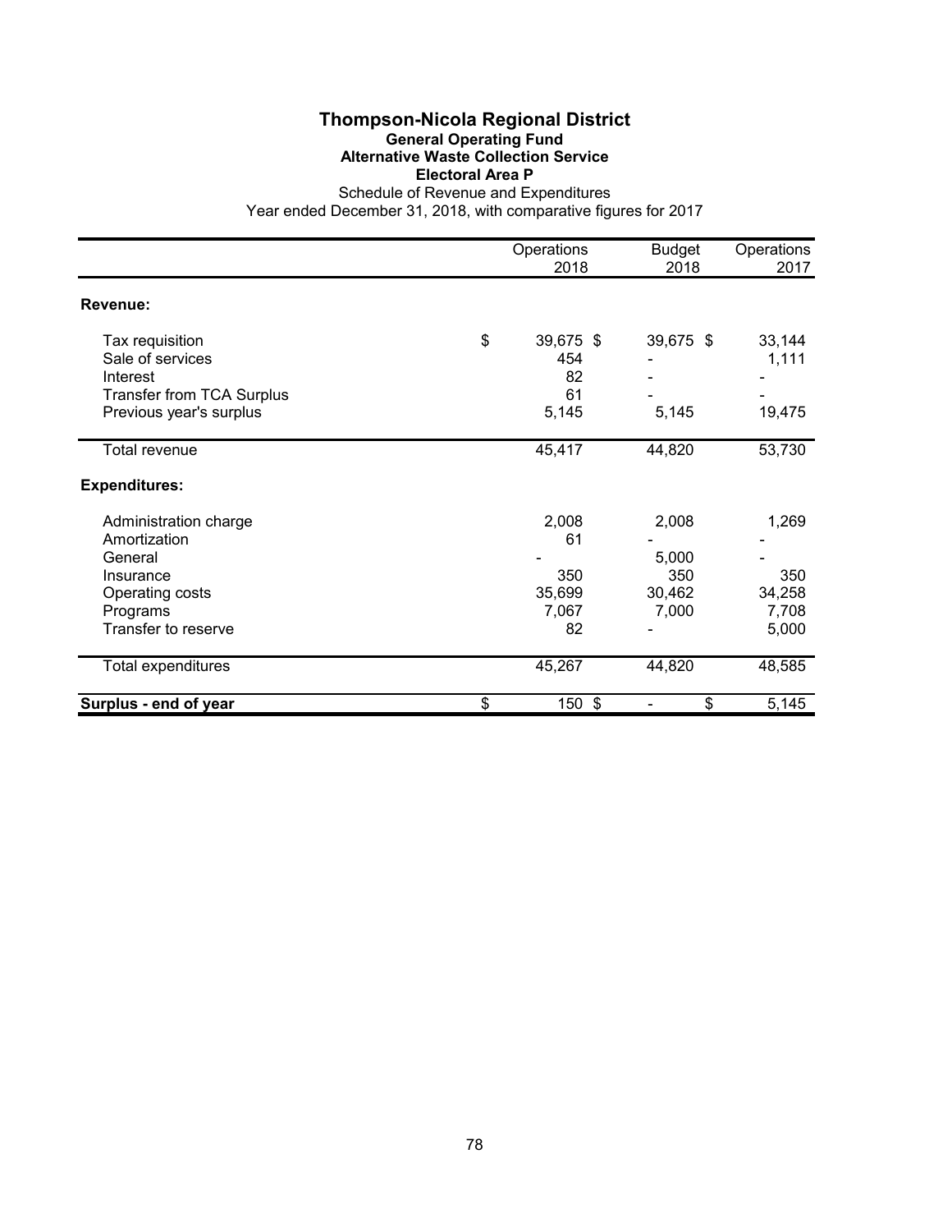# Thompson-Nicola Regional District

## General Operating Fund

### Alternative Waste Collection Service

### Electoral Area P

Schedule of Revenue and Expenditures

Year ended December 31, 2018, with comparative figures for 2017

| | Operations 2018 | Budget 2018 | Operations 2017 |
|---|---|---|---|
| **Revenue:** | | | |
| Tax requisition | $ 39,675 | $ 39,675 | $ 33,144 |
| Sale of services | 454 | - | 1,111 |
| Interest | 82 | - | - |
| Transfer from TCA Surplus | 61 | - | - |
| Previous year's surplus | 5,145 | 5,145 | 19,475 |
| Total revenue | 45,417 | 44,820 | 53,730 |
| **Expenditures:** | | | |
| Administration charge | 2,008 | 2,008 | 1,269 |
| Amortization | 61 | - | - |
| General | - | 5,000 | - |
| Insurance | 350 | 350 | 350 |
| Operating costs | 35,699 | 30,462 | 34,258 |
| Programs | 7,067 | 7,000 | 7,708 |
| Transfer to reserve | 82 | - | 5,000 |
| Total expenditures | 45,267 | 44,820 | 48,585 |
| **Surplus - end of year** | $ 150 | $ - | $ 5,145 |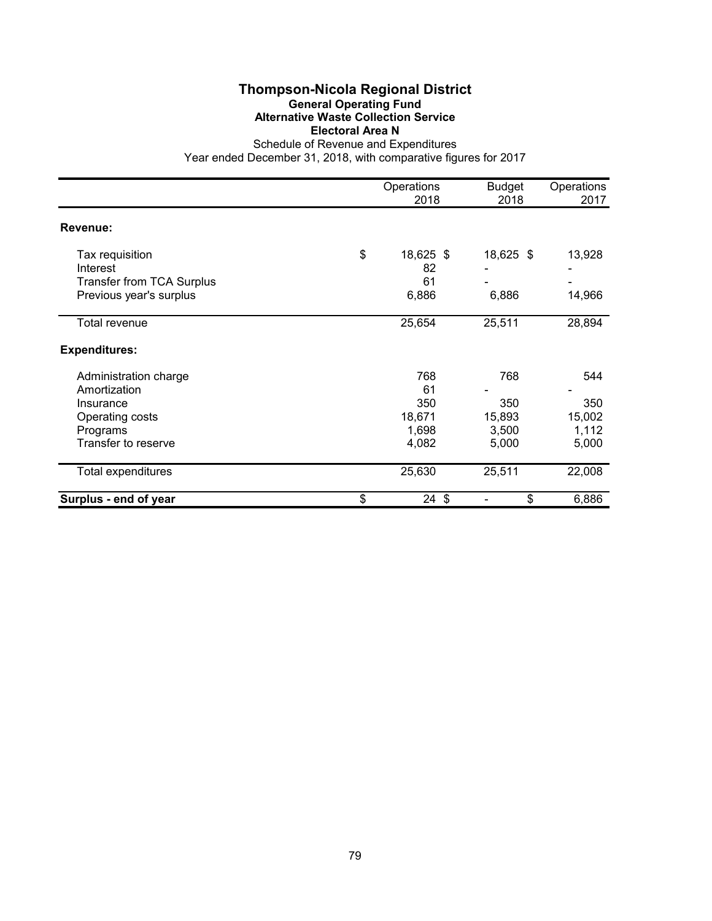# Thompson-Nicola Regional District

## General Operating Fund

### Alternative Waste Collection Service

### Electoral Area N

Schedule of Revenue and Expenditures

Year ended December 31, 2018, with comparative figures for 2017

| | Operations 2018 | Budget 2018 | Operations 2017 |
|---|---|---|---|
| **Revenue:** | | | |
| Tax requisition | $ 18,625 | $ 18,625 | $ 13,928 |
| Interest | 82 | - | - |
| Transfer from TCA Surplus | 61 | - | - |
| Previous year's surplus | 6,886 | 6,886 | 14,966 |
| Total revenue | 25,654 | 25,511 | 28,894 |
| **Expenditures:** | | | |
| Administration charge | 768 | 768 | 544 |
| Amortization | 61 | - | - |
| Insurance | 350 | 350 | 350 |
| Operating costs | 18,671 | 15,893 | 15,002 |
| Programs | 1,698 | 3,500 | 1,112 |
| Transfer to reserve | 4,082 | 5,000 | 5,000 |
| Total expenditures | 25,630 | 25,511 | 22,008 |
| **Surplus - end of year** | $ 24 | $ - | $ 6,886 |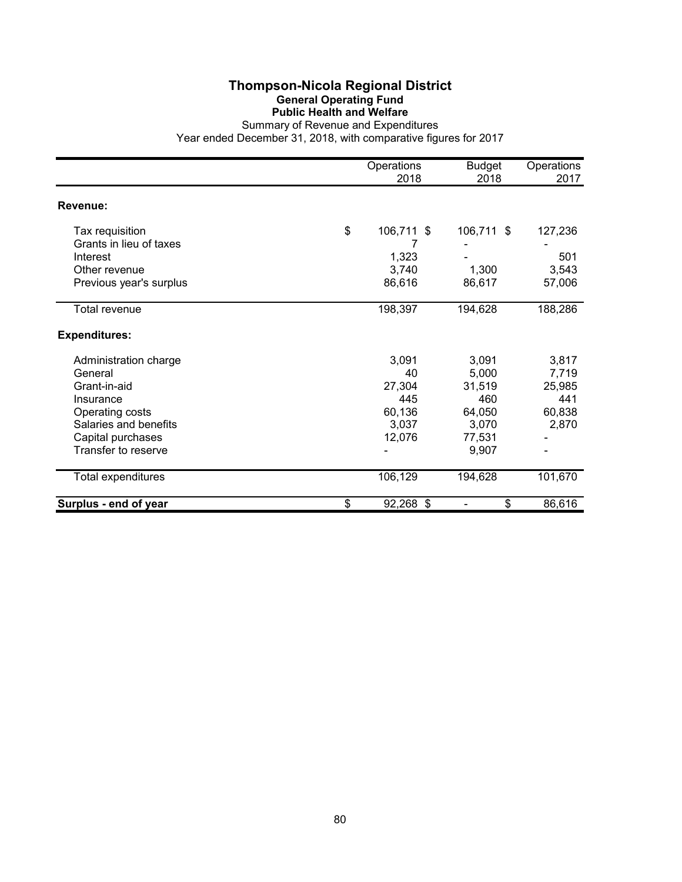# Thompson-Nicola Regional District

## General Operating Fund

### Public Health and Welfare

Summary of Revenue and Expenditures

Year ended December 31, 2018, with comparative figures for 2017

| | Operations 2018 | Budget 2018 | Operations 2017 |
|---|---|---|---|
| **Revenue:** | | | |
| Tax requisition | $ 106,711 | $ 106,711 | $ 127,236 |
| Grants in lieu of taxes | 7 | - | - |
| Interest | 1,323 | - | 501 |
| Other revenue | 3,740 | 1,300 | 3,543 |
| Previous year's surplus | 86,616 | 86,617 | 57,006 |
| Total revenue | 198,397 | 194,628 | 188,286 |
| **Expenditures:** | | | |
| Administration charge | 3,091 | 3,091 | 3,817 |
| General | 40 | 5,000 | 7,719 |
| Grant-in-aid | 27,304 | 31,519 | 25,985 |
| Insurance | 445 | 460 | 441 |
| Operating costs | 60,136 | 64,050 | 60,838 |
| Salaries and benefits | 3,037 | 3,070 | 2,870 |
| Capital purchases | 12,076 | 77,531 | - |
| Transfer to reserve | - | 9,907 | - |
| Total expenditures | 106,129 | 194,628 | 101,670 |
| **Surplus - end of year** | $ 92,268 | $ - | $ 86,616 |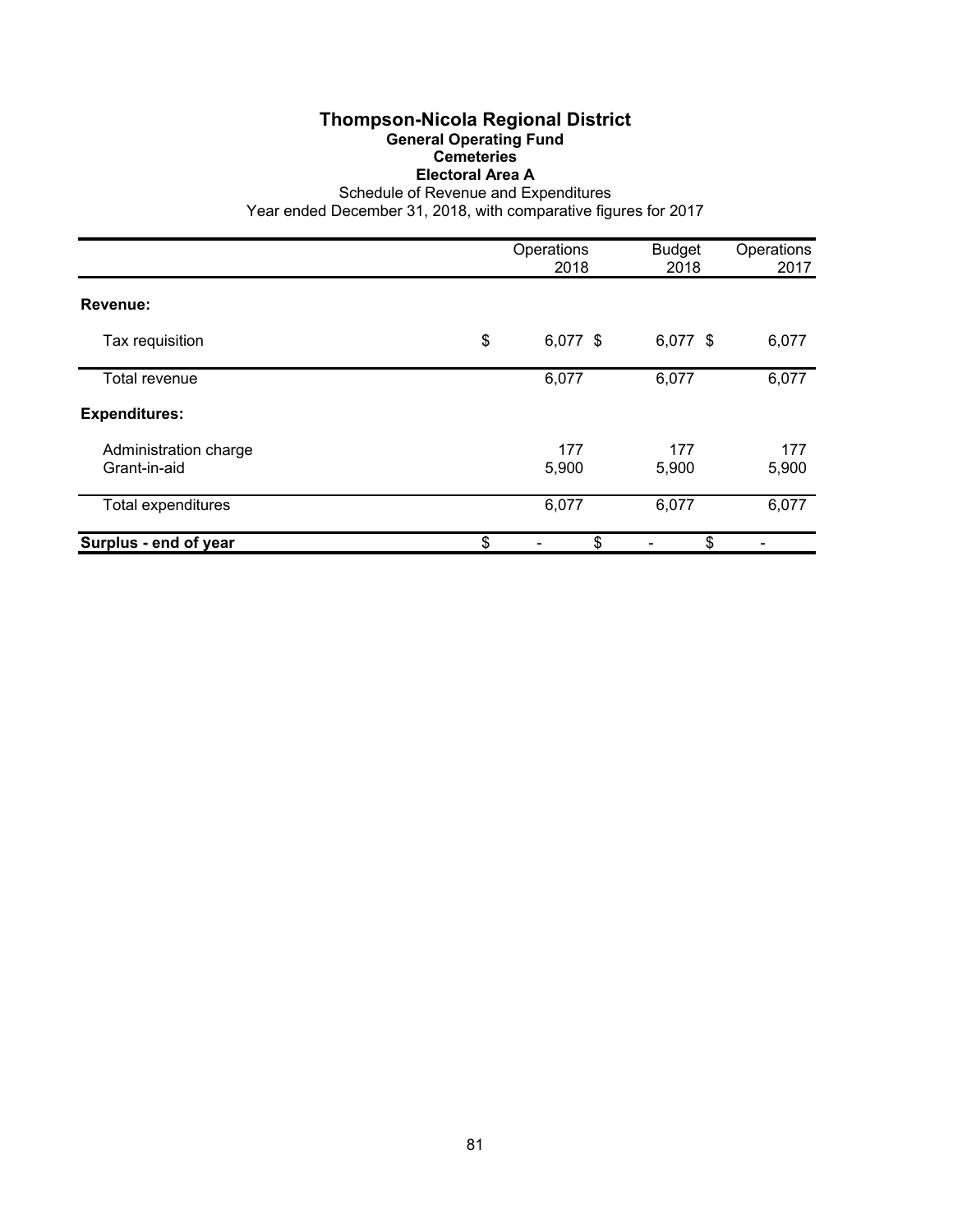# Thompson-Nicola Regional District

## General Operating Fund

### Cemeteries

### Electoral Area A

Schedule of Revenue and Expenditures

Year ended December 31, 2018, with comparative figures for 2017

| | Operations 2018 | Budget 2018 | Operations 2017 |
|---|---|---|---|
| **Revenue:** | | | |
| Tax requisition | $ 6,077 | $ 6,077 | $ 6,077 |
| Total revenue | 6,077 | 6,077 | 6,077 |
| **Expenditures:** | | | |
| Administration charge | 177 | 177 | 177 |
| Grant-in-aid | 5,900 | 5,900 | 5,900 |
| Total expenditures | 6,077 | 6,077 | 6,077 |
| **Surplus - end of year** | $ - | $ - | $ - |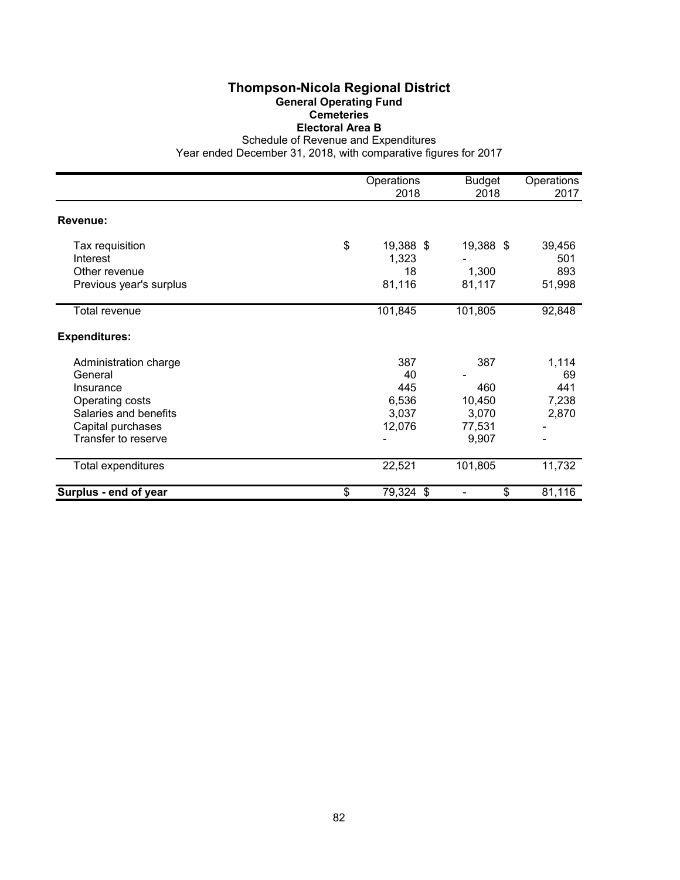# Thompson-Nicola Regional District

## General Operating Fund

### Cemeteries

### Electoral Area B

Schedule of Revenue and Expenditures

Year ended December 31, 2018, with comparative figures for 2017

| | Operations 2018 | Budget 2018 | Operations 2017 |
|---|---|---|---|
| **Revenue:** | | | |
| Tax requisition | $ 19,388 | $ 19,388 | $ 39,456 |
| Interest | 1,323 | - | 501 |
| Other revenue | 18 | 1,300 | 893 |
| Previous year's surplus | 81,116 | 81,117 | 51,998 |
| Total revenue | 101,845 | 101,805 | 92,848 |
| **Expenditures:** | | | |
| Administration charge | 387 | 387 | 1,114 |
| General | 40 | - | 69 |
| Insurance | 445 | 460 | 441 |
| Operating costs | 6,536 | 10,450 | 7,238 |
| Salaries and benefits | 3,037 | 3,070 | 2,870 |
| Capital purchases | 12,076 | 77,531 | - |
| Transfer to reserve | - | 9,907 | - |
| Total expenditures | 22,521 | 101,805 | 11,732 |
| **Surplus - end of year** | $ 79,324 | $ - | $ 81,116 |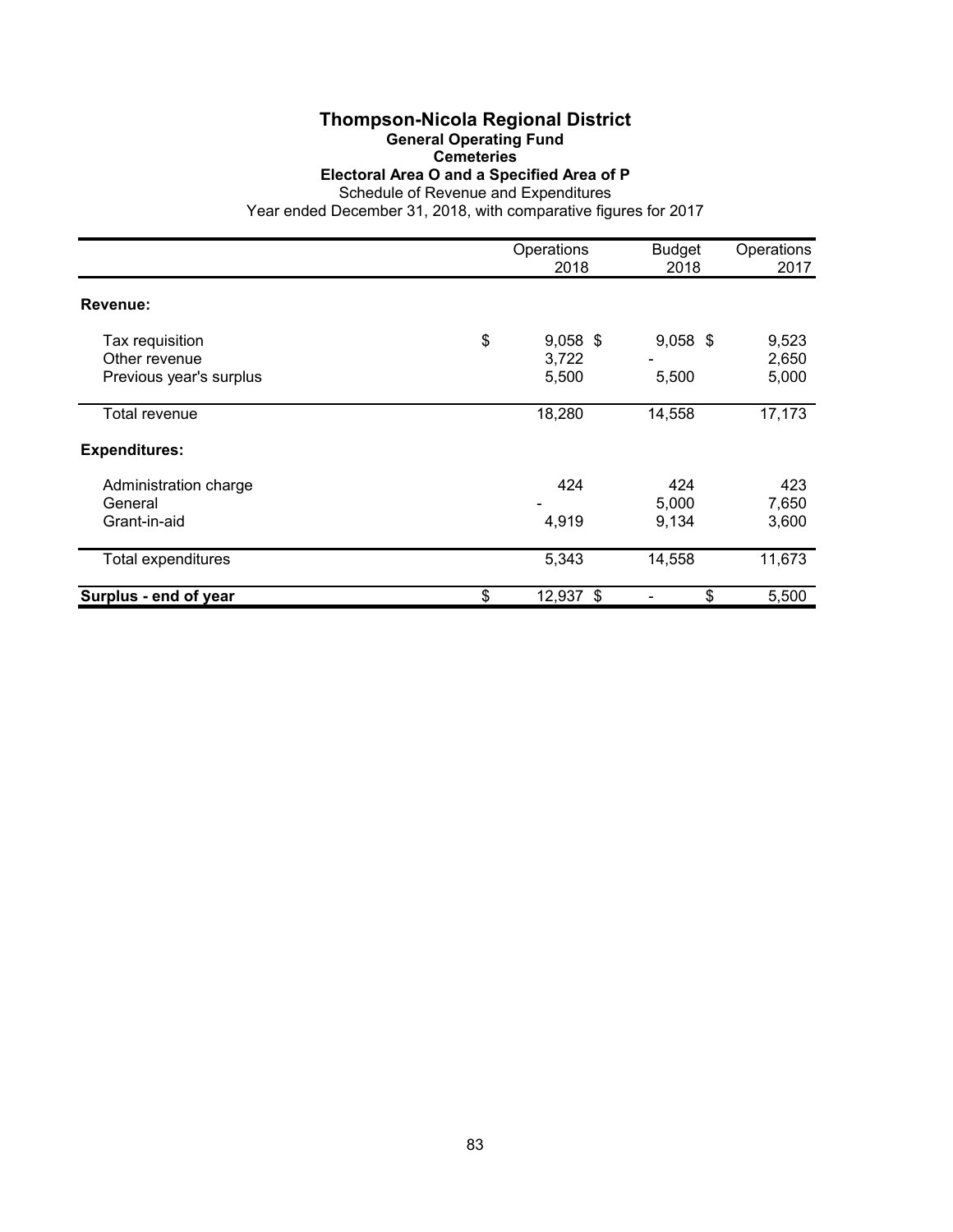# Thompson-Nicola Regional District

## General Operating Fund

### Cemeteries

### Electoral Area O and a Specified Area of P

Schedule of Revenue and Expenditures

Year ended December 31, 2018, with comparative figures for 2017

| | Operations 2018 | Budget 2018 | Operations 2017 |
|---|---|---|---|
| **Revenue:** | | | |
| Tax requisition | $ 9,058 | $ 9,058 | $ 9,523 |
| Other revenue | 3,722 | - | 2,650 |
| Previous year's surplus | 5,500 | 5,500 | 5,000 |
| Total revenue | 18,280 | 14,558 | 17,173 |
| **Expenditures:** | | | |
| Administration charge | 424 | 424 | 423 |
| General | - | 5,000 | 7,650 |
| Grant-in-aid | 4,919 | 9,134 | 3,600 |
| Total expenditures | 5,343 | 14,558 | 11,673 |
| **Surplus - end of year** | $ 12,937 | $ - | $ 5,500 |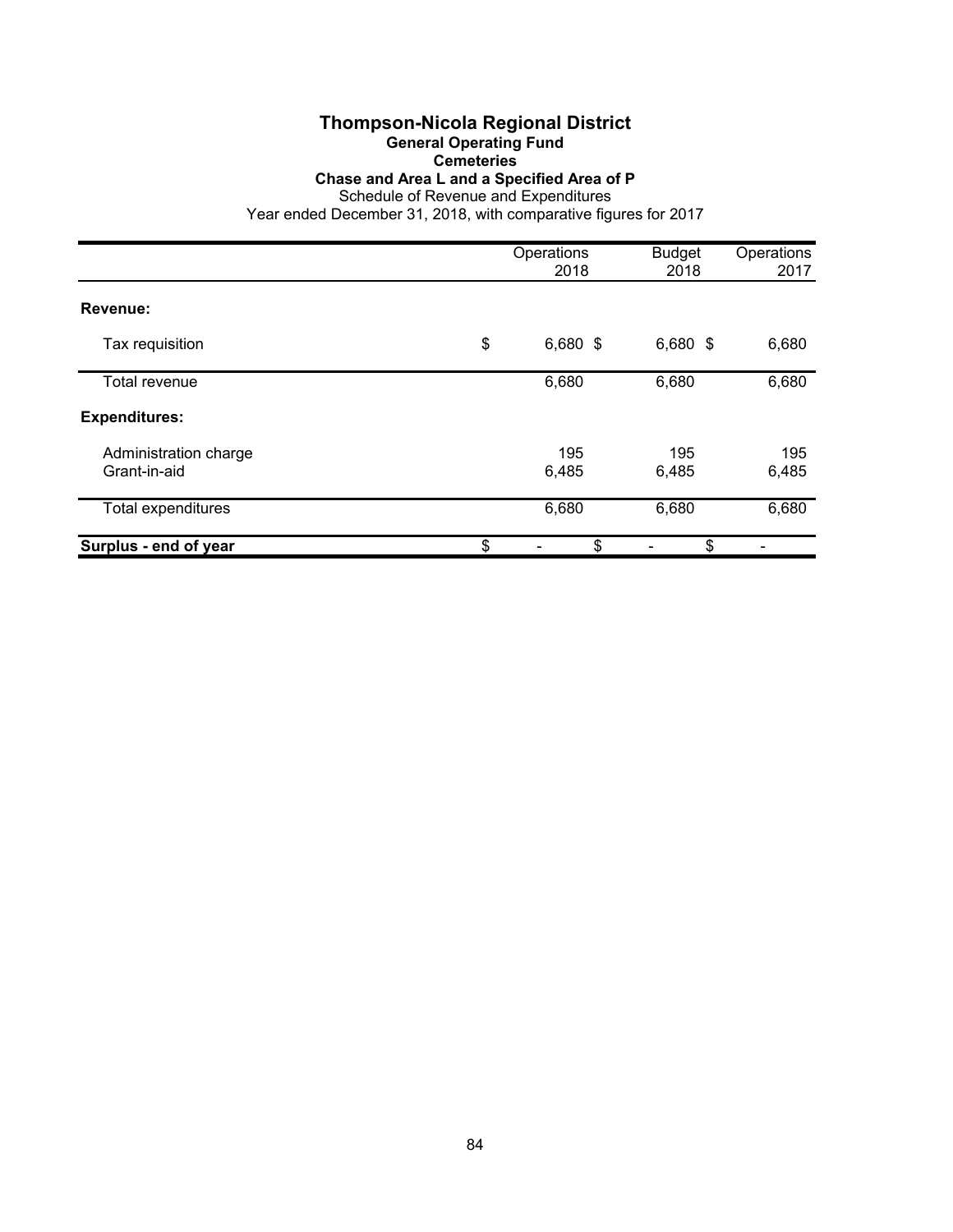# Thompson-Nicola Regional District

## General Operating Fund

### Cemeteries

### Chase and Area L and a Specified Area of P

Schedule of Revenue and Expenditures

Year ended December 31, 2018, with comparative figures for 2017

| | Operations 2018 | Budget 2018 | Operations 2017 |
|---|---|---|---|
| **Revenue:** | | | |
| Tax requisition | $ 6,680 | $ 6,680 | $ 6,680 |
| Total revenue | 6,680 | 6,680 | 6,680 |
| **Expenditures:** | | | |
| Administration charge | 195 | 195 | 195 |
| Grant-in-aid | 6,485 | 6,485 | 6,485 |
| Total expenditures | 6,680 | 6,680 | 6,680 |
| **Surplus - end of year** | $ - | $ - | $ - |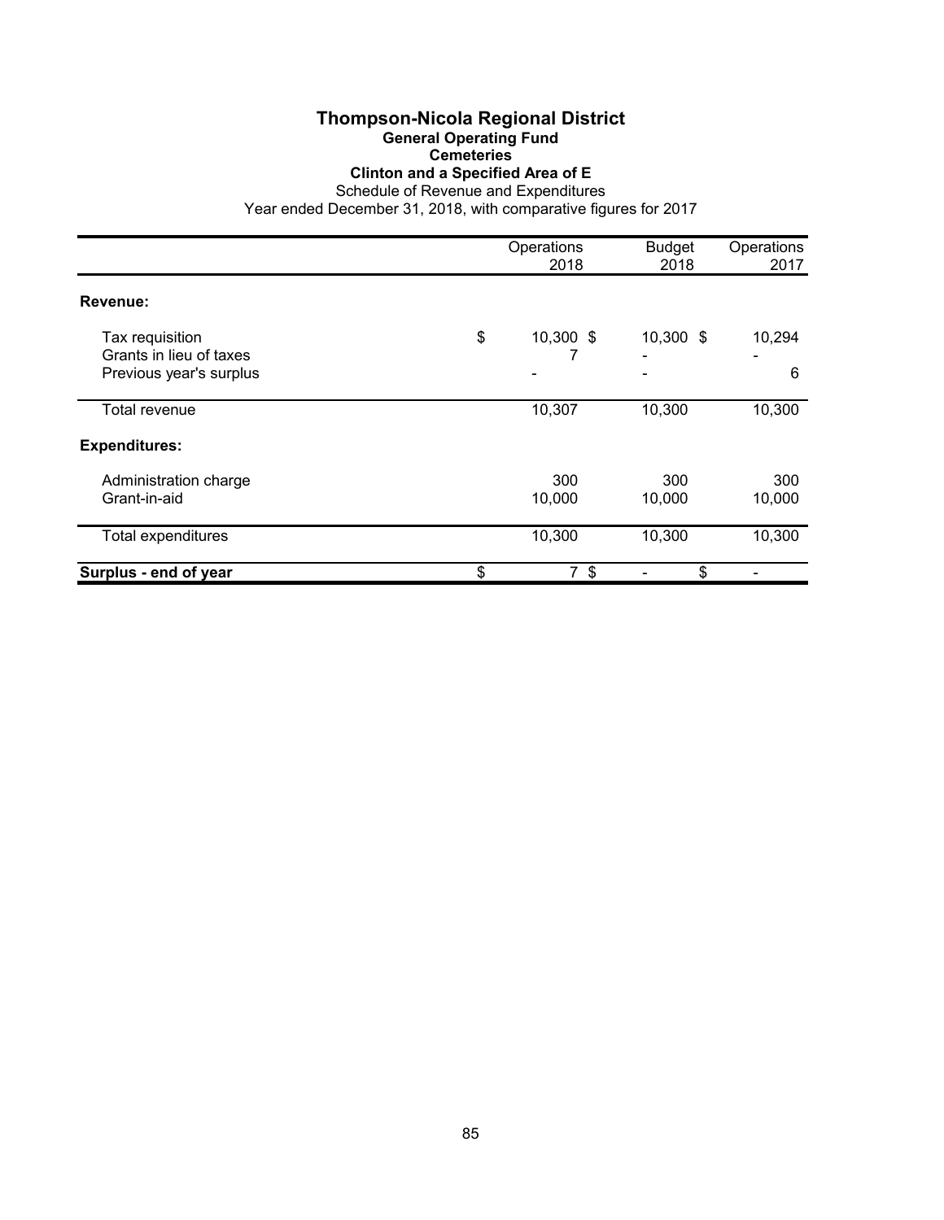# Thompson-Nicola Regional District

## General Operating Fund

### Cemeteries

### Clinton and a Specified Area of E

Schedule of Revenue and Expenditures

Year ended December 31, 2018, with comparative figures for 2017

| | Operations 2018 | Budget 2018 | Operations 2017 |
|---|---|---|---|
| **Revenue:** | | | |
| Tax requisition | $ 10,300 | $ 10,300 | $ 10,294 |
| Grants in lieu of taxes | 7 | - | - |
| Previous year's surplus | - | - | 6 |
| Total revenue | 10,307 | 10,300 | 10,300 |
| **Expenditures:** | | | |
| Administration charge | 300 | 300 | 300 |
| Grant-in-aid | 10,000 | 10,000 | 10,000 |
| Total expenditures | 10,300 | 10,300 | 10,300 |
| **Surplus - end of year** | $ 7 | $ - | $ - |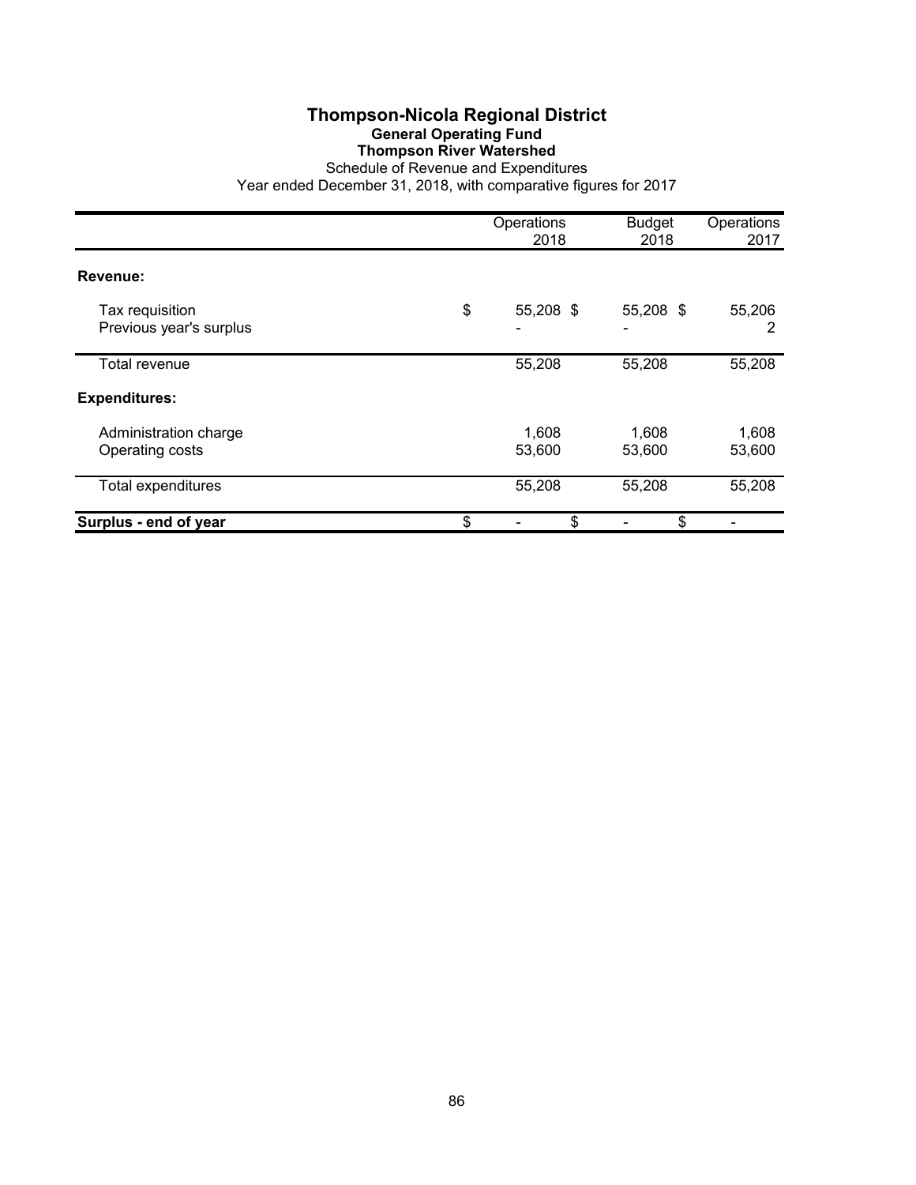# Thompson-Nicola Regional District

## General Operating Fund

### Thompson River Watershed

Schedule of Revenue and Expenditures

Year ended December 31, 2018, with comparative figures for 2017

| | Operations 2018 | Budget 2018 | Operations 2017 |
|---|---|---|---|
| **Revenue:** | | | |
| Tax requisition | $ 55,208 | $ 55,208 | $ 55,206 |
| Previous year's surplus | - | - | 2 |
| Total revenue | 55,208 | 55,208 | 55,208 |
| **Expenditures:** | | | |
| Administration charge | 1,608 | 1,608 | 1,608 |
| Operating costs | 53,600 | 53,600 | 53,600 |
| Total expenditures | 55,208 | 55,208 | 55,208 |
| **Surplus - end of year** | $ - | $ - | $ - |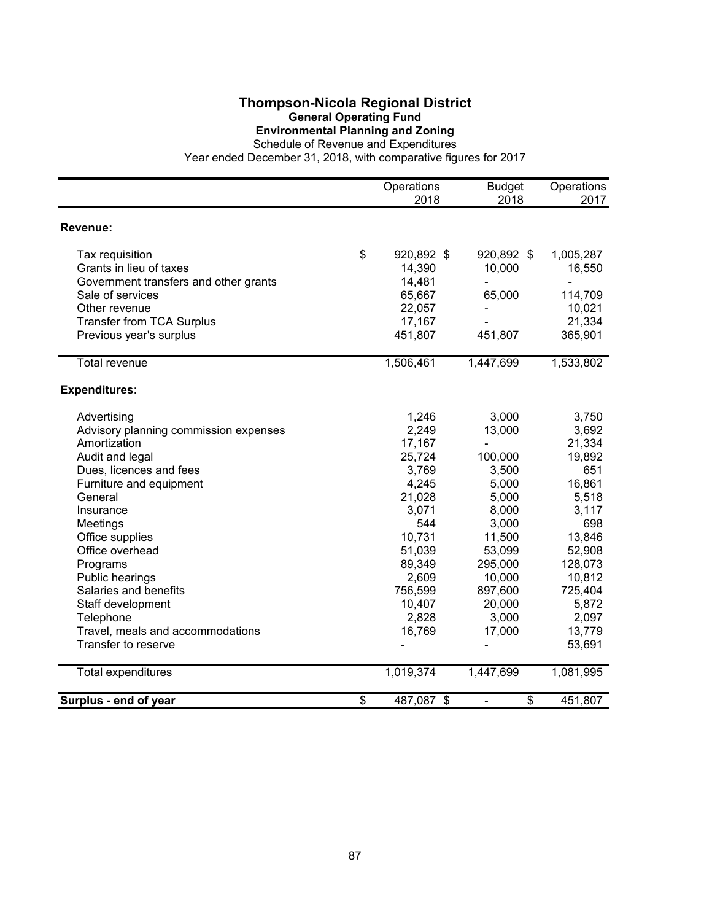# Thompson-Nicola Regional District

## General Operating Fund

### Environmental Planning and Zoning

Schedule of Revenue and Expenditures

Year ended December 31, 2018, with comparative figures for 2017

| | Operations 2018 | Budget 2018 | Operations 2017 |
|---|---|---|---|
| **Revenue:** | | | |
| Tax requisition | $ 920,892 | $ 920,892 | $ 1,005,287 |
| Grants in lieu of taxes | 14,390 | 10,000 | 16,550 |
| Government transfers and other grants | 14,481 | - | - |
| Sale of services | 65,667 | 65,000 | 114,709 |
| Other revenue | 22,057 | - | 10,021 |
| Transfer from TCA Surplus | 17,167 | - | 21,334 |
| Previous year's surplus | 451,807 | 451,807 | 365,901 |
| Total revenue | 1,506,461 | 1,447,699 | 1,533,802 |
| **Expenditures:** | | | |
| Advertising | 1,246 | 3,000 | 3,750 |
| Advisory planning commission expenses | 2,249 | 13,000 | 3,692 |
| Amortization | 17,167 | - | 21,334 |
| Audit and legal | 25,724 | 100,000 | 19,892 |
| Dues, licences and fees | 3,769 | 3,500 | 651 |
| Furniture and equipment | 4,245 | 5,000 | 16,861 |
| General | 21,028 | 5,000 | 5,518 |
| Insurance | 3,071 | 8,000 | 3,117 |
| Meetings | 544 | 3,000 | 698 |
| Office supplies | 10,731 | 11,500 | 13,846 |
| Office overhead | 51,039 | 53,099 | 52,908 |
| Programs | 89,349 | 295,000 | 128,073 |
| Public hearings | 2,609 | 10,000 | 10,812 |
| Salaries and benefits | 756,599 | 897,600 | 725,404 |
| Staff development | 10,407 | 20,000 | 5,872 |
| Telephone | 2,828 | 3,000 | 2,097 |
| Travel, meals and accommodations | 16,769 | 17,000 | 13,779 |
| Transfer to reserve | - | - | 53,691 |
| Total expenditures | 1,019,374 | 1,447,699 | 1,081,995 |
| **Surplus - end of year** | $ 487,087 | $ - | $ 451,807 |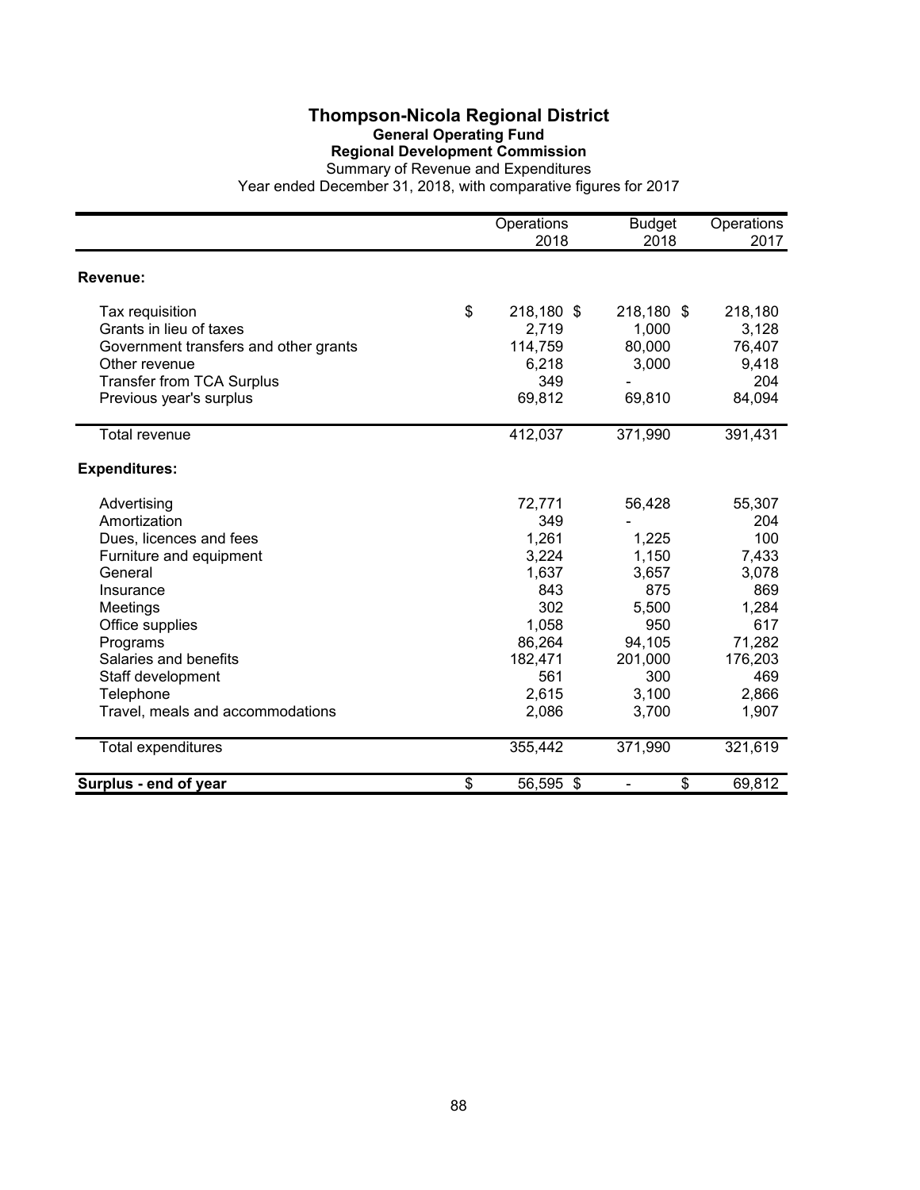# Thompson-Nicola Regional District

## General Operating Fund

### Regional Development Commission

Summary of Revenue and Expenditures

Year ended December 31, 2018, with comparative figures for 2017

| | Operations 2018 | Budget 2018 | Operations 2017 |
|---|---|---|---|
| **Revenue:** | | | |
| Tax requisition | $ 218,180 | $ 218,180 | $ 218,180 |
| Grants in lieu of taxes | 2,719 | 1,000 | 3,128 |
| Government transfers and other grants | 114,759 | 80,000 | 76,407 |
| Other revenue | 6,218 | 3,000 | 9,418 |
| Transfer from TCA Surplus | 349 | - | 204 |
| Previous year's surplus | 69,812 | 69,810 | 84,094 |
| Total revenue | 412,037 | 371,990 | 391,431 |
| **Expenditures:** | | | |
| Advertising | 72,771 | 56,428 | 55,307 |
| Amortization | 349 | - | 204 |
| Dues, licences and fees | 1,261 | 1,225 | 100 |
| Furniture and equipment | 3,224 | 1,150 | 7,433 |
| General | 1,637 | 3,657 | 3,078 |
| Insurance | 843 | 875 | 869 |
| Meetings | 302 | 5,500 | 1,284 |
| Office supplies | 1,058 | 950 | 617 |
| Programs | 86,264 | 94,105 | 71,282 |
| Salaries and benefits | 182,471 | 201,000 | 176,203 |
| Staff development | 561 | 300 | 469 |
| Telephone | 2,615 | 3,100 | 2,866 |
| Travel, meals and accommodations | 2,086 | 3,700 | 1,907 |
| Total expenditures | 355,442 | 371,990 | 321,619 |
| **Surplus - end of year** | $ 56,595 | $ - | $ 69,812 |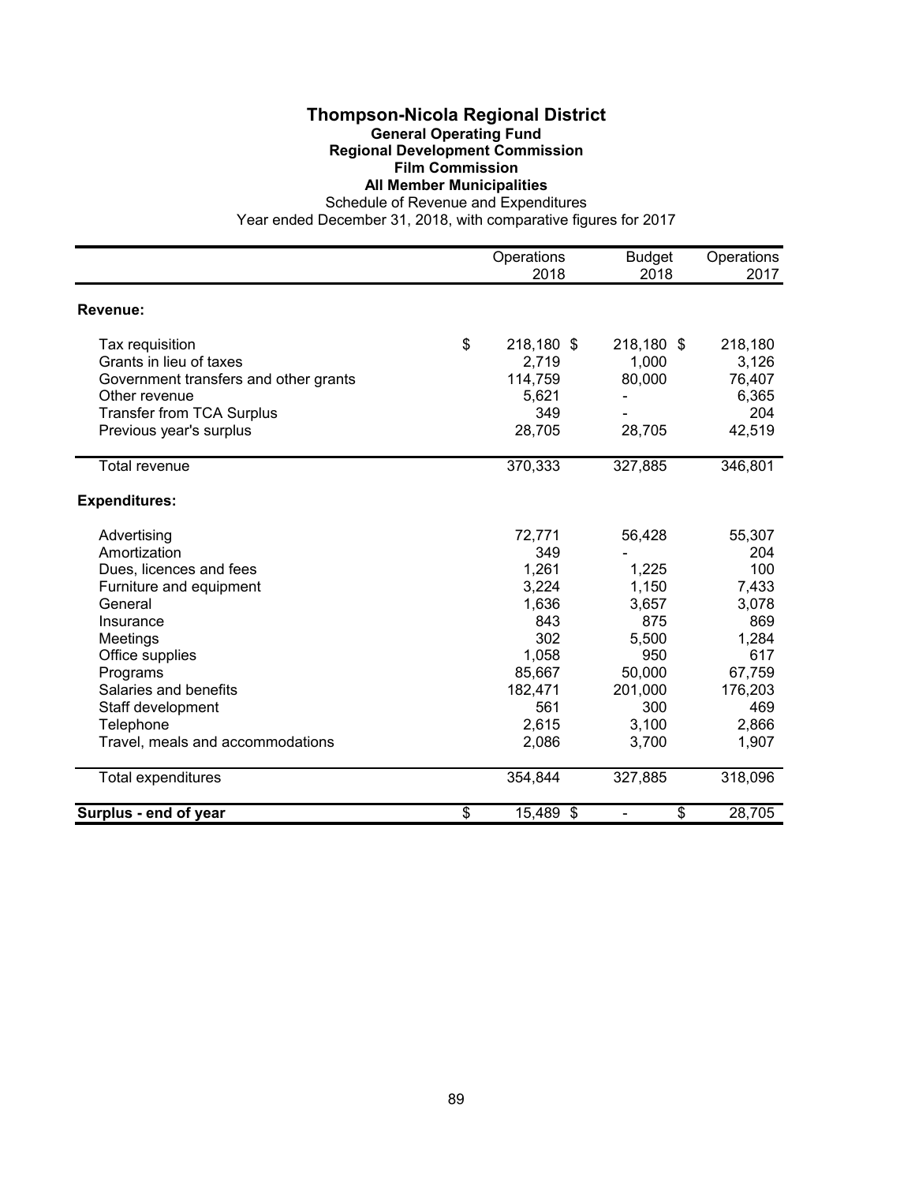# Thompson-Nicola Regional District

## General Operating Fund
## Regional Development Commission
## Film Commission
## All Member Municipalities

Schedule of Revenue and Expenditures

Year ended December 31, 2018, with comparative figures for 2017

| | Operations 2018 | Budget 2018 | Operations 2017 |
|---|---|---|---|
| **Revenue:** | | | |
| Tax requisition | $ 218,180 | $ 218,180 | $ 218,180 |
| Grants in lieu of taxes | 2,719 | 1,000 | 3,126 |
| Government transfers and other grants | 114,759 | 80,000 | 76,407 |
| Other revenue | 5,621 | - | 6,365 |
| Transfer from TCA Surplus | 349 | - | 204 |
| Previous year's surplus | 28,705 | 28,705 | 42,519 |
| Total revenue | 370,333 | 327,885 | 346,801 |
| **Expenditures:** | | | |
| Advertising | 72,771 | 56,428 | 55,307 |
| Amortization | 349 | - | 204 |
| Dues, licences and fees | 1,261 | 1,225 | 100 |
| Furniture and equipment | 3,224 | 1,150 | 7,433 |
| General | 1,636 | 3,657 | 3,078 |
| Insurance | 843 | 875 | 869 |
| Meetings | 302 | 5,500 | 1,284 |
| Office supplies | 1,058 | 950 | 617 |
| Programs | 85,667 | 50,000 | 67,759 |
| Salaries and benefits | 182,471 | 201,000 | 176,203 |
| Staff development | 561 | 300 | 469 |
| Telephone | 2,615 | 3,100 | 2,866 |
| Travel, meals and accommodations | 2,086 | 3,700 | 1,907 |
| Total expenditures | 354,844 | 327,885 | 318,096 |
| **Surplus - end of year** | $ 15,489 | $ - | $ 28,705 |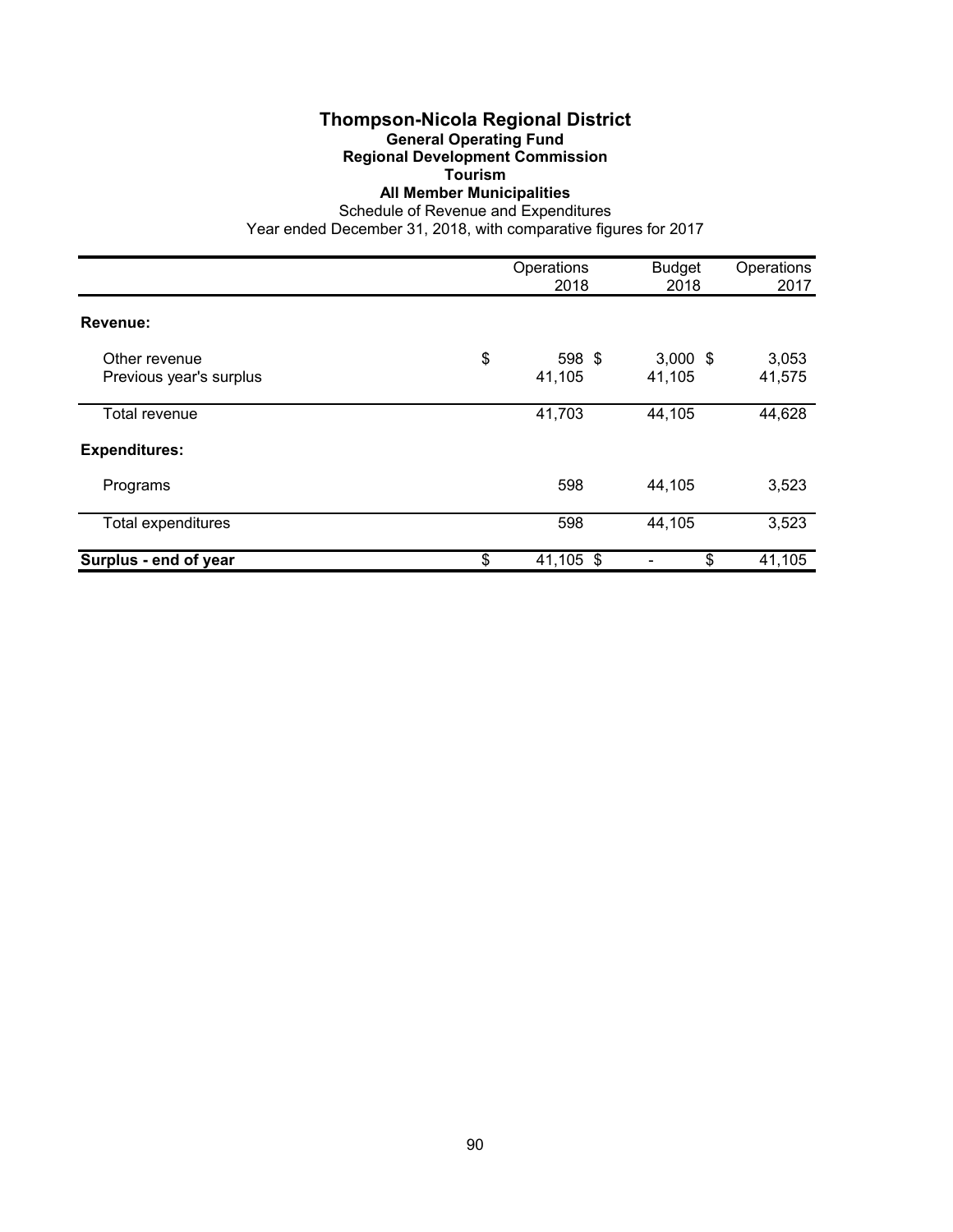# Thompson-Nicola Regional District

## General Operating Fund

## Regional Development Commission

## Tourism

## All Member Municipalities

Schedule of Revenue and Expenditures

Year ended December 31, 2018, with comparative figures for 2017

| | Operations 2018 | Budget 2018 | Operations 2017 |
|---|---|---|---|
| **Revenue:** | | | |
| Other revenue | $ 598 | $ 3,000 | $ 3,053 |
| Previous year's surplus | 41,105 | 41,105 | 41,575 |
| Total revenue | 41,703 | 44,105 | 44,628 |
| **Expenditures:** | | | |
| Programs | 598 | 44,105 | 3,523 |
| Total expenditures | 598 | 44,105 | 3,523 |
| **Surplus - end of year** | $ 41,105 | $ - | $ 41,105 |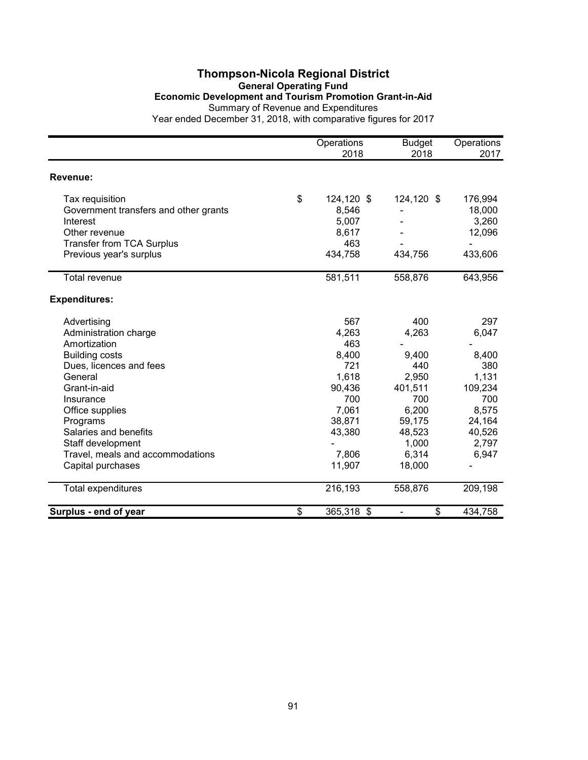# Thompson-Nicola Regional District

## General Operating Fund

### Economic Development and Tourism Promotion Grant-in-Aid

Summary of Revenue and Expenditures

Year ended December 31, 2018, with comparative figures for 2017

| | Operations 2018 | Budget 2018 | Operations 2017 |
|---|---|---|---|
| **Revenue:** | | | |
| Tax requisition | $ 124,120 | $ 124,120 | $ 176,994 |
| Government transfers and other grants | 8,546 | - | 18,000 |
| Interest | 5,007 | - | 3,260 |
| Other revenue | 8,617 | - | 12,096 |
| Transfer from TCA Surplus | 463 | - | - |
| Previous year's surplus | 434,758 | 434,756 | 433,606 |
| Total revenue | 581,511 | 558,876 | 643,956 |
| **Expenditures:** | | | |
| Advertising | 567 | 400 | 297 |
| Administration charge | 4,263 | 4,263 | 6,047 |
| Amortization | 463 | - | - |
| Building costs | 8,400 | 9,400 | 8,400 |
| Dues, licences and fees | 721 | 440 | 380 |
| General | 1,618 | 2,950 | 1,131 |
| Grant-in-aid | 90,436 | 401,511 | 109,234 |
| Insurance | 700 | 700 | 700 |
| Office supplies | 7,061 | 6,200 | 8,575 |
| Programs | 38,871 | 59,175 | 24,164 |
| Salaries and benefits | 43,380 | 48,523 | 40,526 |
| Staff development | - | 1,000 | 2,797 |
| Travel, meals and accommodations | 7,806 | 6,314 | 6,947 |
| Capital purchases | 11,907 | 18,000 | - |
| Total expenditures | 216,193 | 558,876 | 209,198 |
| **Surplus - end of year** | $ 365,318 | $ - | $ 434,758 |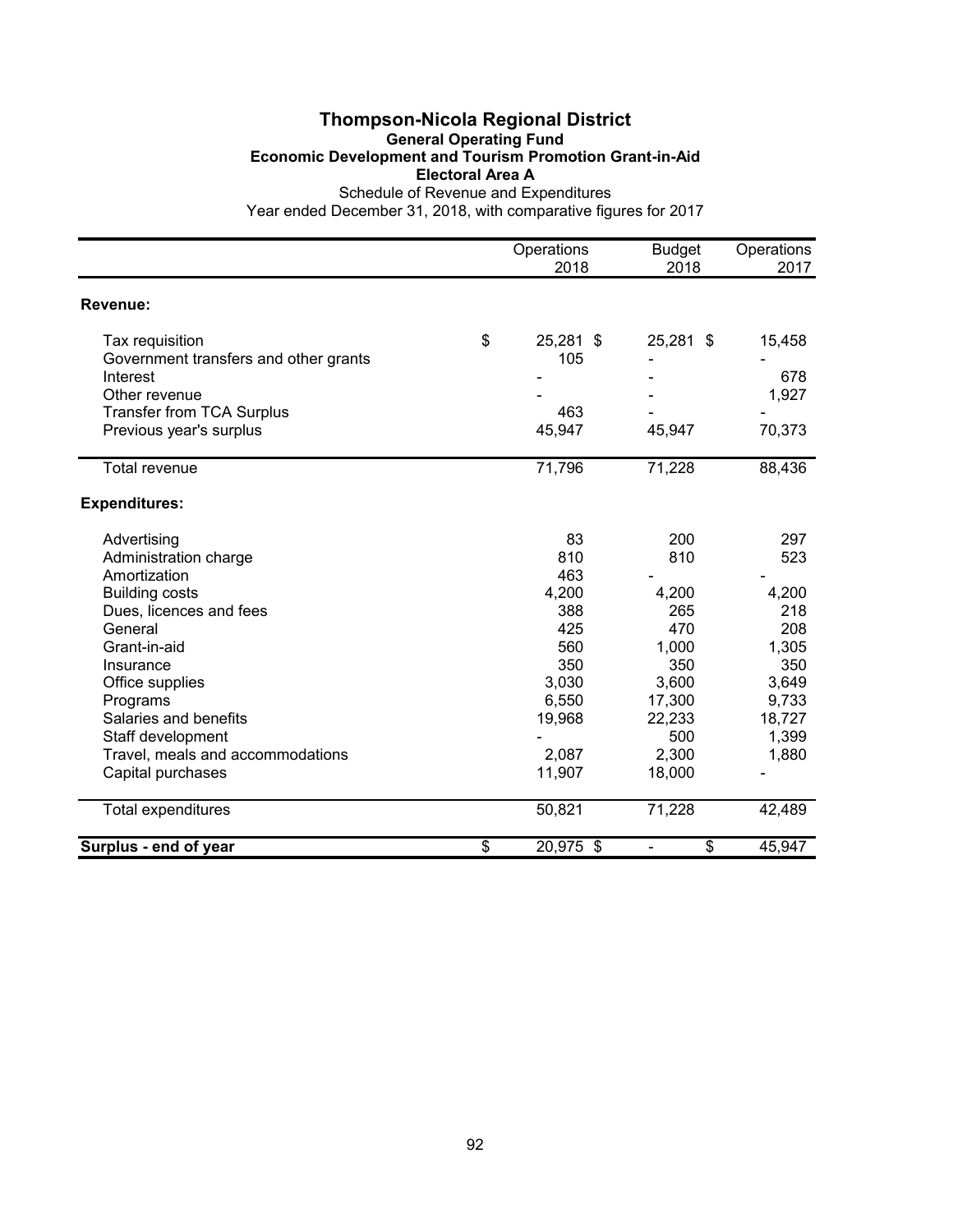# Thompson-Nicola Regional District

## General Operating Fund

### Economic Development and Tourism Promotion Grant-in-Aid

### Electoral Area A

Schedule of Revenue and Expenditures

Year ended December 31, 2018, with comparative figures for 2017

| | Operations 2018 | Budget 2018 | Operations 2017 |
|---|---|---|---|
| **Revenue:** | | | |
| Tax requisition | $ 25,281 | $ 25,281 | $ 15,458 |
| Government transfers and other grants | 105 | - | - |
| Interest | - | - | 678 |
| Other revenue | - | - | 1,927 |
| Transfer from TCA Surplus | 463 | - | - |
| Previous year's surplus | 45,947 | 45,947 | 70,373 |
| Total revenue | 71,796 | 71,228 | 88,436 |
| **Expenditures:** | | | |
| Advertising | 83 | 200 | 297 |
| Administration charge | 810 | 810 | 523 |
| Amortization | 463 | - | - |
| Building costs | 4,200 | 4,200 | 4,200 |
| Dues, licences and fees | 388 | 265 | 218 |
| General | 425 | 470 | 208 |
| Grant-in-aid | 560 | 1,000 | 1,305 |
| Insurance | 350 | 350 | 350 |
| Office supplies | 3,030 | 3,600 | 3,649 |
| Programs | 6,550 | 17,300 | 9,733 |
| Salaries and benefits | 19,968 | 22,233 | 18,727 |
| Staff development | - | 500 | 1,399 |
| Travel, meals and accommodations | 2,087 | 2,300 | 1,880 |
| Capital purchases | 11,907 | 18,000 | - |
| Total expenditures | 50,821 | 71,228 | 42,489 |
| **Surplus - end of year** | $ 20,975 | $ - | $ 45,947 |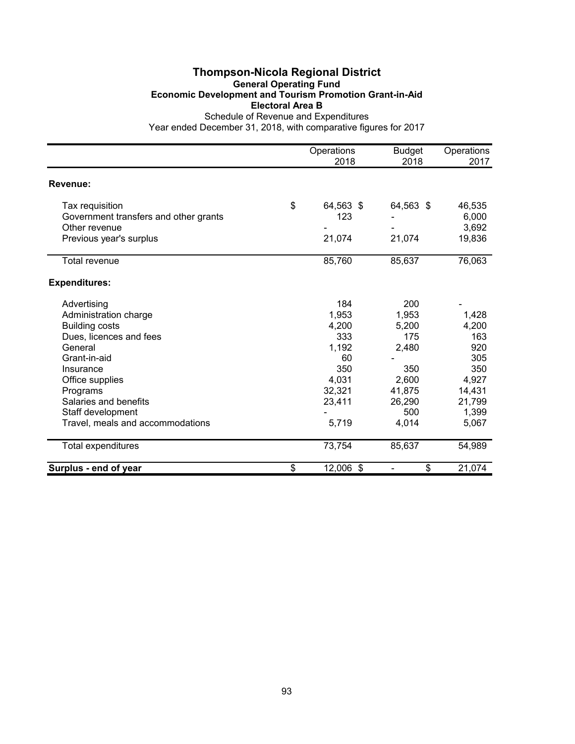# Thompson-Nicola Regional District

## General Operating Fund

### Economic Development and Tourism Promotion Grant-in-Aid

### Electoral Area B

Schedule of Revenue and Expenditures

Year ended December 31, 2018, with comparative figures for 2017

| | Operations 2018 | Budget 2018 | Operations 2017 |
|---|---|---|---|
| **Revenue:** | | | |
| Tax requisition | $ 64,563 | $ 64,563 | $ 46,535 |
| Government transfers and other grants | 123 | - | 6,000 |
| Other revenue | - | - | 3,692 |
| Previous year's surplus | 21,074 | 21,074 | 19,836 |
| Total revenue | 85,760 | 85,637 | 76,063 |
| **Expenditures:** | | | |
| Advertising | 184 | 200 | - |
| Administration charge | 1,953 | 1,953 | 1,428 |
| Building costs | 4,200 | 5,200 | 4,200 |
| Dues, licences and fees | 333 | 175 | 163 |
| General | 1,192 | 2,480 | 920 |
| Grant-in-aid | 60 | - | 305 |
| Insurance | 350 | 350 | 350 |
| Office supplies | 4,031 | 2,600 | 4,927 |
| Programs | 32,321 | 41,875 | 14,431 |
| Salaries and benefits | 23,411 | 26,290 | 21,799 |
| Staff development | - | 500 | 1,399 |
| Travel, meals and accommodations | 5,719 | 4,014 | 5,067 |
| Total expenditures | 73,754 | 85,637 | 54,989 |
| **Surplus - end of year** | $ 12,006 | $ - | $ 21,074 |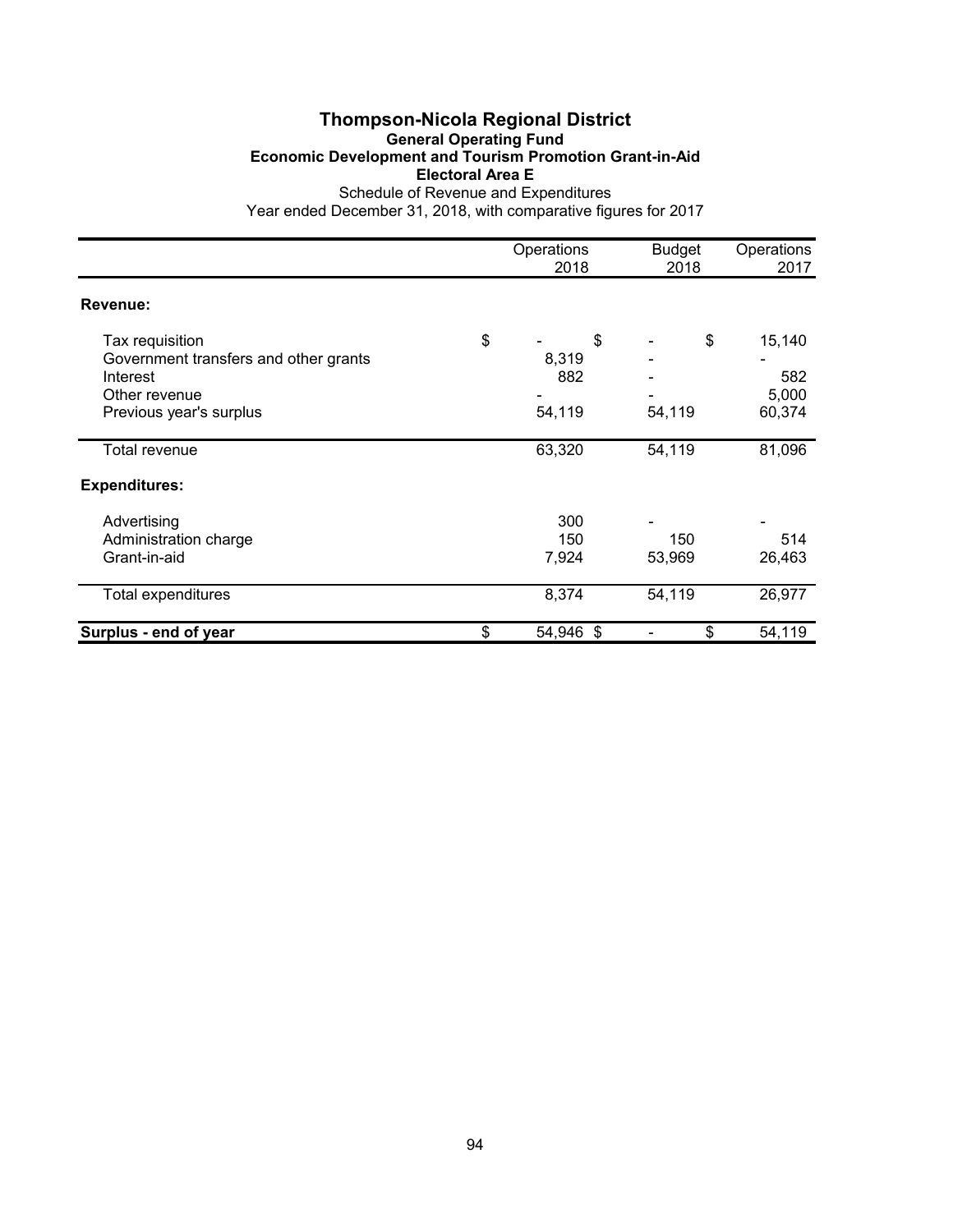# Thompson-Nicola Regional District

## General Operating Fund

### Economic Development and Tourism Promotion Grant-in-Aid

### Electoral Area E

Schedule of Revenue and Expenditures

Year ended December 31, 2018, with comparative figures for 2017

| | Operations 2018 | Budget 2018 | Operations 2017 |
|---|---|---|---|
| **Revenue:** | | | |
| Tax requisition | $ - | $ - | $ 15,140 |
| Government transfers and other grants | 8,319 | - | - |
| Interest | 882 | - | 582 |
| Other revenue | - | - | 5,000 |
| Previous year's surplus | 54,119 | 54,119 | 60,374 |
| Total revenue | 63,320 | 54,119 | 81,096 |
| **Expenditures:** | | | |
| Advertising | 300 | - | - |
| Administration charge | 150 | 150 | 514 |
| Grant-in-aid | 7,924 | 53,969 | 26,463 |
| Total expenditures | 8,374 | 54,119 | 26,977 |
| **Surplus - end of year** | $ 54,946 | $ - | $ 54,119 |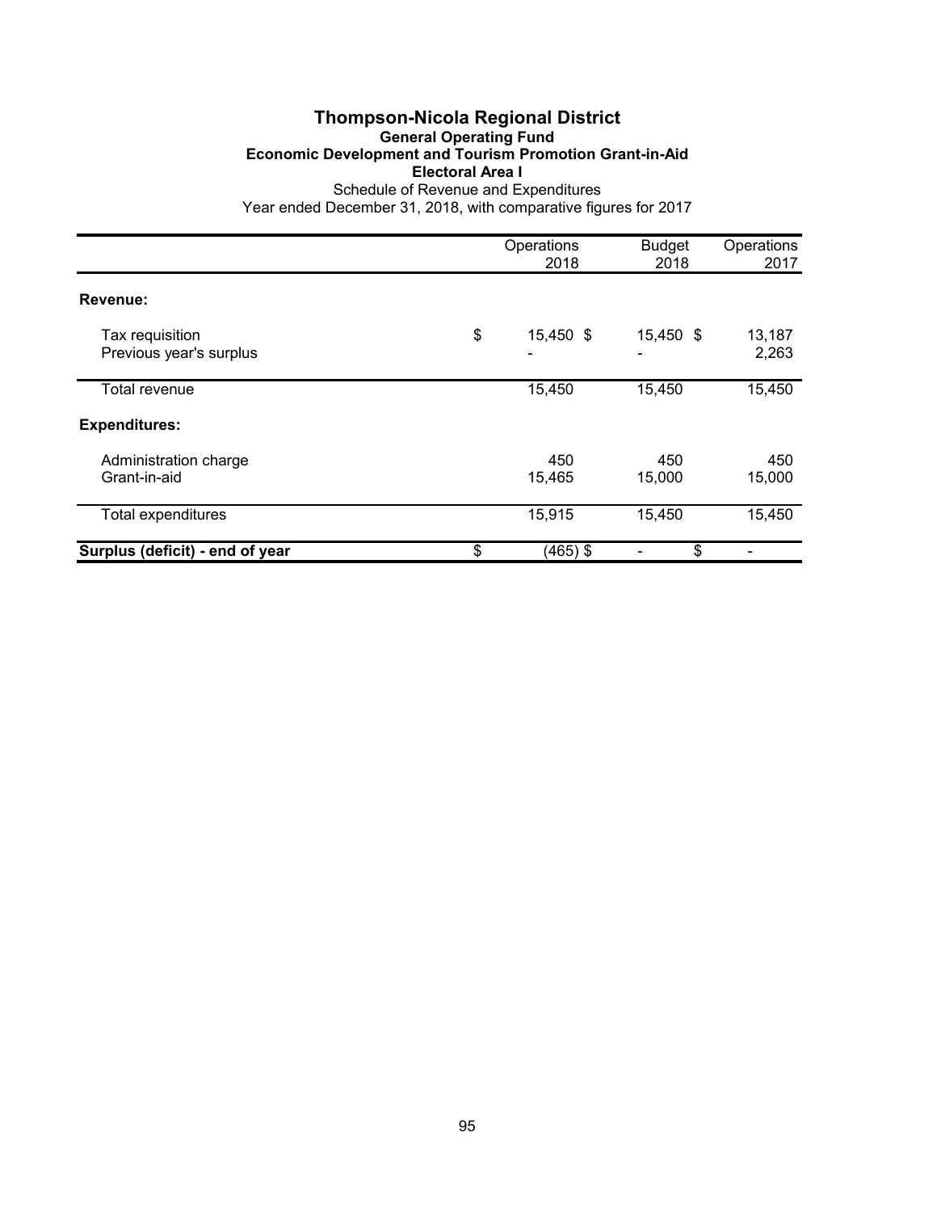# Thompson-Nicola Regional District

## General Operating Fund

### Economic Development and Tourism Promotion Grant-in-Aid

### Electoral Area I

Schedule of Revenue and Expenditures

Year ended December 31, 2018, with comparative figures for 2017

| | Operations 2018 | Budget 2018 | Operations 2017 |
|---|---|---|---|
| **Revenue:** | | | |
| Tax requisition | $ 15,450 | $ 15,450 | $ 13,187 |
| Previous year's surplus | - | - | 2,263 |
| Total revenue | 15,450 | 15,450 | 15,450 |
| **Expenditures:** | | | |
| Administration charge | 450 | 450 | 450 |
| Grant-in-aid | 15,465 | 15,000 | 15,000 |
| Total expenditures | 15,915 | 15,450 | 15,450 |
| **Surplus (deficit) - end of year** | $ (465) | $ - | $ - |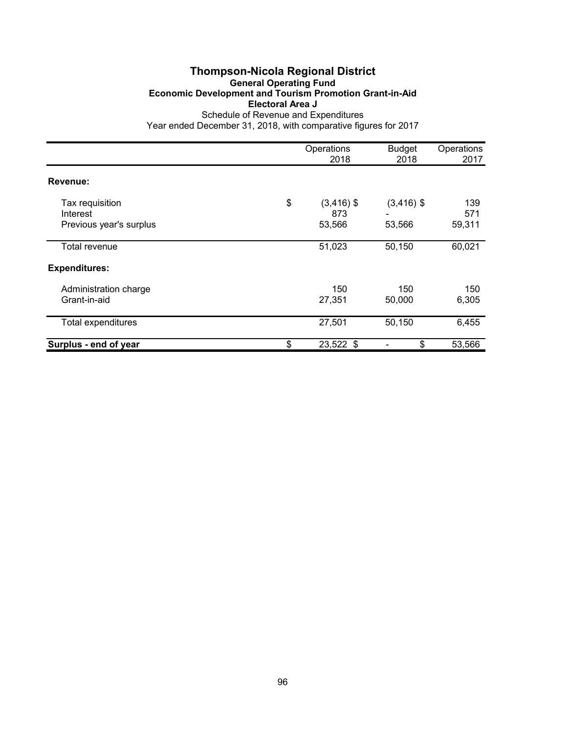# Thompson-Nicola Regional District

## General Operating Fund

### Economic Development and Tourism Promotion Grant-in-Aid

### Electoral Area J

Schedule of Revenue and Expenditures

Year ended December 31, 2018, with comparative figures for 2017

| | Operations 2018 | Budget 2018 | Operations 2017 |
|---|---|---|---|
| **Revenue:** | | | |
| Tax requisition | $ (3,416) | $ (3,416) | $ 139 |
| Interest | 873 | - | 571 |
| Previous year's surplus | 53,566 | 53,566 | 59,311 |
| Total revenue | 51,023 | 50,150 | 60,021 |
| **Expenditures:** | | | |
| Administration charge | 150 | 150 | 150 |
| Grant-in-aid | 27,351 | 50,000 | 6,305 |
| Total expenditures | 27,501 | 50,150 | 6,455 |
| **Surplus - end of year** | $ 23,522 | $ - | $ 53,566 |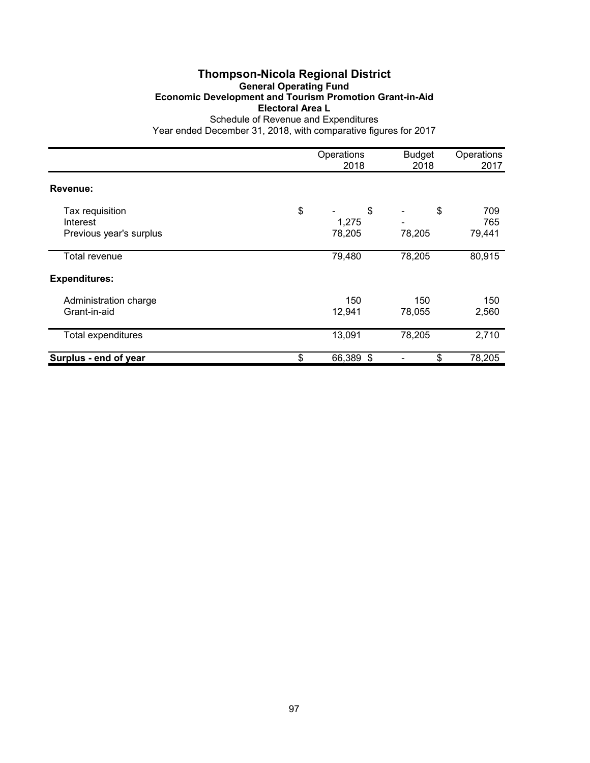# Thompson-Nicola Regional District

## General Operating Fund

### Economic Development and Tourism Promotion Grant-in-Aid

### Electoral Area L

Schedule of Revenue and Expenditures

Year ended December 31, 2018, with comparative figures for 2017

| | Operations 2018 | Budget 2018 | Operations 2017 |
|---|---|---|---|
| **Revenue:** | | | |
| Tax requisition | $ - | $ - | $ 709 |
| Interest | 1,275 | - | 765 |
| Previous year's surplus | 78,205 | 78,205 | 79,441 |
| Total revenue | 79,480 | 78,205 | 80,915 |
| **Expenditures:** | | | |
| Administration charge | 150 | 150 | 150 |
| Grant-in-aid | 12,941 | 78,055 | 2,560 |
| Total expenditures | 13,091 | 78,205 | 2,710 |
| **Surplus - end of year** | $ 66,389 | $ - | $ 78,205 |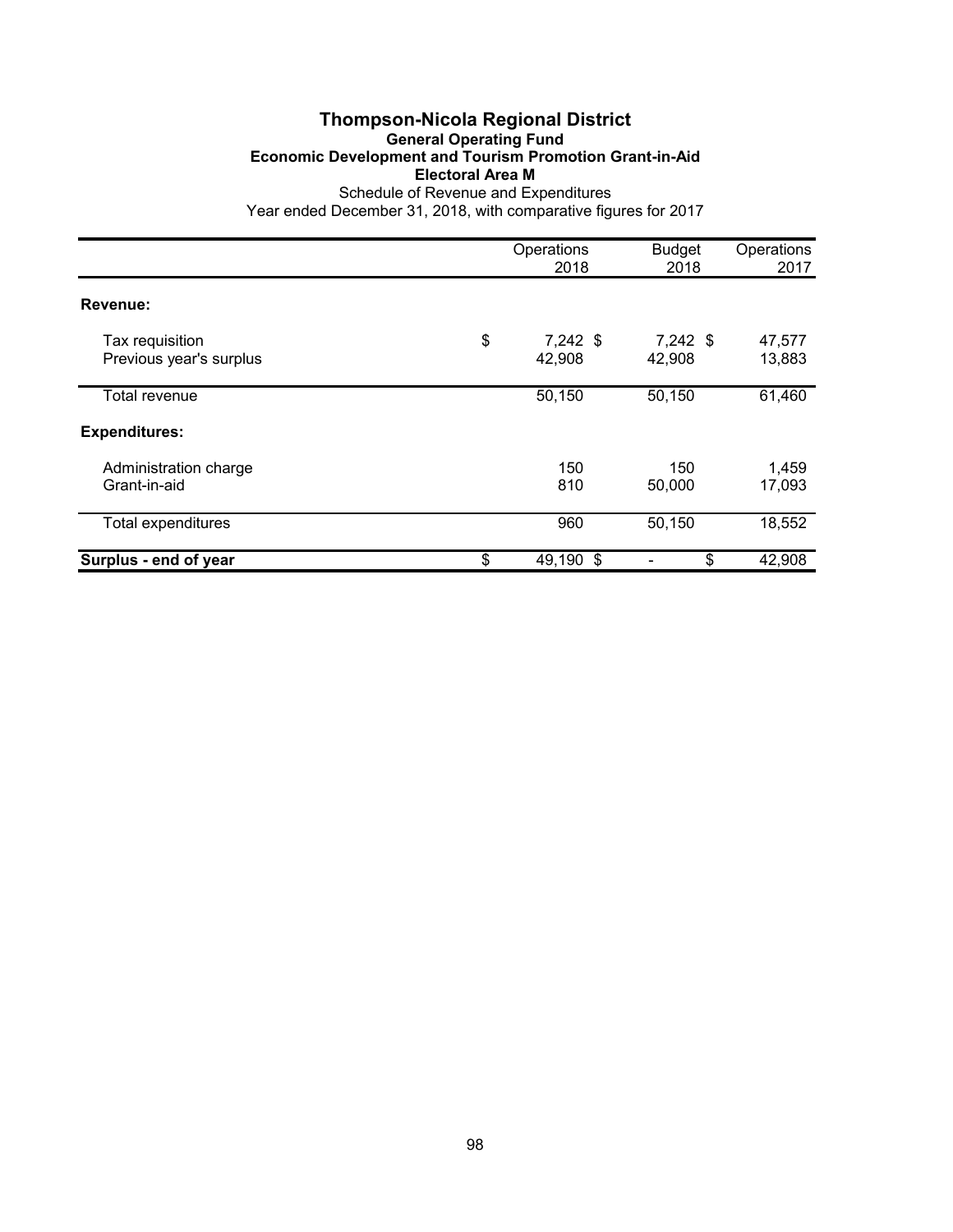# Thompson-Nicola Regional District

## General Operating Fund

### Economic Development and Tourism Promotion Grant-in-Aid

### Electoral Area M

Schedule of Revenue and Expenditures

Year ended December 31, 2018, with comparative figures for 2017

| | Operations 2018 | Budget 2018 | Operations 2017 |
|---|---|---|---|
| **Revenue:** | | | |
| Tax requisition | $ 7,242 | $ 7,242 | $ 47,577 |
| Previous year's surplus | 42,908 | 42,908 | 13,883 |
| Total revenue | 50,150 | 50,150 | 61,460 |
| **Expenditures:** | | | |
| Administration charge | 150 | 150 | 1,459 |
| Grant-in-aid | 810 | 50,000 | 17,093 |
| Total expenditures | 960 | 50,150 | 18,552 |
| **Surplus - end of year** | $ 49,190 | $ - | $ 42,908 |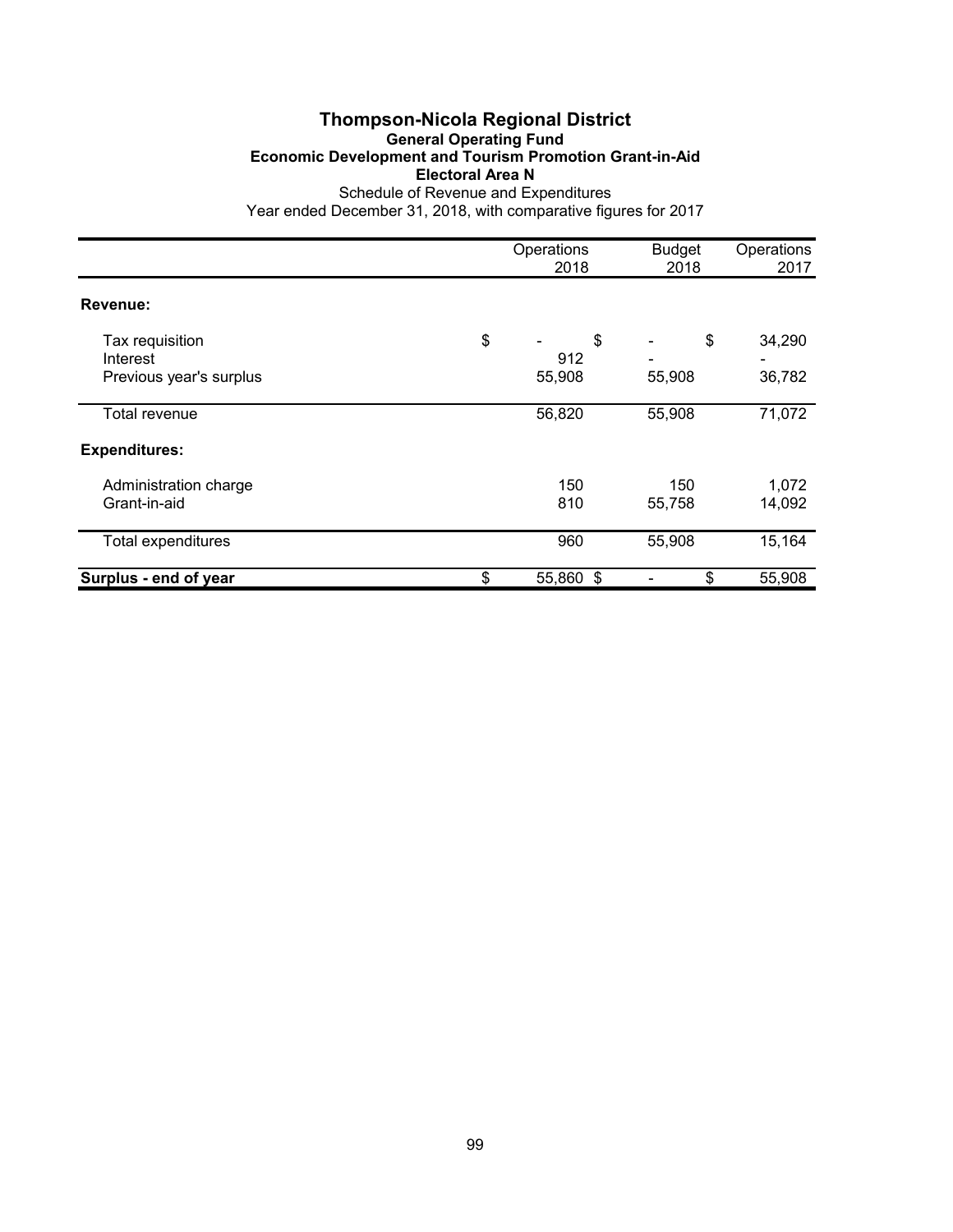# Thompson-Nicola Regional District

## General Operating Fund

### Economic Development and Tourism Promotion Grant-in-Aid

### Electoral Area N

Schedule of Revenue and Expenditures

Year ended December 31, 2018, with comparative figures for 2017

| | Operations 2018 | Budget 2018 | Operations 2017 |
|---|---|---|---|
| **Revenue:** | | | |
| Tax requisition | $ - | $ - | $ 34,290 |
| Interest | 912 | - | - |
| Previous year's surplus | 55,908 | 55,908 | 36,782 |
| Total revenue | 56,820 | 55,908 | 71,072 |
| **Expenditures:** | | | |
| Administration charge | 150 | 150 | 1,072 |
| Grant-in-aid | 810 | 55,758 | 14,092 |
| Total expenditures | 960 | 55,908 | 15,164 |
| **Surplus - end of year** | $ 55,860 | $ - | $ 55,908 |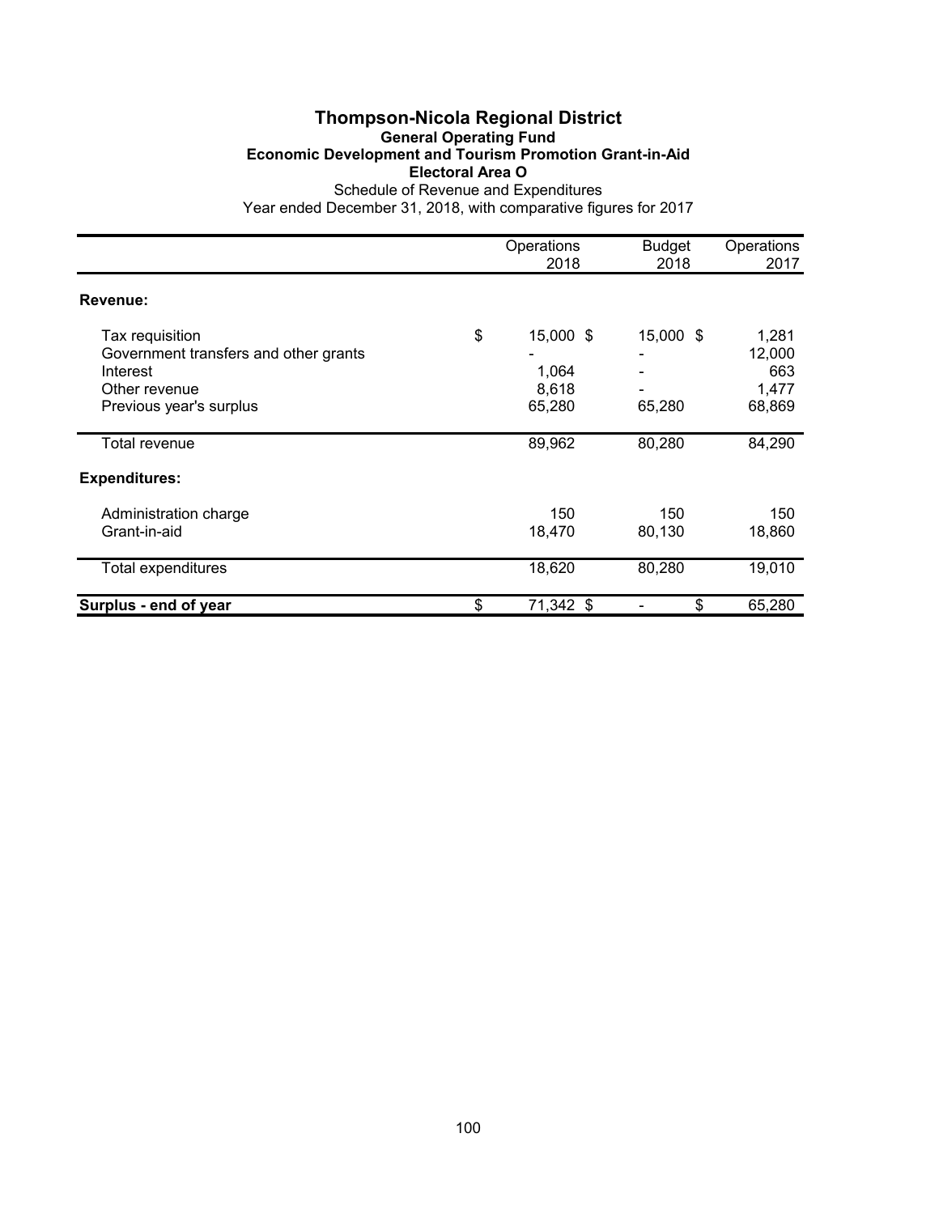# Thompson-Nicola Regional District

## General Operating Fund

### Economic Development and Tourism Promotion Grant-in-Aid

### Electoral Area O

Schedule of Revenue and Expenditures

Year ended December 31, 2018, with comparative figures for 2017

| | Operations 2018 | Budget 2018 | Operations 2017 |
|---|---|---|---|
| **Revenue:** | | | |
| Tax requisition | $ 15,000 | $ 15,000 | $ 1,281 |
| Government transfers and other grants | - | - | 12,000 |
| Interest | 1,064 | - | 663 |
| Other revenue | 8,618 | - | 1,477 |
| Previous year's surplus | 65,280 | 65,280 | 68,869 |
| Total revenue | 89,962 | 80,280 | 84,290 |
| **Expenditures:** | | | |
| Administration charge | 150 | 150 | 150 |
| Grant-in-aid | 18,470 | 80,130 | 18,860 |
| Total expenditures | 18,620 | 80,280 | 19,010 |
| **Surplus - end of year** | $ 71,342 | $ - | $ 65,280 |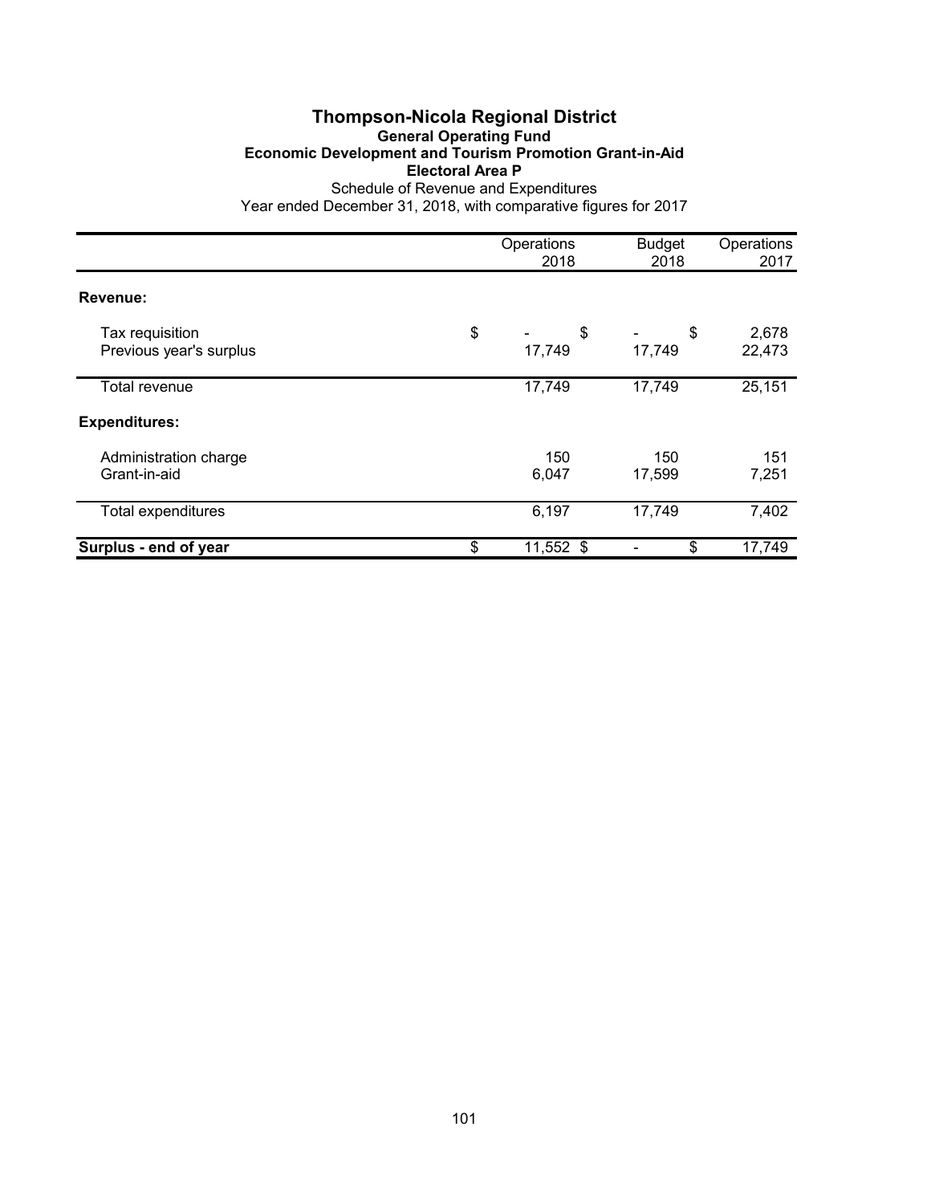# Thompson-Nicola Regional District

## General Operating Fund

### Economic Development and Tourism Promotion Grant-in-Aid

### Electoral Area P

Schedule of Revenue and Expenditures

Year ended December 31, 2018, with comparative figures for 2017

| | Operations 2018 | Budget 2018 | Operations 2017 |
|---|---|---|---|
| **Revenue:** | | | |
| Tax requisition | $ - | $ - | $ 2,678 |
| Previous year's surplus | 17,749 | 17,749 | 22,473 |
| Total revenue | 17,749 | 17,749 | 25,151 |
| **Expenditures:** | | | |
| Administration charge | 150 | 150 | 151 |
| Grant-in-aid | 6,047 | 17,599 | 7,251 |
| Total expenditures | 6,197 | 17,749 | 7,402 |
| **Surplus - end of year** | $ 11,552 | $ - | $ 17,749 |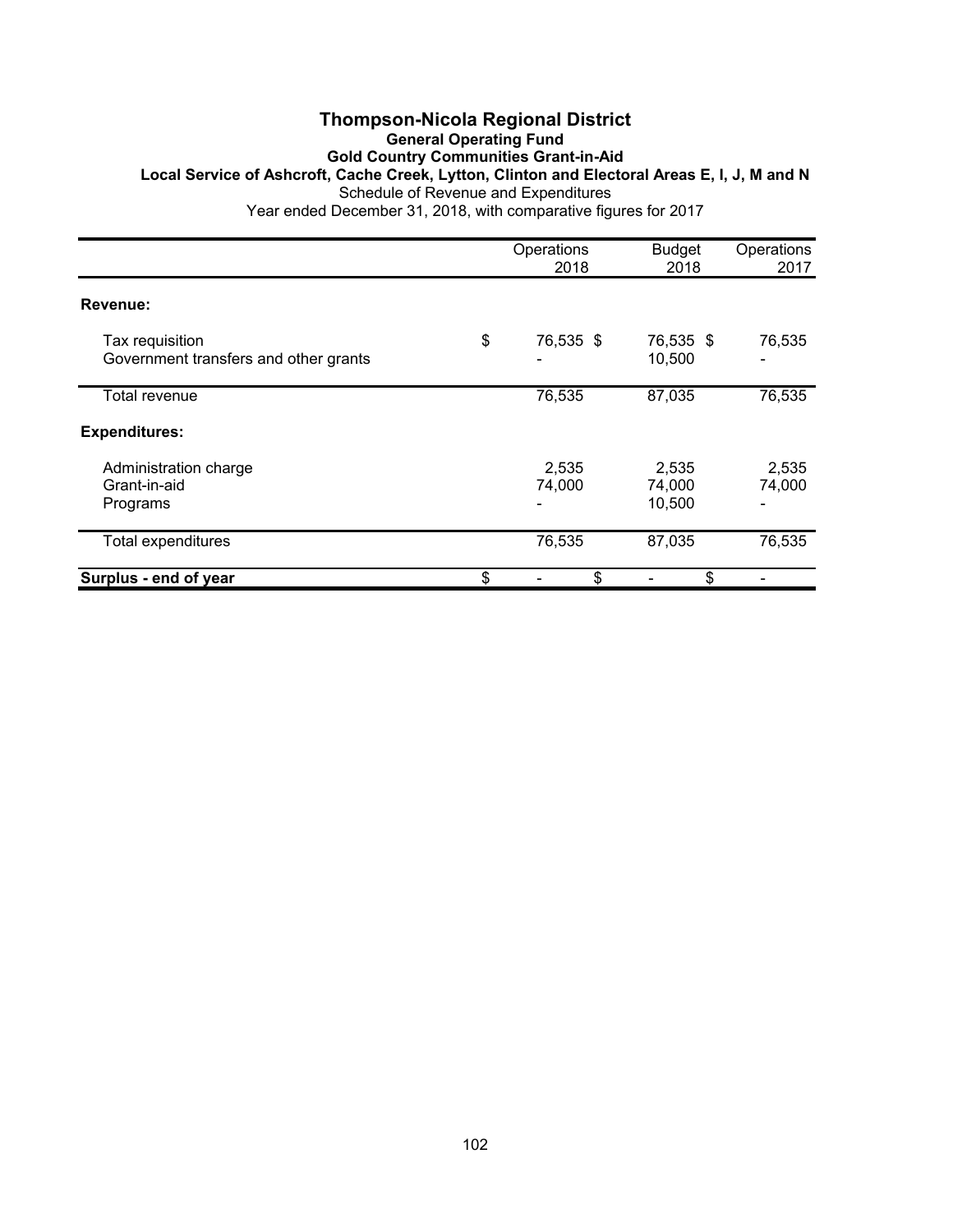# Thompson-Nicola Regional District

## General Operating Fund

### Gold Country Communities Grant-in-Aid

### Local Service of Ashcroft, Cache Creek, Lytton, Clinton and Electoral Areas E, I, J, M and N

Schedule of Revenue and Expenditures

Year ended December 31, 2018, with comparative figures for 2017

| | Operations 2018 | Budget 2018 | Operations 2017 |
|---|---|---|---|
| **Revenue:** | | | |
| Tax requisition | $ 76,535 | $ 76,535 | $ 76,535 |
| Government transfers and other grants | - | 10,500 | - |
| Total revenue | 76,535 | 87,035 | 76,535 |
| **Expenditures:** | | | |
| Administration charge | 2,535 | 2,535 | 2,535 |
| Grant-in-aid | 74,000 | 74,000 | 74,000 |
| Programs | - | 10,500 | - |
| Total expenditures | 76,535 | 87,035 | 76,535 |
| **Surplus - end of year** | $ - | $ - | $ - |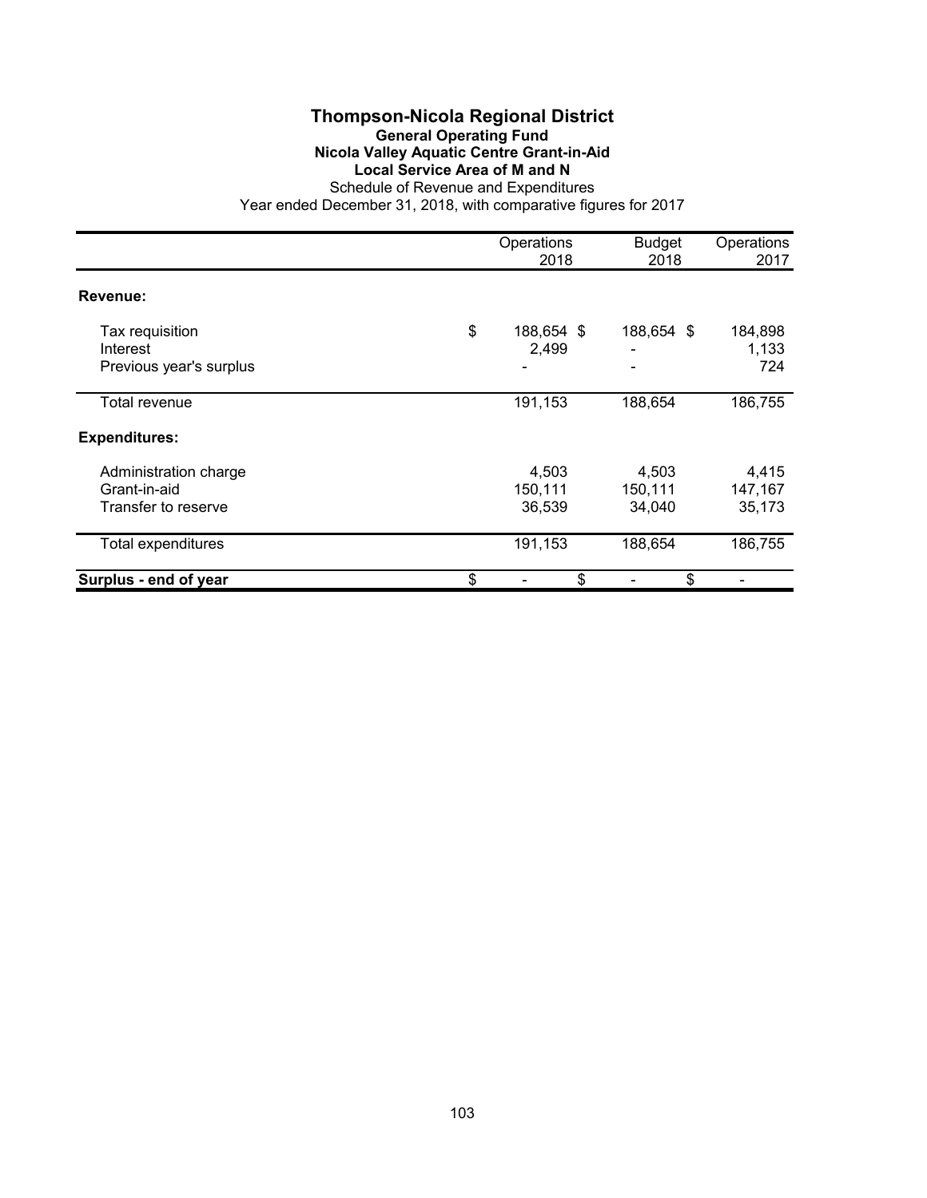# Thompson-Nicola Regional District

## General Operating Fund

### Nicola Valley Aquatic Centre Grant-in-Aid

### Local Service Area of M and N

Schedule of Revenue and Expenditures

Year ended December 31, 2018, with comparative figures for 2017

| | Operations 2018 | Budget 2018 | Operations 2017 |
|---|---|---|---|
| **Revenue:** | | | |
| Tax requisition | $ 188,654 | $ 188,654 | $ 184,898 |
| Interest | 2,499 | - | 1,133 |
| Previous year's surplus | - | - | 724 |
| Total revenue | 191,153 | 188,654 | 186,755 |
| **Expenditures:** | | | |
| Administration charge | 4,503 | 4,503 | 4,415 |
| Grant-in-aid | 150,111 | 150,111 | 147,167 |
| Transfer to reserve | 36,539 | 34,040 | 35,173 |
| Total expenditures | 191,153 | 188,654 | 186,755 |
| **Surplus - end of year** | $ - | $ - | $ - |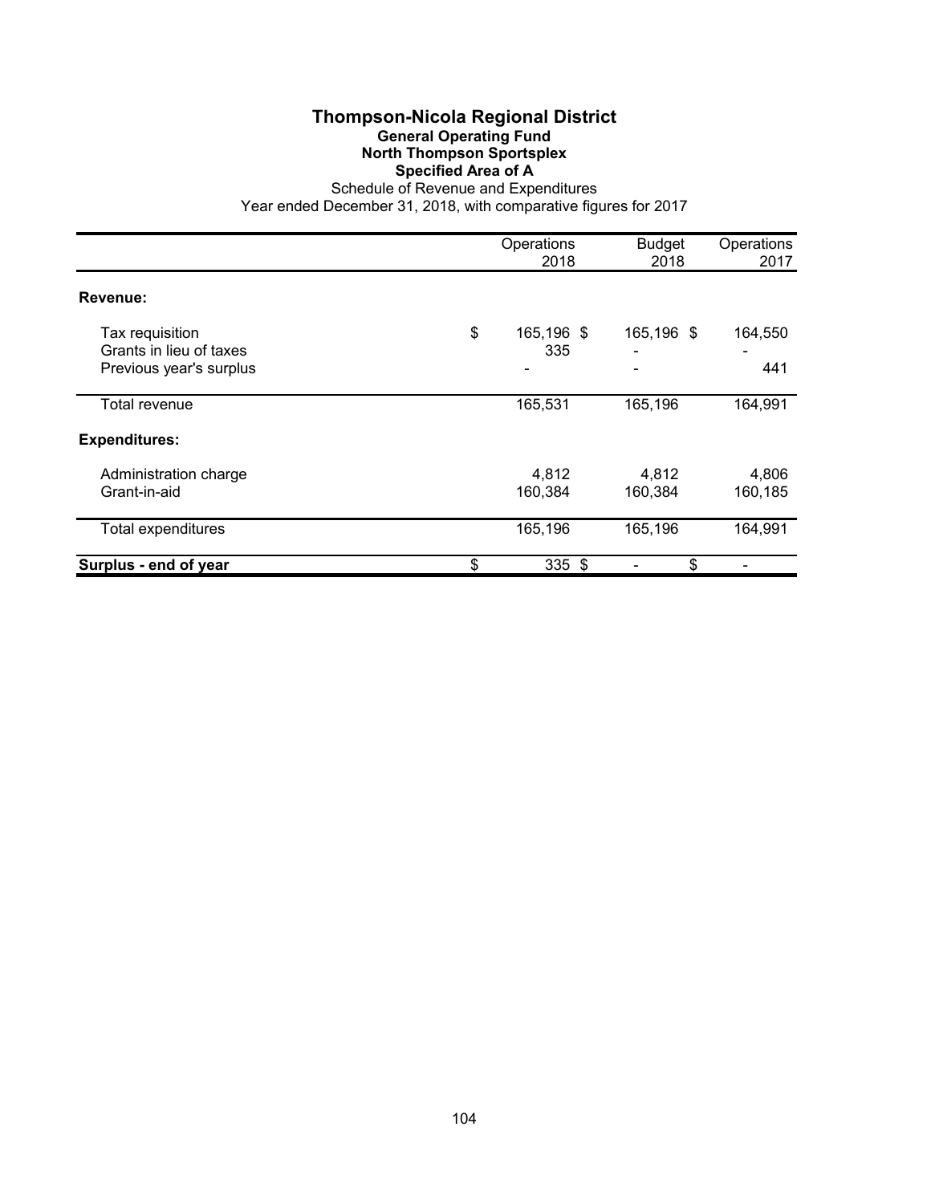# Thompson-Nicola Regional District

## General Operating Fund

## North Thompson Sportsplex

## Specified Area of A

Schedule of Revenue and Expenditures

Year ended December 31, 2018, with comparative figures for 2017

| | Operations 2018 | Budget 2018 | Operations 2017 |
|---|---|---|---|
| **Revenue:** | | | |
| Tax requisition | $ 165,196 | $ 165,196 | $ 164,550 |
| Grants in lieu of taxes | 335 | - | - |
| Previous year's surplus | - | - | 441 |
| Total revenue | 165,531 | 165,196 | 164,991 |
| **Expenditures:** | | | |
| Administration charge | 4,812 | 4,812 | 4,806 |
| Grant-in-aid | 160,384 | 160,384 | 160,185 |
| Total expenditures | 165,196 | 165,196 | 164,991 |
| **Surplus - end of year** | $ 335 | $ - | $ - |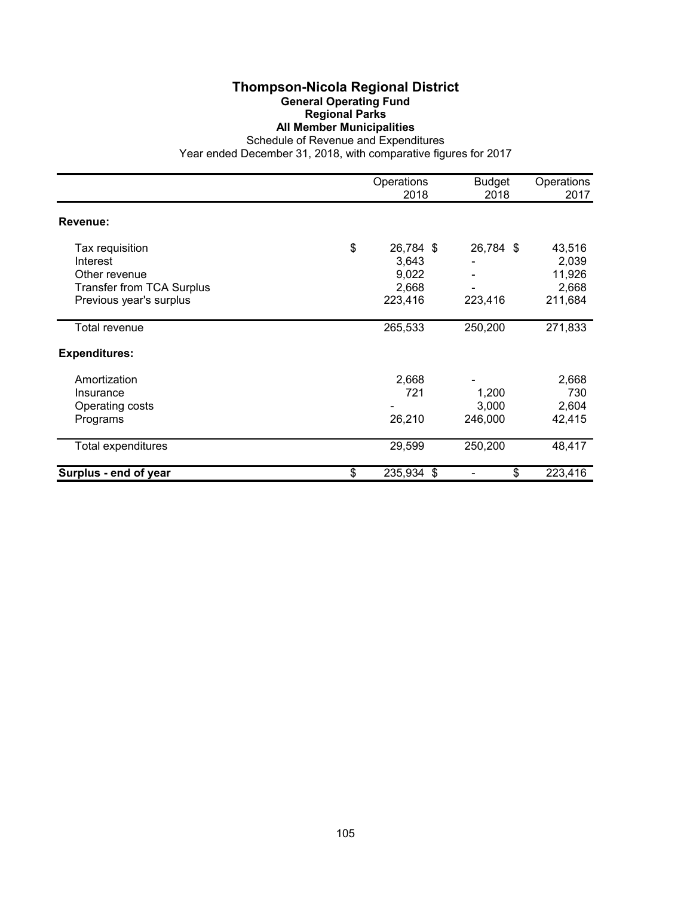# Thompson-Nicola Regional District
## General Operating Fund
### Regional Parks
### All Member Municipalities

Schedule of Revenue and Expenditures

Year ended December 31, 2018, with comparative figures for 2017

| | Operations 2018 | Budget 2018 | Operations 2017 |
|---|---|---|---|
| **Revenue:** | | | |
| Tax requisition | $ 26,784 | $ 26,784 | $ 43,516 |
| Interest | 3,643 | - | 2,039 |
| Other revenue | 9,022 | - | 11,926 |
| Transfer from TCA Surplus | 2,668 | - | 2,668 |
| Previous year's surplus | 223,416 | 223,416 | 211,684 |
| Total revenue | 265,533 | 250,200 | 271,833 |
| **Expenditures:** | | | |
| Amortization | 2,668 | - | 2,668 |
| Insurance | 721 | 1,200 | 730 |
| Operating costs | - | 3,000 | 2,604 |
| Programs | 26,210 | 246,000 | 42,415 |
| Total expenditures | 29,599 | 250,200 | 48,417 |
| **Surplus - end of year** | $ 235,934 | $ - | $ 223,416 |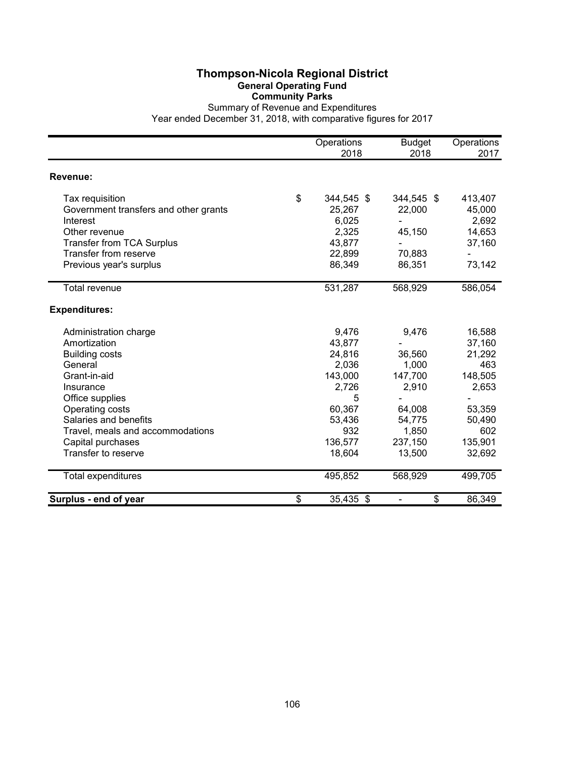# Thompson-Nicola Regional District

## General Operating Fund

### Community Parks

Summary of Revenue and Expenditures

Year ended December 31, 2018, with comparative figures for 2017

| | Operations 2018 | Budget 2018 | Operations 2017 |
|---|---|---|---|
| **Revenue:** | | | |
| Tax requisition | $ 344,545 | $ 344,545 | $ 413,407 |
| Government transfers and other grants | 25,267 | 22,000 | 45,000 |
| Interest | 6,025 | - | 2,692 |
| Other revenue | 2,325 | 45,150 | 14,653 |
| Transfer from TCA Surplus | 43,877 | - | 37,160 |
| Transfer from reserve | 22,899 | 70,883 | - |
| Previous year's surplus | 86,349 | 86,351 | 73,142 |
| Total revenue | 531,287 | 568,929 | 586,054 |
| **Expenditures:** | | | |
| Administration charge | 9,476 | 9,476 | 16,588 |
| Amortization | 43,877 | - | 37,160 |
| Building costs | 24,816 | 36,560 | 21,292 |
| General | 2,036 | 1,000 | 463 |
| Grant-in-aid | 143,000 | 147,700 | 148,505 |
| Insurance | 2,726 | 2,910 | 2,653 |
| Office supplies | 5 | - | - |
| Operating costs | 60,367 | 64,008 | 53,359 |
| Salaries and benefits | 53,436 | 54,775 | 50,490 |
| Travel, meals and accommodations | 932 | 1,850 | 602 |
| Capital purchases | 136,577 | 237,150 | 135,901 |
| Transfer to reserve | 18,604 | 13,500 | 32,692 |
| Total expenditures | 495,852 | 568,929 | 499,705 |
| **Surplus - end of year** | $ 35,435 | $ - | $ 86,349 |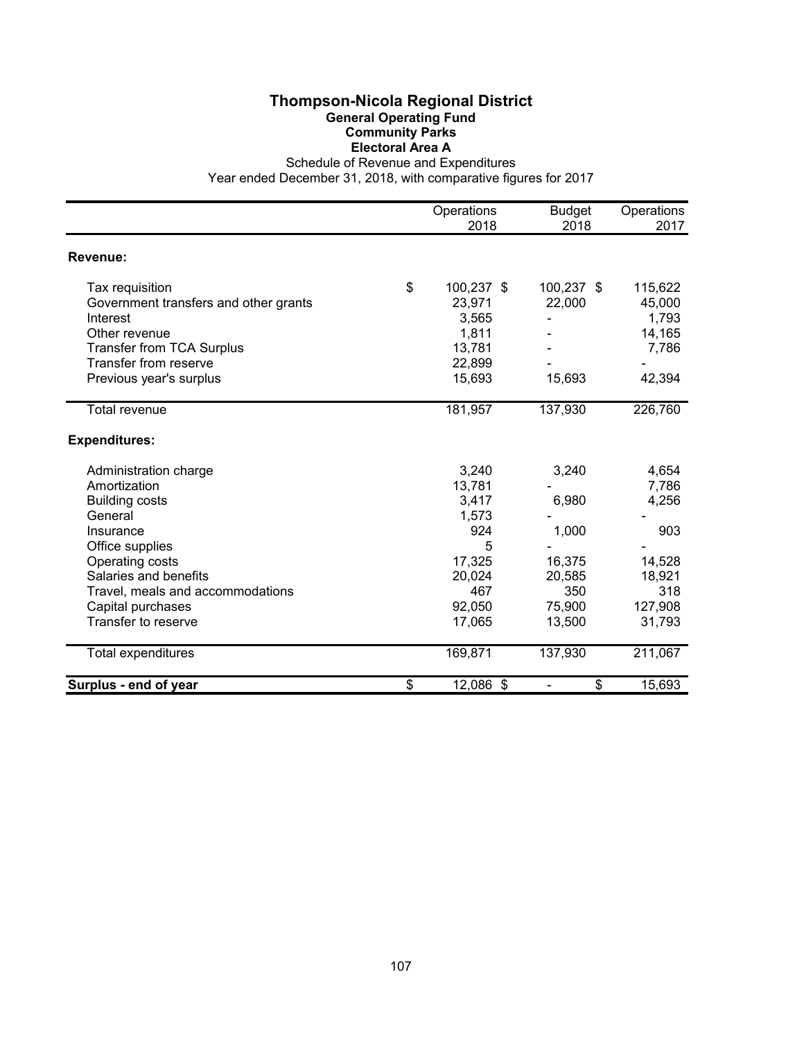# Thompson-Nicola Regional District

## General Operating Fund

### Community Parks

### Electoral Area A

Schedule of Revenue and Expenditures

Year ended December 31, 2018, with comparative figures for 2017

| | Operations 2018 | Budget 2018 | Operations 2017 |
|---|---|---|---|
| **Revenue:** | | | |
| Tax requisition | $ 100,237 | $ 100,237 | $ 115,622 |
| Government transfers and other grants | 23,971 | 22,000 | 45,000 |
| Interest | 3,565 | - | 1,793 |
| Other revenue | 1,811 | - | 14,165 |
| Transfer from TCA Surplus | 13,781 | - | 7,786 |
| Transfer from reserve | 22,899 | - | - |
| Previous year's surplus | 15,693 | 15,693 | 42,394 |
| Total revenue | 181,957 | 137,930 | 226,760 |
| **Expenditures:** | | | |
| Administration charge | 3,240 | 3,240 | 4,654 |
| Amortization | 13,781 | - | 7,786 |
| Building costs | 3,417 | 6,980 | 4,256 |
| General | 1,573 | - | - |
| Insurance | 924 | 1,000 | 903 |
| Office supplies | 5 | - | - |
| Operating costs | 17,325 | 16,375 | 14,528 |
| Salaries and benefits | 20,024 | 20,585 | 18,921 |
| Travel, meals and accommodations | 467 | 350 | 318 |
| Capital purchases | 92,050 | 75,900 | 127,908 |
| Transfer to reserve | 17,065 | 13,500 | 31,793 |
| Total expenditures | 169,871 | 137,930 | 211,067 |
| **Surplus - end of year** | $ 12,086 | $ - | $ 15,693 |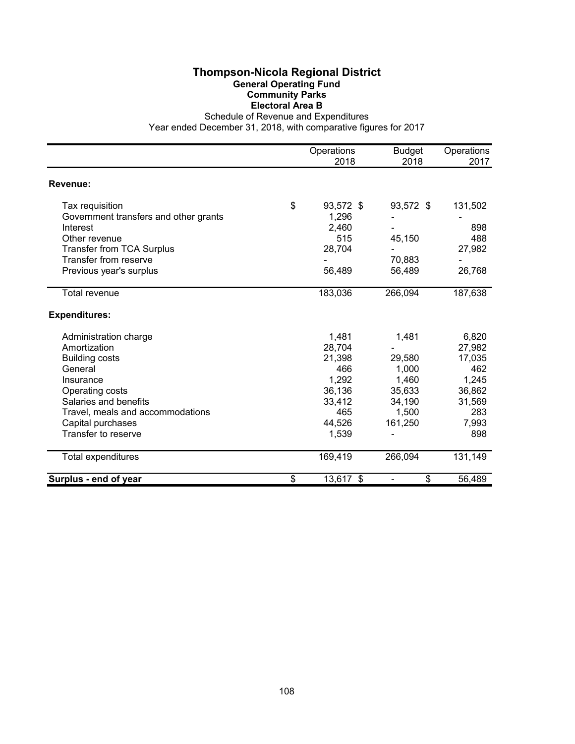# Thompson-Nicola Regional District

## General Operating Fund

### Community Parks

### Electoral Area B

Schedule of Revenue and Expenditures

Year ended December 31, 2018, with comparative figures for 2017

| | Operations 2018 | Budget 2018 | Operations 2017 |
|---|---|---|---|
| **Revenue:** | | | |
| Tax requisition | $ 93,572 | $ 93,572 | $ 131,502 |
| Government transfers and other grants | 1,296 | - | - |
| Interest | 2,460 | - | 898 |
| Other revenue | 515 | 45,150 | 488 |
| Transfer from TCA Surplus | 28,704 | - | 27,982 |
| Transfer from reserve | - | 70,883 | - |
| Previous year's surplus | 56,489 | 56,489 | 26,768 |
| Total revenue | 183,036 | 266,094 | 187,638 |
| **Expenditures:** | | | |
| Administration charge | 1,481 | 1,481 | 6,820 |
| Amortization | 28,704 | - | 27,982 |
| Building costs | 21,398 | 29,580 | 17,035 |
| General | 466 | 1,000 | 462 |
| Insurance | 1,292 | 1,460 | 1,245 |
| Operating costs | 36,136 | 35,633 | 36,862 |
| Salaries and benefits | 33,412 | 34,190 | 31,569 |
| Travel, meals and accommodations | 465 | 1,500 | 283 |
| Capital purchases | 44,526 | 161,250 | 7,993 |
| Transfer to reserve | 1,539 | - | 898 |
| Total expenditures | 169,419 | 266,094 | 131,149 |
| **Surplus - end of year** | $ 13,617 | $ - | $ 56,489 |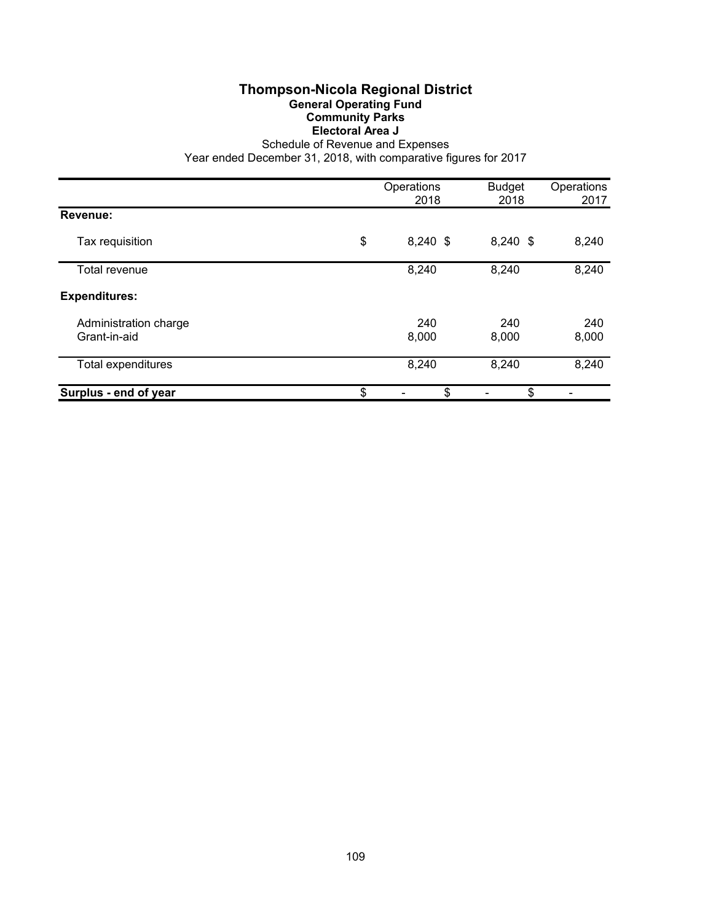# Thompson-Nicola Regional District

## General Operating Fund

### Community Parks

### Electoral Area J

Schedule of Revenue and Expenses

Year ended December 31, 2018, with comparative figures for 2017

| | Operations 2018 | Budget 2018 | Operations 2017 |
|---|---|---|---|
| **Revenue:** | | | |
| Tax requisition | $ 8,240 | $ 8,240 | $ 8,240 |
| Total revenue | 8,240 | 8,240 | 8,240 |
| **Expenditures:** | | | |
| Administration charge | 240 | 240 | 240 |
| Grant-in-aid | 8,000 | 8,000 | 8,000 |
| Total expenditures | 8,240 | 8,240 | 8,240 |
| **Surplus - end of year** | $ - | $ - | $ - |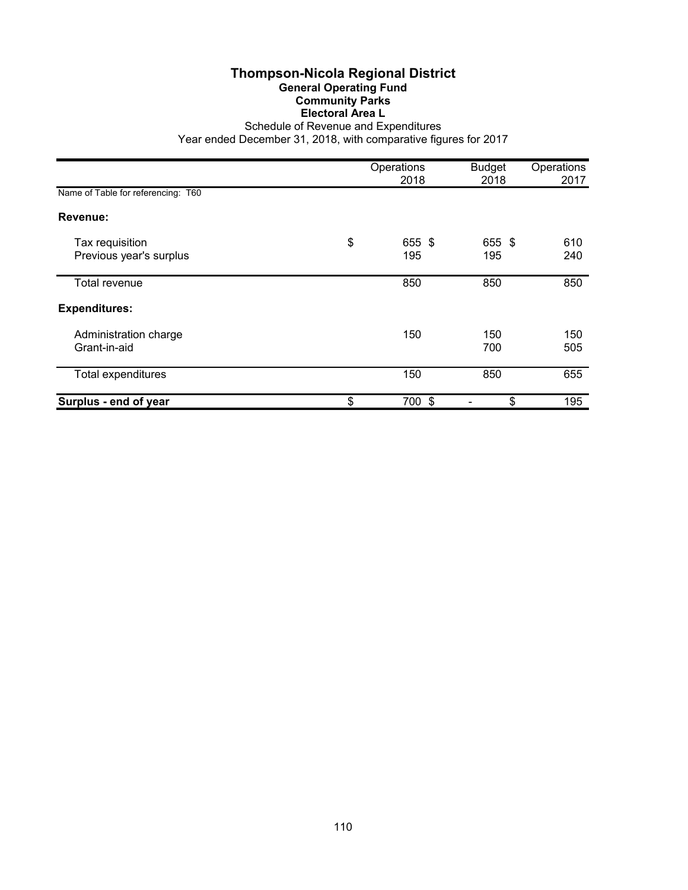# Thompson-Nicola Regional District

## General Operating Fund

### Community Parks

### Electoral Area L

Schedule of Revenue and Expenditures

Year ended December 31, 2018, with comparative figures for 2017

| | Operations 2018 | Budget 2018 | Operations 2017 |
|---|---|---|---|
| Name of Table for referencing: T60 | | | |
| **Revenue:** | | | |
| Tax requisition | $ 655 | $ 655 | $ 610 |
| Previous year's surplus | 195 | 195 | 240 |
| Total revenue | 850 | 850 | 850 |
| **Expenditures:** | | | |
| Administration charge | 150 | 150 | 150 |
| Grant-in-aid | | 700 | 505 |
| Total expenditures | 150 | 850 | 655 |
| **Surplus - end of year** | $ 700 | $ - | $ 195 |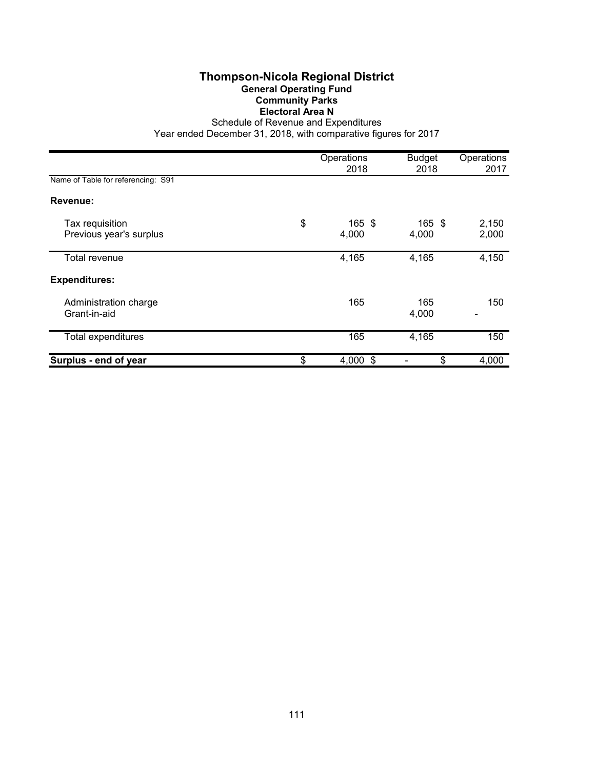# Thompson-Nicola Regional District

## General Operating Fund

### Community Parks

### Electoral Area N

Schedule of Revenue and Expenditures

Year ended December 31, 2018, with comparative figures for 2017

| | Operations 2018 | Budget 2018 | Operations 2017 |
|---|---|---|---|
| Name of Table for referencing: S91 | | | |
| **Revenue:** | | | |
| Tax requisition | $ 165 | $ 165 | $ 2,150 |
| Previous year's surplus | 4,000 | 4,000 | 2,000 |
| Total revenue | 4,165 | 4,165 | 4,150 |
| **Expenditures:** | | | |
| Administration charge | 165 | 165 | 150 |
| Grant-in-aid | | 4,000 | - |
| Total expenditures | 165 | 4,165 | 150 |
| **Surplus - end of year** | $ 4,000 | $ - | $ 4,000 |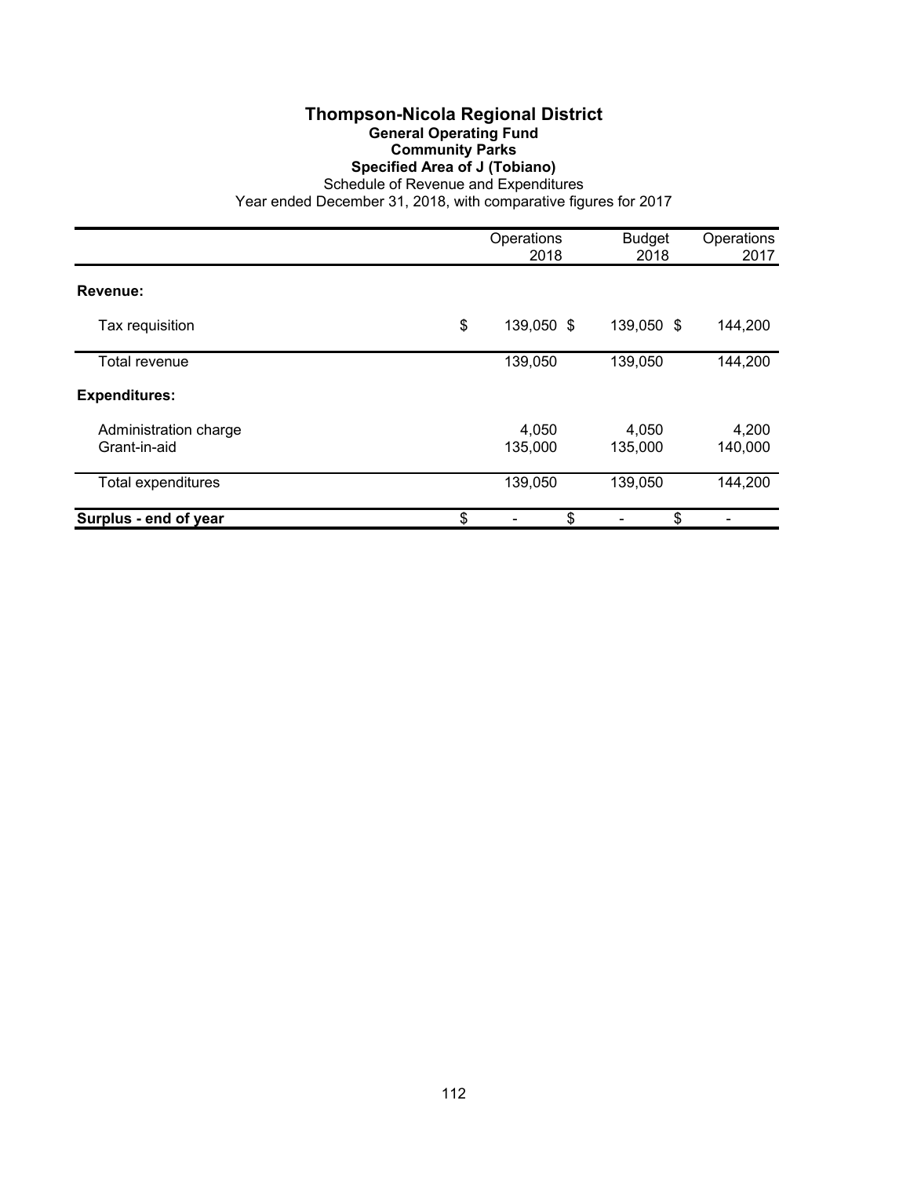# Thompson-Nicola Regional District

## General Operating Fund

### Community Parks

### Specified Area of J (Tobiano)

Schedule of Revenue and Expenditures

Year ended December 31, 2018, with comparative figures for 2017

| | Operations 2018 | Budget 2018 | Operations 2017 |
|---|---|---|---|
| **Revenue:** | | | |
| Tax requisition | $ 139,050 | $ 139,050 | $ 144,200 |
| Total revenue | 139,050 | 139,050 | 144,200 |
| **Expenditures:** | | | |
| Administration charge | 4,050 | 4,050 | 4,200 |
| Grant-in-aid | 135,000 | 135,000 | 140,000 |
| Total expenditures | 139,050 | 139,050 | 144,200 |
| **Surplus - end of year** | $ - | $ - | $ - |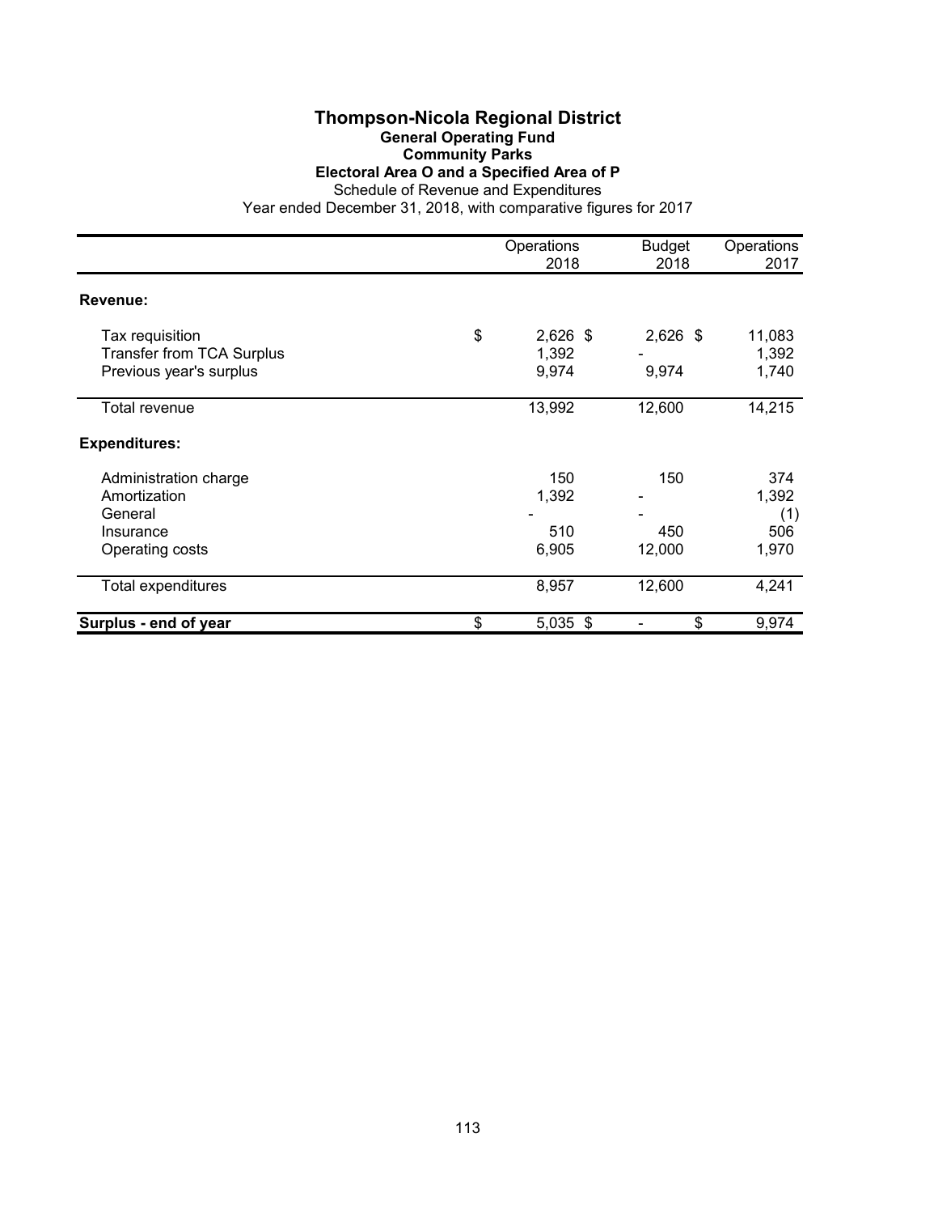# Thompson-Nicola Regional District

## General Operating Fund

### Community Parks

### Electoral Area O and a Specified Area of P

Schedule of Revenue and Expenditures

Year ended December 31, 2018, with comparative figures for 2017

| | Operations 2018 | Budget 2018 | Operations 2017 |
|---|---|---|---|
| **Revenue:** | | | |
| Tax requisition | $ 2,626 | $ 2,626 | $ 11,083 |
| Transfer from TCA Surplus | 1,392 | - | 1,392 |
| Previous year's surplus | 9,974 | 9,974 | 1,740 |
| Total revenue | 13,992 | 12,600 | 14,215 |
| **Expenditures:** | | | |
| Administration charge | 150 | 150 | 374 |
| Amortization | 1,392 | - | 1,392 |
| General | - | - | (1) |
| Insurance | 510 | 450 | 506 |
| Operating costs | 6,905 | 12,000 | 1,970 |
| Total expenditures | 8,957 | 12,600 | 4,241 |
| **Surplus - end of year** | $ 5,035 | $ - | $ 9,974 |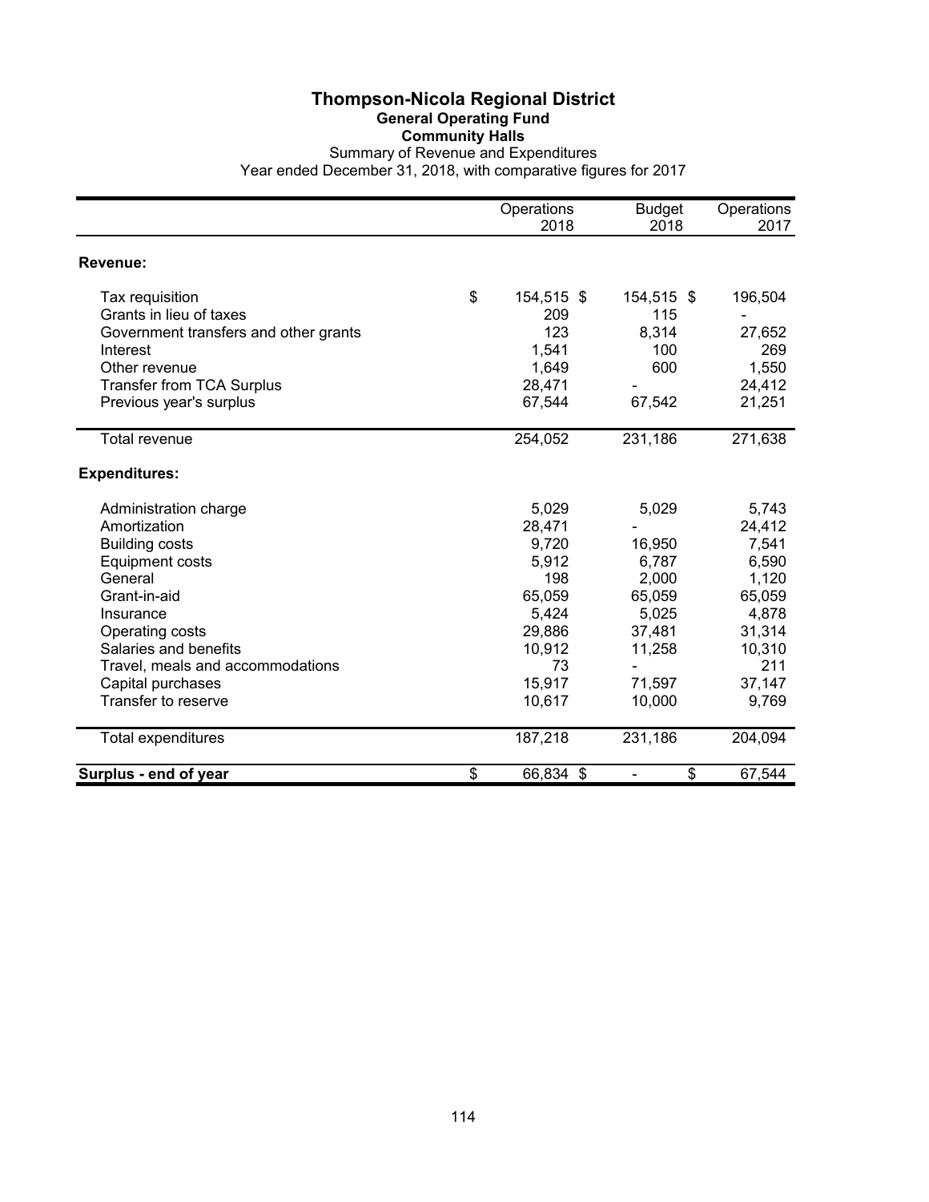# Thompson-Nicola Regional District

## General Operating Fund

### Community Halls

Summary of Revenue and Expenditures

Year ended December 31, 2018, with comparative figures for 2017

| | Operations 2018 | Budget 2018 | Operations 2017 |
|---|---|---|---|
| **Revenue:** | | | |
| Tax requisition | $ 154,515 | $ 154,515 | $ 196,504 |
| Grants in lieu of taxes | 209 | 115 | - |
| Government transfers and other grants | 123 | 8,314 | 27,652 |
| Interest | 1,541 | 100 | 269 |
| Other revenue | 1,649 | 600 | 1,550 |
| Transfer from TCA Surplus | 28,471 | - | 24,412 |
| Previous year's surplus | 67,544 | 67,542 | 21,251 |
| Total revenue | 254,052 | 231,186 | 271,638 |
| **Expenditures:** | | | |
| Administration charge | 5,029 | 5,029 | 5,743 |
| Amortization | 28,471 | - | 24,412 |
| Building costs | 9,720 | 16,950 | 7,541 |
| Equipment costs | 5,912 | 6,787 | 6,590 |
| General | 198 | 2,000 | 1,120 |
| Grant-in-aid | 65,059 | 65,059 | 65,059 |
| Insurance | 5,424 | 5,025 | 4,878 |
| Operating costs | 29,886 | 37,481 | 31,314 |
| Salaries and benefits | 10,912 | 11,258 | 10,310 |
| Travel, meals and accommodations | 73 | - | 211 |
| Capital purchases | 15,917 | 71,597 | 37,147 |
| Transfer to reserve | 10,617 | 10,000 | 9,769 |
| Total expenditures | 187,218 | 231,186 | 204,094 |
| **Surplus - end of year** | $ 66,834 | $ - | $ 67,544 |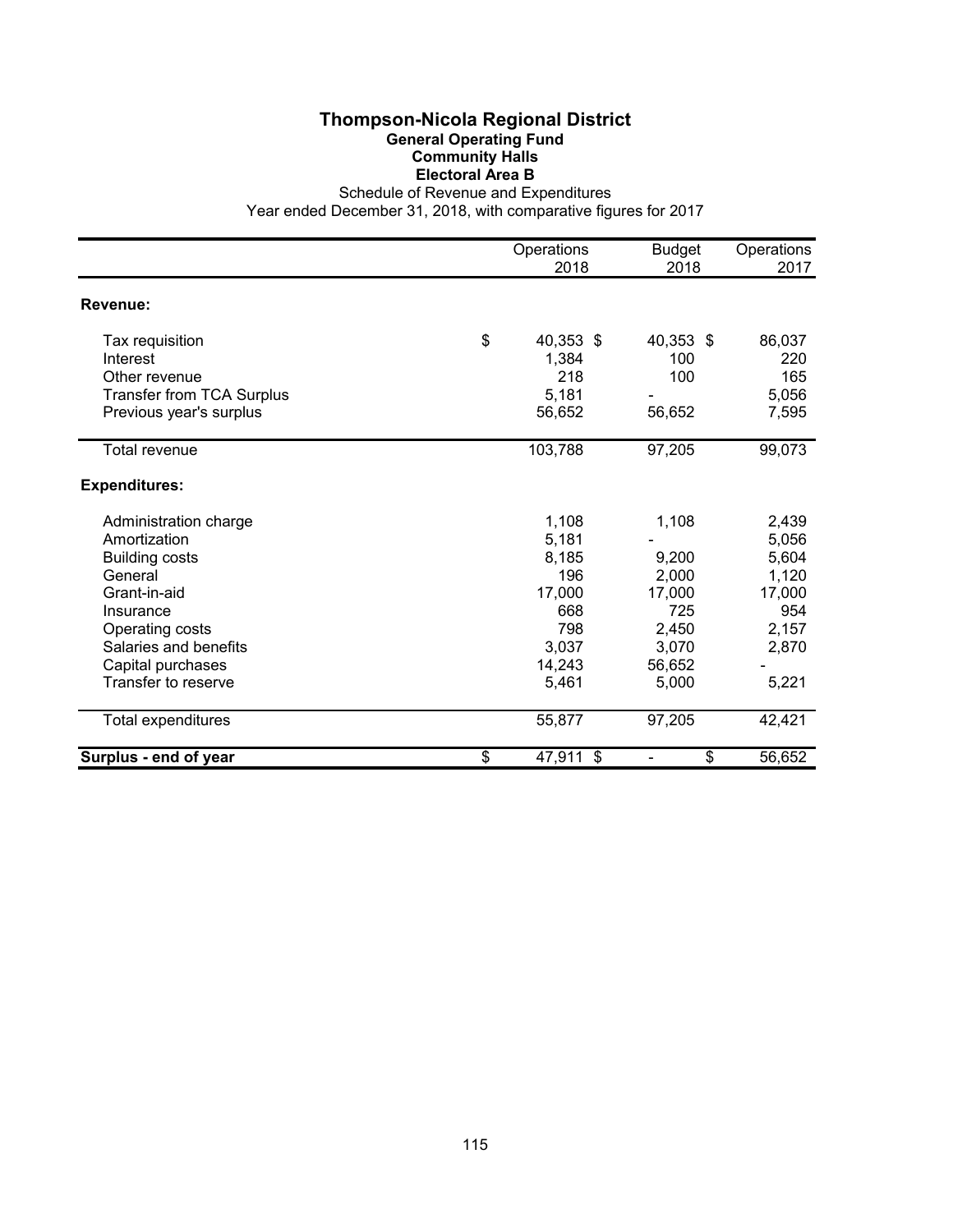# Thompson-Nicola Regional District

## General Operating Fund

## Community Halls

## Electoral Area B

Schedule of Revenue and Expenditures

Year ended December 31, 2018, with comparative figures for 2017

| | Operations 2018 | Budget 2018 | Operations 2017 |
|---|---|---|---|
| **Revenue:** | | | |
| Tax requisition | $ 40,353 | $ 40,353 | $ 86,037 |
| Interest | 1,384 | 100 | 220 |
| Other revenue | 218 | 100 | 165 |
| Transfer from TCA Surplus | 5,181 | - | 5,056 |
| Previous year's surplus | 56,652 | 56,652 | 7,595 |
| Total revenue | 103,788 | 97,205 | 99,073 |
| **Expenditures:** | | | |
| Administration charge | 1,108 | 1,108 | 2,439 |
| Amortization | 5,181 | - | 5,056 |
| Building costs | 8,185 | 9,200 | 5,604 |
| General | 196 | 2,000 | 1,120 |
| Grant-in-aid | 17,000 | 17,000 | 17,000 |
| Insurance | 668 | 725 | 954 |
| Operating costs | 798 | 2,450 | 2,157 |
| Salaries and benefits | 3,037 | 3,070 | 2,870 |
| Capital purchases | 14,243 | 56,652 | - |
| Transfer to reserve | 5,461 | 5,000 | 5,221 |
| Total expenditures | 55,877 | 97,205 | 42,421 |
| **Surplus - end of year** | $ 47,911 | $ - | $ 56,652 |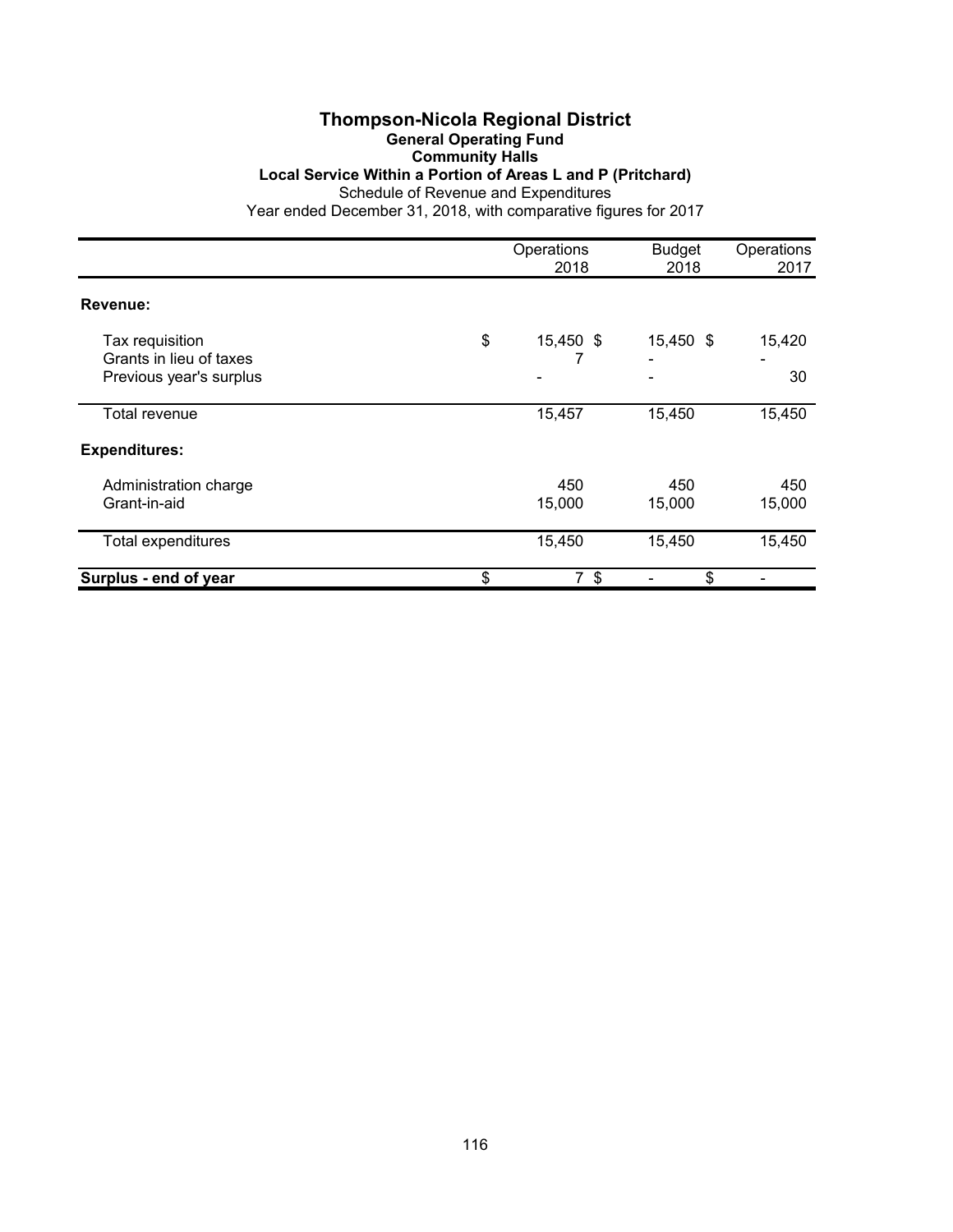# Thompson-Nicola Regional District

## General Operating Fund

### Community Halls

### Local Service Within a Portion of Areas L and P (Pritchard)

Schedule of Revenue and Expenditures

Year ended December 31, 2018, with comparative figures for 2017

| | Operations 2018 | Budget 2018 | Operations 2017 |
|---|---|---|---|
| **Revenue:** | | | |
| Tax requisition | $ 15,450 | $ 15,450 | $ 15,420 |
| Grants in lieu of taxes | 7 | - | - |
| Previous year's surplus | - | - | 30 |
| Total revenue | 15,457 | 15,450 | 15,450 |
| **Expenditures:** | | | |
| Administration charge | 450 | 450 | 450 |
| Grant-in-aid | 15,000 | 15,000 | 15,000 |
| Total expenditures | 15,450 | 15,450 | 15,450 |
| **Surplus - end of year** | $ 7 | $ - | $ - |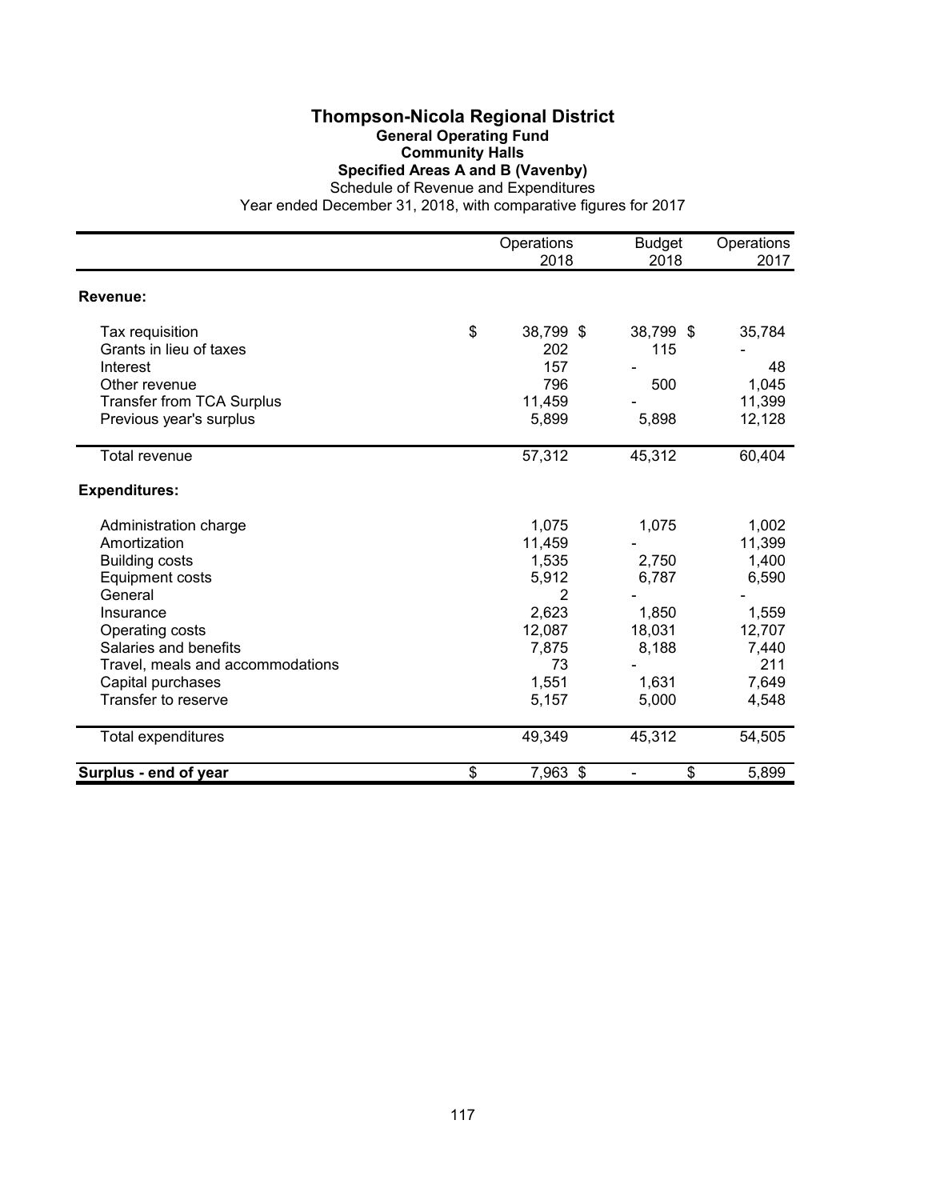# Thompson-Nicola Regional District

## General Operating Fund

### Community Halls

### Specified Areas A and B (Vavenby)

Schedule of Revenue and Expenditures

Year ended December 31, 2018, with comparative figures for 2017

| | Operations 2018 | Budget 2018 | Operations 2017 |
|---|---|---|---|
| **Revenue:** | | | |
| Tax requisition | $ 38,799 | $ 38,799 | $ 35,784 |
| Grants in lieu of taxes | 202 | 115 | - |
| Interest | 157 | - | 48 |
| Other revenue | 796 | 500 | 1,045 |
| Transfer from TCA Surplus | 11,459 | - | 11,399 |
| Previous year's surplus | 5,899 | 5,898 | 12,128 |
| Total revenue | 57,312 | 45,312 | 60,404 |
| **Expenditures:** | | | |
| Administration charge | 1,075 | 1,075 | 1,002 |
| Amortization | 11,459 | - | 11,399 |
| Building costs | 1,535 | 2,750 | 1,400 |
| Equipment costs | 5,912 | 6,787 | 6,590 |
| General | 2 | - | - |
| Insurance | 2,623 | 1,850 | 1,559 |
| Operating costs | 12,087 | 18,031 | 12,707 |
| Salaries and benefits | 7,875 | 8,188 | 7,440 |
| Travel, meals and accommodations | 73 | - | 211 |
| Capital purchases | 1,551 | 1,631 | 7,649 |
| Transfer to reserve | 5,157 | 5,000 | 4,548 |
| Total expenditures | 49,349 | 45,312 | 54,505 |
| **Surplus - end of year** | $ 7,963 | $ - | $ 5,899 |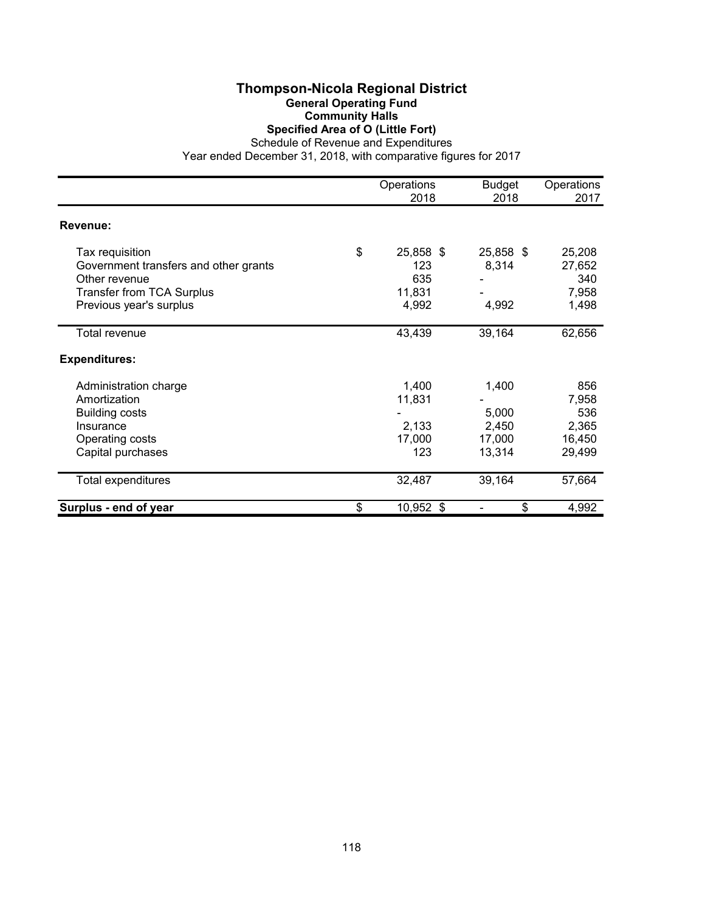# Thompson-Nicola Regional District

## General Operating Fund

### Community Halls

### Specified Area of O (Little Fort)

Schedule of Revenue and Expenditures

Year ended December 31, 2018, with comparative figures for 2017

| | Operations 2018 | Budget 2018 | Operations 2017 |
|---|---|---|---|
| **Revenue:** | | | |
| Tax requisition | $ 25,858 | $ 25,858 | $ 25,208 |
| Government transfers and other grants | 123 | 8,314 | 27,652 |
| Other revenue | 635 | - | 340 |
| Transfer from TCA Surplus | 11,831 | - | 7,958 |
| Previous year's surplus | 4,992 | 4,992 | 1,498 |
| Total revenue | 43,439 | 39,164 | 62,656 |
| **Expenditures:** | | | |
| Administration charge | 1,400 | 1,400 | 856 |
| Amortization | 11,831 | - | 7,958 |
| Building costs | - | 5,000 | 536 |
| Insurance | 2,133 | 2,450 | 2,365 |
| Operating costs | 17,000 | 17,000 | 16,450 |
| Capital purchases | 123 | 13,314 | 29,499 |
| Total expenditures | 32,487 | 39,164 | 57,664 |
| **Surplus - end of year** | $ 10,952 | $ - | $ 4,992 |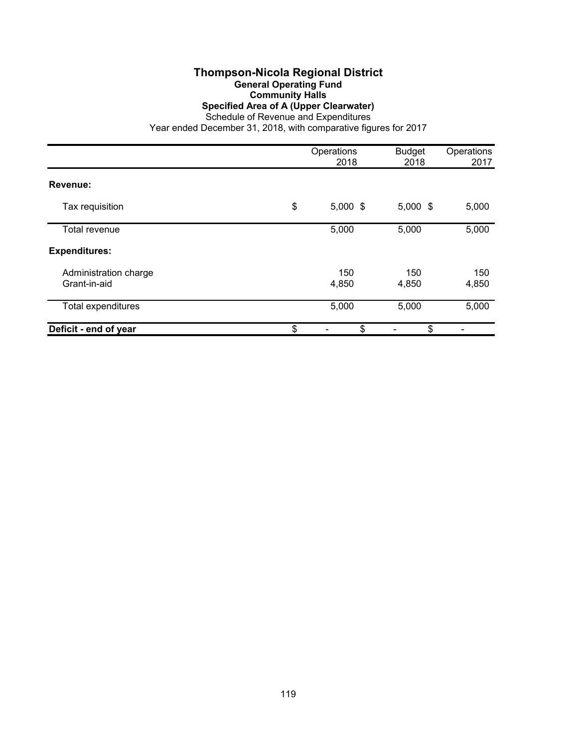# Thompson-Nicola Regional District

## General Operating Fund

### Community Halls

### Specified Area of A (Upper Clearwater)

Schedule of Revenue and Expenditures

Year ended December 31, 2018, with comparative figures for 2017

| | Operations 2018 | Budget 2018 | Operations 2017 |
|---|---|---|---|
| **Revenue:** | | | |
| Tax requisition | $ 5,000 | $ 5,000 | $ 5,000 |
| Total revenue | 5,000 | 5,000 | 5,000 |
| **Expenditures:** | | | |
| Administration charge | 150 | 150 | 150 |
| Grant-in-aid | 4,850 | 4,850 | 4,850 |
| Total expenditures | 5,000 | 5,000 | 5,000 |
| **Deficit - end of year** | $ - | $ - | $ - |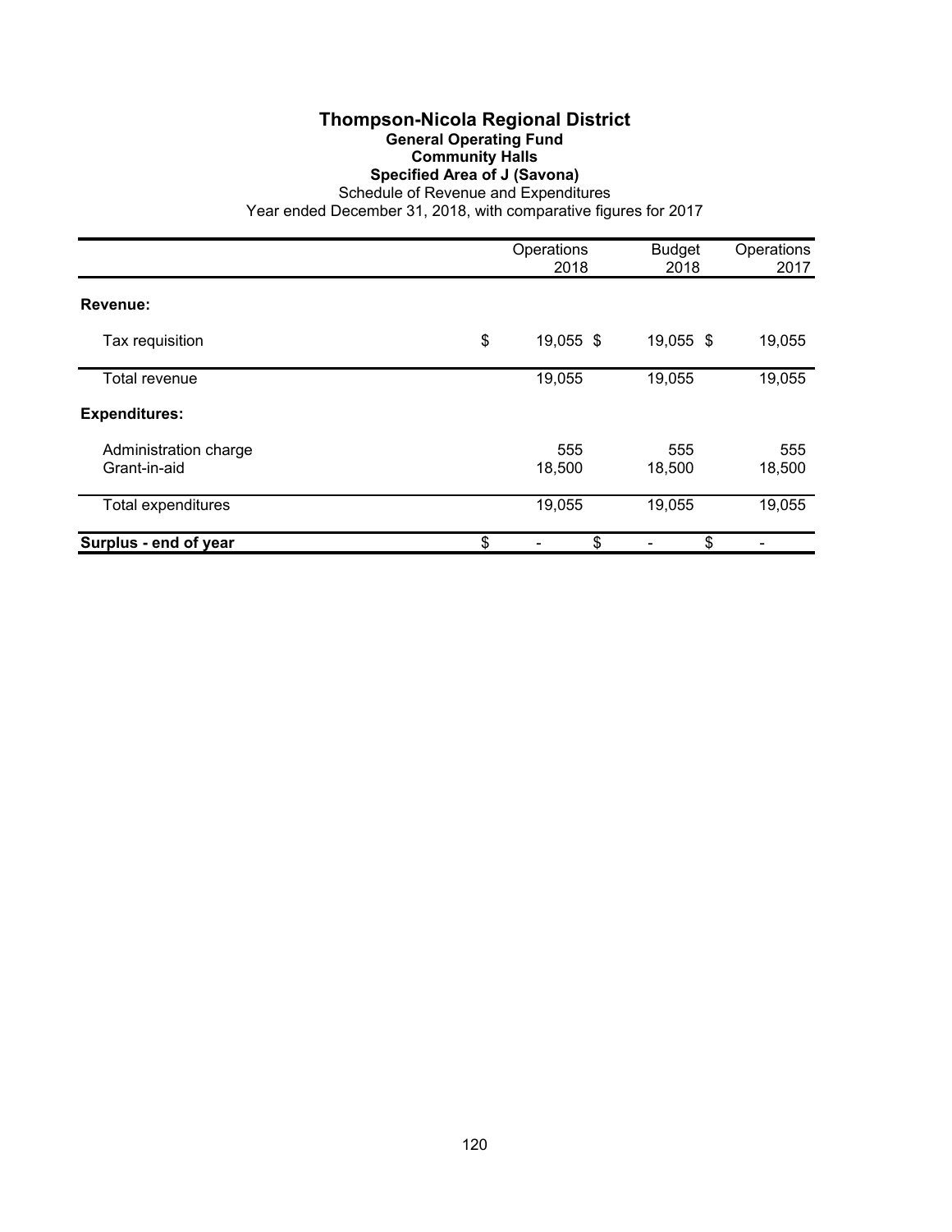# Thompson-Nicola Regional District

## General Operating Fund

### Community Halls

### Specified Area of J (Savona)

Schedule of Revenue and Expenditures

Year ended December 31, 2018, with comparative figures for 2017

| | Operations 2018 | Budget 2018 | Operations 2017 |
|---|---|---|---|
| **Revenue:** | | | |
| Tax requisition | $ 19,055 | $ 19,055 | $ 19,055 |
| Total revenue | 19,055 | 19,055 | 19,055 |
| **Expenditures:** | | | |
| Administration charge | 555 | 555 | 555 |
| Grant-in-aid | 18,500 | 18,500 | 18,500 |
| Total expenditures | 19,055 | 19,055 | 19,055 |
| **Surplus - end of year** | $ - | $ - | $ - |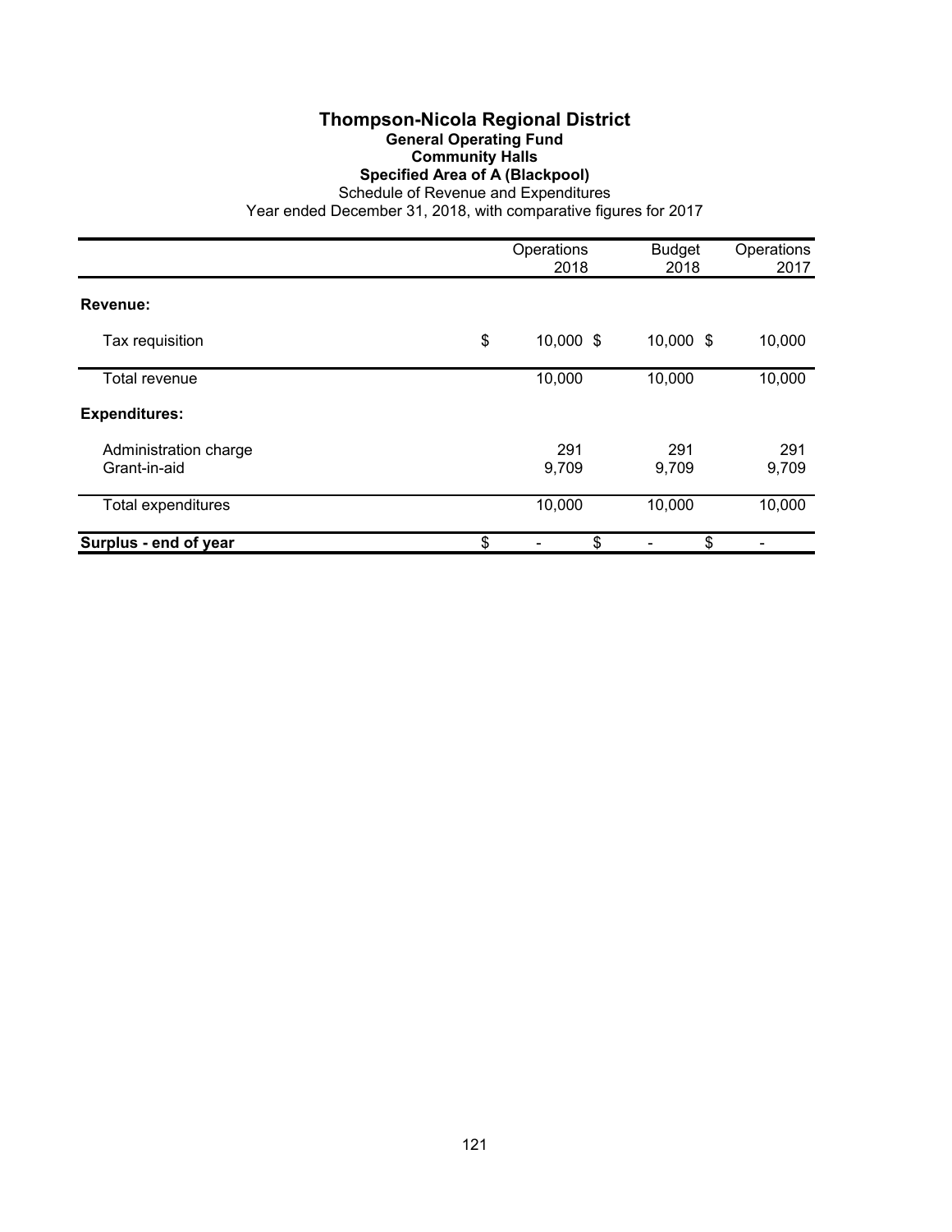# Thompson-Nicola Regional District

## General Operating Fund

### Community Halls

### Specified Area of A (Blackpool)

Schedule of Revenue and Expenditures

Year ended December 31, 2018, with comparative figures for 2017

| | Operations 2018 | Budget 2018 | Operations 2017 |
|---|---|---|---|
| **Revenue:** | | | |
| Tax requisition | $ 10,000 | $ 10,000 | $ 10,000 |
| Total revenue | 10,000 | 10,000 | 10,000 |
| **Expenditures:** | | | |
| Administration charge | 291 | 291 | 291 |
| Grant-in-aid | 9,709 | 9,709 | 9,709 |
| Total expenditures | 10,000 | 10,000 | 10,000 |
| **Surplus - end of year** | $ - | $ - | $ - |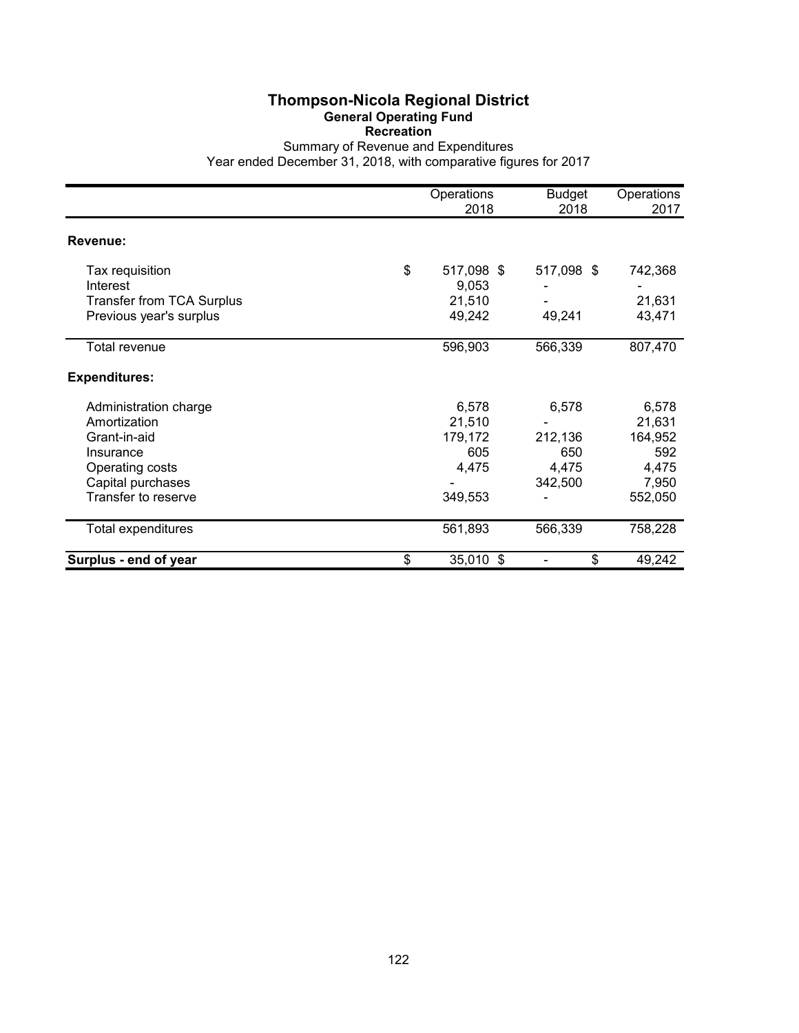# Thompson-Nicola Regional District

## General Operating Fund

### Recreation

Summary of Revenue and Expenditures

Year ended December 31, 2018, with comparative figures for 2017

| | Operations 2018 | Budget 2018 | Operations 2017 |
|---|---|---|---|
| **Revenue:** | | | |
| Tax requisition | $ 517,098 | $ 517,098 | $ 742,368 |
| Interest | 9,053 | - | - |
| Transfer from TCA Surplus | 21,510 | - | 21,631 |
| Previous year's surplus | 49,242 | 49,241 | 43,471 |
| Total revenue | 596,903 | 566,339 | 807,470 |
| **Expenditures:** | | | |
| Administration charge | 6,578 | 6,578 | 6,578 |
| Amortization | 21,510 | - | 21,631 |
| Grant-in-aid | 179,172 | 212,136 | 164,952 |
| Insurance | 605 | 650 | 592 |
| Operating costs | 4,475 | 4,475 | 4,475 |
| Capital purchases | - | 342,500 | 7,950 |
| Transfer to reserve | 349,553 | - | 552,050 |
| Total expenditures | 561,893 | 566,339 | 758,228 |
| **Surplus - end of year** | $ 35,010 | $ - | $ 49,242 |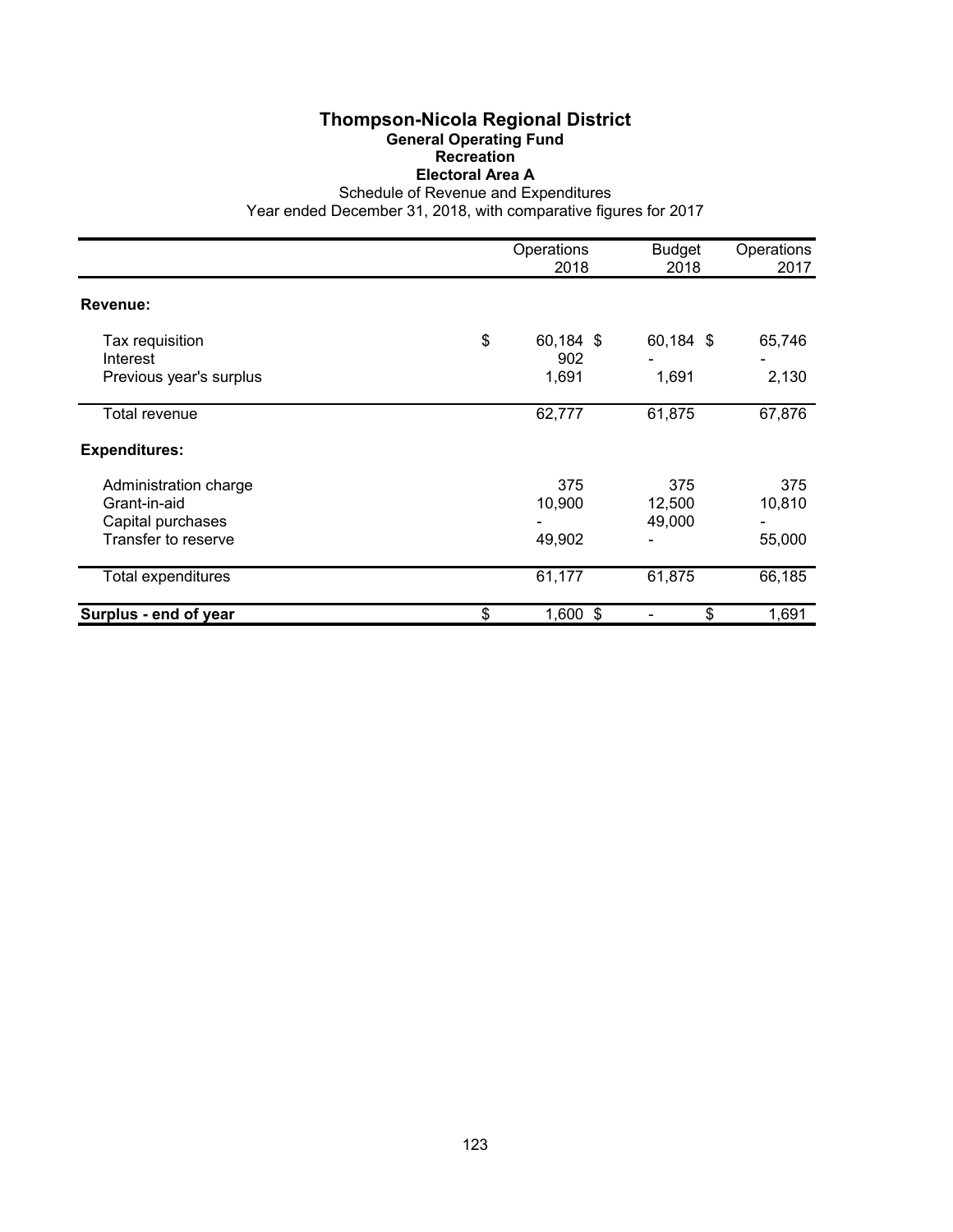# Thompson-Nicola Regional District

## General Operating Fund

## Recreation

## Electoral Area A

Schedule of Revenue and Expenditures

Year ended December 31, 2018, with comparative figures for 2017

| | Operations 2018 | Budget 2018 | Operations 2017 |
|---|---|---|---|
| **Revenue:** | | | |
| Tax requisition | $ 60,184 | $ 60,184 | $ 65,746 |
| Interest | 902 | - | - |
| Previous year's surplus | 1,691 | 1,691 | 2,130 |
| Total revenue | 62,777 | 61,875 | 67,876 |
| **Expenditures:** | | | |
| Administration charge | 375 | 375 | 375 |
| Grant-in-aid | 10,900 | 12,500 | 10,810 |
| Capital purchases | - | 49,000 | - |
| Transfer to reserve | 49,902 | - | 55,000 |
| Total expenditures | 61,177 | 61,875 | 66,185 |
| **Surplus - end of year** | $ 1,600 | $ - | $ 1,691 |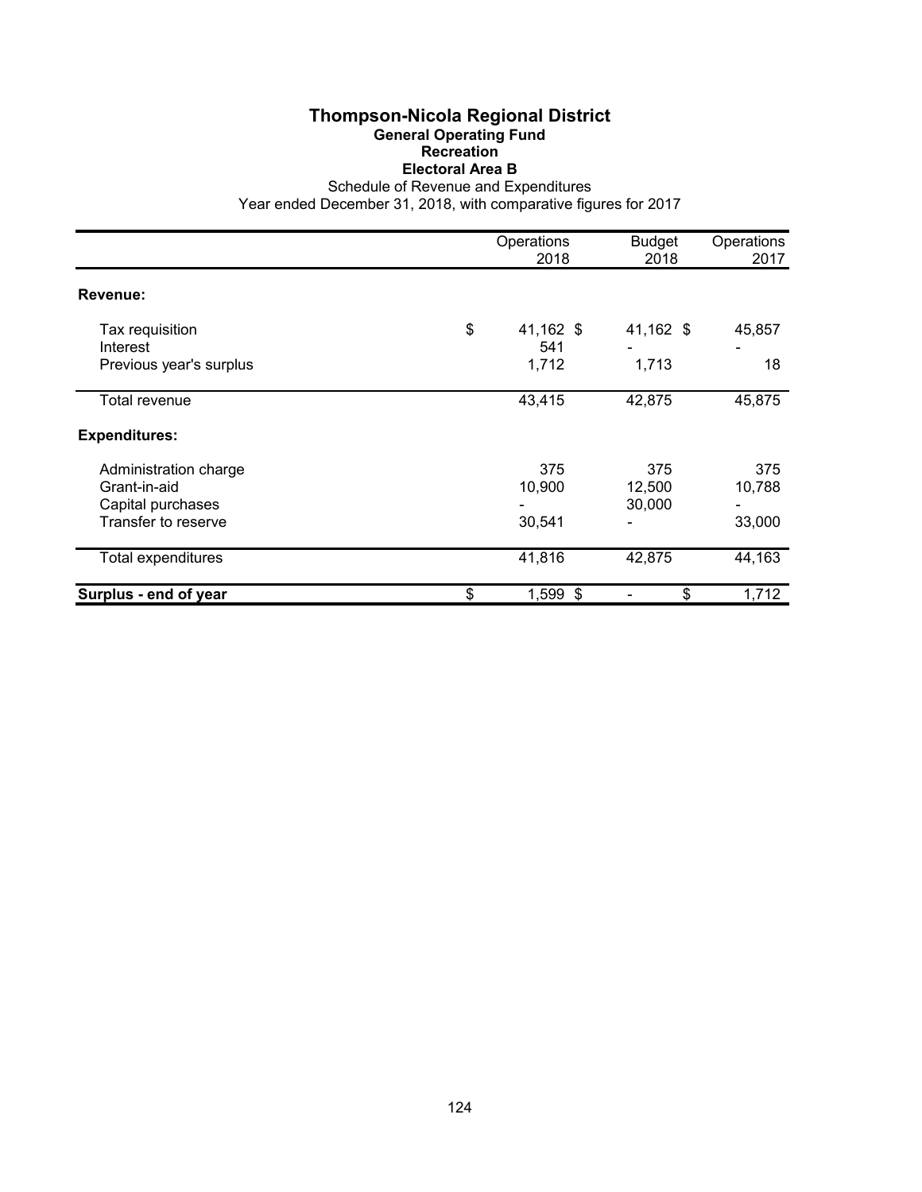# Thompson-Nicola Regional District

## General Operating Fund

### Recreation

### Electoral Area B

Schedule of Revenue and Expenditures

Year ended December 31, 2018, with comparative figures for 2017

| | Operations 2018 | Budget 2018 | Operations 2017 |
|---|---|---|---|
| **Revenue:** | | | |
| Tax requisition | $ 41,162 | $ 41,162 | $ 45,857 |
| Interest | 541 | - | - |
| Previous year's surplus | 1,712 | 1,713 | 18 |
| Total revenue | 43,415 | 42,875 | 45,875 |
| **Expenditures:** | | | |
| Administration charge | 375 | 375 | 375 |
| Grant-in-aid | 10,900 | 12,500 | 10,788 |
| Capital purchases | - | 30,000 | - |
| Transfer to reserve | 30,541 | - | 33,000 |
| Total expenditures | 41,816 | 42,875 | 44,163 |
| **Surplus - end of year** | $ 1,599 | $ - | $ 1,712 |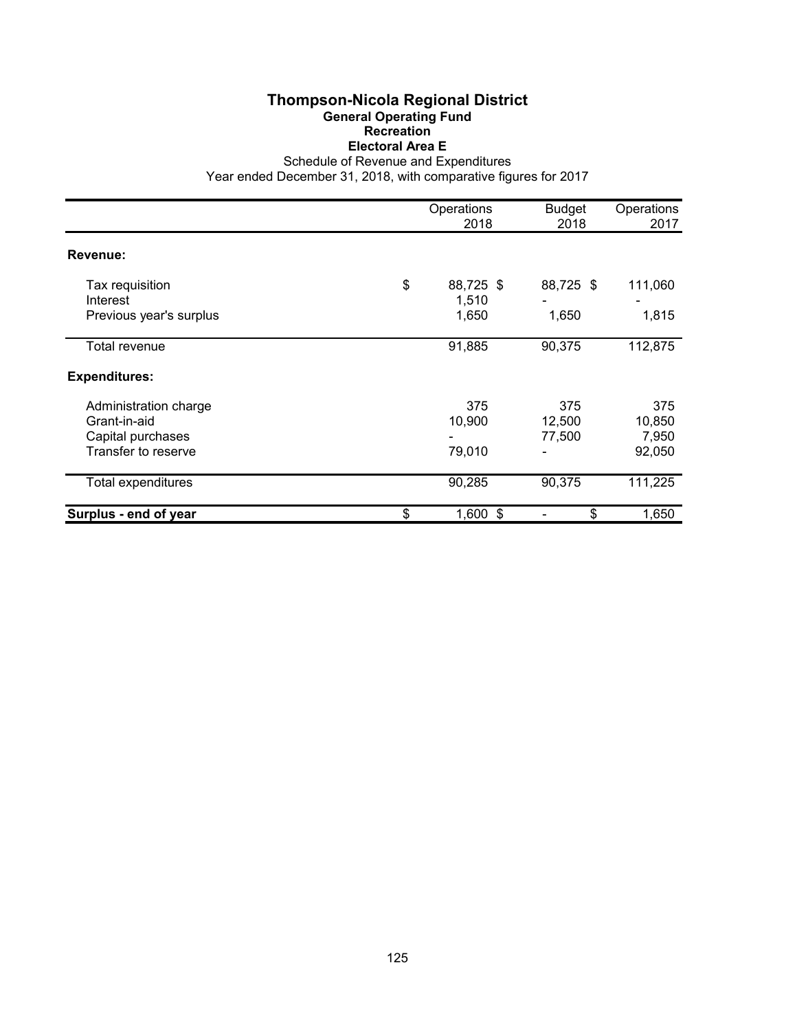# Thompson-Nicola Regional District

## General Operating Fund

### Recreation

### Electoral Area E

Schedule of Revenue and Expenditures

Year ended December 31, 2018, with comparative figures for 2017

| | Operations 2018 | Budget 2018 | Operations 2017 |
|---|---|---|---|
| **Revenue:** | | | |
| Tax requisition | $ 88,725 | $ 88,725 | $ 111,060 |
| Interest | 1,510 | - | - |
| Previous year's surplus | 1,650 | 1,650 | 1,815 |
| Total revenue | 91,885 | 90,375 | 112,875 |
| **Expenditures:** | | | |
| Administration charge | 375 | 375 | 375 |
| Grant-in-aid | 10,900 | 12,500 | 10,850 |
| Capital purchases | - | 77,500 | 7,950 |
| Transfer to reserve | 79,010 | - | 92,050 |
| Total expenditures | 90,285 | 90,375 | 111,225 |
| **Surplus - end of year** | $ 1,600 | $ - | $ 1,650 |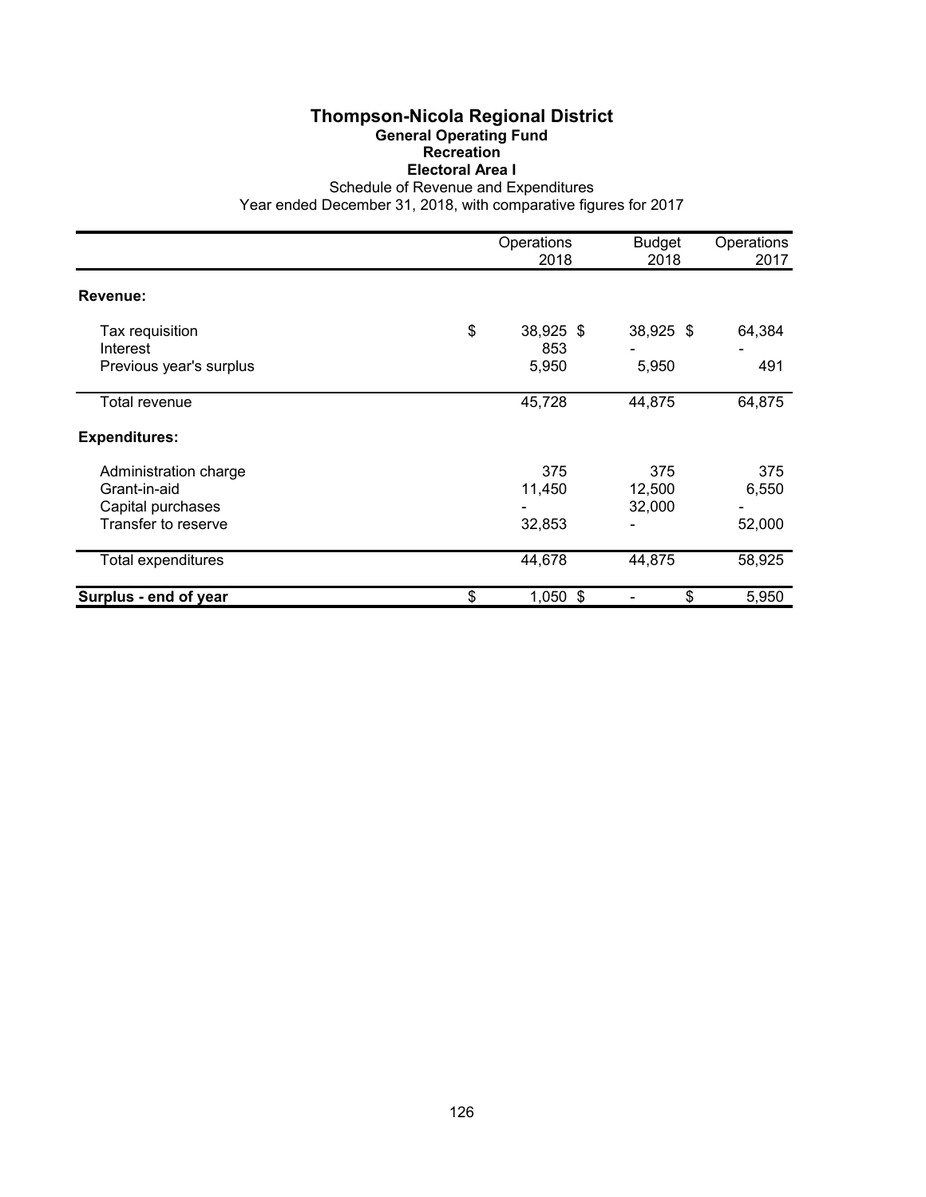# Thompson-Nicola Regional District

## General Operating Fund

## Recreation

## Electoral Area I

Schedule of Revenue and Expenditures

Year ended December 31, 2018, with comparative figures for 2017

| | Operations 2018 | Budget 2018 | Operations 2017 |
|---|---|---|---|
| **Revenue:** | | | |
| Tax requisition | $ 38,925 | $ 38,925 | $ 64,384 |
| Interest | 853 | - | - |
| Previous year's surplus | 5,950 | 5,950 | 491 |
| Total revenue | 45,728 | 44,875 | 64,875 |
| **Expenditures:** | | | |
| Administration charge | 375 | 375 | 375 |
| Grant-in-aid | 11,450 | 12,500 | 6,550 |
| Capital purchases | - | 32,000 | - |
| Transfer to reserve | 32,853 | - | 52,000 |
| Total expenditures | 44,678 | 44,875 | 58,925 |
| **Surplus - end of year** | $ 1,050 | $ - | $ 5,950 |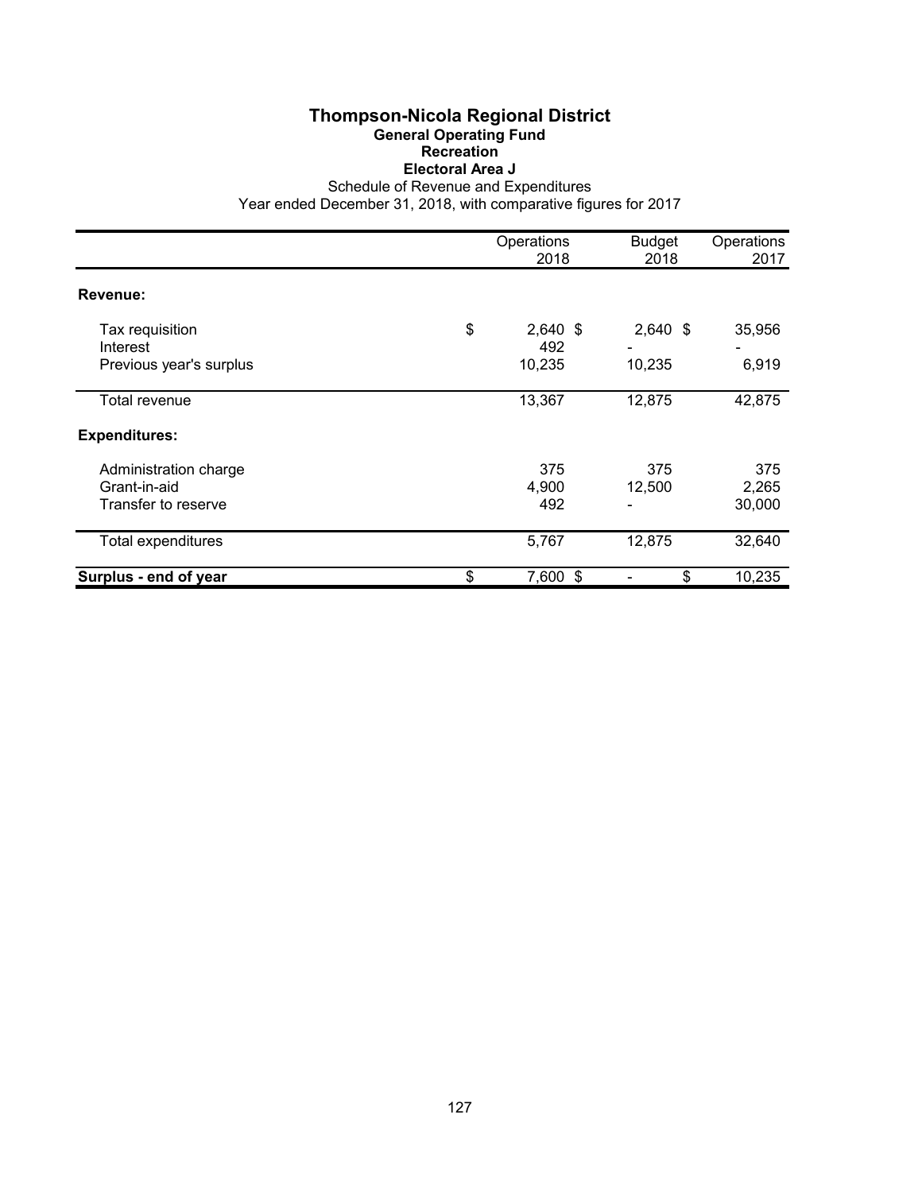# Thompson-Nicola Regional District

## General Operating Fund

### Recreation

### Electoral Area J

Schedule of Revenue and Expenditures

Year ended December 31, 2018, with comparative figures for 2017

| | Operations 2018 | Budget 2018 | Operations 2017 |
|---|---|---|---|
| **Revenue:** | | | |
| Tax requisition | $ 2,640 | $ 2,640 | $ 35,956 |
| Interest | 492 | - | - |
| Previous year's surplus | 10,235 | 10,235 | 6,919 |
| Total revenue | 13,367 | 12,875 | 42,875 |
| **Expenditures:** | | | |
| Administration charge | 375 | 375 | 375 |
| Grant-in-aid | 4,900 | 12,500 | 2,265 |
| Transfer to reserve | 492 | - | 30,000 |
| Total expenditures | 5,767 | 12,875 | 32,640 |
| **Surplus - end of year** | $ 7,600 | $ - | $ 10,235 |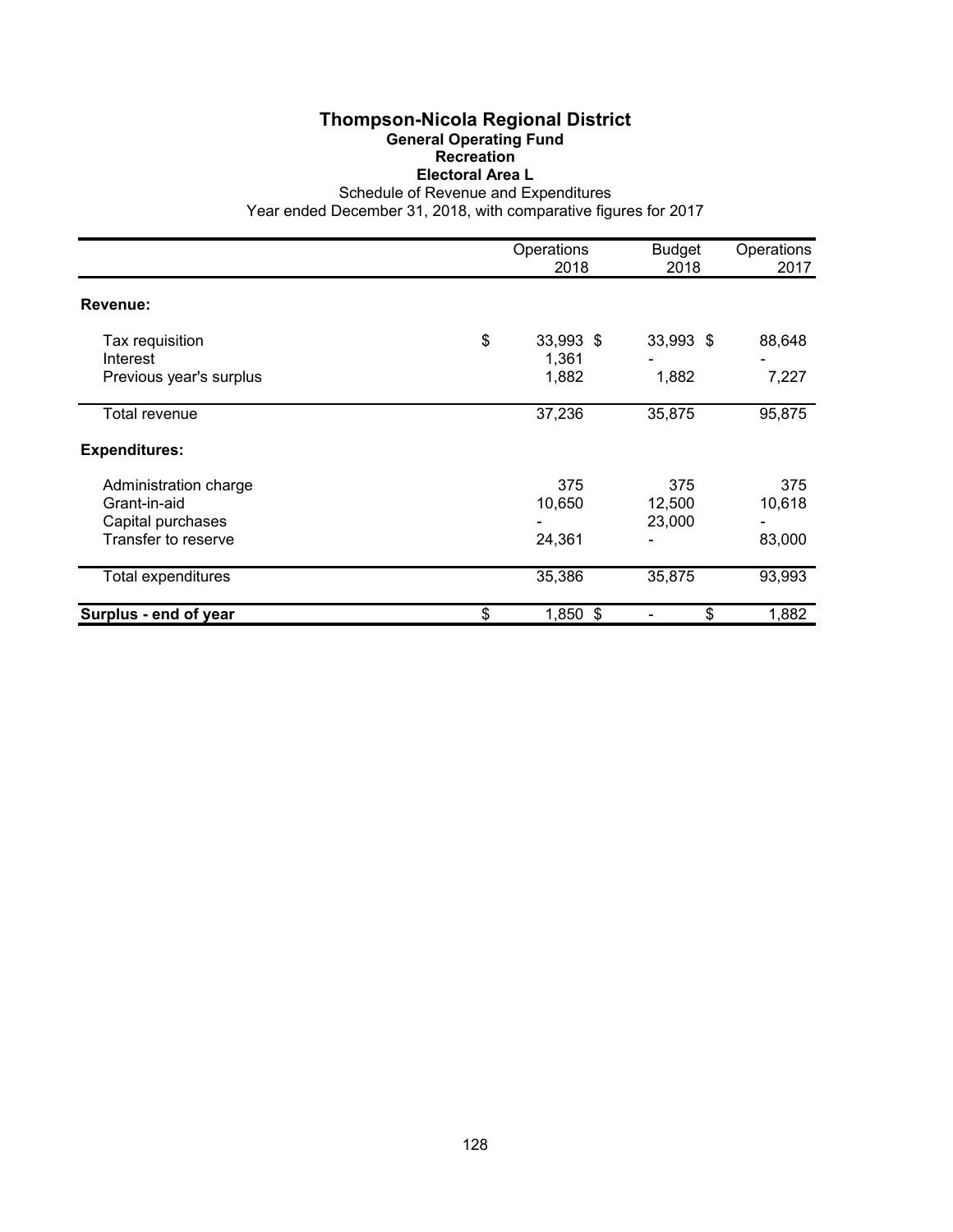# Thompson-Nicola Regional District

## General Operating Fund

### Recreation

### Electoral Area L

Schedule of Revenue and Expenditures

Year ended December 31, 2018, with comparative figures for 2017

| | Operations 2018 | Budget 2018 | Operations 2017 |
|---|---|---|---|
| **Revenue:** | | | |
| Tax requisition | $ 33,993 | $ 33,993 | $ 88,648 |
| Interest | 1,361 | - | - |
| Previous year's surplus | 1,882 | 1,882 | 7,227 |
| Total revenue | 37,236 | 35,875 | 95,875 |
| **Expenditures:** | | | |
| Administration charge | 375 | 375 | 375 |
| Grant-in-aid | 10,650 | 12,500 | 10,618 |
| Capital purchases | - | 23,000 | - |
| Transfer to reserve | 24,361 | - | 83,000 |
| Total expenditures | 35,386 | 35,875 | 93,993 |
| **Surplus - end of year** | $ 1,850 | $ - | $ 1,882 |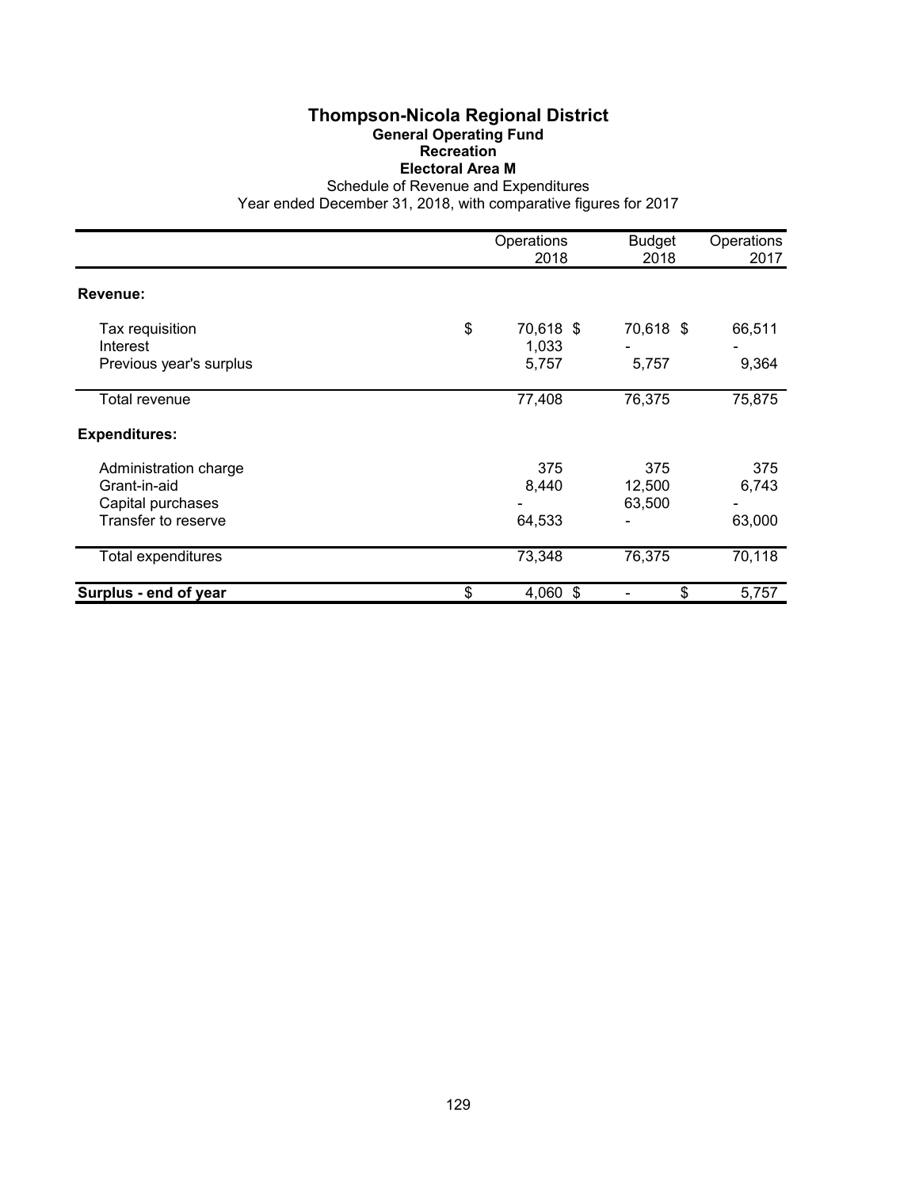# Thompson-Nicola Regional District

## General Operating Fund

### Recreation

### Electoral Area M

Schedule of Revenue and Expenditures

Year ended December 31, 2018, with comparative figures for 2017

| | Operations 2018 | Budget 2018 | Operations 2017 |
|---|---|---|---|
| **Revenue:** | | | |
| Tax requisition | $ 70,618 | $ 70,618 | $ 66,511 |
| Interest | 1,033 | - | - |
| Previous year's surplus | 5,757 | 5,757 | 9,364 |
| Total revenue | 77,408 | 76,375 | 75,875 |
| **Expenditures:** | | | |
| Administration charge | 375 | 375 | 375 |
| Grant-in-aid | 8,440 | 12,500 | 6,743 |
| Capital purchases | - | 63,500 | - |
| Transfer to reserve | 64,533 | - | 63,000 |
| Total expenditures | 73,348 | 76,375 | 70,118 |
| **Surplus - end of year** | $ 4,060 | $ - | $ 5,757 |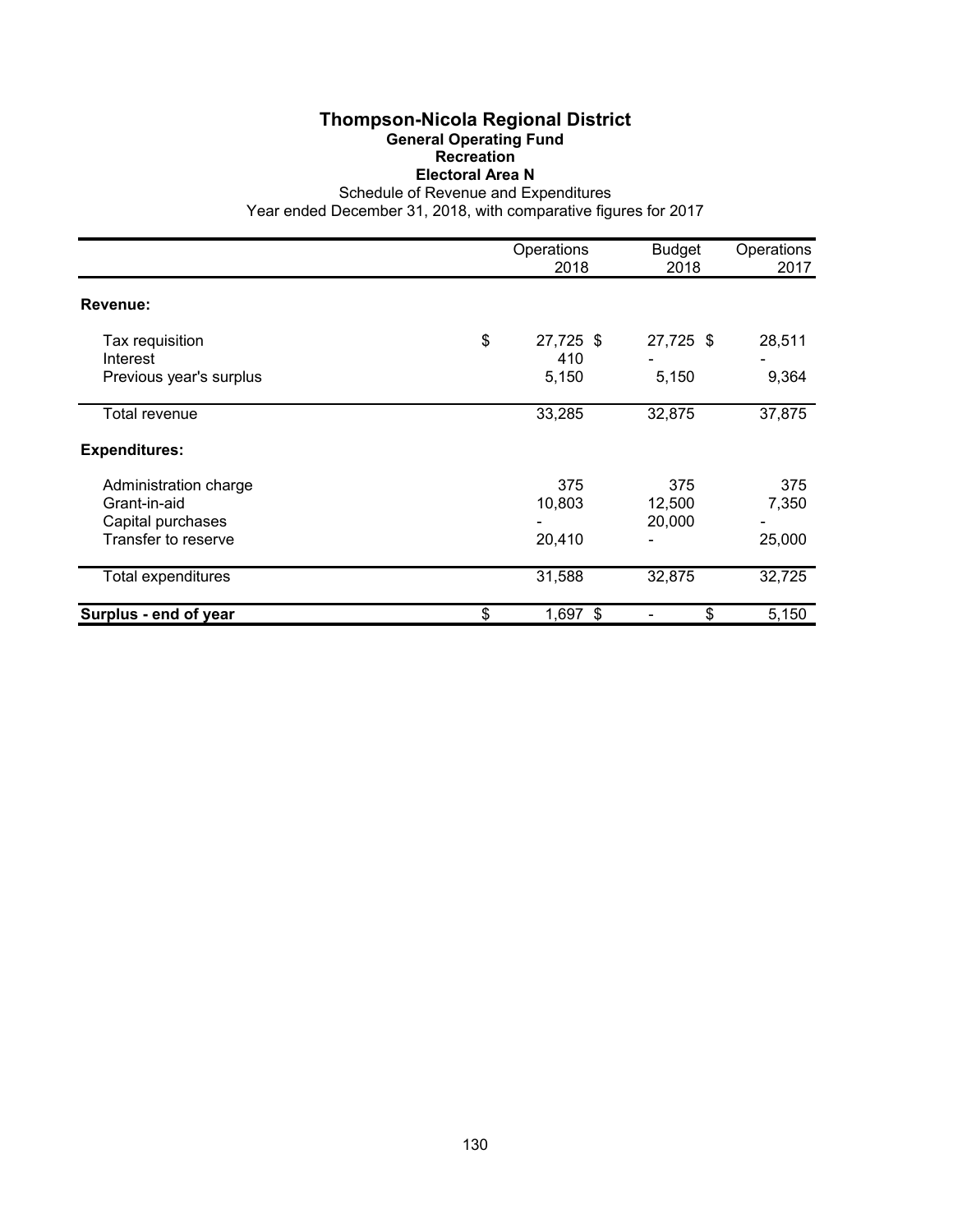# Thompson-Nicola Regional District

## General Operating Fund

### Recreation

### Electoral Area N

Schedule of Revenue and Expenditures

Year ended December 31, 2018, with comparative figures for 2017

| | Operations 2018 | Budget 2018 | Operations 2017 |
|---|---|---|---|
| **Revenue:** | | | |
| Tax requisition | $ 27,725 | $ 27,725 | $ 28,511 |
| Interest | 410 | - | - |
| Previous year's surplus | 5,150 | 5,150 | 9,364 |
| Total revenue | 33,285 | 32,875 | 37,875 |
| **Expenditures:** | | | |
| Administration charge | 375 | 375 | 375 |
| Grant-in-aid | 10,803 | 12,500 | 7,350 |
| Capital purchases | - | 20,000 | - |
| Transfer to reserve | 20,410 | - | 25,000 |
| Total expenditures | 31,588 | 32,875 | 32,725 |
| **Surplus - end of year** | $ 1,697 | $ - | $ 5,150 |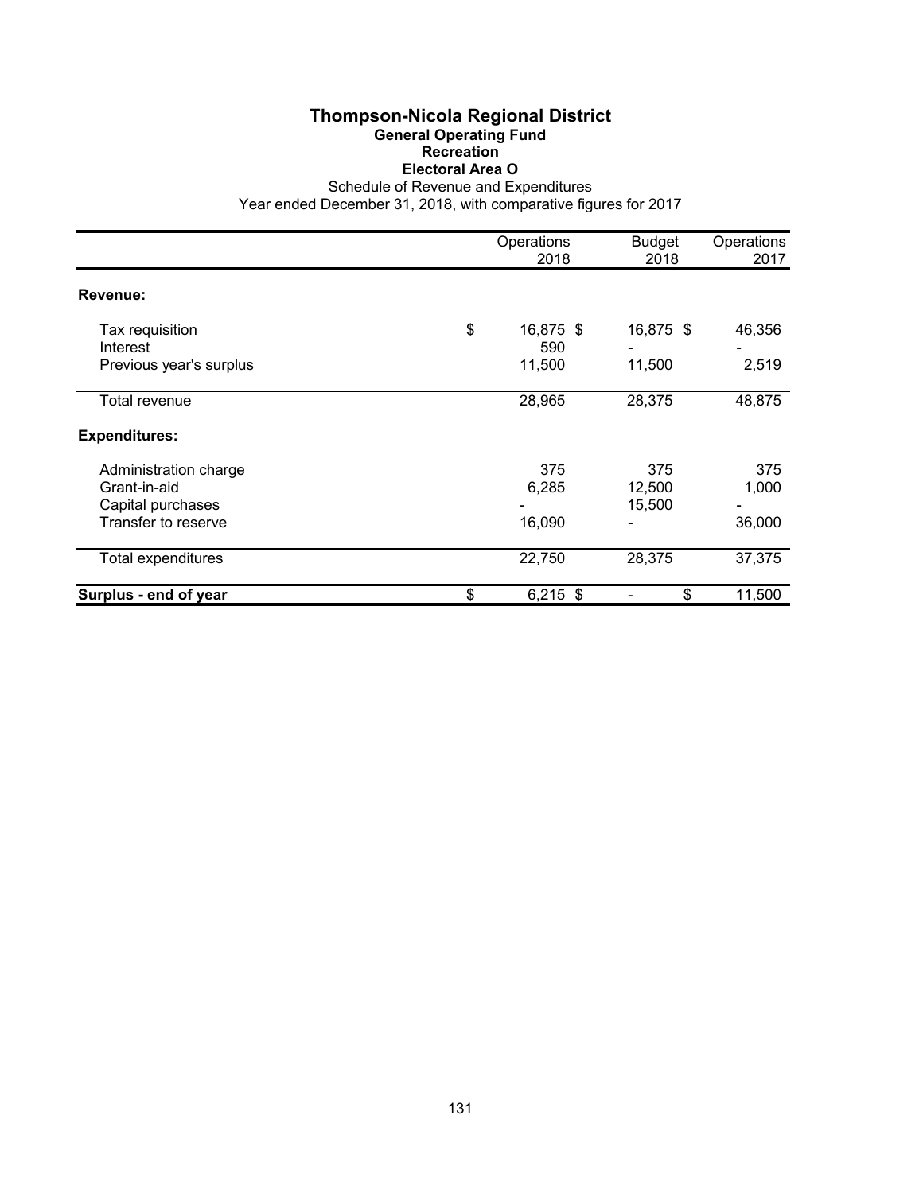# Thompson-Nicola Regional District

## General Operating Fund

### Recreation

### Electoral Area O

Schedule of Revenue and Expenditures

Year ended December 31, 2018, with comparative figures for 2017

| | Operations 2018 | Budget 2018 | Operations 2017 |
|---|---|---|---|
| **Revenue:** | | | |
| Tax requisition | $ 16,875 | $ 16,875 | $ 46,356 |
| Interest | 590 | - | - |
| Previous year's surplus | 11,500 | 11,500 | 2,519 |
| Total revenue | 28,965 | 28,375 | 48,875 |
| **Expenditures:** | | | |
| Administration charge | 375 | 375 | 375 |
| Grant-in-aid | 6,285 | 12,500 | 1,000 |
| Capital purchases | - | 15,500 | - |
| Transfer to reserve | 16,090 | - | 36,000 |
| Total expenditures | 22,750 | 28,375 | 37,375 |
| **Surplus - end of year** | $ 6,215 | $ - | $ 11,500 |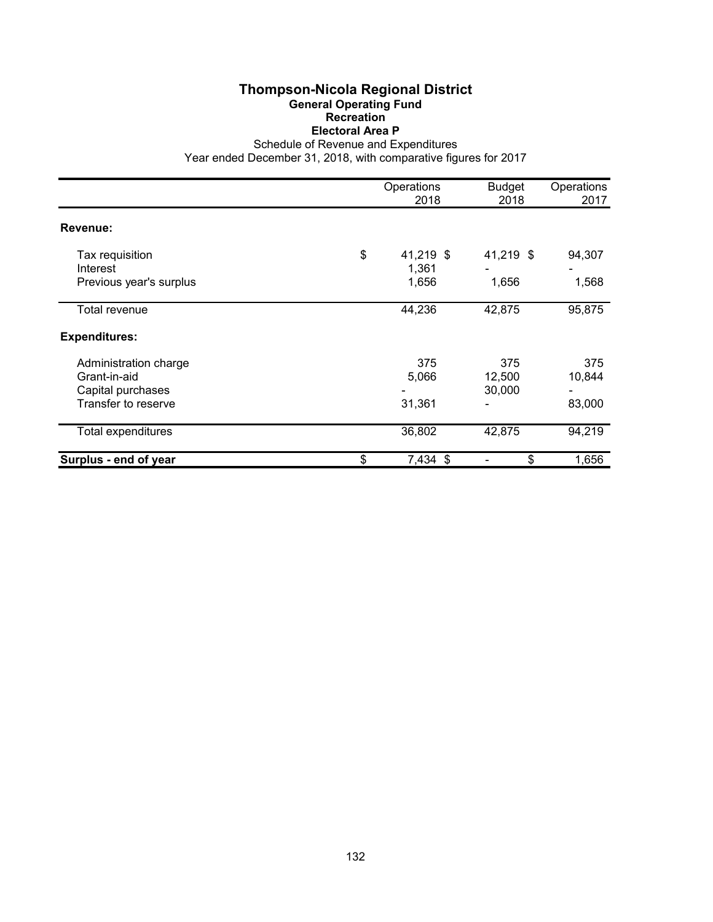# Thompson-Nicola Regional District

## General Operating Fund

### Recreation

### Electoral Area P

Schedule of Revenue and Expenditures

Year ended December 31, 2018, with comparative figures for 2017

| | Operations 2018 | Budget 2018 | Operations 2017 |
|---|---|---|---|
| **Revenue:** | | | |
| Tax requisition | $ 41,219 | $ 41,219 | $ 94,307 |
| Interest | 1,361 | - | - |
| Previous year's surplus | 1,656 | 1,656 | 1,568 |
| Total revenue | 44,236 | 42,875 | 95,875 |
| **Expenditures:** | | | |
| Administration charge | 375 | 375 | 375 |
| Grant-in-aid | 5,066 | 12,500 | 10,844 |
| Capital purchases | - | 30,000 | - |
| Transfer to reserve | 31,361 | - | 83,000 |
| Total expenditures | 36,802 | 42,875 | 94,219 |
| **Surplus - end of year** | $ 7,434 | $ - | $ 1,656 |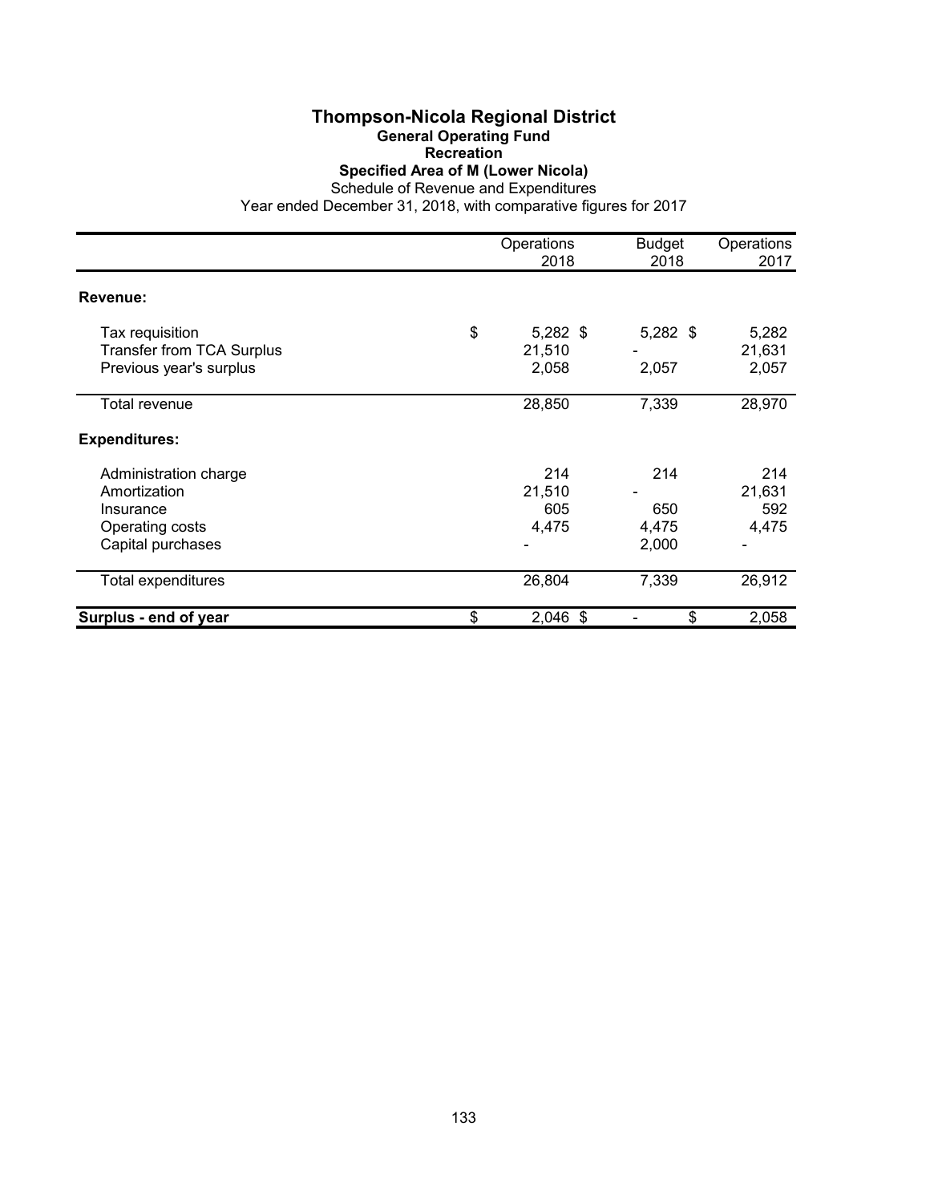# Thompson-Nicola Regional District

## General Operating Fund

### Recreation

### Specified Area of M (Lower Nicola)

Schedule of Revenue and Expenditures

Year ended December 31, 2018, with comparative figures for 2017

| | Operations 2018 | Budget 2018 | Operations 2017 |
|---|---|---|---|
| **Revenue:** | | | |
| Tax requisition | $ 5,282 | $ 5,282 | $ 5,282 |
| Transfer from TCA Surplus | 21,510 | - | 21,631 |
| Previous year's surplus | 2,058 | 2,057 | 2,057 |
| Total revenue | 28,850 | 7,339 | 28,970 |
| **Expenditures:** | | | |
| Administration charge | 214 | 214 | 214 |
| Amortization | 21,510 | - | 21,631 |
| Insurance | 605 | 650 | 592 |
| Operating costs | 4,475 | 4,475 | 4,475 |
| Capital purchases | - | 2,000 | - |
| Total expenditures | 26,804 | 7,339 | 26,912 |
| **Surplus - end of year** | $ 2,046 | $ - | $ 2,058 |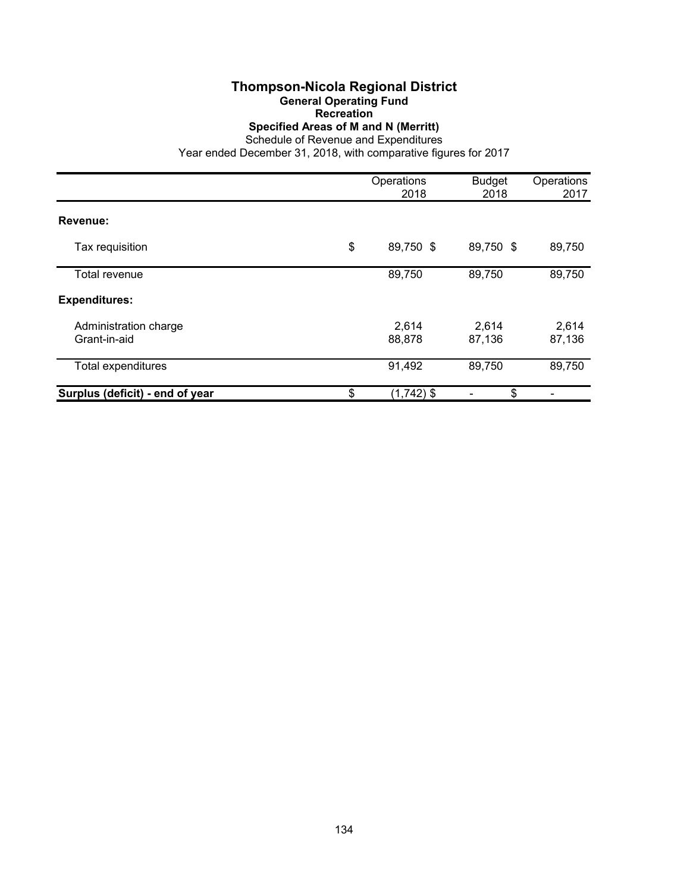# Thompson-Nicola Regional District

## General Operating Fund

### Recreation

### Specified Areas of M and N (Merritt)

Schedule of Revenue and Expenditures

Year ended December 31, 2018, with comparative figures for 2017

| | Operations 2018 | Budget 2018 | Operations 2017 |
|---|---|---|---|
| **Revenue:** | | | |
| Tax requisition | $ 89,750 | $ 89,750 | $ 89,750 |
| Total revenue | 89,750 | 89,750 | 89,750 |
| **Expenditures:** | | | |
| Administration charge | 2,614 | 2,614 | 2,614 |
| Grant-in-aid | 88,878 | 87,136 | 87,136 |
| Total expenditures | 91,492 | 89,750 | 89,750 |
| **Surplus (deficit) - end of year** | $ (1,742) | $ - | $ - |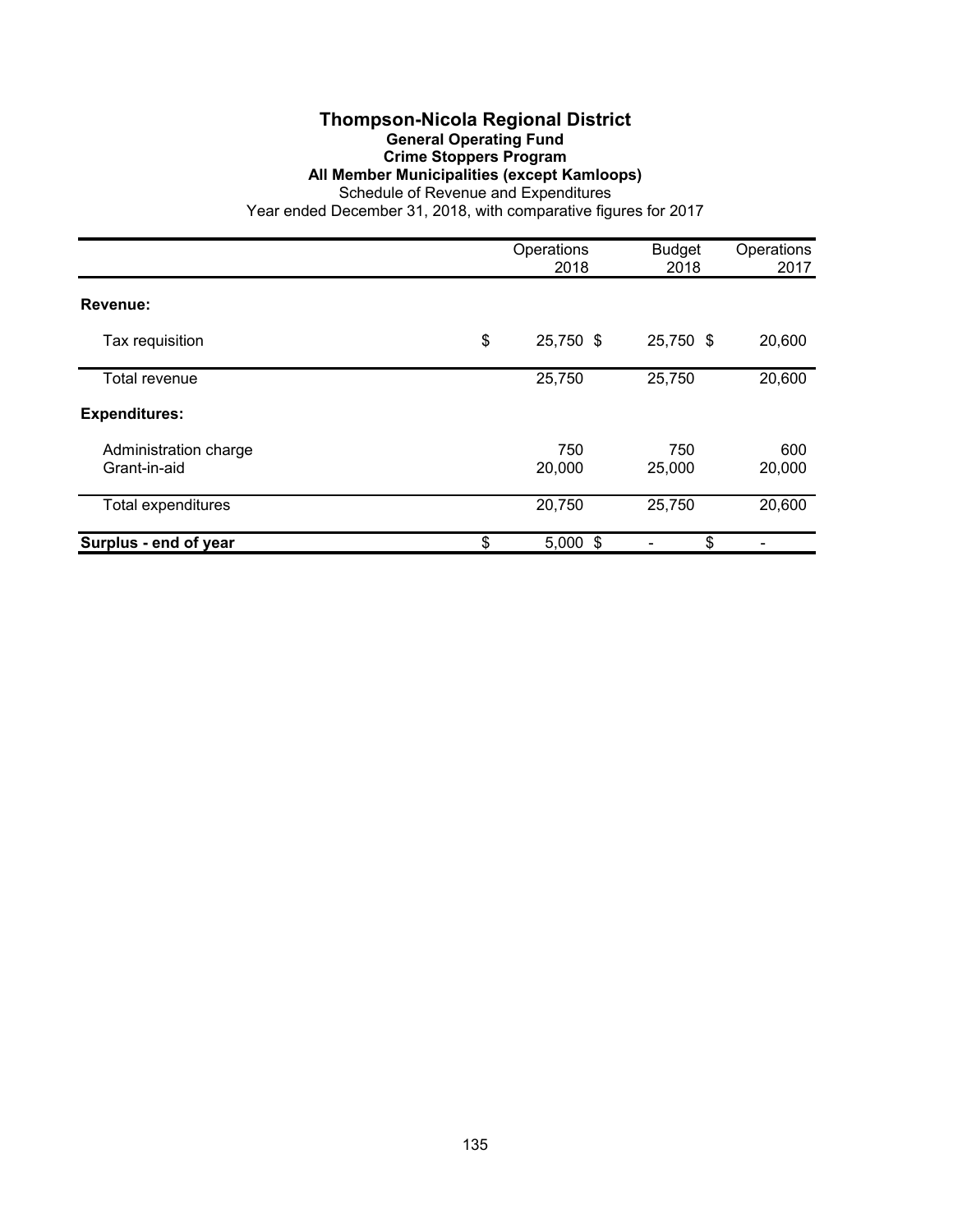# Thompson-Nicola Regional District

## General Operating Fund

## Crime Stoppers Program

## All Member Municipalities (except Kamloops)

Schedule of Revenue and Expenditures

Year ended December 31, 2018, with comparative figures for 2017

| | Operations 2018 | Budget 2018 | Operations 2017 |
|---|---|---|---|
| **Revenue:** | | | |
| Tax requisition | $ 25,750 | $ 25,750 | $ 20,600 |
| Total revenue | 25,750 | 25,750 | 20,600 |
| **Expenditures:** | | | |
| Administration charge | 750 | 750 | 600 |
| Grant-in-aid | 20,000 | 25,000 | 20,000 |
| Total expenditures | 20,750 | 25,750 | 20,600 |
| **Surplus - end of year** | $ 5,000 | $ - | $ - |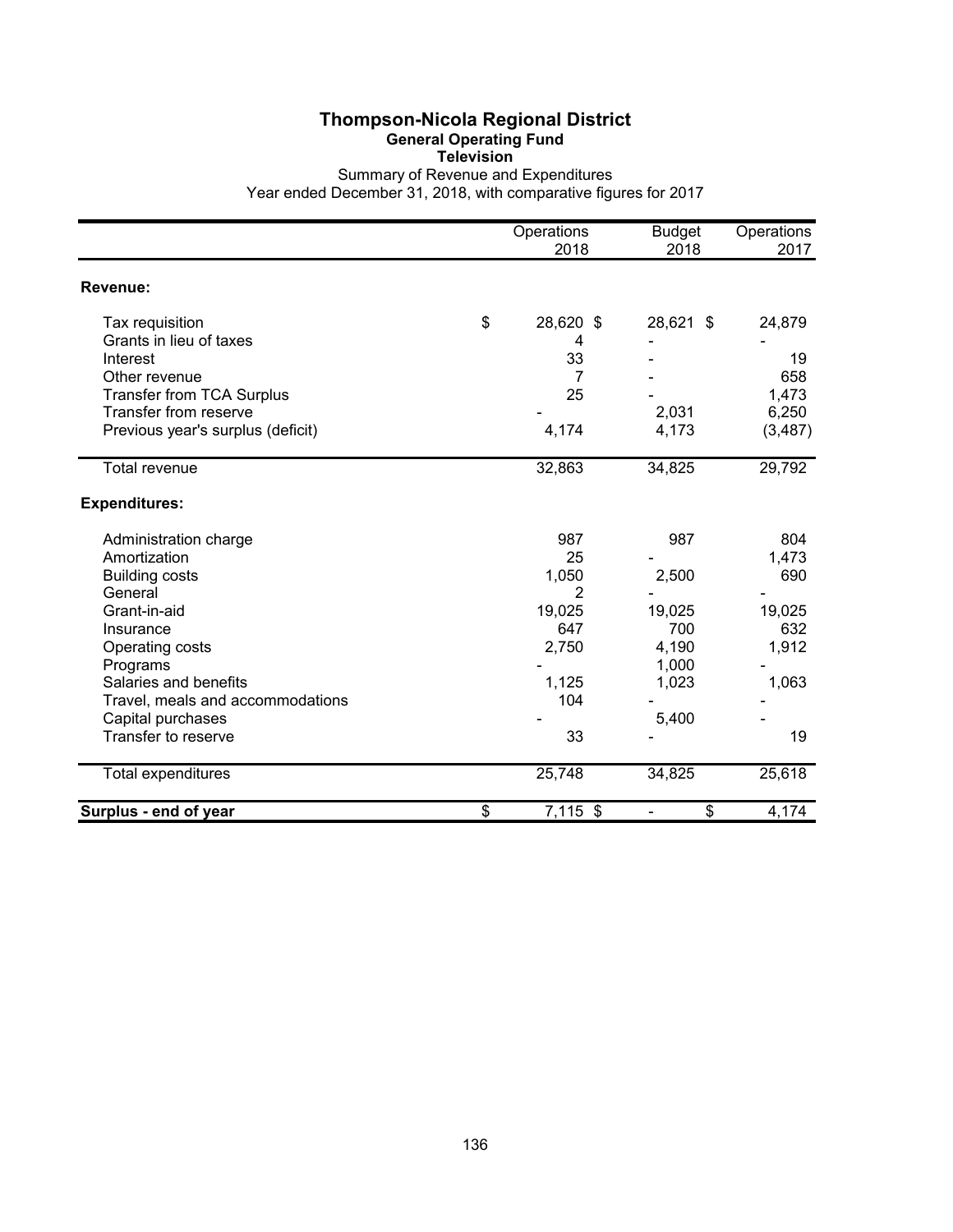# Thompson-Nicola Regional District

## General Operating Fund

### Television

Summary of Revenue and Expenditures

Year ended December 31, 2018, with comparative figures for 2017

| | Operations 2018 | Budget 2018 | Operations 2017 |
|---|---|---|---|
| **Revenue:** | | | |
| Tax requisition | $ 28,620 | $ 28,621 | $ 24,879 |
| Grants in lieu of taxes | 4 | - | - |
| Interest | 33 | - | 19 |
| Other revenue | 7 | - | 658 |
| Transfer from TCA Surplus | 25 | - | 1,473 |
| Transfer from reserve | - | 2,031 | 6,250 |
| Previous year's surplus (deficit) | 4,174 | 4,173 | (3,487) |
| Total revenue | 32,863 | 34,825 | 29,792 |
| **Expenditures:** | | | |
| Administration charge | 987 | 987 | 804 |
| Amortization | 25 | - | 1,473 |
| Building costs | 1,050 | 2,500 | 690 |
| General | 2 | - | - |
| Grant-in-aid | 19,025 | 19,025 | 19,025 |
| Insurance | 647 | 700 | 632 |
| Operating costs | 2,750 | 4,190 | 1,912 |
| Programs | - | 1,000 | - |
| Salaries and benefits | 1,125 | 1,023 | 1,063 |
| Travel, meals and accommodations | 104 | - | - |
| Capital purchases | - | 5,400 | - |
| Transfer to reserve | 33 | - | 19 |
| Total expenditures | 25,748 | 34,825 | 25,618 |
| **Surplus - end of year** | $ 7,115 | $ - | $ 4,174 |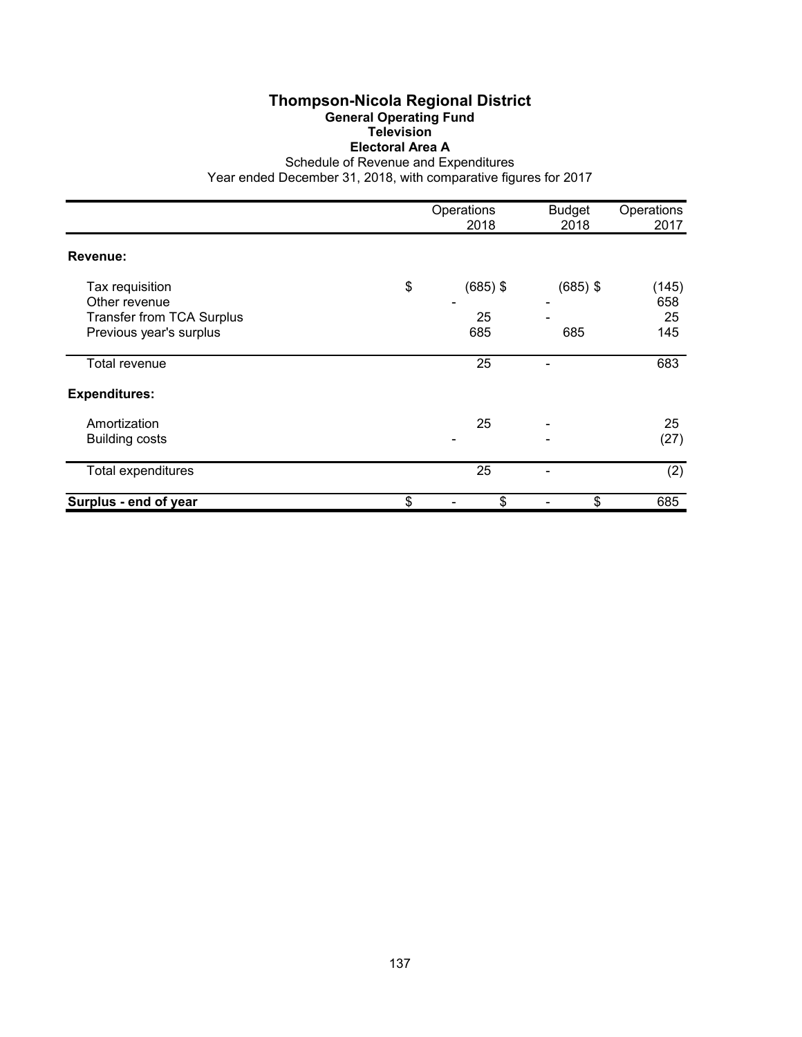# Thompson-Nicola Regional District

## General Operating Fund

### Television

### Electoral Area A

Schedule of Revenue and Expenditures

Year ended December 31, 2018, with comparative figures for 2017

| | Operations 2018 | Budget 2018 | Operations 2017 |
|---|---|---|---|
| **Revenue:** | | | |
| Tax requisition | $ (685) | $ (685) | $ (145) |
| Other revenue | - | - | 658 |
| Transfer from TCA Surplus | 25 | - | 25 |
| Previous year's surplus | 685 | 685 | 145 |
| Total revenue | 25 | - | 683 |
| **Expenditures:** | | | |
| Amortization | 25 | - | 25 |
| Building costs | - | - | (27) |
| Total expenditures | 25 | - | (2) |
| **Surplus - end of year** | $ - | $ - | $ 685 |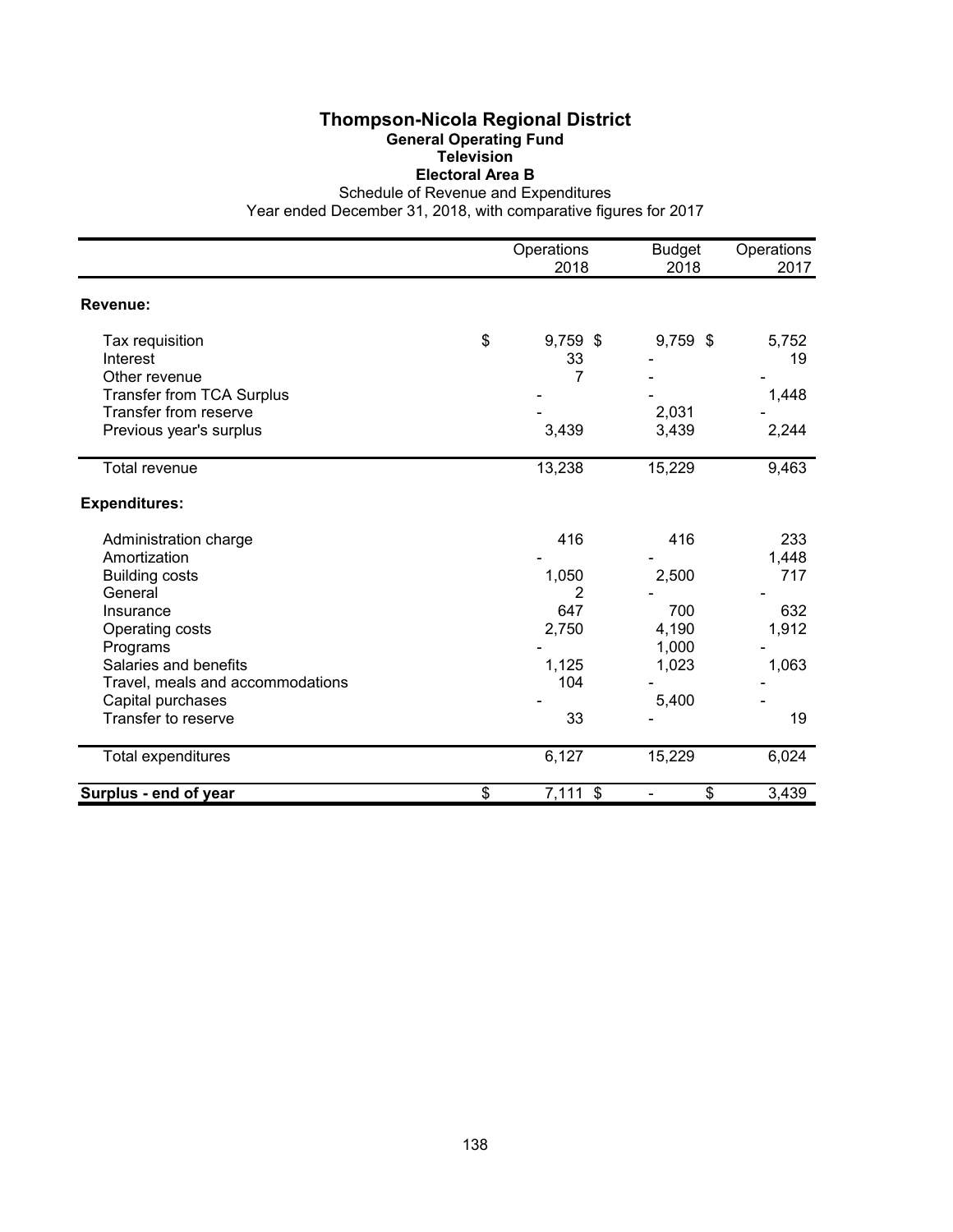# Thompson-Nicola Regional District

## General Operating Fund

### Television

### Electoral Area B

Schedule of Revenue and Expenditures

Year ended December 31, 2018, with comparative figures for 2017

| | Operations 2018 | Budget 2018 | Operations 2017 |
|---|---|---|---|
| **Revenue:** | | | |
| Tax requisition | $ 9,759 | $ 9,759 | $ 5,752 |
| Interest | 33 | - | 19 |
| Other revenue | 7 | - | - |
| Transfer from TCA Surplus | - | - | 1,448 |
| Transfer from reserve | - | 2,031 | - |
| Previous year's surplus | 3,439 | 3,439 | 2,244 |
| Total revenue | 13,238 | 15,229 | 9,463 |
| **Expenditures:** | | | |
| Administration charge | 416 | 416 | 233 |
| Amortization | - | - | 1,448 |
| Building costs | 1,050 | 2,500 | 717 |
| General | 2 | - | - |
| Insurance | 647 | 700 | 632 |
| Operating costs | 2,750 | 4,190 | 1,912 |
| Programs | - | 1,000 | - |
| Salaries and benefits | 1,125 | 1,023 | 1,063 |
| Travel, meals and accommodations | 104 | - | - |
| Capital purchases | - | 5,400 | - |
| Transfer to reserve | 33 | - | 19 |
| Total expenditures | 6,127 | 15,229 | 6,024 |
| **Surplus - end of year** | $ 7,111 | $ - | $ 3,439 |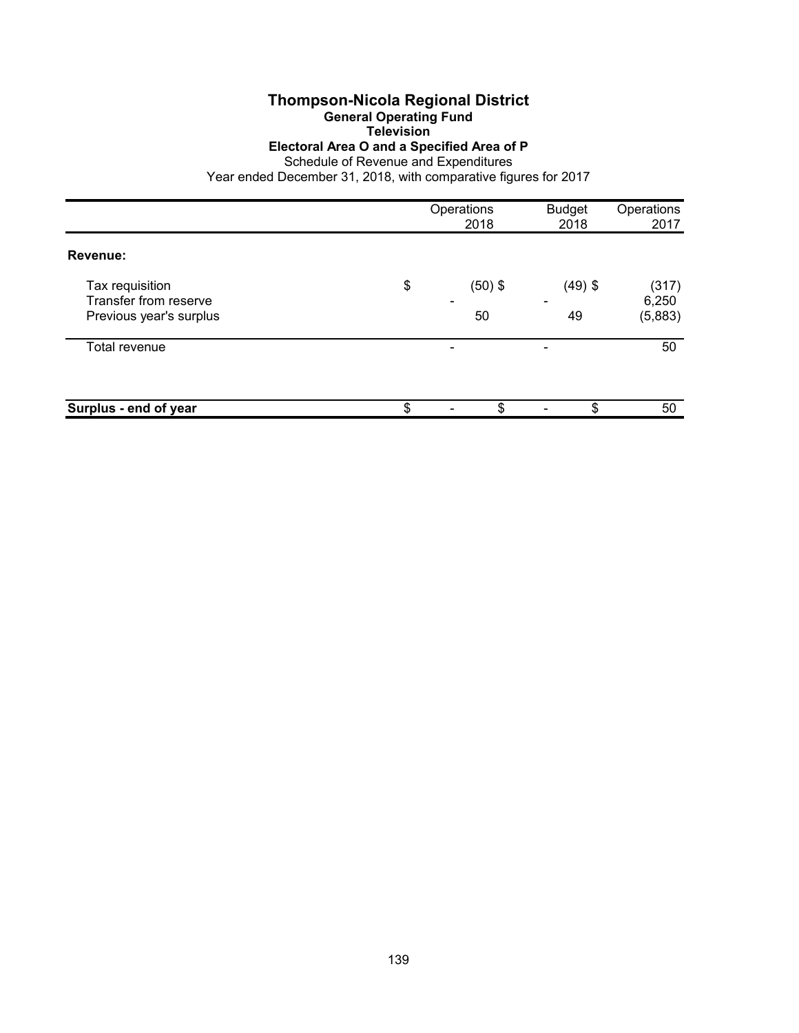# Thompson-Nicola Regional District

## General Operating Fund

### Television

### Electoral Area O and a Specified Area of P

Schedule of Revenue and Expenditures

Year ended December 31, 2018, with comparative figures for 2017

| | Operations 2018 | Budget 2018 | Operations 2017 |
|---|---|---|---|
| **Revenue:** | | | |
| Tax requisition | $ (50) | $ (49) | $ (317) |
| Transfer from reserve | - | - | 6,250 |
| Previous year's surplus | 50 | 49 | (5,883) |
| Total revenue | - | - | 50 |
| **Surplus - end of year** | $ - | $ - | $ 50 |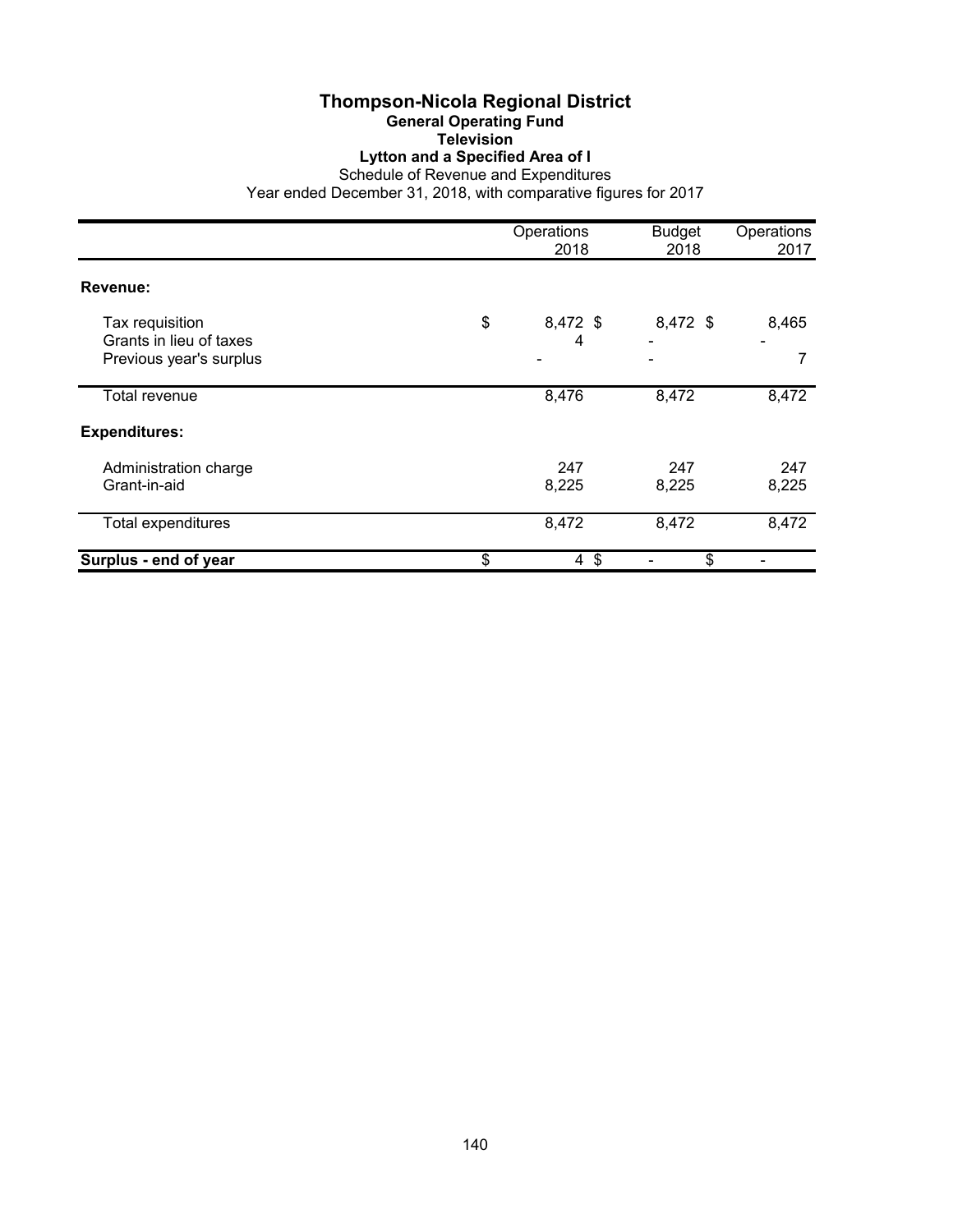# Thompson-Nicola Regional District

## General Operating Fund

### Television

### Lytton and a Specified Area of I

Schedule of Revenue and Expenditures

Year ended December 31, 2018, with comparative figures for 2017

| | Operations 2018 | Budget 2018 | Operations 2017 |
|---|---|---|---|
| **Revenue:** | | | |
| Tax requisition | $ 8,472 | $ 8,472 | $ 8,465 |
| Grants in lieu of taxes | 4 | - | - |
| Previous year's surplus | - | - | 7 |
| Total revenue | 8,476 | 8,472 | 8,472 |
| **Expenditures:** | | | |
| Administration charge | 247 | 247 | 247 |
| Grant-in-aid | 8,225 | 8,225 | 8,225 |
| Total expenditures | 8,472 | 8,472 | 8,472 |
| **Surplus - end of year** | $ 4 | $ - | $ - |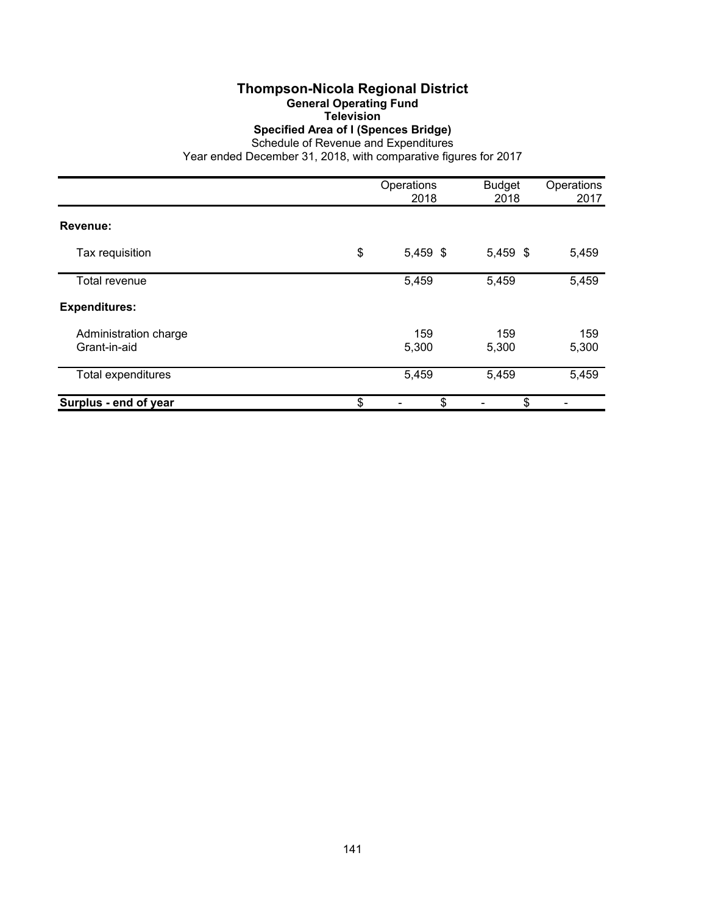# Thompson-Nicola Regional District

## General Operating Fund

### Television

### Specified Area of I (Spences Bridge)

Schedule of Revenue and Expenditures

Year ended December 31, 2018, with comparative figures for 2017

| | Operations 2018 | Budget 2018 | Operations 2017 |
|---|---|---|---|
| **Revenue:** | | | |
| Tax requisition | $ 5,459 | $ 5,459 | $ 5,459 |
| Total revenue | 5,459 | 5,459 | 5,459 |
| **Expenditures:** | | | |
| Administration charge | 159 | 159 | 159 |
| Grant-in-aid | 5,300 | 5,300 | 5,300 |
| Total expenditures | 5,459 | 5,459 | 5,459 |
| **Surplus - end of year** | $ - | $ - | $ - |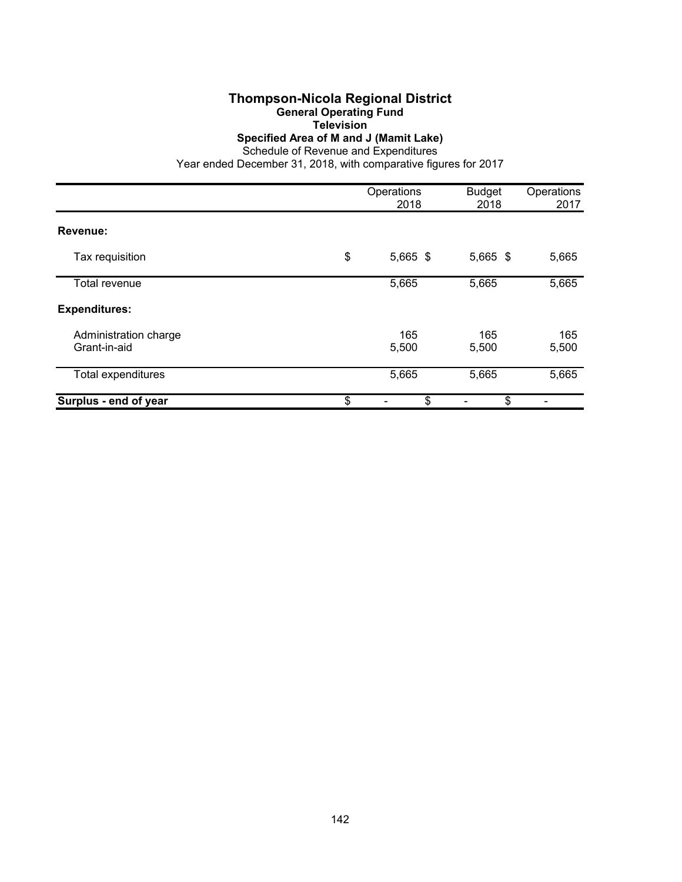# Thompson-Nicola Regional District

## General Operating Fund

### Television

### Specified Area of M and J (Mamit Lake)

Schedule of Revenue and Expenditures

Year ended December 31, 2018, with comparative figures for 2017

| | Operations 2018 | Budget 2018 | Operations 2017 |
|---|---|---|---|
| **Revenue:** | | | |
| Tax requisition | $ 5,665 | $ 5,665 | $ 5,665 |
| Total revenue | 5,665 | 5,665 | 5,665 |
| **Expenditures:** | | | |
| Administration charge | 165 | 165 | 165 |
| Grant-in-aid | 5,500 | 5,500 | 5,500 |
| Total expenditures | 5,665 | 5,665 | 5,665 |
| **Surplus - end of year** | $ - | $ - | $ - |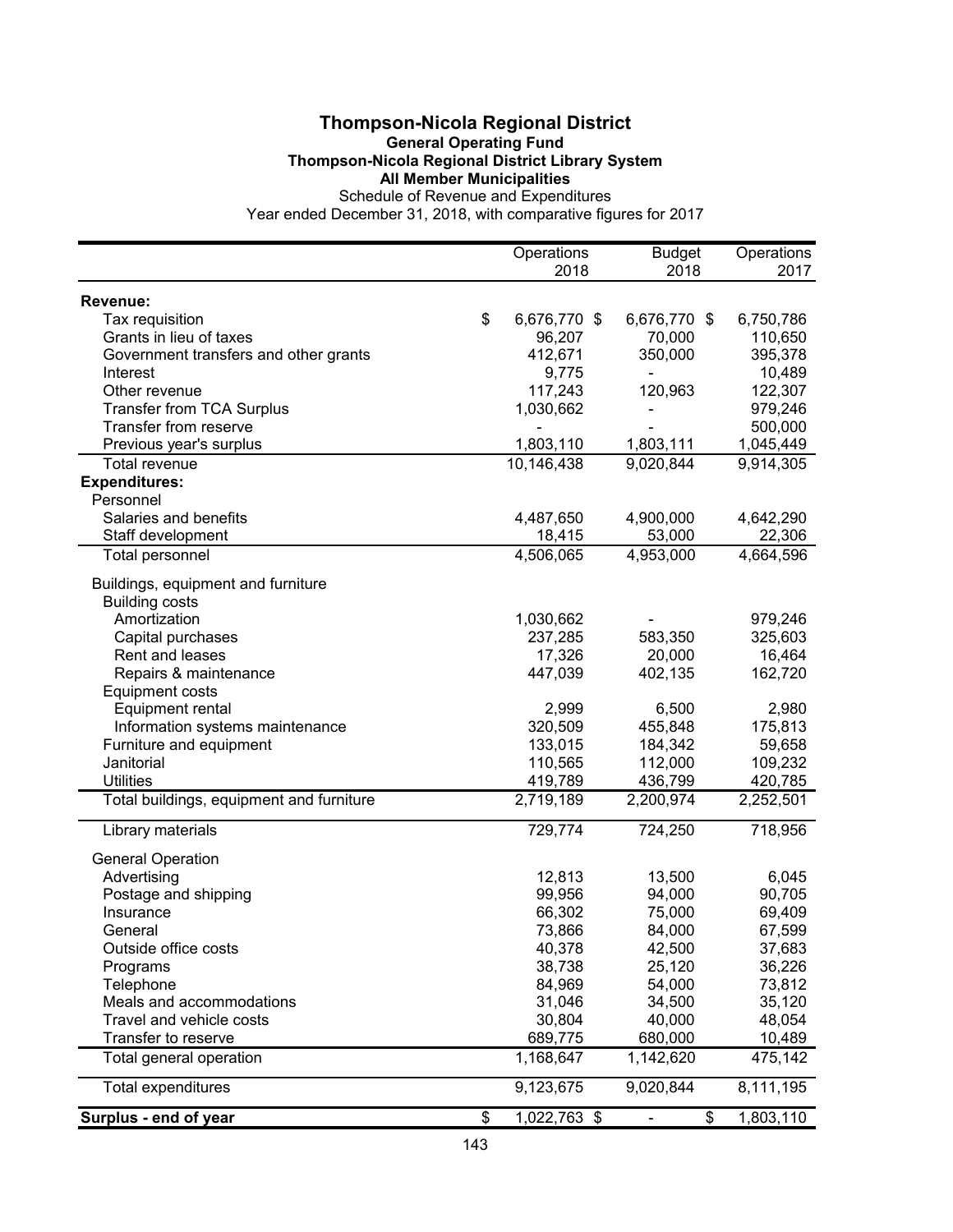# Thompson-Nicola Regional District

**General Operating Fund**

**Thompson-Nicola Regional District Library System**

**All Member Municipalities**

Schedule of Revenue and Expenditures

Year ended December 31, 2018, with comparative figures for 2017

| | Operations 2018 | Budget 2018 | Operations 2017 |
|---|---|---|---|
| **Revenue:** | | | |
| Tax requisition | $ 6,676,770 | $ 6,676,770 | $ 6,750,786 |
| Grants in lieu of taxes | 96,207 | 70,000 | 110,650 |
| Government transfers and other grants | 412,671 | 350,000 | 395,378 |
| Interest | 9,775 | - | 10,489 |
| Other revenue | 117,243 | 120,963 | 122,307 |
| Transfer from TCA Surplus | 1,030,662 | - | 979,246 |
| Transfer from reserve | - | - | 500,000 |
| Previous year's surplus | 1,803,110 | 1,803,111 | 1,045,449 |
| Total revenue | 10,146,438 | 9,020,844 | 9,914,305 |
| **Expenditures:** | | | |
| Personnel | | | |
| Salaries and benefits | 4,487,650 | 4,900,000 | 4,642,290 |
| Staff development | 18,415 | 53,000 | 22,306 |
| Total personnel | 4,506,065 | 4,953,000 | 4,664,596 |
| Buildings, equipment and furniture | | | |
| Building costs | | | |
| Amortization | 1,030,662 | - | 979,246 |
| Capital purchases | 237,285 | 583,350 | 325,603 |
| Rent and leases | 17,326 | 20,000 | 16,464 |
| Repairs & maintenance | 447,039 | 402,135 | 162,720 |
| Equipment costs | | | |
| Equipment rental | 2,999 | 6,500 | 2,980 |
| Information systems maintenance | 320,509 | 455,848 | 175,813 |
| Furniture and equipment | 133,015 | 184,342 | 59,658 |
| Janitorial | 110,565 | 112,000 | 109,232 |
| Utilities | 419,789 | 436,799 | 420,785 |
| Total buildings, equipment and furniture | 2,719,189 | 2,200,974 | 2,252,501 |
| Library materials | 729,774 | 724,250 | 718,956 |
| General Operation | | | |
| Advertising | 12,813 | 13,500 | 6,045 |
| Postage and shipping | 99,956 | 94,000 | 90,705 |
| Insurance | 66,302 | 75,000 | 69,409 |
| General | 73,866 | 84,000 | 67,599 |
| Outside office costs | 40,378 | 42,500 | 37,683 |
| Programs | 38,738 | 25,120 | 36,226 |
| Telephone | 84,969 | 54,000 | 73,812 |
| Meals and accommodations | 31,046 | 34,500 | 35,120 |
| Travel and vehicle costs | 30,804 | 40,000 | 48,054 |
| Transfer to reserve | 689,775 | 680,000 | 10,489 |
| Total general operation | 1,168,647 | 1,142,620 | 475,142 |
| Total expenditures | 9,123,675 | 9,020,844 | 8,111,195 |
| **Surplus - end of year** | $ 1,022,763 | $ - | $ 1,803,110 |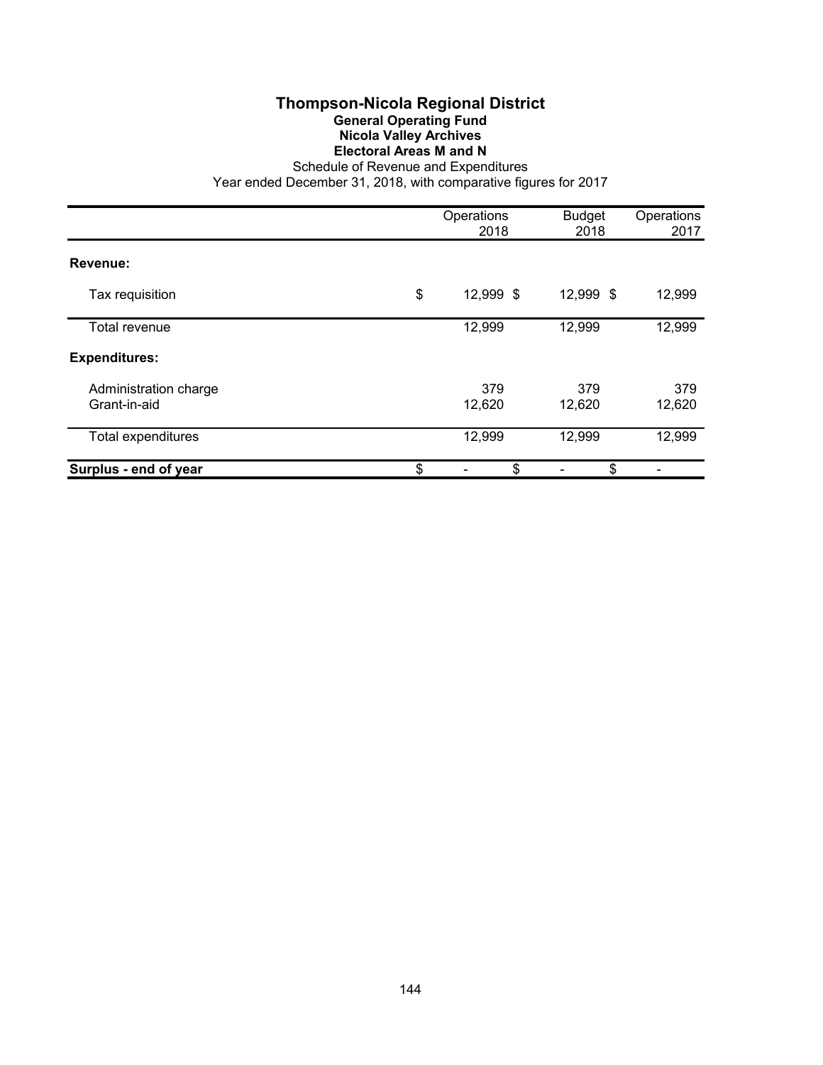# Thompson-Nicola Regional District

## General Operating Fund

### Nicola Valley Archives

### Electoral Areas M and N

Schedule of Revenue and Expenditures

Year ended December 31, 2018, with comparative figures for 2017

| | Operations 2018 | Budget 2018 | Operations 2017 |
|---|---|---|---|
| **Revenue:** | | | |
| Tax requisition | $ 12,999 | $ 12,999 | $ 12,999 |
| Total revenue | 12,999 | 12,999 | 12,999 |
| **Expenditures:** | | | |
| Administration charge | 379 | 379 | 379 |
| Grant-in-aid | 12,620 | 12,620 | 12,620 |
| Total expenditures | 12,999 | 12,999 | 12,999 |
| **Surplus - end of year** | $ - | $ - | $ - |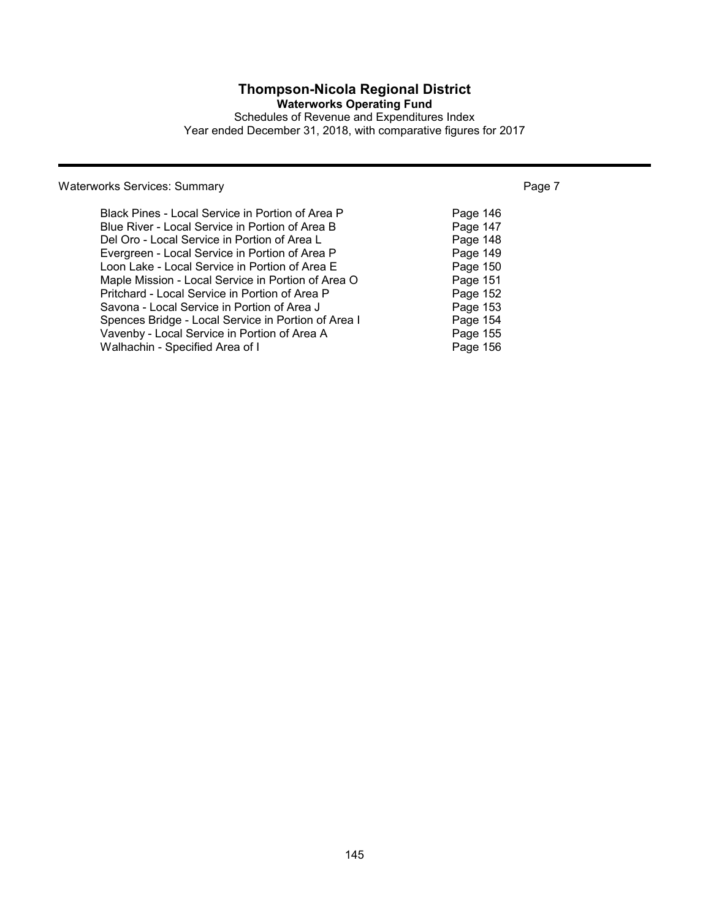# Thompson-Nicola Regional District

## Waterworks Operating Fund

Schedules of Revenue and Expenditures Index

Year ended December 31, 2018, with comparative figures for 2017

| Waterworks Services: Summary | Page 7 |
|---|---|
| Black Pines - Local Service in Portion of Area P | Page 146 |
| Blue River - Local Service in Portion of Area B | Page 147 |
| Del Oro - Local Service in Portion of Area L | Page 148 |
| Evergreen - Local Service in Portion of Area P | Page 149 |
| Loon Lake - Local Service in Portion of Area E | Page 150 |
| Maple Mission - Local Service in Portion of Area O | Page 151 |
| Pritchard - Local Service in Portion of Area P | Page 152 |
| Savona - Local Service in Portion of Area J | Page 153 |
| Spences Bridge - Local Service in Portion of Area I | Page 154 |
| Vavenby - Local Service in Portion of Area A | Page 155 |
| Walhachin - Specified Area of I | Page 156 |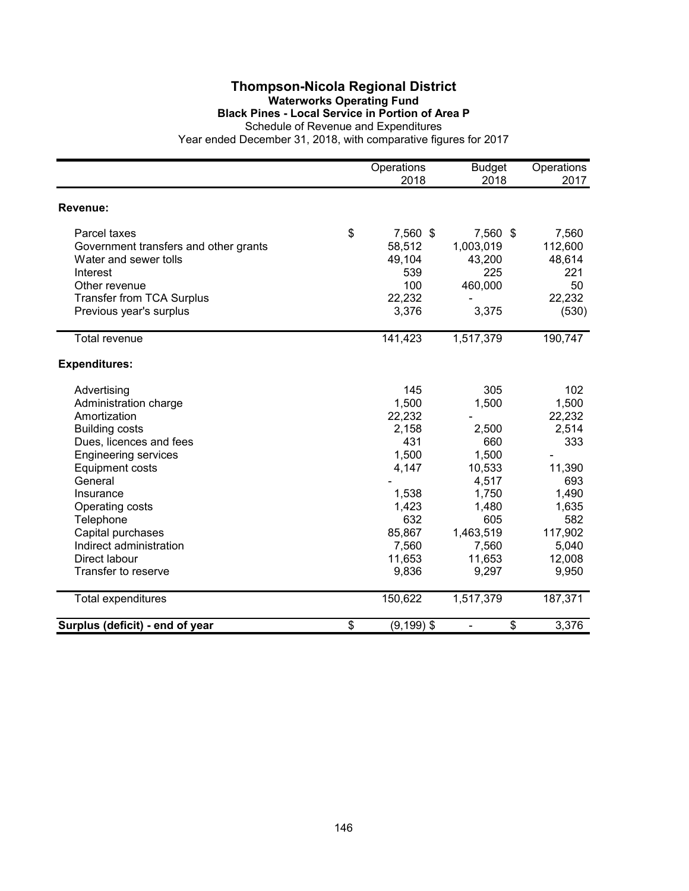# Thompson-Nicola Regional District

## Waterworks Operating Fund

### Black Pines - Local Service in Portion of Area P

Schedule of Revenue and Expenditures

Year ended December 31, 2018, with comparative figures for 2017

| | Operations 2018 | Budget 2018 | Operations 2017 |
|---|---|---|---|
| **Revenue:** | | | |
| Parcel taxes | $ 7,560 | $ 7,560 | $ 7,560 |
| Government transfers and other grants | 58,512 | 1,003,019 | 112,600 |
| Water and sewer tolls | 49,104 | 43,200 | 48,614 |
| Interest | 539 | 225 | 221 |
| Other revenue | 100 | 460,000 | 50 |
| Transfer from TCA Surplus | 22,232 | - | 22,232 |
| Previous year's surplus | 3,376 | 3,375 | (530) |
| Total revenue | 141,423 | 1,517,379 | 190,747 |
| **Expenditures:** | | | |
| Advertising | 145 | 305 | 102 |
| Administration charge | 1,500 | 1,500 | 1,500 |
| Amortization | 22,232 | - | 22,232 |
| Building costs | 2,158 | 2,500 | 2,514 |
| Dues, licences and fees | 431 | 660 | 333 |
| Engineering services | 1,500 | 1,500 | - |
| Equipment costs | 4,147 | 10,533 | 11,390 |
| General | - | 4,517 | 693 |
| Insurance | 1,538 | 1,750 | 1,490 |
| Operating costs | 1,423 | 1,480 | 1,635 |
| Telephone | 632 | 605 | 582 |
| Capital purchases | 85,867 | 1,463,519 | 117,902 |
| Indirect administration | 7,560 | 7,560 | 5,040 |
| Direct labour | 11,653 | 11,653 | 12,008 |
| Transfer to reserve | 9,836 | 9,297 | 9,950 |
| Total expenditures | 150,622 | 1,517,379 | 187,371 |
| **Surplus (deficit) - end of year** | $ (9,199) | $ - | $ 3,376 |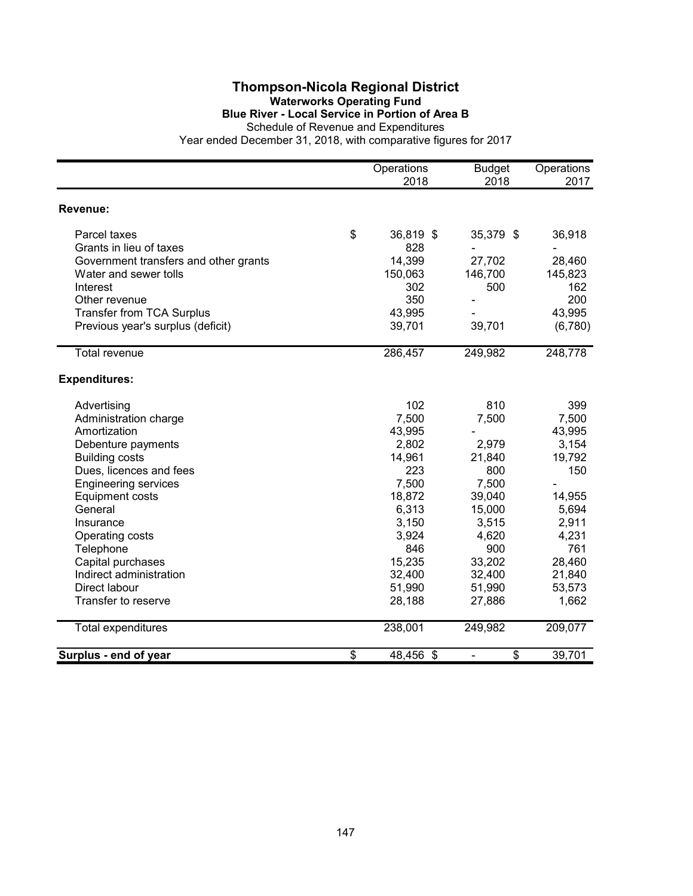# Thompson-Nicola Regional District

## Waterworks Operating Fund

### Blue River - Local Service in Portion of Area B

Schedule of Revenue and Expenditures

Year ended December 31, 2018, with comparative figures for 2017

| | Operations 2018 | Budget 2018 | Operations 2017 |
|---|---|---|---|
| **Revenue:** | | | |
| Parcel taxes | $ 36,819 | $ 35,379 | $ 36,918 |
| Grants in lieu of taxes | 828 | - | - |
| Government transfers and other grants | 14,399 | 27,702 | 28,460 |
| Water and sewer tolls | 150,063 | 146,700 | 145,823 |
| Interest | 302 | 500 | 162 |
| Other revenue | 350 | - | 200 |
| Transfer from TCA Surplus | 43,995 | - | 43,995 |
| Previous year's surplus (deficit) | 39,701 | 39,701 | (6,780) |
| Total revenue | 286,457 | 249,982 | 248,778 |
| **Expenditures:** | | | |
| Advertising | 102 | 810 | 399 |
| Administration charge | 7,500 | 7,500 | 7,500 |
| Amortization | 43,995 | - | 43,995 |
| Debenture payments | 2,802 | 2,979 | 3,154 |
| Building costs | 14,961 | 21,840 | 19,792 |
| Dues, licences and fees | 223 | 800 | 150 |
| Engineering services | 7,500 | 7,500 | - |
| Equipment costs | 18,872 | 39,040 | 14,955 |
| General | 6,313 | 15,000 | 5,694 |
| Insurance | 3,150 | 3,515 | 2,911 |
| Operating costs | 3,924 | 4,620 | 4,231 |
| Telephone | 846 | 900 | 761 |
| Capital purchases | 15,235 | 33,202 | 28,460 |
| Indirect administration | 32,400 | 32,400 | 21,840 |
| Direct labour | 51,990 | 51,990 | 53,573 |
| Transfer to reserve | 28,188 | 27,886 | 1,662 |
| Total expenditures | 238,001 | 249,982 | 209,077 |
| **Surplus - end of year** | $ 48,456 | $ - | $ 39,701 |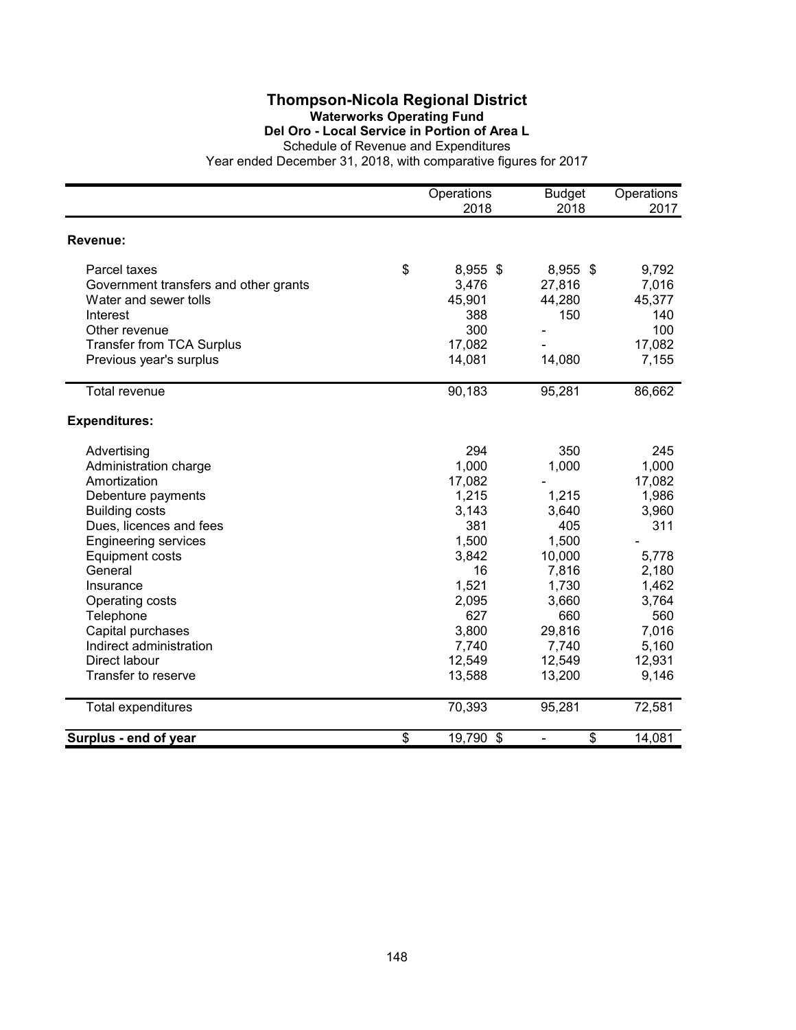# Thompson-Nicola Regional District

## Waterworks Operating Fund

### Del Oro - Local Service in Portion of Area L

Schedule of Revenue and Expenditures

Year ended December 31, 2018, with comparative figures for 2017

| | Operations 2018 | Budget 2018 | Operations 2017 |
|---|---|---|---|
| **Revenue:** | | | |
| Parcel taxes | $ 8,955 | $ 8,955 | $ 9,792 |
| Government transfers and other grants | 3,476 | 27,816 | 7,016 |
| Water and sewer tolls | 45,901 | 44,280 | 45,377 |
| Interest | 388 | 150 | 140 |
| Other revenue | 300 | - | 100 |
| Transfer from TCA Surplus | 17,082 | - | 17,082 |
| Previous year's surplus | 14,081 | 14,080 | 7,155 |
| Total revenue | 90,183 | 95,281 | 86,662 |
| **Expenditures:** | | | |
| Advertising | 294 | 350 | 245 |
| Administration charge | 1,000 | 1,000 | 1,000 |
| Amortization | 17,082 | - | 17,082 |
| Debenture payments | 1,215 | 1,215 | 1,986 |
| Building costs | 3,143 | 3,640 | 3,960 |
| Dues, licences and fees | 381 | 405 | 311 |
| Engineering services | 1,500 | 1,500 | - |
| Equipment costs | 3,842 | 10,000 | 5,778 |
| General | 16 | 7,816 | 2,180 |
| Insurance | 1,521 | 1,730 | 1,462 |
| Operating costs | 2,095 | 3,660 | 3,764 |
| Telephone | 627 | 660 | 560 |
| Capital purchases | 3,800 | 29,816 | 7,016 |
| Indirect administration | 7,740 | 7,740 | 5,160 |
| Direct labour | 12,549 | 12,549 | 12,931 |
| Transfer to reserve | 13,588 | 13,200 | 9,146 |
| Total expenditures | 70,393 | 95,281 | 72,581 |
| **Surplus - end of year** | $ 19,790 | $ - | $ 14,081 |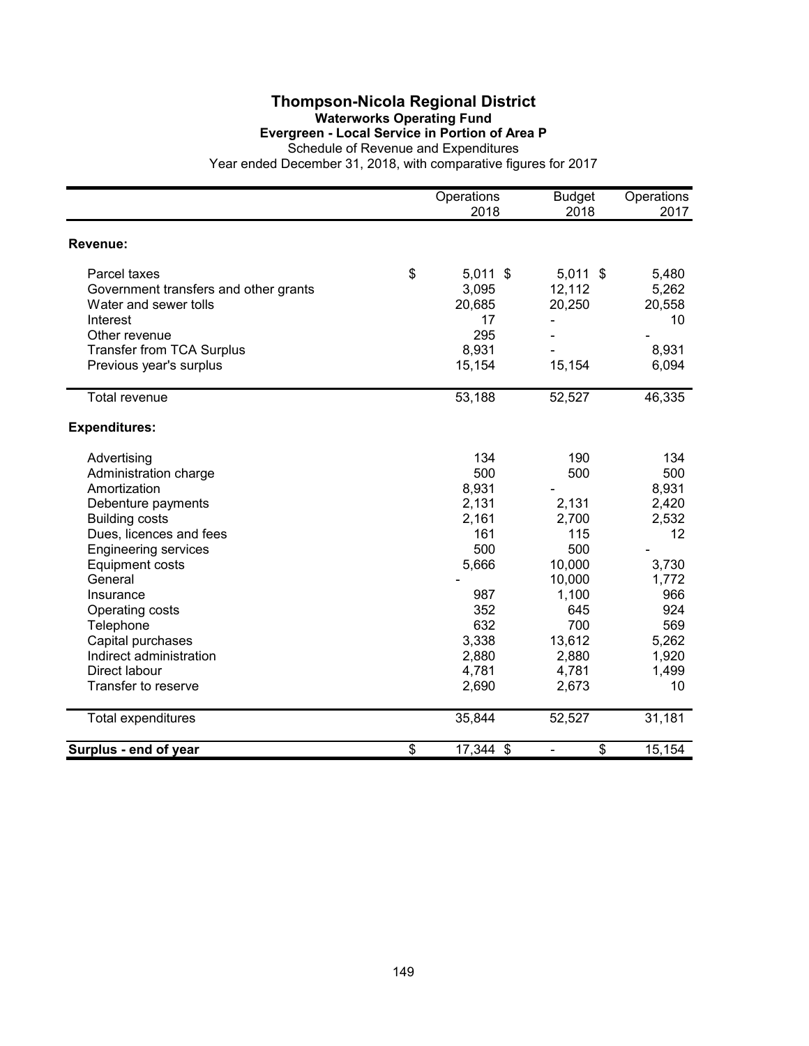# Thompson-Nicola Regional District

## Waterworks Operating Fund

### Evergreen - Local Service in Portion of Area P

Schedule of Revenue and Expenditures

Year ended December 31, 2018, with comparative figures for 2017

| | Operations 2018 | Budget 2018 | Operations 2017 |
|---|---|---|---|
| **Revenue:** | | | |
| Parcel taxes | $ 5,011 | $ 5,011 | $ 5,480 |
| Government transfers and other grants | 3,095 | 12,112 | 5,262 |
| Water and sewer tolls | 20,685 | 20,250 | 20,558 |
| Interest | 17 | - | 10 |
| Other revenue | 295 | - | - |
| Transfer from TCA Surplus | 8,931 | - | 8,931 |
| Previous year's surplus | 15,154 | 15,154 | 6,094 |
| Total revenue | 53,188 | 52,527 | 46,335 |
| **Expenditures:** | | | |
| Advertising | 134 | 190 | 134 |
| Administration charge | 500 | 500 | 500 |
| Amortization | 8,931 | - | 8,931 |
| Debenture payments | 2,131 | 2,131 | 2,420 |
| Building costs | 2,161 | 2,700 | 2,532 |
| Dues, licences and fees | 161 | 115 | 12 |
| Engineering services | 500 | 500 | - |
| Equipment costs | 5,666 | 10,000 | 3,730 |
| General | - | 10,000 | 1,772 |
| Insurance | 987 | 1,100 | 966 |
| Operating costs | 352 | 645 | 924 |
| Telephone | 632 | 700 | 569 |
| Capital purchases | 3,338 | 13,612 | 5,262 |
| Indirect administration | 2,880 | 2,880 | 1,920 |
| Direct labour | 4,781 | 4,781 | 1,499 |
| Transfer to reserve | 2,690 | 2,673 | 10 |
| Total expenditures | 35,844 | 52,527 | 31,181 |
| **Surplus - end of year** | $ 17,344 | $ - | $ 15,154 |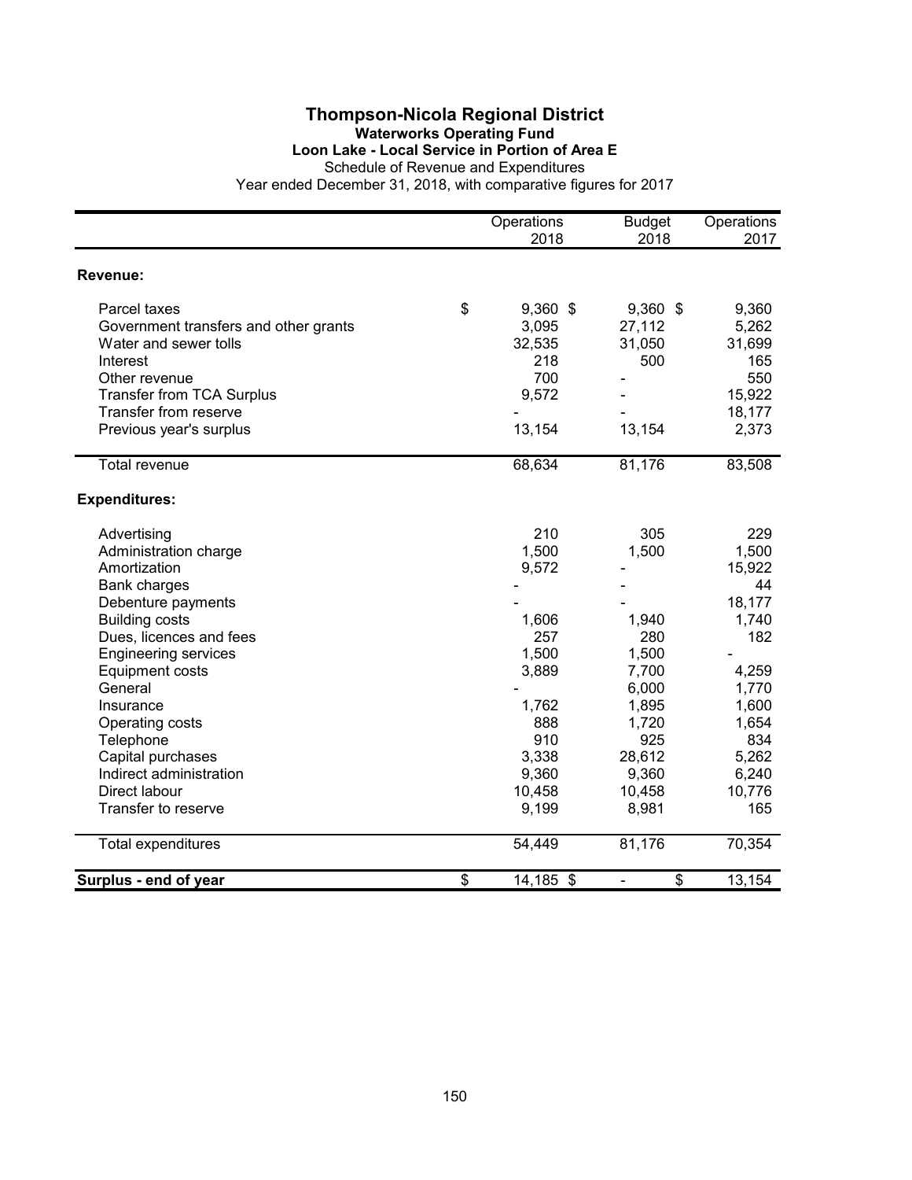# Thompson-Nicola Regional District

## Waterworks Operating Fund

### Loon Lake - Local Service in Portion of Area E

Schedule of Revenue and Expenditures

Year ended December 31, 2018, with comparative figures for 2017

| | Operations 2018 | Budget 2018 | Operations 2017 |
|---|---|---|---|
| **Revenue:** | | | |
| Parcel taxes | $ 9,360 | $ 9,360 | $ 9,360 |
| Government transfers and other grants | 3,095 | 27,112 | 5,262 |
| Water and sewer tolls | 32,535 | 31,050 | 31,699 |
| Interest | 218 | 500 | 165 |
| Other revenue | 700 | - | 550 |
| Transfer from TCA Surplus | 9,572 | - | 15,922 |
| Transfer from reserve | - | - | 18,177 |
| Previous year's surplus | 13,154 | 13,154 | 2,373 |
| Total revenue | 68,634 | 81,176 | 83,508 |
| **Expenditures:** | | | |
| Advertising | 210 | 305 | 229 |
| Administration charge | 1,500 | 1,500 | 1,500 |
| Amortization | 9,572 | - | 15,922 |
| Bank charges | - | - | 44 |
| Debenture payments | - | - | 18,177 |
| Building costs | 1,606 | 1,940 | 1,740 |
| Dues, licences and fees | 257 | 280 | 182 |
| Engineering services | 1,500 | 1,500 | - |
| Equipment costs | 3,889 | 7,700 | 4,259 |
| General | - | 6,000 | 1,770 |
| Insurance | 1,762 | 1,895 | 1,600 |
| Operating costs | 888 | 1,720 | 1,654 |
| Telephone | 910 | 925 | 834 |
| Capital purchases | 3,338 | 28,612 | 5,262 |
| Indirect administration | 9,360 | 9,360 | 6,240 |
| Direct labour | 10,458 | 10,458 | 10,776 |
| Transfer to reserve | 9,199 | 8,981 | 165 |
| Total expenditures | 54,449 | 81,176 | 70,354 |
| **Surplus - end of year** | $ 14,185 | $ - | $ 13,154 |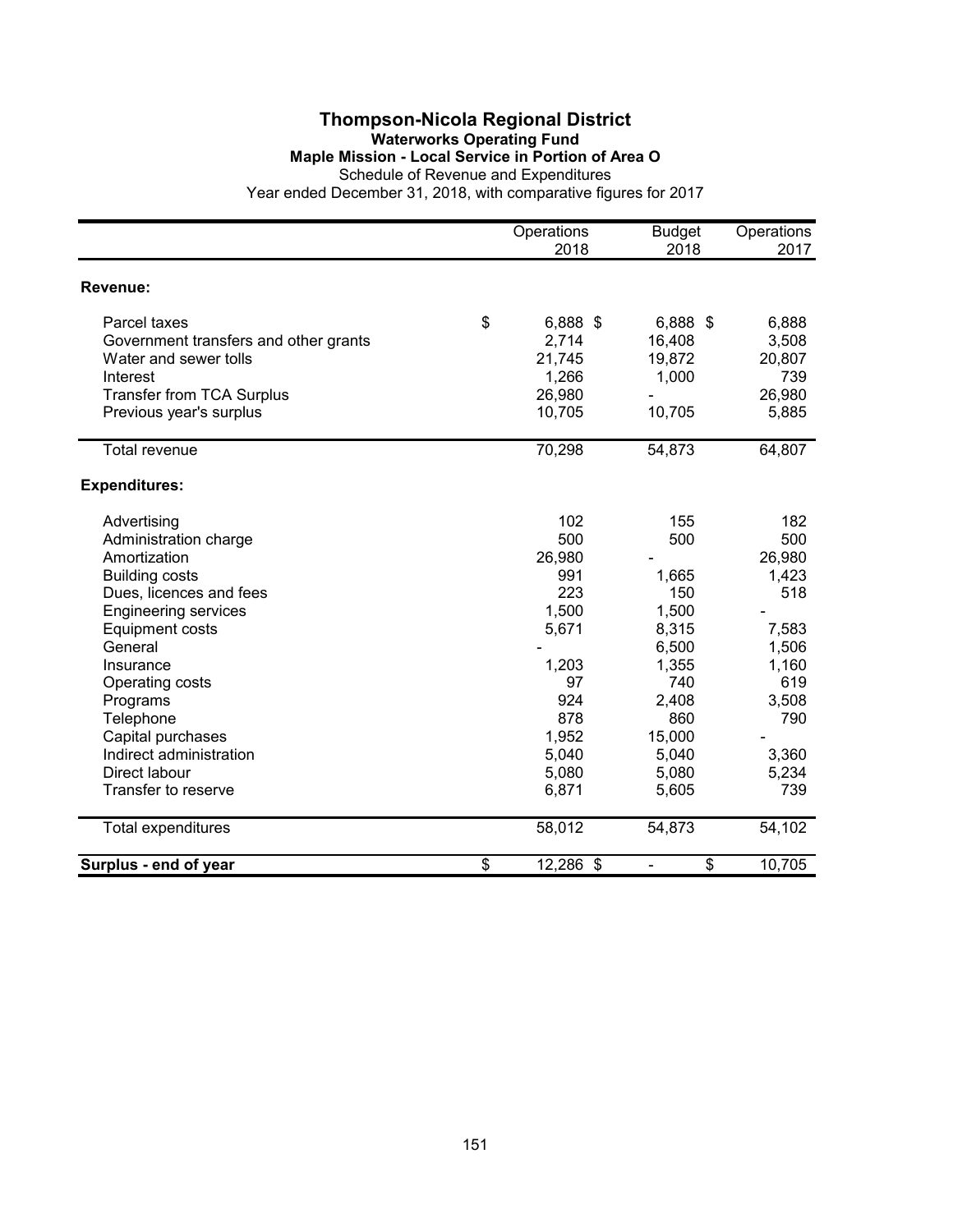# Thompson-Nicola Regional District

## Waterworks Operating Fund

### Maple Mission - Local Service in Portion of Area O

Schedule of Revenue and Expenditures

Year ended December 31, 2018, with comparative figures for 2017

| | Operations 2018 | Budget 2018 | Operations 2017 |
|---|---|---|---|
| **Revenue:** | | | |
| Parcel taxes | $ 6,888 | $ 6,888 | $ 6,888 |
| Government transfers and other grants | 2,714 | 16,408 | 3,508 |
| Water and sewer tolls | 21,745 | 19,872 | 20,807 |
| Interest | 1,266 | 1,000 | 739 |
| Transfer from TCA Surplus | 26,980 | - | 26,980 |
| Previous year's surplus | 10,705 | 10,705 | 5,885 |
| Total revenue | 70,298 | 54,873 | 64,807 |
| **Expenditures:** | | | |
| Advertising | 102 | 155 | 182 |
| Administration charge | 500 | 500 | 500 |
| Amortization | 26,980 | - | 26,980 |
| Building costs | 991 | 1,665 | 1,423 |
| Dues, licences and fees | 223 | 150 | 518 |
| Engineering services | 1,500 | 1,500 | - |
| Equipment costs | 5,671 | 8,315 | 7,583 |
| General | - | 6,500 | 1,506 |
| Insurance | 1,203 | 1,355 | 1,160 |
| Operating costs | 97 | 740 | 619 |
| Programs | 924 | 2,408 | 3,508 |
| Telephone | 878 | 860 | 790 |
| Capital purchases | 1,952 | 15,000 | - |
| Indirect administration | 5,040 | 5,040 | 3,360 |
| Direct labour | 5,080 | 5,080 | 5,234 |
| Transfer to reserve | 6,871 | 5,605 | 739 |
| Total expenditures | 58,012 | 54,873 | 54,102 |
| **Surplus - end of year** | $ 12,286 | $ - | $ 10,705 |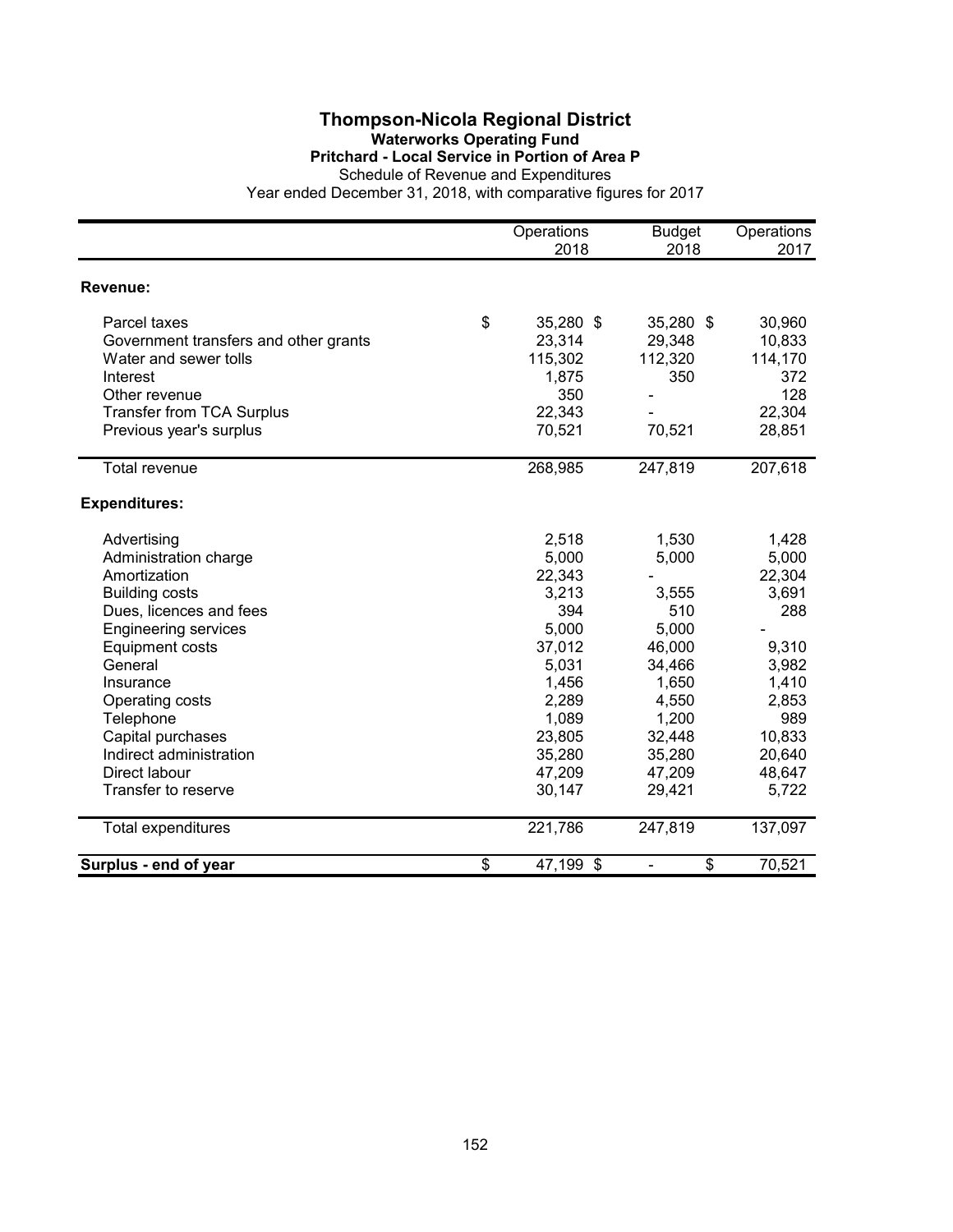# Thompson-Nicola Regional District

## Waterworks Operating Fund

### Pritchard - Local Service in Portion of Area P

Schedule of Revenue and Expenditures

Year ended December 31, 2018, with comparative figures for 2017

| | Operations 2018 | Budget 2018 | Operations 2017 |
|---|---|---|---|
| **Revenue:** | | | |
| Parcel taxes | $ 35,280 | $ 35,280 | $ 30,960 |
| Government transfers and other grants | 23,314 | 29,348 | 10,833 |
| Water and sewer tolls | 115,302 | 112,320 | 114,170 |
| Interest | 1,875 | 350 | 372 |
| Other revenue | 350 | - | 128 |
| Transfer from TCA Surplus | 22,343 | - | 22,304 |
| Previous year's surplus | 70,521 | 70,521 | 28,851 |
| Total revenue | 268,985 | 247,819 | 207,618 |
| **Expenditures:** | | | |
| Advertising | 2,518 | 1,530 | 1,428 |
| Administration charge | 5,000 | 5,000 | 5,000 |
| Amortization | 22,343 | - | 22,304 |
| Building costs | 3,213 | 3,555 | 3,691 |
| Dues, licences and fees | 394 | 510 | 288 |
| Engineering services | 5,000 | 5,000 | - |
| Equipment costs | 37,012 | 46,000 | 9,310 |
| General | 5,031 | 34,466 | 3,982 |
| Insurance | 1,456 | 1,650 | 1,410 |
| Operating costs | 2,289 | 4,550 | 2,853 |
| Telephone | 1,089 | 1,200 | 989 |
| Capital purchases | 23,805 | 32,448 | 10,833 |
| Indirect administration | 35,280 | 35,280 | 20,640 |
| Direct labour | 47,209 | 47,209 | 48,647 |
| Transfer to reserve | 30,147 | 29,421 | 5,722 |
| Total expenditures | 221,786 | 247,819 | 137,097 |
| **Surplus - end of year** | $ 47,199 | $ - | $ 70,521 |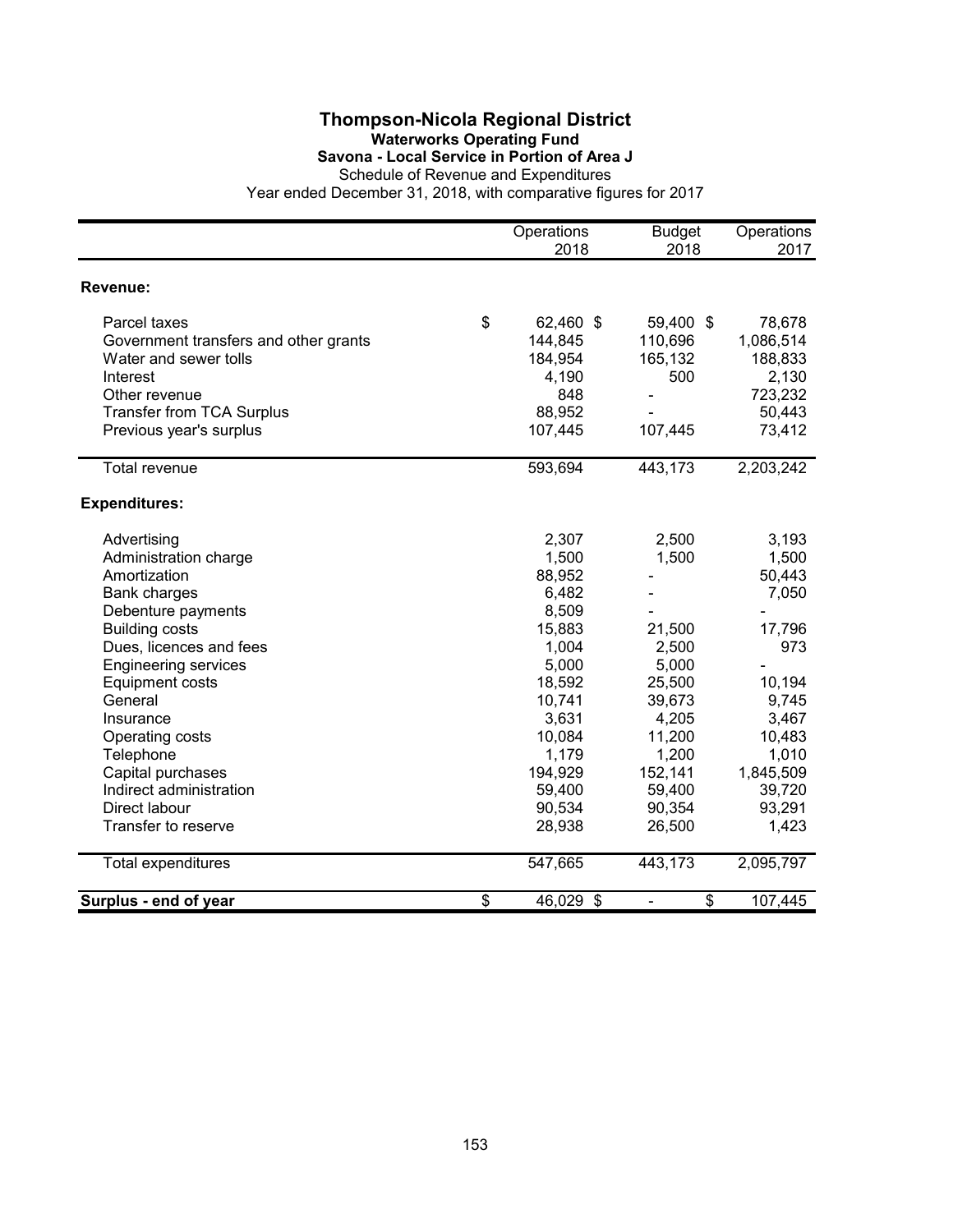# Thompson-Nicola Regional District

## Waterworks Operating Fund

### Savona - Local Service in Portion of Area J

Schedule of Revenue and Expenditures

Year ended December 31, 2018, with comparative figures for 2017

| | Operations 2018 | Budget 2018 | Operations 2017 |
|---|---|---|---|
| **Revenue:** | | | |
| Parcel taxes | $ 62,460 | $ 59,400 | $ 78,678 |
| Government transfers and other grants | 144,845 | 110,696 | 1,086,514 |
| Water and sewer tolls | 184,954 | 165,132 | 188,833 |
| Interest | 4,190 | 500 | 2,130 |
| Other revenue | 848 | - | 723,232 |
| Transfer from TCA Surplus | 88,952 | - | 50,443 |
| Previous year's surplus | 107,445 | 107,445 | 73,412 |
| Total revenue | 593,694 | 443,173 | 2,203,242 |
| **Expenditures:** | | | |
| Advertising | 2,307 | 2,500 | 3,193 |
| Administration charge | 1,500 | 1,500 | 1,500 |
| Amortization | 88,952 | - | 50,443 |
| Bank charges | 6,482 | - | 7,050 |
| Debenture payments | 8,509 | - | - |
| Building costs | 15,883 | 21,500 | 17,796 |
| Dues, licences and fees | 1,004 | 2,500 | 973 |
| Engineering services | 5,000 | 5,000 | - |
| Equipment costs | 18,592 | 25,500 | 10,194 |
| General | 10,741 | 39,673 | 9,745 |
| Insurance | 3,631 | 4,205 | 3,467 |
| Operating costs | 10,084 | 11,200 | 10,483 |
| Telephone | 1,179 | 1,200 | 1,010 |
| Capital purchases | 194,929 | 152,141 | 1,845,509 |
| Indirect administration | 59,400 | 59,400 | 39,720 |
| Direct labour | 90,534 | 90,354 | 93,291 |
| Transfer to reserve | 28,938 | 26,500 | 1,423 |
| Total expenditures | 547,665 | 443,173 | 2,095,797 |
| **Surplus - end of year** | $ 46,029 | $ - | $ 107,445 |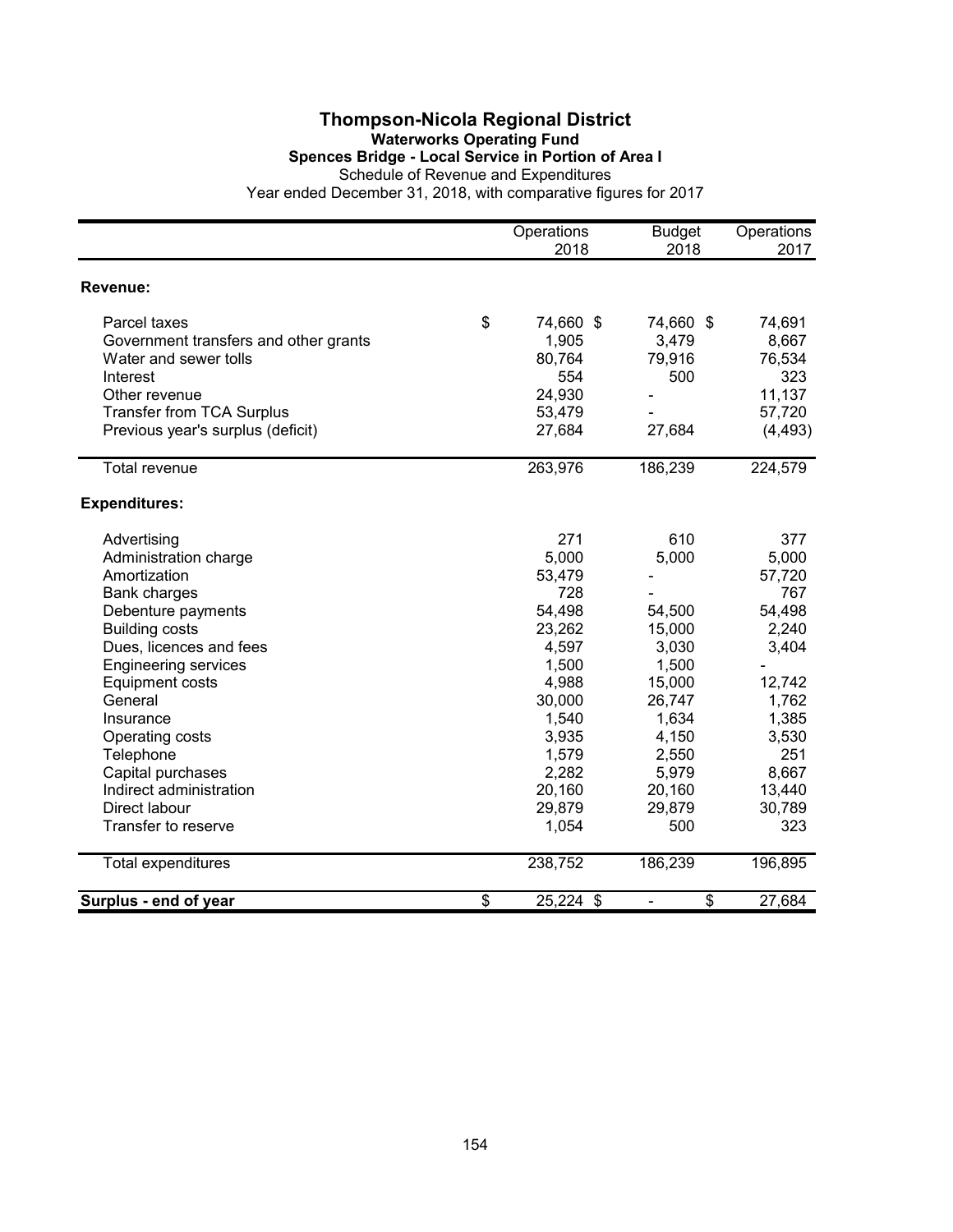# Thompson-Nicola Regional District

## Waterworks Operating Fund

### Spences Bridge - Local Service in Portion of Area I

Schedule of Revenue and Expenditures

Year ended December 31, 2018, with comparative figures for 2017

| | Operations 2018 | Budget 2018 | Operations 2017 |
|---|---|---|---|
| **Revenue:** | | | |
| Parcel taxes | $ 74,660 | $ 74,660 | $ 74,691 |
| Government transfers and other grants | 1,905 | 3,479 | 8,667 |
| Water and sewer tolls | 80,764 | 79,916 | 76,534 |
| Interest | 554 | 500 | 323 |
| Other revenue | 24,930 | - | 11,137 |
| Transfer from TCA Surplus | 53,479 | - | 57,720 |
| Previous year's surplus (deficit) | 27,684 | 27,684 | (4,493) |
| Total revenue | 263,976 | 186,239 | 224,579 |
| **Expenditures:** | | | |
| Advertising | 271 | 610 | 377 |
| Administration charge | 5,000 | 5,000 | 5,000 |
| Amortization | 53,479 | - | 57,720 |
| Bank charges | 728 | - | 767 |
| Debenture payments | 54,498 | 54,500 | 54,498 |
| Building costs | 23,262 | 15,000 | 2,240 |
| Dues, licences and fees | 4,597 | 3,030 | 3,404 |
| Engineering services | 1,500 | 1,500 | - |
| Equipment costs | 4,988 | 15,000 | 12,742 |
| General | 30,000 | 26,747 | 1,762 |
| Insurance | 1,540 | 1,634 | 1,385 |
| Operating costs | 3,935 | 4,150 | 3,530 |
| Telephone | 1,579 | 2,550 | 251 |
| Capital purchases | 2,282 | 5,979 | 8,667 |
| Indirect administration | 20,160 | 20,160 | 13,440 |
| Direct labour | 29,879 | 29,879 | 30,789 |
| Transfer to reserve | 1,054 | 500 | 323 |
| Total expenditures | 238,752 | 186,239 | 196,895 |
| **Surplus - end of year** | $ 25,224 | $ - | $ 27,684 |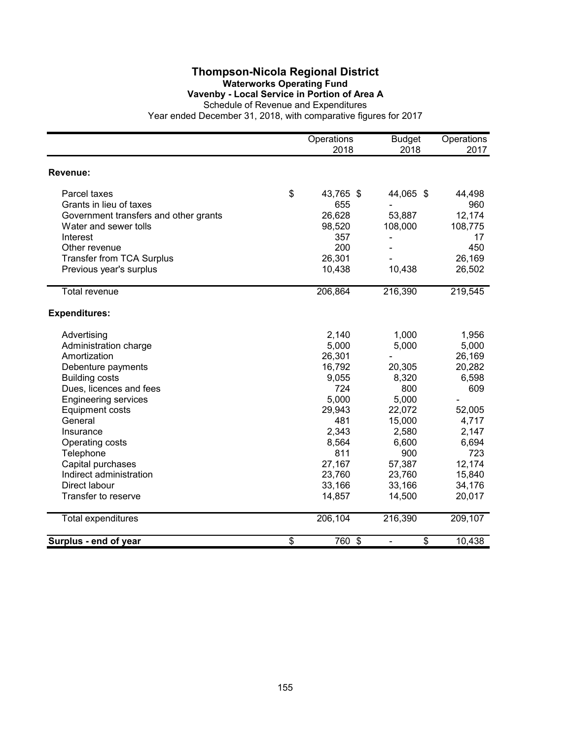# Thompson-Nicola Regional District

## Waterworks Operating Fund

### Vavenby - Local Service in Portion of Area A

Schedule of Revenue and Expenditures

Year ended December 31, 2018, with comparative figures for 2017

| | Operations 2018 | Budget 2018 | Operations 2017 |
|---|---|---|---|
| **Revenue:** | | | |
| Parcel taxes | $ 43,765 | $ 44,065 | $ 44,498 |
| Grants in lieu of taxes | 655 | - | 960 |
| Government transfers and other grants | 26,628 | 53,887 | 12,174 |
| Water and sewer tolls | 98,520 | 108,000 | 108,775 |
| Interest | 357 | - | 17 |
| Other revenue | 200 | - | 450 |
| Transfer from TCA Surplus | 26,301 | - | 26,169 |
| Previous year's surplus | 10,438 | 10,438 | 26,502 |
| Total revenue | 206,864 | 216,390 | 219,545 |
| **Expenditures:** | | | |
| Advertising | 2,140 | 1,000 | 1,956 |
| Administration charge | 5,000 | 5,000 | 5,000 |
| Amortization | 26,301 | - | 26,169 |
| Debenture payments | 16,792 | 20,305 | 20,282 |
| Building costs | 9,055 | 8,320 | 6,598 |
| Dues, licences and fees | 724 | 800 | 609 |
| Engineering services | 5,000 | 5,000 | - |
| Equipment costs | 29,943 | 22,072 | 52,005 |
| General | 481 | 15,000 | 4,717 |
| Insurance | 2,343 | 2,580 | 2,147 |
| Operating costs | 8,564 | 6,600 | 6,694 |
| Telephone | 811 | 900 | 723 |
| Capital purchases | 27,167 | 57,387 | 12,174 |
| Indirect administration | 23,760 | 23,760 | 15,840 |
| Direct labour | 33,166 | 33,166 | 34,176 |
| Transfer to reserve | 14,857 | 14,500 | 20,017 |
| Total expenditures | 206,104 | 216,390 | 209,107 |
| **Surplus - end of year** | $ 760 | $ - | $ 10,438 |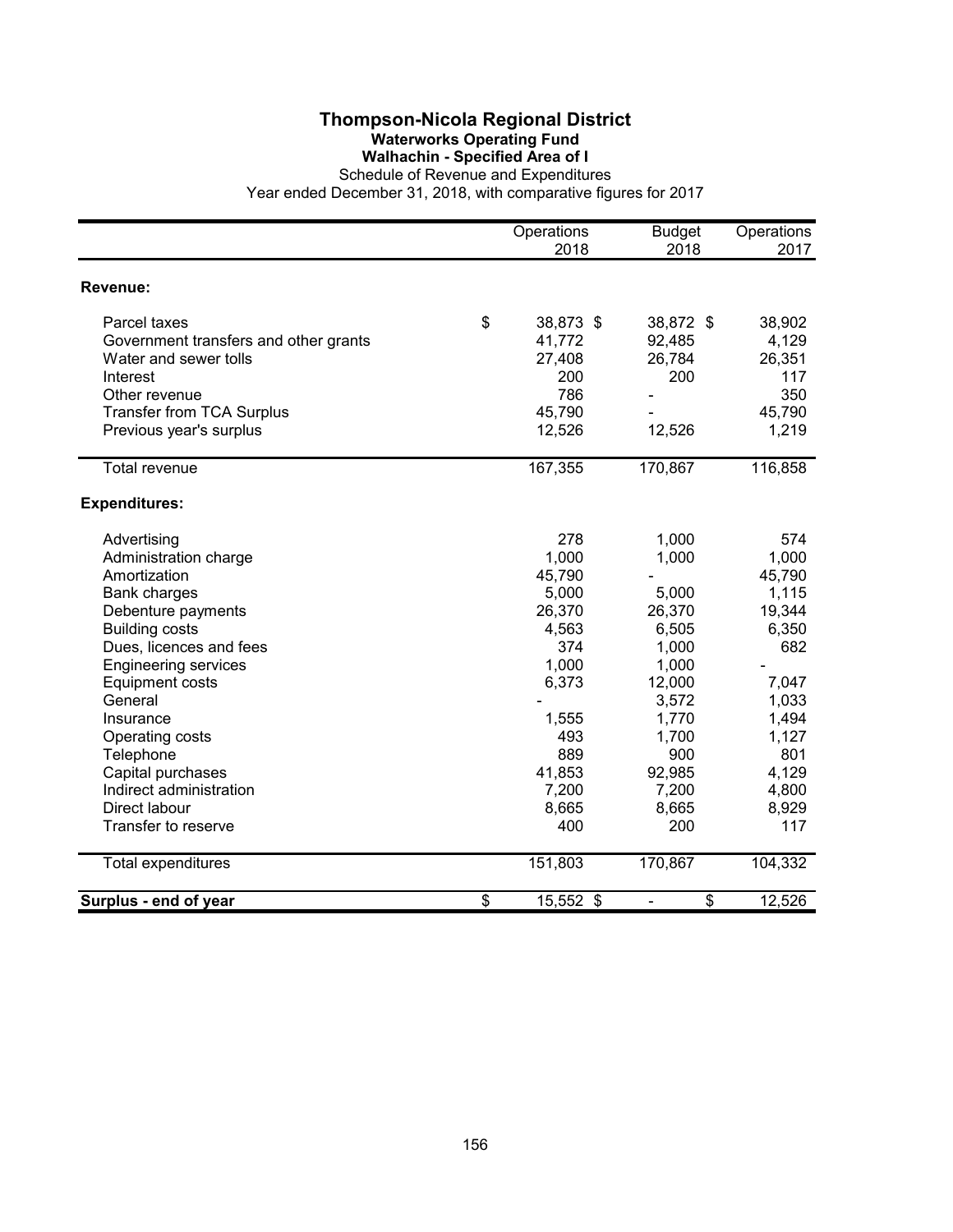# Thompson-Nicola Regional District

## Waterworks Operating Fund

### Walhachin - Specified Area of I

Schedule of Revenue and Expenditures

Year ended December 31, 2018, with comparative figures for 2017

| | Operations 2018 | Budget 2018 | Operations 2017 |
|---|---|---|---|
| **Revenue:** | | | |
| Parcel taxes | $ 38,873 | $ 38,872 | $ 38,902 |
| Government transfers and other grants | 41,772 | 92,485 | 4,129 |
| Water and sewer tolls | 27,408 | 26,784 | 26,351 |
| Interest | 200 | 200 | 117 |
| Other revenue | 786 | - | 350 |
| Transfer from TCA Surplus | 45,790 | - | 45,790 |
| Previous year's surplus | 12,526 | 12,526 | 1,219 |
| Total revenue | 167,355 | 170,867 | 116,858 |
| **Expenditures:** | | | |
| Advertising | 278 | 1,000 | 574 |
| Administration charge | 1,000 | 1,000 | 1,000 |
| Amortization | 45,790 | - | 45,790 |
| Bank charges | 5,000 | 5,000 | 1,115 |
| Debenture payments | 26,370 | 26,370 | 19,344 |
| Building costs | 4,563 | 6,505 | 6,350 |
| Dues, licences and fees | 374 | 1,000 | 682 |
| Engineering services | 1,000 | 1,000 | - |
| Equipment costs | 6,373 | 12,000 | 7,047 |
| General | - | 3,572 | 1,033 |
| Insurance | 1,555 | 1,770 | 1,494 |
| Operating costs | 493 | 1,700 | 1,127 |
| Telephone | 889 | 900 | 801 |
| Capital purchases | 41,853 | 92,985 | 4,129 |
| Indirect administration | 7,200 | 7,200 | 4,800 |
| Direct labour | 8,665 | 8,665 | 8,929 |
| Transfer to reserve | 400 | 200 | 117 |
| Total expenditures | 151,803 | 170,867 | 104,332 |
| **Surplus - end of year** | $ 15,552 | $ - | $ 12,526 |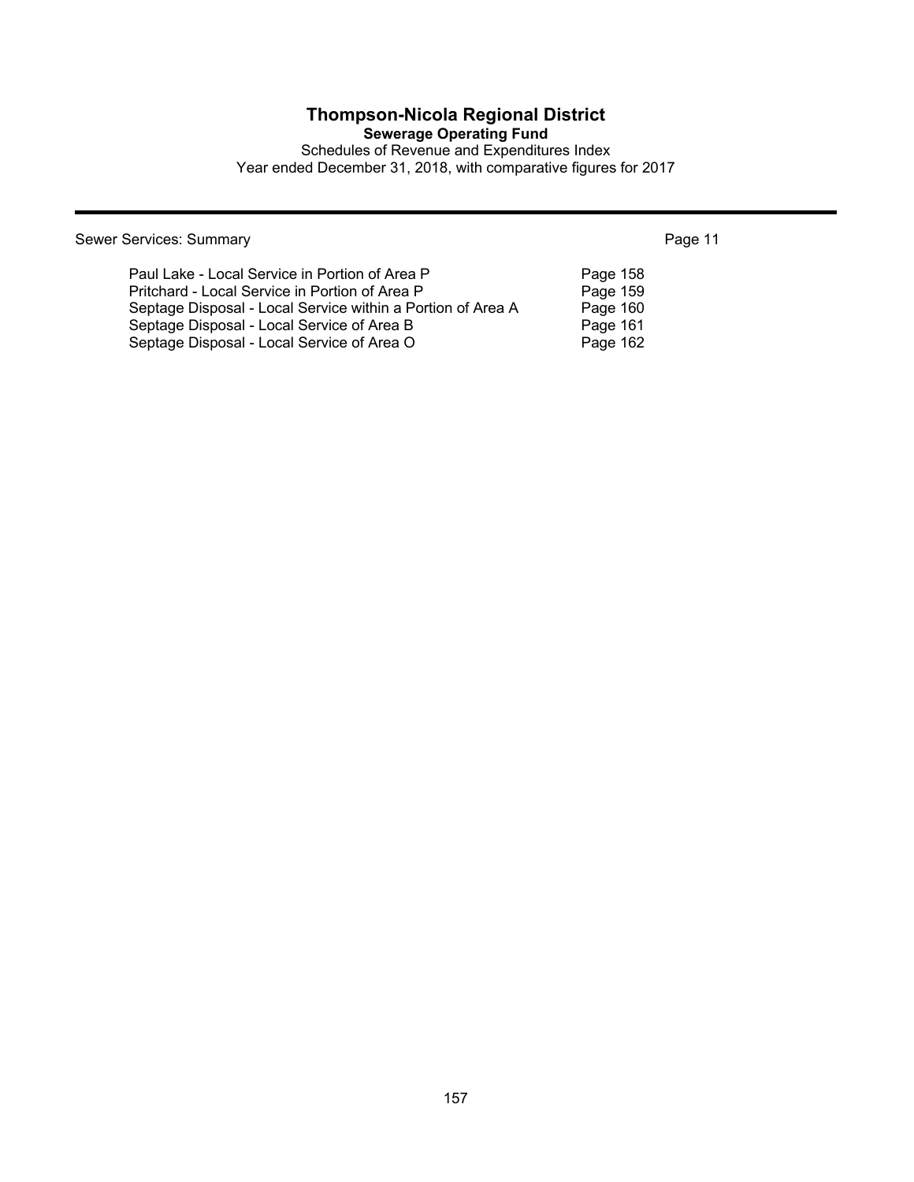# Thompson-Nicola Regional District

## Sewerage Operating Fund

Schedules of Revenue and Expenditures Index

Year ended December 31, 2018, with comparative figures for 2017

---

| | |
|---|---|
| Sewer Services: Summary | Page 11 |
| Paul Lake - Local Service in Portion of Area P | Page 158 |
| Pritchard - Local Service in Portion of Area P | Page 159 |
| Septage Disposal - Local Service within a Portion of Area A | Page 160 |
| Septage Disposal - Local Service of Area B | Page 161 |
| Septage Disposal - Local Service of Area O | Page 162 |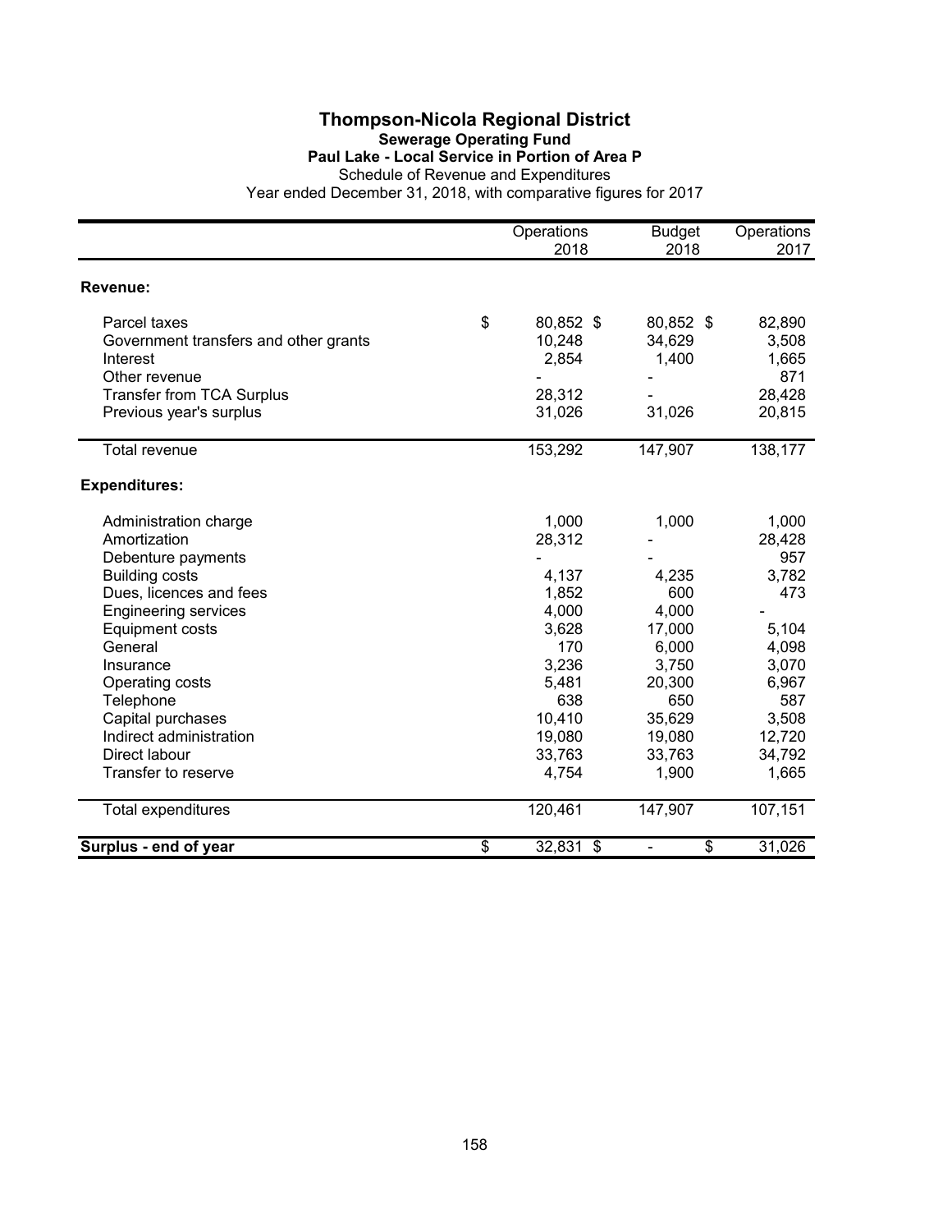# Thompson-Nicola Regional District

## Sewerage Operating Fund

### Paul Lake - Local Service in Portion of Area P

Schedule of Revenue and Expenditures

Year ended December 31, 2018, with comparative figures for 2017

| | Operations 2018 | Budget 2018 | Operations 2017 |
|---|---|---|---|
| **Revenue:** | | | |
| Parcel taxes | $ 80,852 | $ 80,852 | $ 82,890 |
| Government transfers and other grants | 10,248 | 34,629 | 3,508 |
| Interest | 2,854 | 1,400 | 1,665 |
| Other revenue | - | - | 871 |
| Transfer from TCA Surplus | 28,312 | - | 28,428 |
| Previous year's surplus | 31,026 | 31,026 | 20,815 |
| Total revenue | 153,292 | 147,907 | 138,177 |
| **Expenditures:** | | | |
| Administration charge | 1,000 | 1,000 | 1,000 |
| Amortization | 28,312 | - | 28,428 |
| Debenture payments | - | - | 957 |
| Building costs | 4,137 | 4,235 | 3,782 |
| Dues, licences and fees | 1,852 | 600 | 473 |
| Engineering services | 4,000 | 4,000 | - |
| Equipment costs | 3,628 | 17,000 | 5,104 |
| General | 170 | 6,000 | 4,098 |
| Insurance | 3,236 | 3,750 | 3,070 |
| Operating costs | 5,481 | 20,300 | 6,967 |
| Telephone | 638 | 650 | 587 |
| Capital purchases | 10,410 | 35,629 | 3,508 |
| Indirect administration | 19,080 | 19,080 | 12,720 |
| Direct labour | 33,763 | 33,763 | 34,792 |
| Transfer to reserve | 4,754 | 1,900 | 1,665 |
| Total expenditures | 120,461 | 147,907 | 107,151 |
| **Surplus - end of year** | $ 32,831 | $ - | $ 31,026 |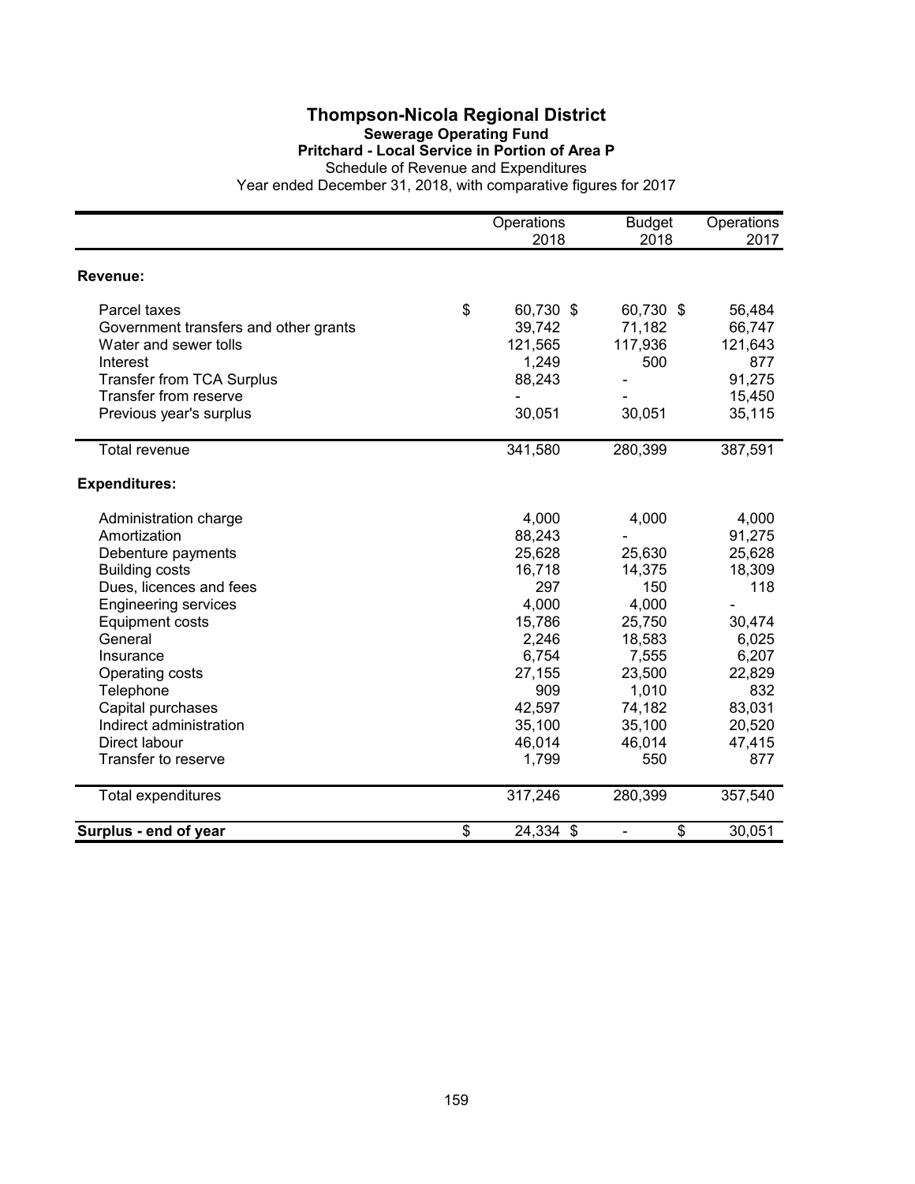# Thompson-Nicola Regional District

## Sewerage Operating Fund

### Pritchard - Local Service in Portion of Area P

Schedule of Revenue and Expenditures

Year ended December 31, 2018, with comparative figures for 2017

| | Operations 2018 | Budget 2018 | Operations 2017 |
|---|---|---|---|
| **Revenue:** | | | |
| Parcel taxes | $ 60,730 | $ 60,730 | $ 56,484 |
| Government transfers and other grants | 39,742 | 71,182 | 66,747 |
| Water and sewer tolls | 121,565 | 117,936 | 121,643 |
| Interest | 1,249 | 500 | 877 |
| Transfer from TCA Surplus | 88,243 | - | 91,275 |
| Transfer from reserve | - | - | 15,450 |
| Previous year's surplus | 30,051 | 30,051 | 35,115 |
| Total revenue | 341,580 | 280,399 | 387,591 |
| **Expenditures:** | | | |
| Administration charge | 4,000 | 4,000 | 4,000 |
| Amortization | 88,243 | - | 91,275 |
| Debenture payments | 25,628 | 25,630 | 25,628 |
| Building costs | 16,718 | 14,375 | 18,309 |
| Dues, licences and fees | 297 | 150 | 118 |
| Engineering services | 4,000 | 4,000 | - |
| Equipment costs | 15,786 | 25,750 | 30,474 |
| General | 2,246 | 18,583 | 6,025 |
| Insurance | 6,754 | 7,555 | 6,207 |
| Operating costs | 27,155 | 23,500 | 22,829 |
| Telephone | 909 | 1,010 | 832 |
| Capital purchases | 42,597 | 74,182 | 83,031 |
| Indirect administration | 35,100 | 35,100 | 20,520 |
| Direct labour | 46,014 | 46,014 | 47,415 |
| Transfer to reserve | 1,799 | 550 | 877 |
| Total expenditures | 317,246 | 280,399 | 357,540 |
| **Surplus - end of year** | $ 24,334 | $ - | $ 30,051 |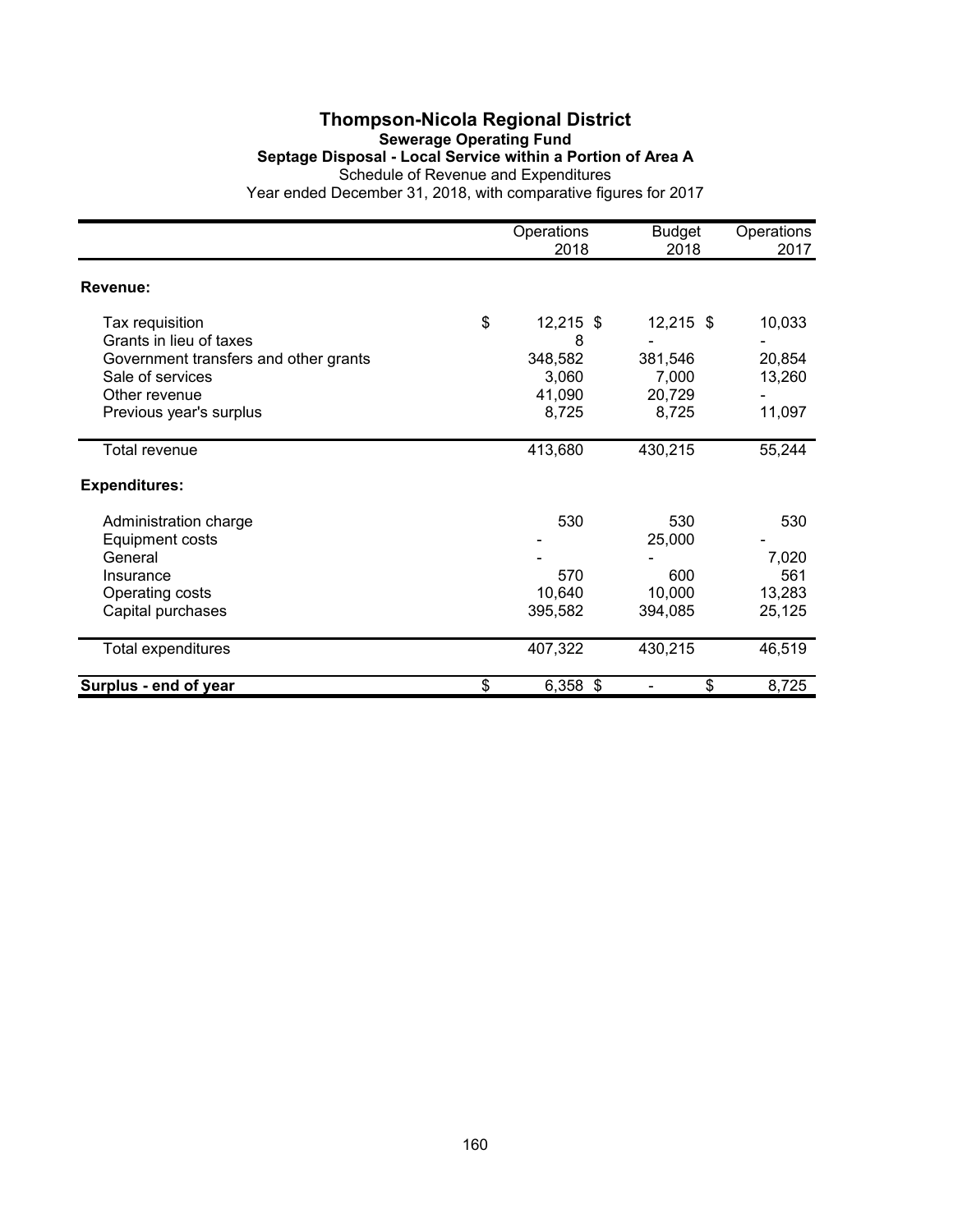# Thompson-Nicola Regional District

## Sewerage Operating Fund

### Septage Disposal - Local Service within a Portion of Area A

Schedule of Revenue and Expenditures

Year ended December 31, 2018, with comparative figures for 2017

| | Operations 2018 | Budget 2018 | Operations 2017 |
|---|---|---|---|
| **Revenue:** | | | |
| Tax requisition | $ 12,215 | $ 12,215 | $ 10,033 |
| Grants in lieu of taxes | 8 | - | - |
| Government transfers and other grants | 348,582 | 381,546 | 20,854 |
| Sale of services | 3,060 | 7,000 | 13,260 |
| Other revenue | 41,090 | 20,729 | - |
| Previous year's surplus | 8,725 | 8,725 | 11,097 |
| Total revenue | 413,680 | 430,215 | 55,244 |
| **Expenditures:** | | | |
| Administration charge | 530 | 530 | 530 |
| Equipment costs | - | 25,000 | - |
| General | - | - | 7,020 |
| Insurance | 570 | 600 | 561 |
| Operating costs | 10,640 | 10,000 | 13,283 |
| Capital purchases | 395,582 | 394,085 | 25,125 |
| Total expenditures | 407,322 | 430,215 | 46,519 |
| **Surplus - end of year** | $ 6,358 | $ - | $ 8,725 |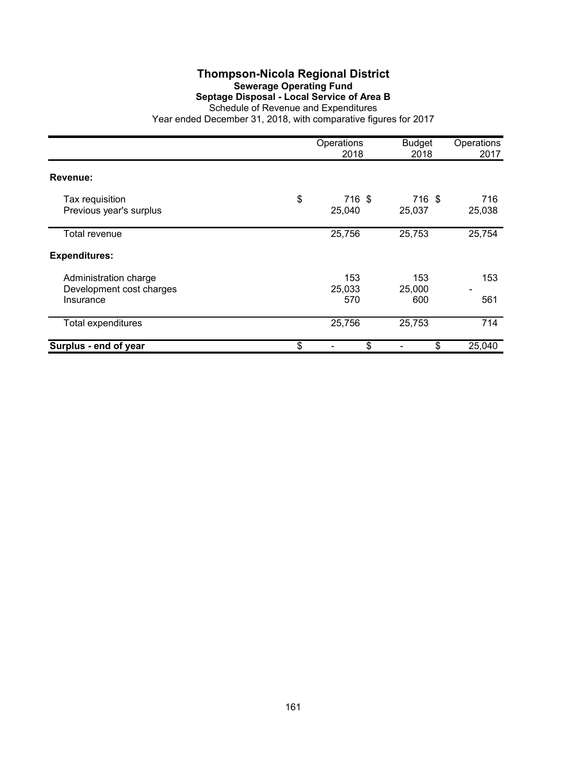# Thompson-Nicola Regional District

## Sewerage Operating Fund

### Septage Disposal - Local Service of Area B

Schedule of Revenue and Expenditures

Year ended December 31, 2018, with comparative figures for 2017

| | Operations 2018 | Budget 2018 | Operations 2017 |
|---|---|---|---|
| **Revenue:** | | | |
| Tax requisition | $ 716 | $ 716 | $ 716 |
| Previous year's surplus | 25,040 | 25,037 | 25,038 |
| Total revenue | 25,756 | 25,753 | 25,754 |
| **Expenditures:** | | | |
| Administration charge | 153 | 153 | 153 |
| Development cost charges | 25,033 | 25,000 | - |
| Insurance | 570 | 600 | 561 |
| Total expenditures | 25,756 | 25,753 | 714 |
| **Surplus - end of year** | $ - | $ - | $ 25,040 |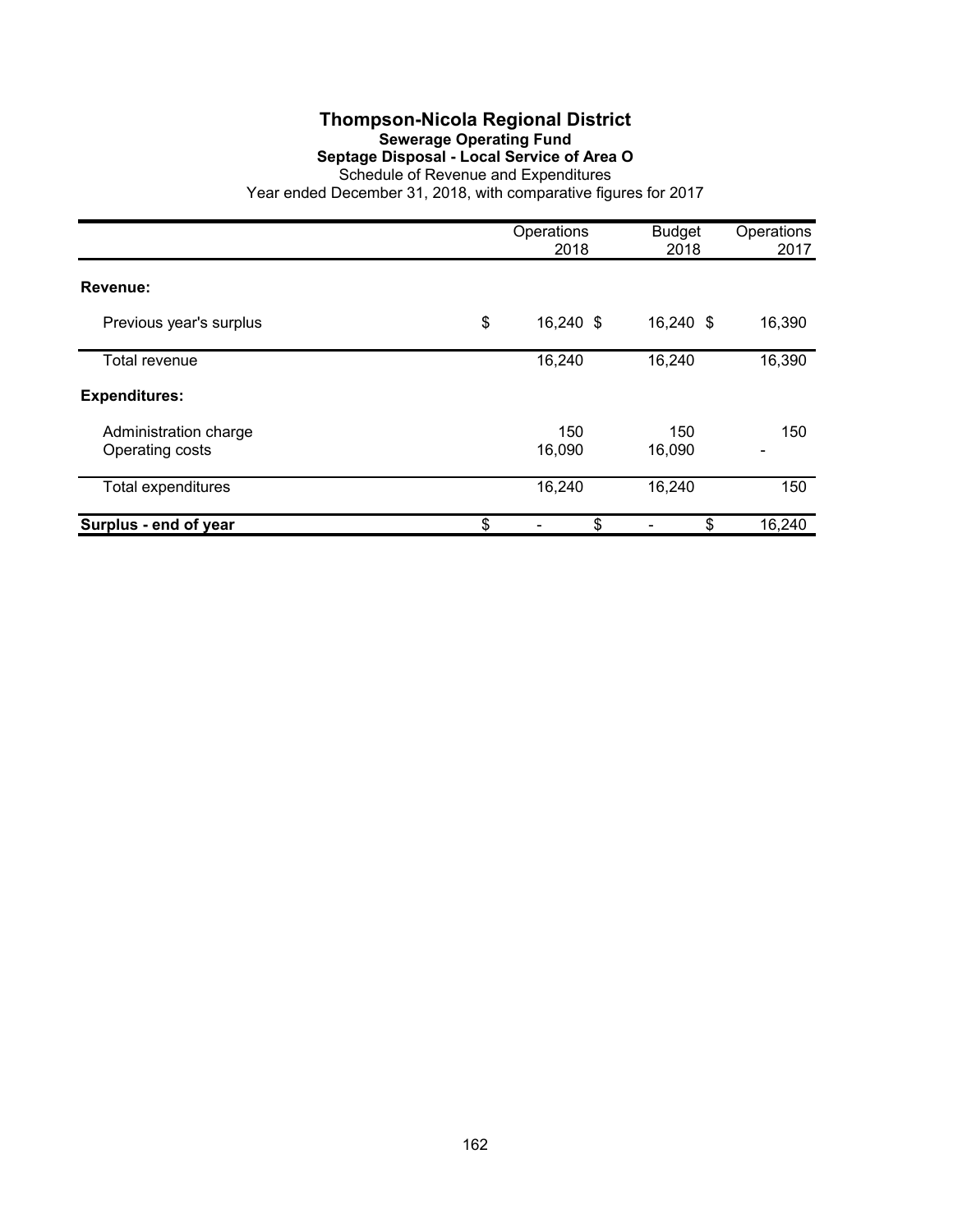# Thompson-Nicola Regional District

## Sewerage Operating Fund

### Septage Disposal - Local Service of Area O

Schedule of Revenue and Expenditures

Year ended December 31, 2018, with comparative figures for 2017

| | Operations 2018 | Budget 2018 | Operations 2017 |
|---|---|---|---|
| **Revenue:** | | | |
| Previous year's surplus | $ 16,240 | $ 16,240 | $ 16,390 |
| Total revenue | 16,240 | 16,240 | 16,390 |
| **Expenditures:** | | | |
| Administration charge | 150 | 150 | 150 |
| Operating costs | 16,090 | 16,090 | - |
| Total expenditures | 16,240 | 16,240 | 150 |
| **Surplus - end of year** | $ - | $ - | $ 16,240 |